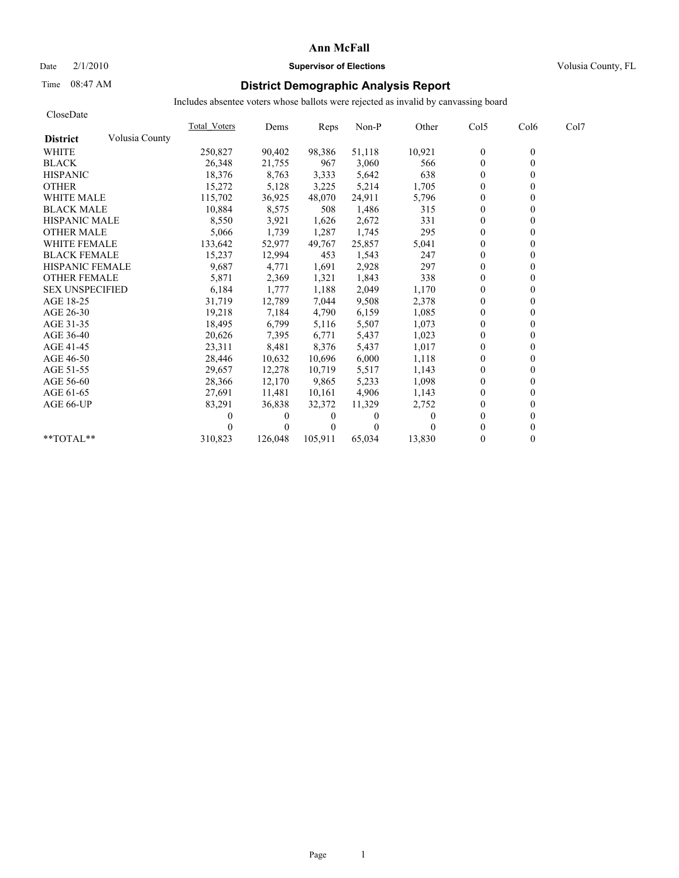# Ann McFall

Date 2/1/2010 **Supervisor of Elections** Volusia County, FL

Time 08:47 AM

## District Demographic Analysis Report

Includes absentee voters whose ballots were rejected as invalid by canvassing board

CloseDate

| **District** Volusia County | Total_Voters | Dems | Reps | Non-P | Other | Col5 | Col6 | Col7 |
|---|---|---|---|---|---|---|---|---|
| WHITE | 250,827 | 90,402 | 98,386 | 51,118 | 10,921 | 0 | 0 | |
| BLACK | 26,348 | 21,755 | 967 | 3,060 | 566 | 0 | 0 | |
| HISPANIC | 18,376 | 8,763 | 3,333 | 5,642 | 638 | 0 | 0 | |
| OTHER | 15,272 | 5,128 | 3,225 | 5,214 | 1,705 | 0 | 0 | |
| WHITE MALE | 115,702 | 36,925 | 48,070 | 24,911 | 5,796 | 0 | 0 | |
| BLACK MALE | 10,884 | 8,575 | 508 | 1,486 | 315 | 0 | 0 | |
| HISPANIC MALE | 8,550 | 3,921 | 1,626 | 2,672 | 331 | 0 | 0 | |
| OTHER MALE | 5,066 | 1,739 | 1,287 | 1,745 | 295 | 0 | 0 | |
| WHITE FEMALE | 133,642 | 52,977 | 49,767 | 25,857 | 5,041 | 0 | 0 | |
| BLACK FEMALE | 15,237 | 12,994 | 453 | 1,543 | 247 | 0 | 0 | |
| HISPANIC FEMALE | 9,687 | 4,771 | 1,691 | 2,928 | 297 | 0 | 0 | |
| OTHER FEMALE | 5,871 | 2,369 | 1,321 | 1,843 | 338 | 0 | 0 | |
| SEX UNSPECIFIED | 6,184 | 1,777 | 1,188 | 2,049 | 1,170 | 0 | 0 | |
| AGE 18-25 | 31,719 | 12,789 | 7,044 | 9,508 | 2,378 | 0 | 0 | |
| AGE 26-30 | 19,218 | 7,184 | 4,790 | 6,159 | 1,085 | 0 | 0 | |
| AGE 31-35 | 18,495 | 6,799 | 5,116 | 5,507 | 1,073 | 0 | 0 | |
| AGE 36-40 | 20,626 | 7,395 | 6,771 | 5,437 | 1,023 | 0 | 0 | |
| AGE 41-45 | 23,311 | 8,481 | 8,376 | 5,437 | 1,017 | 0 | 0 | |
| AGE 46-50 | 28,446 | 10,632 | 10,696 | 6,000 | 1,118 | 0 | 0 | |
| AGE 51-55 | 29,657 | 12,278 | 10,719 | 5,517 | 1,143 | 0 | 0 | |
| AGE 56-60 | 28,366 | 12,170 | 9,865 | 5,233 | 1,098 | 0 | 0 | |
| AGE 61-65 | 27,691 | 11,481 | 10,161 | 4,906 | 1,143 | 0 | 0 | |
| AGE 66-UP | 83,291 | 36,838 | 32,372 | 11,329 | 2,752 | 0 | 0 | |
| | 0 | 0 | 0 | 0 | 0 | 0 | 0 | |
| | 0 | 0 | 0 | 0 | 0 | 0 | 0 | |
| **TOTAL** | 310,823 | 126,048 | 105,911 | 65,034 | 13,830 | 0 | 0 | |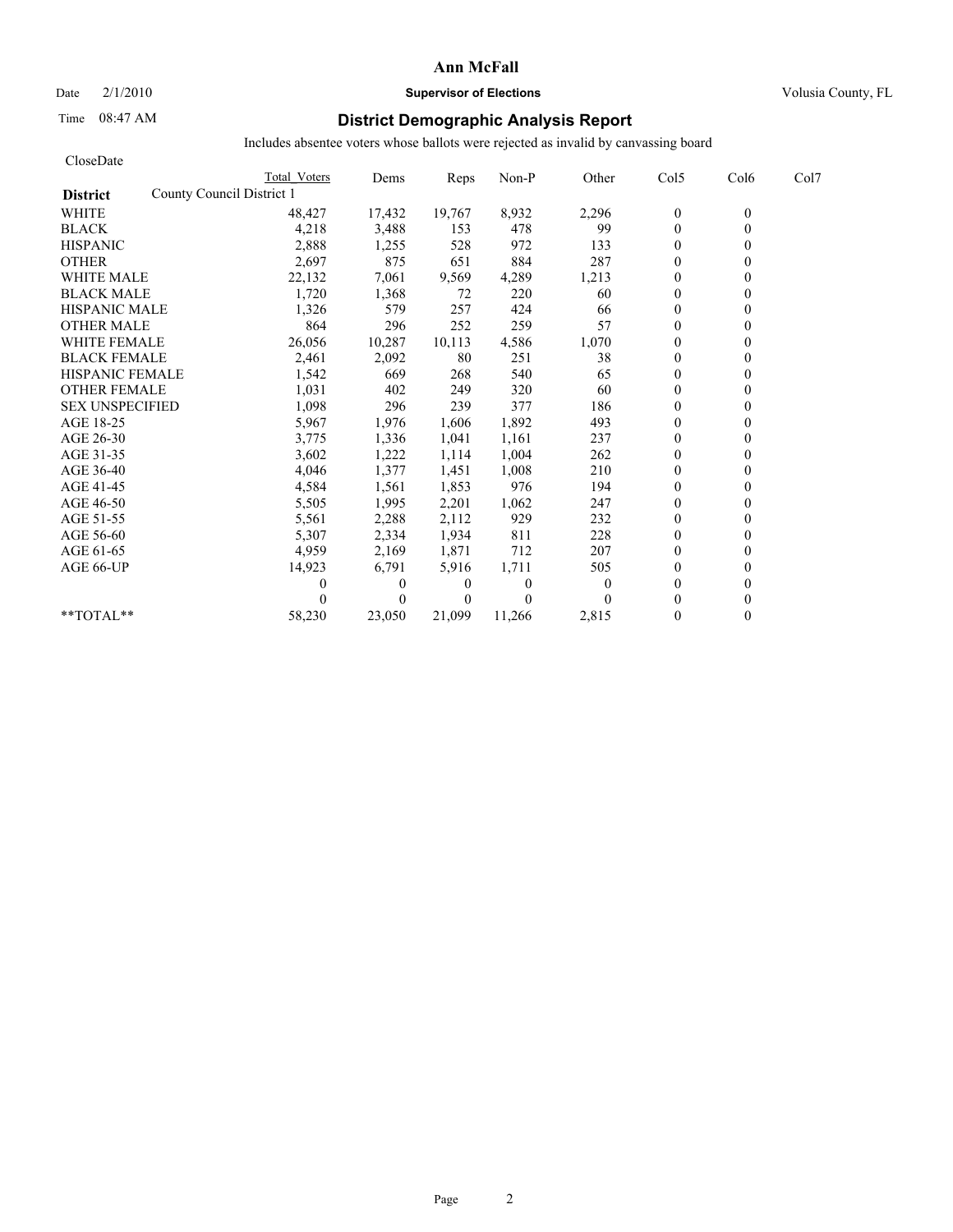**Ann McFall**

Date 2/1/2010 **Supervisor of Elections** Volusia County, FL

Time 08:47 AM

## District Demographic Analysis Report

Includes absentee voters whose ballots were rejected as invalid by canvassing board

CloseDate

| District | County Council District 1 Total Voters | Dems | Reps | Non-P | Other | Col5 | Col6 | Col7 |
|---|---|---|---|---|---|---|---|---|
| WHITE | 48,427 | 17,432 | 19,767 | 8,932 | 2,296 | 0 | 0 | |
| BLACK | 4,218 | 3,488 | 153 | 478 | 99 | 0 | 0 | |
| HISPANIC | 2,888 | 1,255 | 528 | 972 | 133 | 0 | 0 | |
| OTHER | 2,697 | 875 | 651 | 884 | 287 | 0 | 0 | |
| WHITE MALE | 22,132 | 7,061 | 9,569 | 4,289 | 1,213 | 0 | 0 | |
| BLACK MALE | 1,720 | 1,368 | 72 | 220 | 60 | 0 | 0 | |
| HISPANIC MALE | 1,326 | 579 | 257 | 424 | 66 | 0 | 0 | |
| OTHER MALE | 864 | 296 | 252 | 259 | 57 | 0 | 0 | |
| WHITE FEMALE | 26,056 | 10,287 | 10,113 | 4,586 | 1,070 | 0 | 0 | |
| BLACK FEMALE | 2,461 | 2,092 | 80 | 251 | 38 | 0 | 0 | |
| HISPANIC FEMALE | 1,542 | 669 | 268 | 540 | 65 | 0 | 0 | |
| OTHER FEMALE | 1,031 | 402 | 249 | 320 | 60 | 0 | 0 | |
| SEX UNSPECIFIED | 1,098 | 296 | 239 | 377 | 186 | 0 | 0 | |
| AGE 18-25 | 5,967 | 1,976 | 1,606 | 1,892 | 493 | 0 | 0 | |
| AGE 26-30 | 3,775 | 1,336 | 1,041 | 1,161 | 237 | 0 | 0 | |
| AGE 31-35 | 3,602 | 1,222 | 1,114 | 1,004 | 262 | 0 | 0 | |
| AGE 36-40 | 4,046 | 1,377 | 1,451 | 1,008 | 210 | 0 | 0 | |
| AGE 41-45 | 4,584 | 1,561 | 1,853 | 976 | 194 | 0 | 0 | |
| AGE 46-50 | 5,505 | 1,995 | 2,201 | 1,062 | 247 | 0 | 0 | |
| AGE 51-55 | 5,561 | 2,288 | 2,112 | 929 | 232 | 0 | 0 | |
| AGE 56-60 | 5,307 | 2,334 | 1,934 | 811 | 228 | 0 | 0 | |
| AGE 61-65 | 4,959 | 2,169 | 1,871 | 712 | 207 | 0 | 0 | |
| AGE 66-UP | 14,923 | 6,791 | 5,916 | 1,711 | 505 | 0 | 0 | |
| | 0 | 0 | 0 | 0 | 0 | 0 | 0 | |
| | 0 | 0 | 0 | 0 | 0 | 0 | 0 | |
| **TOTAL** | 58,230 | 23,050 | 21,099 | 11,266 | 2,815 | 0 | 0 | |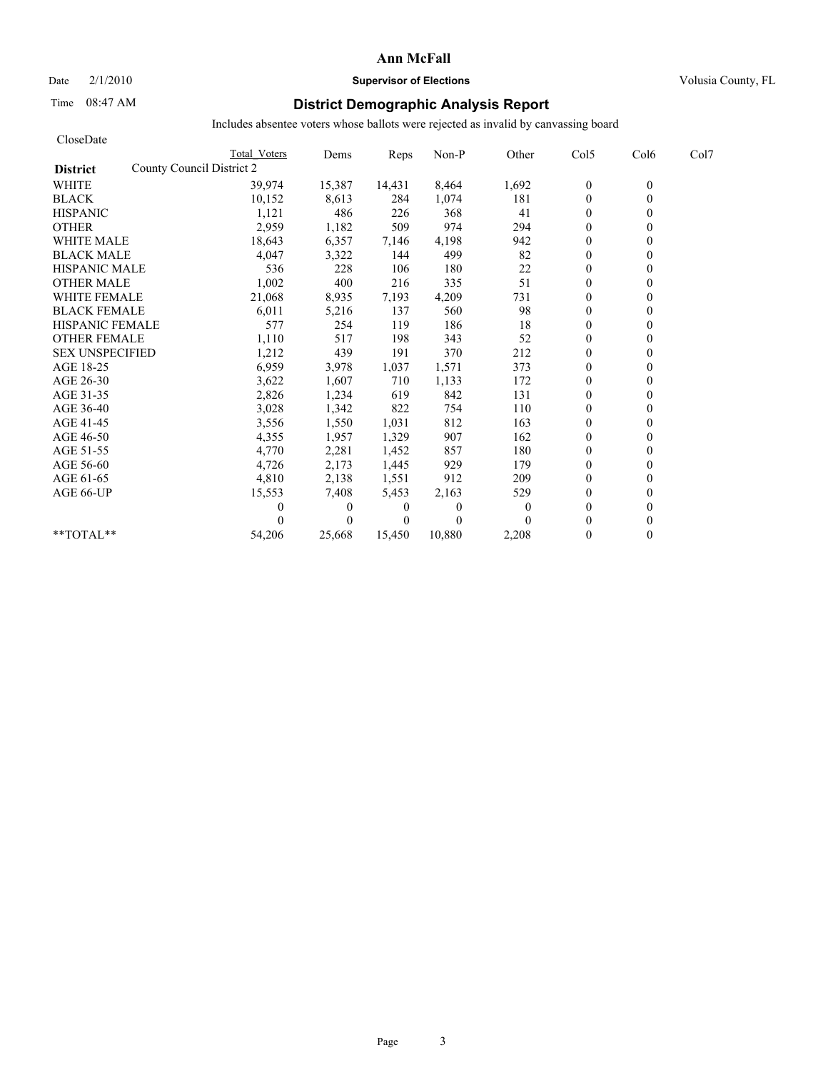# Ann McFall

Date 2/1/2010 **Supervisor of Elections** Volusia County, FL

Time 08:47 AM

## District Demographic Analysis Report

Includes absentee voters whose ballots were rejected as invalid by canvassing board

CloseDate

| District | Total Voters | Dems | Reps | Non-P | Other | Col5 | Col6 | Col7 |
|---|---|---|---|---|---|---|---|---|
| County Council District 2 | | | | | | | | |
| WHITE | 39,974 | 15,387 | 14,431 | 8,464 | 1,692 | 0 | 0 | |
| BLACK | 10,152 | 8,613 | 284 | 1,074 | 181 | 0 | 0 | |
| HISPANIC | 1,121 | 486 | 226 | 368 | 41 | 0 | 0 | |
| OTHER | 2,959 | 1,182 | 509 | 974 | 294 | 0 | 0 | |
| WHITE MALE | 18,643 | 6,357 | 7,146 | 4,198 | 942 | 0 | 0 | |
| BLACK MALE | 4,047 | 3,322 | 144 | 499 | 82 | 0 | 0 | |
| HISPANIC MALE | 536 | 228 | 106 | 180 | 22 | 0 | 0 | |
| OTHER MALE | 1,002 | 400 | 216 | 335 | 51 | 0 | 0 | |
| WHITE FEMALE | 21,068 | 8,935 | 7,193 | 4,209 | 731 | 0 | 0 | |
| BLACK FEMALE | 6,011 | 5,216 | 137 | 560 | 98 | 0 | 0 | |
| HISPANIC FEMALE | 577 | 254 | 119 | 186 | 18 | 0 | 0 | |
| OTHER FEMALE | 1,110 | 517 | 198 | 343 | 52 | 0 | 0 | |
| SEX UNSPECIFIED | 1,212 | 439 | 191 | 370 | 212 | 0 | 0 | |
| AGE 18-25 | 6,959 | 3,978 | 1,037 | 1,571 | 373 | 0 | 0 | |
| AGE 26-30 | 3,622 | 1,607 | 710 | 1,133 | 172 | 0 | 0 | |
| AGE 31-35 | 2,826 | 1,234 | 619 | 842 | 131 | 0 | 0 | |
| AGE 36-40 | 3,028 | 1,342 | 822 | 754 | 110 | 0 | 0 | |
| AGE 41-45 | 3,556 | 1,550 | 1,031 | 812 | 163 | 0 | 0 | |
| AGE 46-50 | 4,355 | 1,957 | 1,329 | 907 | 162 | 0 | 0 | |
| AGE 51-55 | 4,770 | 2,281 | 1,452 | 857 | 180 | 0 | 0 | |
| AGE 56-60 | 4,726 | 2,173 | 1,445 | 929 | 179 | 0 | 0 | |
| AGE 61-65 | 4,810 | 2,138 | 1,551 | 912 | 209 | 0 | 0 | |
| AGE 66-UP | 15,553 | 7,408 | 5,453 | 2,163 | 529 | 0 | 0 | |
| | 0 | 0 | 0 | 0 | 0 | 0 | 0 | |
| | 0 | 0 | 0 | 0 | 0 | 0 | 0 | |
| **TOTAL** | 54,206 | 25,668 | 15,450 | 10,880 | 2,208 | 0 | 0 | |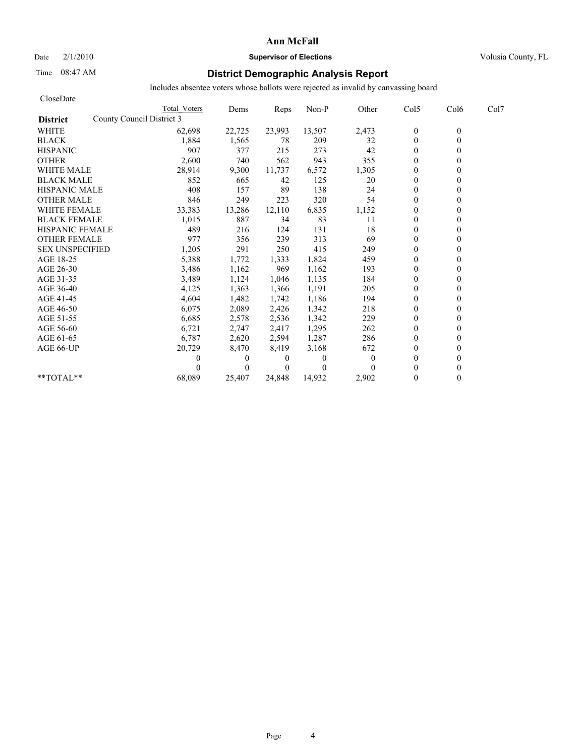# Ann McFall

Date 2/1/2010 **Supervisor of Elections** Volusia County, FL

Time 08:47 AM

## District Demographic Analysis Report

Includes absentee voters whose ballots were rejected as invalid by canvassing board

CloseDate

**District** County Council District 3

| | Total Voters | Dems | Reps | Non-P | Other | Col5 | Col6 | Col7 |
|---|---|---|---|---|---|---|---|---|
| WHITE | 62,698 | 22,725 | 23,993 | 13,507 | 2,473 | 0 | 0 | |
| BLACK | 1,884 | 1,565 | 78 | 209 | 32 | 0 | 0 | |
| HISPANIC | 907 | 377 | 215 | 273 | 42 | 0 | 0 | |
| OTHER | 2,600 | 740 | 562 | 943 | 355 | 0 | 0 | |
| WHITE MALE | 28,914 | 9,300 | 11,737 | 6,572 | 1,305 | 0 | 0 | |
| BLACK MALE | 852 | 665 | 42 | 125 | 20 | 0 | 0 | |
| HISPANIC MALE | 408 | 157 | 89 | 138 | 24 | 0 | 0 | |
| OTHER MALE | 846 | 249 | 223 | 320 | 54 | 0 | 0 | |
| WHITE FEMALE | 33,383 | 13,286 | 12,110 | 6,835 | 1,152 | 0 | 0 | |
| BLACK FEMALE | 1,015 | 887 | 34 | 83 | 11 | 0 | 0 | |
| HISPANIC FEMALE | 489 | 216 | 124 | 131 | 18 | 0 | 0 | |
| OTHER FEMALE | 977 | 356 | 239 | 313 | 69 | 0 | 0 | |
| SEX UNSPECIFIED | 1,205 | 291 | 250 | 415 | 249 | 0 | 0 | |
| AGE 18-25 | 5,388 | 1,772 | 1,333 | 1,824 | 459 | 0 | 0 | |
| AGE 26-30 | 3,486 | 1,162 | 969 | 1,162 | 193 | 0 | 0 | |
| AGE 31-35 | 3,489 | 1,124 | 1,046 | 1,135 | 184 | 0 | 0 | |
| AGE 36-40 | 4,125 | 1,363 | 1,366 | 1,191 | 205 | 0 | 0 | |
| AGE 41-45 | 4,604 | 1,482 | 1,742 | 1,186 | 194 | 0 | 0 | |
| AGE 46-50 | 6,075 | 2,089 | 2,426 | 1,342 | 218 | 0 | 0 | |
| AGE 51-55 | 6,685 | 2,578 | 2,536 | 1,342 | 229 | 0 | 0 | |
| AGE 56-60 | 6,721 | 2,747 | 2,417 | 1,295 | 262 | 0 | 0 | |
| AGE 61-65 | 6,787 | 2,620 | 2,594 | 1,287 | 286 | 0 | 0 | |
| AGE 66-UP | 20,729 | 8,470 | 8,419 | 3,168 | 672 | 0 | 0 | |
| | 0 | 0 | 0 | 0 | 0 | 0 | 0 | |
| | 0 | 0 | 0 | 0 | 0 | 0 | 0 | |
| **TOTAL** | 68,089 | 25,407 | 24,848 | 14,932 | 2,902 | 0 | 0 | |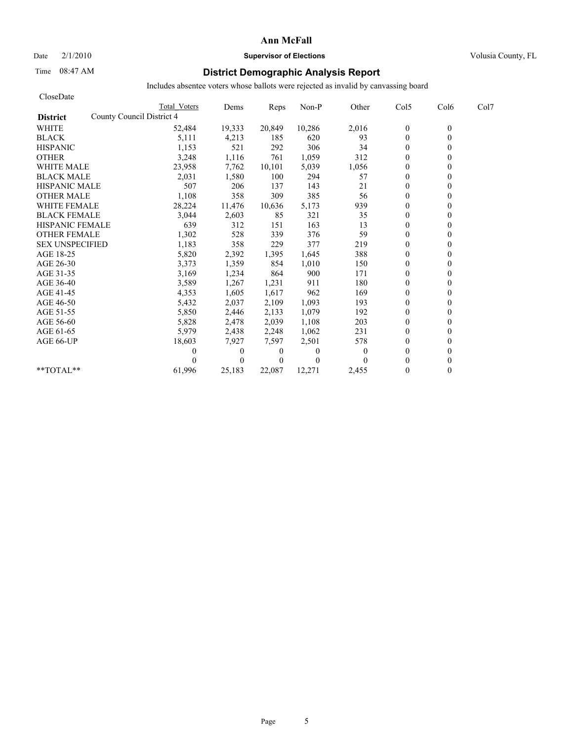# Ann McFall

Date 2/1/2010 **Supervisor of Elections** Volusia County, FL

Time 08:47 AM

## District Demographic Analysis Report

Includes absentee voters whose ballots were rejected as invalid by canvassing board

CloseDate

| District | Total Voters | Dems | Reps | Non-P | Other | Col5 | Col6 | Col7 |
|---|---|---|---|---|---|---|---|---|
| County Council District 4 | | | | | | | | |
| WHITE | 52,484 | 19,333 | 20,849 | 10,286 | 2,016 | 0 | 0 | |
| BLACK | 5,111 | 4,213 | 185 | 620 | 93 | 0 | 0 | |
| HISPANIC | 1,153 | 521 | 292 | 306 | 34 | 0 | 0 | |
| OTHER | 3,248 | 1,116 | 761 | 1,059 | 312 | 0 | 0 | |
| WHITE MALE | 23,958 | 7,762 | 10,101 | 5,039 | 1,056 | 0 | 0 | |
| BLACK MALE | 2,031 | 1,580 | 100 | 294 | 57 | 0 | 0 | |
| HISPANIC MALE | 507 | 206 | 137 | 143 | 21 | 0 | 0 | |
| OTHER MALE | 1,108 | 358 | 309 | 385 | 56 | 0 | 0 | |
| WHITE FEMALE | 28,224 | 11,476 | 10,636 | 5,173 | 939 | 0 | 0 | |
| BLACK FEMALE | 3,044 | 2,603 | 85 | 321 | 35 | 0 | 0 | |
| HISPANIC FEMALE | 639 | 312 | 151 | 163 | 13 | 0 | 0 | |
| OTHER FEMALE | 1,302 | 528 | 339 | 376 | 59 | 0 | 0 | |
| SEX UNSPECIFIED | 1,183 | 358 | 229 | 377 | 219 | 0 | 0 | |
| AGE 18-25 | 5,820 | 2,392 | 1,395 | 1,645 | 388 | 0 | 0 | |
| AGE 26-30 | 3,373 | 1,359 | 854 | 1,010 | 150 | 0 | 0 | |
| AGE 31-35 | 3,169 | 1,234 | 864 | 900 | 171 | 0 | 0 | |
| AGE 36-40 | 3,589 | 1,267 | 1,231 | 911 | 180 | 0 | 0 | |
| AGE 41-45 | 4,353 | 1,605 | 1,617 | 962 | 169 | 0 | 0 | |
| AGE 46-50 | 5,432 | 2,037 | 2,109 | 1,093 | 193 | 0 | 0 | |
| AGE 51-55 | 5,850 | 2,446 | 2,133 | 1,079 | 192 | 0 | 0 | |
| AGE 56-60 | 5,828 | 2,478 | 2,039 | 1,108 | 203 | 0 | 0 | |
| AGE 61-65 | 5,979 | 2,438 | 2,248 | 1,062 | 231 | 0 | 0 | |
| AGE 66-UP | 18,603 | 7,927 | 7,597 | 2,501 | 578 | 0 | 0 | |
| | 0 | 0 | 0 | 0 | 0 | 0 | 0 | |
| | 0 | 0 | 0 | 0 | 0 | 0 | 0 | |
| **TOTAL** | 61,996 | 25,183 | 22,087 | 12,271 | 2,455 | 0 | 0 | |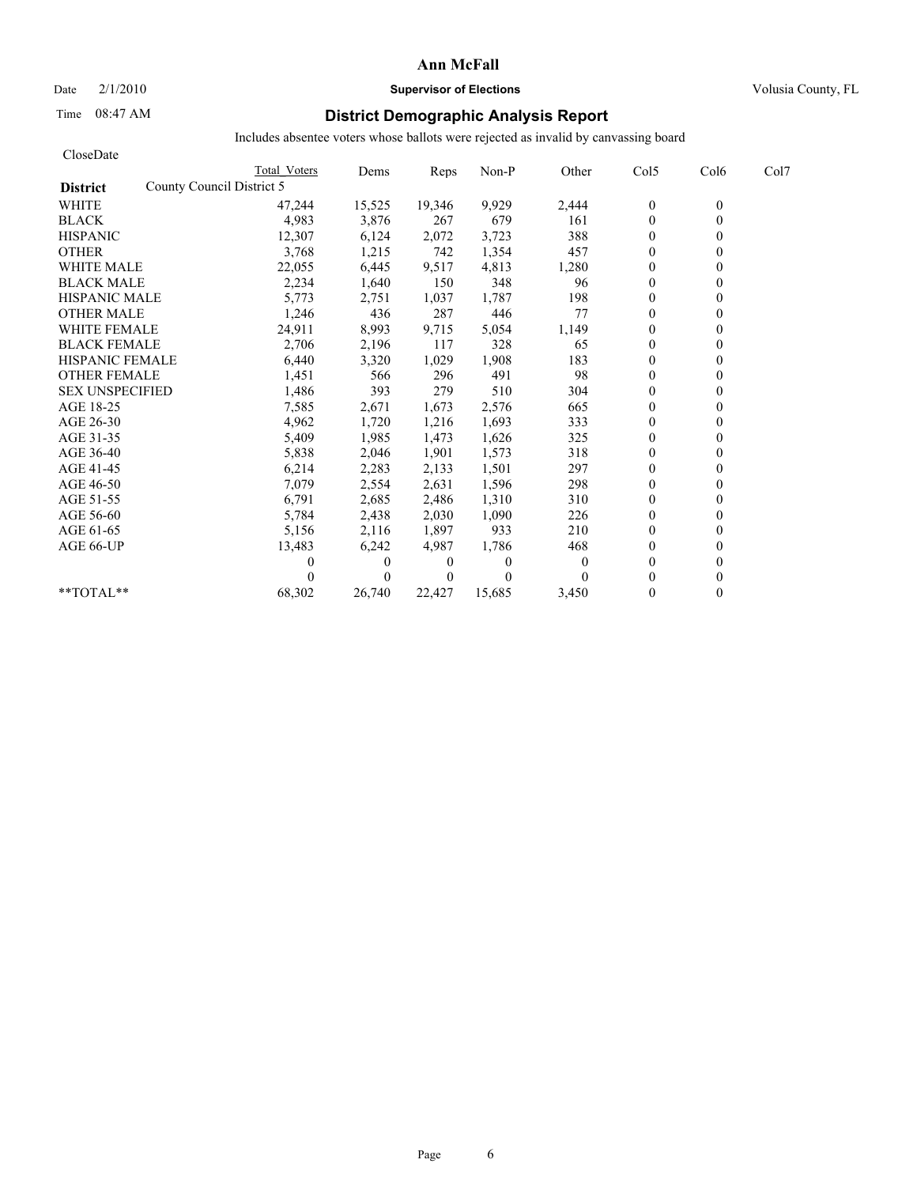# Ann McFall

Date 2/1/2010 **Supervisor of Elections** Volusia County, FL

Time 08:47 AM

## District Demographic Analysis Report

Includes absentee voters whose ballots were rejected as invalid by canvassing board

CloseDate

| District | Total Voters | Dems | Reps | Non-P | Other | Col5 | Col6 | Col7 |
|---|---|---|---|---|---|---|---|---|
| County Council District 5 | | | | | | | | |
| WHITE | 47,244 | 15,525 | 19,346 | 9,929 | 2,444 | 0 | 0 | |
| BLACK | 4,983 | 3,876 | 267 | 679 | 161 | 0 | 0 | |
| HISPANIC | 12,307 | 6,124 | 2,072 | 3,723 | 388 | 0 | 0 | |
| OTHER | 3,768 | 1,215 | 742 | 1,354 | 457 | 0 | 0 | |
| WHITE MALE | 22,055 | 6,445 | 9,517 | 4,813 | 1,280 | 0 | 0 | |
| BLACK MALE | 2,234 | 1,640 | 150 | 348 | 96 | 0 | 0 | |
| HISPANIC MALE | 5,773 | 2,751 | 1,037 | 1,787 | 198 | 0 | 0 | |
| OTHER MALE | 1,246 | 436 | 287 | 446 | 77 | 0 | 0 | |
| WHITE FEMALE | 24,911 | 8,993 | 9,715 | 5,054 | 1,149 | 0 | 0 | |
| BLACK FEMALE | 2,706 | 2,196 | 117 | 328 | 65 | 0 | 0 | |
| HISPANIC FEMALE | 6,440 | 3,320 | 1,029 | 1,908 | 183 | 0 | 0 | |
| OTHER FEMALE | 1,451 | 566 | 296 | 491 | 98 | 0 | 0 | |
| SEX UNSPECIFIED | 1,486 | 393 | 279 | 510 | 304 | 0 | 0 | |
| AGE 18-25 | 7,585 | 2,671 | 1,673 | 2,576 | 665 | 0 | 0 | |
| AGE 26-30 | 4,962 | 1,720 | 1,216 | 1,693 | 333 | 0 | 0 | |
| AGE 31-35 | 5,409 | 1,985 | 1,473 | 1,626 | 325 | 0 | 0 | |
| AGE 36-40 | 5,838 | 2,046 | 1,901 | 1,573 | 318 | 0 | 0 | |
| AGE 41-45 | 6,214 | 2,283 | 2,133 | 1,501 | 297 | 0 | 0 | |
| AGE 46-50 | 7,079 | 2,554 | 2,631 | 1,596 | 298 | 0 | 0 | |
| AGE 51-55 | 6,791 | 2,685 | 2,486 | 1,310 | 310 | 0 | 0 | |
| AGE 56-60 | 5,784 | 2,438 | 2,030 | 1,090 | 226 | 0 | 0 | |
| AGE 61-65 | 5,156 | 2,116 | 1,897 | 933 | 210 | 0 | 0 | |
| AGE 66-UP | 13,483 | 6,242 | 4,987 | 1,786 | 468 | 0 | 0 | |
| | 0 | 0 | 0 | 0 | 0 | 0 | 0 | |
| | 0 | 0 | 0 | 0 | 0 | 0 | 0 | |
| **TOTAL** | 68,302 | 26,740 | 22,427 | 15,685 | 3,450 | 0 | 0 | |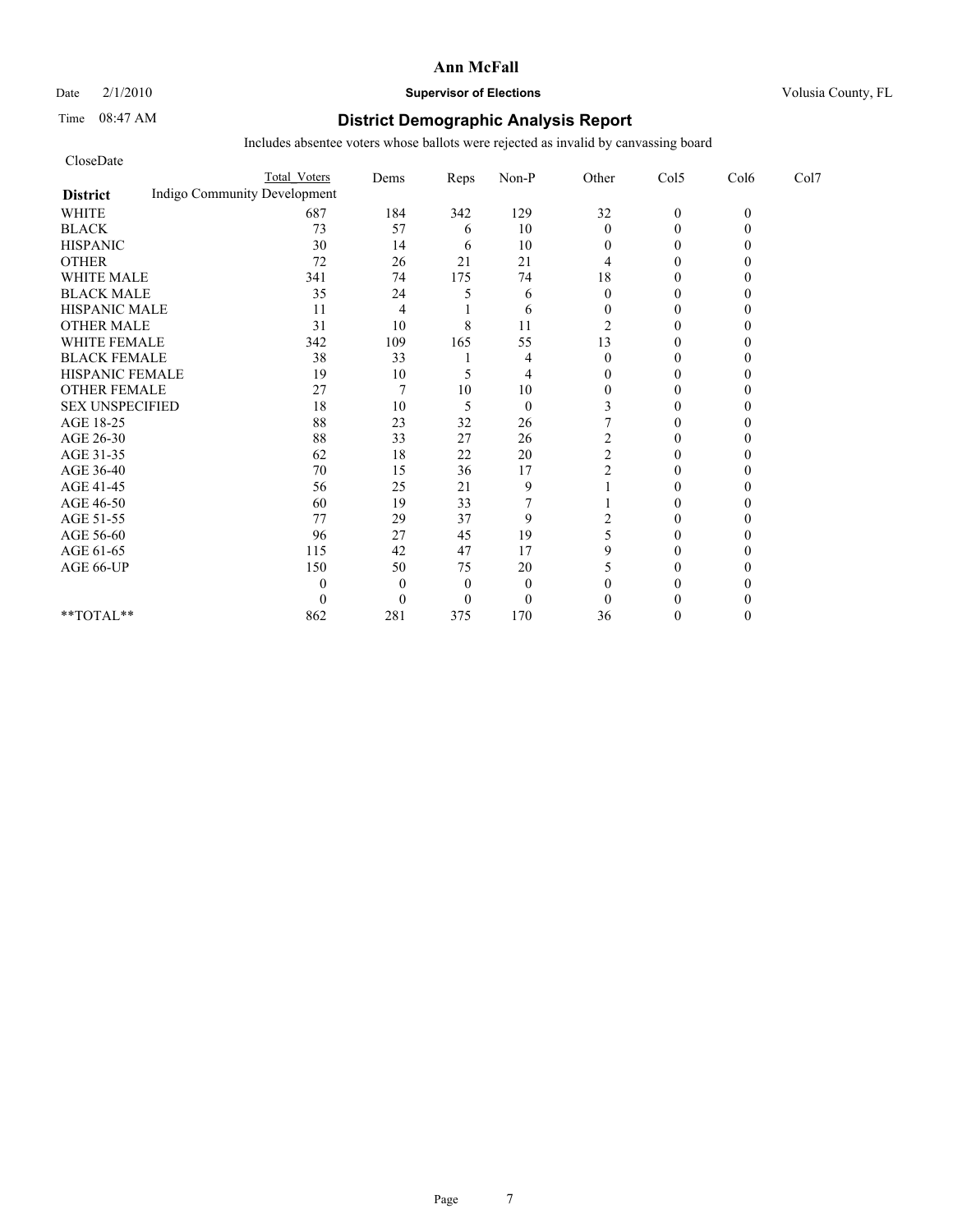# Ann McFall

Date 2/1/2010 **Supervisor of Elections** Volusia County, FL

Time 08:47 AM

## District Demographic Analysis Report

Includes absentee voters whose ballots were rejected as invalid by canvassing board

CloseDate

| District: Indigo Community Development | Total Voters | Dems | Reps | Non-P | Other | Col5 | Col6 | Col7 |
|---|---|---|---|---|---|---|---|---|
| WHITE | 687 | 184 | 342 | 129 | 32 | 0 | 0 | |
| BLACK | 73 | 57 | 6 | 10 | 0 | 0 | 0 | |
| HISPANIC | 30 | 14 | 6 | 10 | 0 | 0 | 0 | |
| OTHER | 72 | 26 | 21 | 21 | 4 | 0 | 0 | |
| WHITE MALE | 341 | 74 | 175 | 74 | 18 | 0 | 0 | |
| BLACK MALE | 35 | 24 | 5 | 6 | 0 | 0 | 0 | |
| HISPANIC MALE | 11 | 4 | 1 | 6 | 0 | 0 | 0 | |
| OTHER MALE | 31 | 10 | 8 | 11 | 2 | 0 | 0 | |
| WHITE FEMALE | 342 | 109 | 165 | 55 | 13 | 0 | 0 | |
| BLACK FEMALE | 38 | 33 | 1 | 4 | 0 | 0 | 0 | |
| HISPANIC FEMALE | 19 | 10 | 5 | 4 | 0 | 0 | 0 | |
| OTHER FEMALE | 27 | 7 | 10 | 10 | 0 | 0 | 0 | |
| SEX UNSPECIFIED | 18 | 10 | 5 | 0 | 3 | 0 | 0 | |
| AGE 18-25 | 88 | 23 | 32 | 26 | 7 | 0 | 0 | |
| AGE 26-30 | 88 | 33 | 27 | 26 | 2 | 0 | 0 | |
| AGE 31-35 | 62 | 18 | 22 | 20 | 2 | 0 | 0 | |
| AGE 36-40 | 70 | 15 | 36 | 17 | 2 | 0 | 0 | |
| AGE 41-45 | 56 | 25 | 21 | 9 | 1 | 0 | 0 | |
| AGE 46-50 | 60 | 19 | 33 | 7 | 1 | 0 | 0 | |
| AGE 51-55 | 77 | 29 | 37 | 9 | 2 | 0 | 0 | |
| AGE 56-60 | 96 | 27 | 45 | 19 | 5 | 0 | 0 | |
| AGE 61-65 | 115 | 42 | 47 | 17 | 9 | 0 | 0 | |
| AGE 66-UP | 150 | 50 | 75 | 20 | 5 | 0 | 0 | |
| | 0 | 0 | 0 | 0 | 0 | 0 | 0 | |
| | 0 | 0 | 0 | 0 | 0 | 0 | 0 | |
| **TOTAL** | 862 | 281 | 375 | 170 | 36 | 0 | 0 | |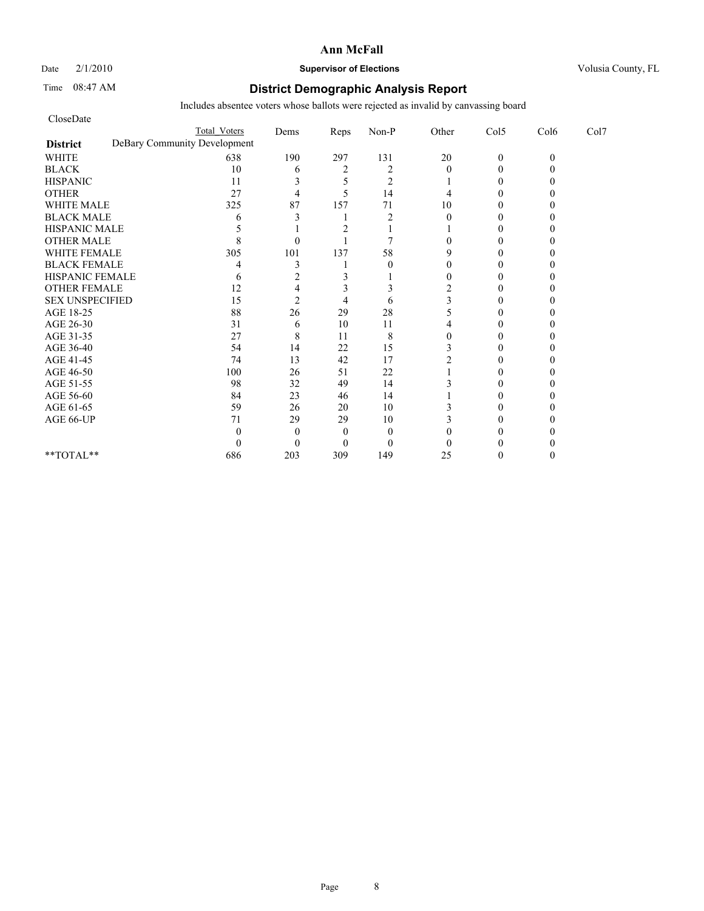# Ann McFall

Date 2/1/2010 **Supervisor of Elections** Volusia County, FL

Time 08:47 AM

## District Demographic Analysis Report

Includes absentee voters whose ballots were rejected as invalid by canvassing board

CloseDate

| | Total Voters | Dems | Reps | Non-P | Other | Col5 | Col6 | Col7 |
|---|---|---|---|---|---|---|---|---|
| **District** DeBary Community Development | | | | | | | | |
| WHITE | 638 | 190 | 297 | 131 | 20 | 0 | 0 | |
| BLACK | 10 | 6 | 2 | 2 | 0 | 0 | 0 | |
| HISPANIC | 11 | 3 | 5 | 2 | 1 | 0 | 0 | |
| OTHER | 27 | 4 | 5 | 14 | 4 | 0 | 0 | |
| WHITE MALE | 325 | 87 | 157 | 71 | 10 | 0 | 0 | |
| BLACK MALE | 6 | 3 | 1 | 2 | 0 | 0 | 0 | |
| HISPANIC MALE | 5 | 1 | 2 | 1 | 1 | 0 | 0 | |
| OTHER MALE | 8 | 0 | 1 | 7 | 0 | 0 | 0 | |
| WHITE FEMALE | 305 | 101 | 137 | 58 | 9 | 0 | 0 | |
| BLACK FEMALE | 4 | 3 | 1 | 0 | 0 | 0 | 0 | |
| HISPANIC FEMALE | 6 | 2 | 3 | 1 | 0 | 0 | 0 | |
| OTHER FEMALE | 12 | 4 | 3 | 3 | 2 | 0 | 0 | |
| SEX UNSPECIFIED | 15 | 2 | 4 | 6 | 3 | 0 | 0 | |
| AGE 18-25 | 88 | 26 | 29 | 28 | 5 | 0 | 0 | |
| AGE 26-30 | 31 | 6 | 10 | 11 | 4 | 0 | 0 | |
| AGE 31-35 | 27 | 8 | 11 | 8 | 0 | 0 | 0 | |
| AGE 36-40 | 54 | 14 | 22 | 15 | 3 | 0 | 0 | |
| AGE 41-45 | 74 | 13 | 42 | 17 | 2 | 0 | 0 | |
| AGE 46-50 | 100 | 26 | 51 | 22 | 1 | 0 | 0 | |
| AGE 51-55 | 98 | 32 | 49 | 14 | 3 | 0 | 0 | |
| AGE 56-60 | 84 | 23 | 46 | 14 | 1 | 0 | 0 | |
| AGE 61-65 | 59 | 26 | 20 | 10 | 3 | 0 | 0 | |
| AGE 66-UP | 71 | 29 | 29 | 10 | 3 | 0 | 0 | |
| | 0 | 0 | 0 | 0 | 0 | 0 | 0 | |
| | 0 | 0 | 0 | 0 | 0 | 0 | 0 | |
| **TOTAL** | 686 | 203 | 309 | 149 | 25 | 0 | 0 | |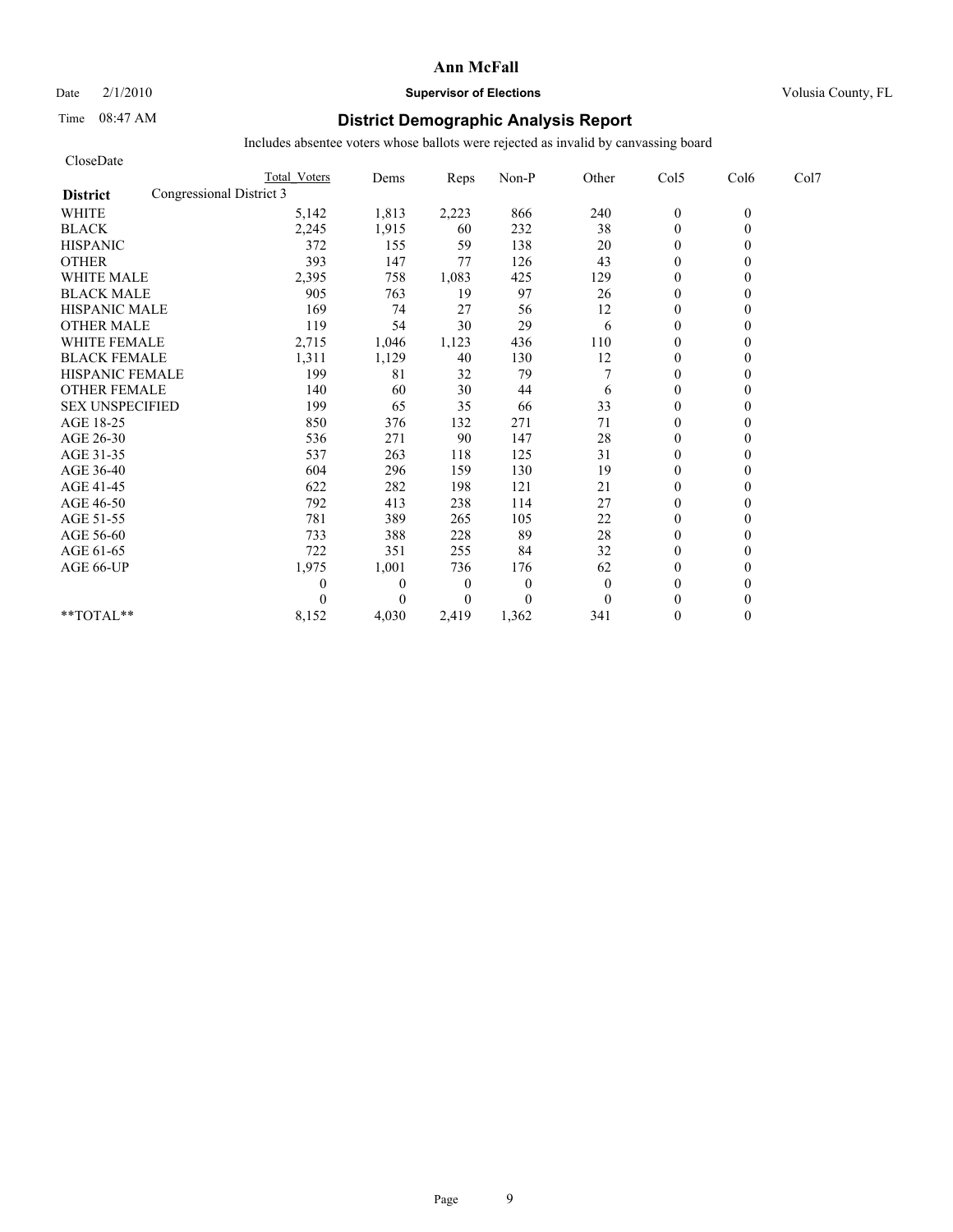**Ann McFall**

Date 2/1/2010 **Supervisor of Elections** Volusia County, FL

Time 08:47 AM

## District Demographic Analysis Report

Includes absentee voters whose ballots were rejected as invalid by canvassing board

CloseDate

| **District** Congressional District 3 | Total Voters | Dems | Reps | Non-P | Other | Col5 | Col6 | Col7 |
|---|---|---|---|---|---|---|---|---|
| WHITE | 5,142 | 1,813 | 2,223 | 866 | 240 | 0 | 0 | |
| BLACK | 2,245 | 1,915 | 60 | 232 | 38 | 0 | 0 | |
| HISPANIC | 372 | 155 | 59 | 138 | 20 | 0 | 0 | |
| OTHER | 393 | 147 | 77 | 126 | 43 | 0 | 0 | |
| WHITE MALE | 2,395 | 758 | 1,083 | 425 | 129 | 0 | 0 | |
| BLACK MALE | 905 | 763 | 19 | 97 | 26 | 0 | 0 | |
| HISPANIC MALE | 169 | 74 | 27 | 56 | 12 | 0 | 0 | |
| OTHER MALE | 119 | 54 | 30 | 29 | 6 | 0 | 0 | |
| WHITE FEMALE | 2,715 | 1,046 | 1,123 | 436 | 110 | 0 | 0 | |
| BLACK FEMALE | 1,311 | 1,129 | 40 | 130 | 12 | 0 | 0 | |
| HISPANIC FEMALE | 199 | 81 | 32 | 79 | 7 | 0 | 0 | |
| OTHER FEMALE | 140 | 60 | 30 | 44 | 6 | 0 | 0 | |
| SEX UNSPECIFIED | 199 | 65 | 35 | 66 | 33 | 0 | 0 | |
| AGE 18-25 | 850 | 376 | 132 | 271 | 71 | 0 | 0 | |
| AGE 26-30 | 536 | 271 | 90 | 147 | 28 | 0 | 0 | |
| AGE 31-35 | 537 | 263 | 118 | 125 | 31 | 0 | 0 | |
| AGE 36-40 | 604 | 296 | 159 | 130 | 19 | 0 | 0 | |
| AGE 41-45 | 622 | 282 | 198 | 121 | 21 | 0 | 0 | |
| AGE 46-50 | 792 | 413 | 238 | 114 | 27 | 0 | 0 | |
| AGE 51-55 | 781 | 389 | 265 | 105 | 22 | 0 | 0 | |
| AGE 56-60 | 733 | 388 | 228 | 89 | 28 | 0 | 0 | |
| AGE 61-65 | 722 | 351 | 255 | 84 | 32 | 0 | 0 | |
| AGE 66-UP | 1,975 | 1,001 | 736 | 176 | 62 | 0 | 0 | |
| | 0 | 0 | 0 | 0 | 0 | 0 | 0 | |
| | 0 | 0 | 0 | 0 | 0 | 0 | 0 | |
| **TOTAL** | 8,152 | 4,030 | 2,419 | 1,362 | 341 | 0 | 0 | |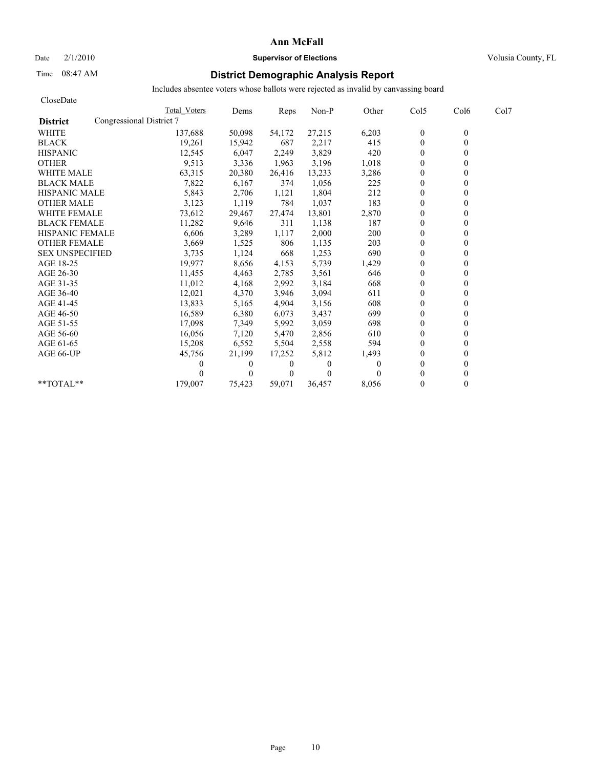# Ann McFall

Date 2/1/2010 **Supervisor of Elections** Volusia County, FL

Time 08:47 AM

## District Demographic Analysis Report

Includes absentee voters whose ballots were rejected as invalid by canvassing board

CloseDate

| **District** | Total Voters | Dems | Reps | Non-P | Other | Col5 | Col6 | Col7 |
|---|---|---|---|---|---|---|---|---|
| Congressional District 7 | | | | | | | | |
| WHITE | 137,688 | 50,098 | 54,172 | 27,215 | 6,203 | 0 | 0 | |
| BLACK | 19,261 | 15,942 | 687 | 2,217 | 415 | 0 | 0 | |
| HISPANIC | 12,545 | 6,047 | 2,249 | 3,829 | 420 | 0 | 0 | |
| OTHER | 9,513 | 3,336 | 1,963 | 3,196 | 1,018 | 0 | 0 | |
| WHITE MALE | 63,315 | 20,380 | 26,416 | 13,233 | 3,286 | 0 | 0 | |
| BLACK MALE | 7,822 | 6,167 | 374 | 1,056 | 225 | 0 | 0 | |
| HISPANIC MALE | 5,843 | 2,706 | 1,121 | 1,804 | 212 | 0 | 0 | |
| OTHER MALE | 3,123 | 1,119 | 784 | 1,037 | 183 | 0 | 0 | |
| WHITE FEMALE | 73,612 | 29,467 | 27,474 | 13,801 | 2,870 | 0 | 0 | |
| BLACK FEMALE | 11,282 | 9,646 | 311 | 1,138 | 187 | 0 | 0 | |
| HISPANIC FEMALE | 6,606 | 3,289 | 1,117 | 2,000 | 200 | 0 | 0 | |
| OTHER FEMALE | 3,669 | 1,525 | 806 | 1,135 | 203 | 0 | 0 | |
| SEX UNSPECIFIED | 3,735 | 1,124 | 668 | 1,253 | 690 | 0 | 0 | |
| AGE 18-25 | 19,977 | 8,656 | 4,153 | 5,739 | 1,429 | 0 | 0 | |
| AGE 26-30 | 11,455 | 4,463 | 2,785 | 3,561 | 646 | 0 | 0 | |
| AGE 31-35 | 11,012 | 4,168 | 2,992 | 3,184 | 668 | 0 | 0 | |
| AGE 36-40 | 12,021 | 4,370 | 3,946 | 3,094 | 611 | 0 | 0 | |
| AGE 41-45 | 13,833 | 5,165 | 4,904 | 3,156 | 608 | 0 | 0 | |
| AGE 46-50 | 16,589 | 6,380 | 6,073 | 3,437 | 699 | 0 | 0 | |
| AGE 51-55 | 17,098 | 7,349 | 5,992 | 3,059 | 698 | 0 | 0 | |
| AGE 56-60 | 16,056 | 7,120 | 5,470 | 2,856 | 610 | 0 | 0 | |
| AGE 61-65 | 15,208 | 6,552 | 5,504 | 2,558 | 594 | 0 | 0 | |
| AGE 66-UP | 45,756 | 21,199 | 17,252 | 5,812 | 1,493 | 0 | 0 | |
| | 0 | 0 | 0 | 0 | 0 | 0 | 0 | |
| | 0 | 0 | 0 | 0 | 0 | 0 | 0 | |
| **TOTAL** | 179,007 | 75,423 | 59,071 | 36,457 | 8,056 | 0 | 0 | |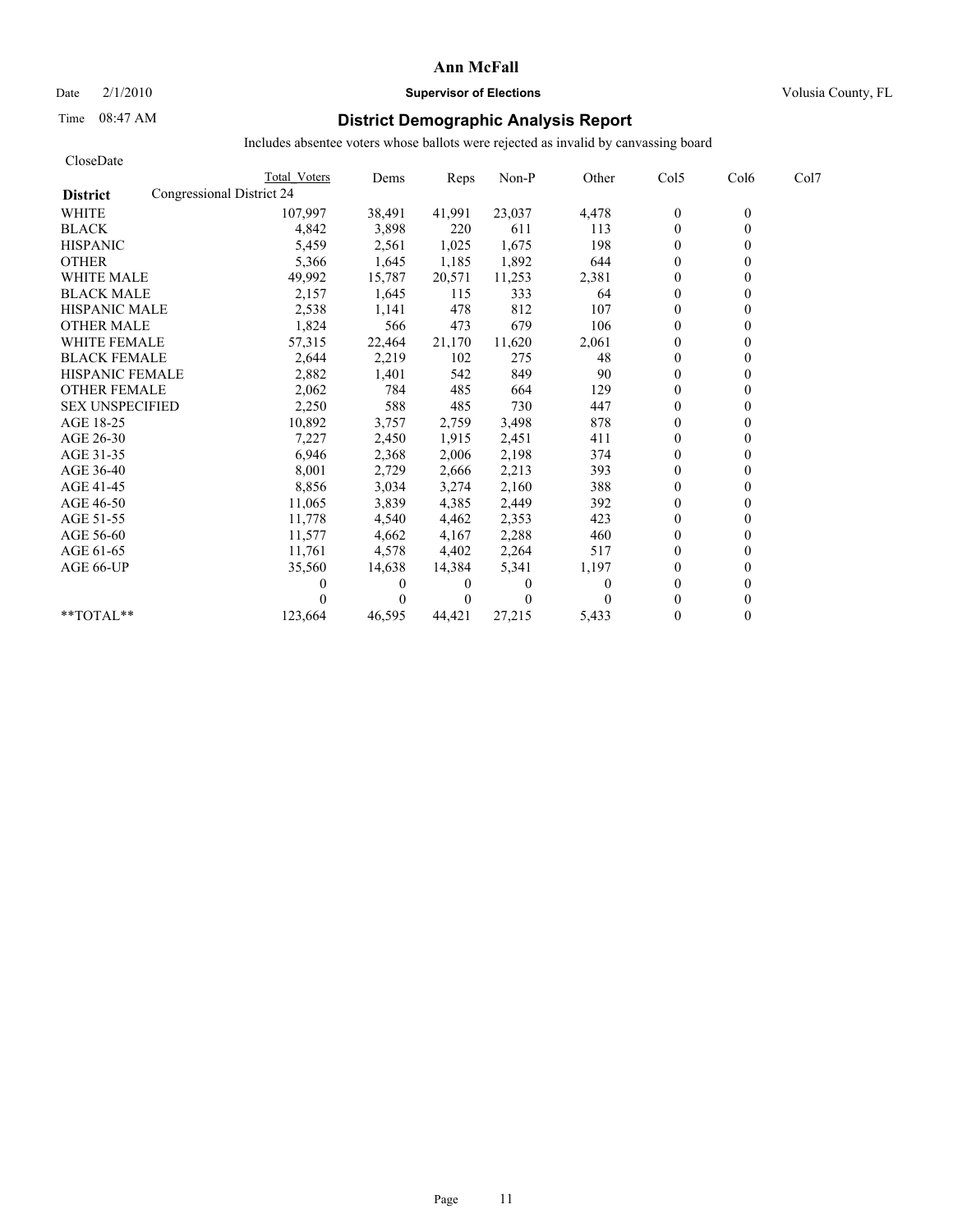# Ann McFall

Date 2/1/2010 **Supervisor of Elections** Volusia County, FL

Time 08:47 AM

## District Demographic Analysis Report

Includes absentee voters whose ballots were rejected as invalid by canvassing board

CloseDate

| District | Total Voters | Dems | Reps | Non-P | Other | Col5 | Col6 | Col7 |
|---|---|---|---|---|---|---|---|---|
| Congressional District 24 | | | | | | | | |
| WHITE | 107,997 | 38,491 | 41,991 | 23,037 | 4,478 | 0 | 0 | |
| BLACK | 4,842 | 3,898 | 220 | 611 | 113 | 0 | 0 | |
| HISPANIC | 5,459 | 2,561 | 1,025 | 1,675 | 198 | 0 | 0 | |
| OTHER | 5,366 | 1,645 | 1,185 | 1,892 | 644 | 0 | 0 | |
| WHITE MALE | 49,992 | 15,787 | 20,571 | 11,253 | 2,381 | 0 | 0 | |
| BLACK MALE | 2,157 | 1,645 | 115 | 333 | 64 | 0 | 0 | |
| HISPANIC MALE | 2,538 | 1,141 | 478 | 812 | 107 | 0 | 0 | |
| OTHER MALE | 1,824 | 566 | 473 | 679 | 106 | 0 | 0 | |
| WHITE FEMALE | 57,315 | 22,464 | 21,170 | 11,620 | 2,061 | 0 | 0 | |
| BLACK FEMALE | 2,644 | 2,219 | 102 | 275 | 48 | 0 | 0 | |
| HISPANIC FEMALE | 2,882 | 1,401 | 542 | 849 | 90 | 0 | 0 | |
| OTHER FEMALE | 2,062 | 784 | 485 | 664 | 129 | 0 | 0 | |
| SEX UNSPECIFIED | 2,250 | 588 | 485 | 730 | 447 | 0 | 0 | |
| AGE 18-25 | 10,892 | 3,757 | 2,759 | 3,498 | 878 | 0 | 0 | |
| AGE 26-30 | 7,227 | 2,450 | 1,915 | 2,451 | 411 | 0 | 0 | |
| AGE 31-35 | 6,946 | 2,368 | 2,006 | 2,198 | 374 | 0 | 0 | |
| AGE 36-40 | 8,001 | 2,729 | 2,666 | 2,213 | 393 | 0 | 0 | |
| AGE 41-45 | 8,856 | 3,034 | 3,274 | 2,160 | 388 | 0 | 0 | |
| AGE 46-50 | 11,065 | 3,839 | 4,385 | 2,449 | 392 | 0 | 0 | |
| AGE 51-55 | 11,778 | 4,540 | 4,462 | 2,353 | 423 | 0 | 0 | |
| AGE 56-60 | 11,577 | 4,662 | 4,167 | 2,288 | 460 | 0 | 0 | |
| AGE 61-65 | 11,761 | 4,578 | 4,402 | 2,264 | 517 | 0 | 0 | |
| AGE 66-UP | 35,560 | 14,638 | 14,384 | 5,341 | 1,197 | 0 | 0 | |
| | 0 | 0 | 0 | 0 | 0 | 0 | 0 | |
| | 0 | 0 | 0 | 0 | 0 | 0 | 0 | |
| **TOTAL** | 123,664 | 46,595 | 44,421 | 27,215 | 5,433 | 0 | 0 | |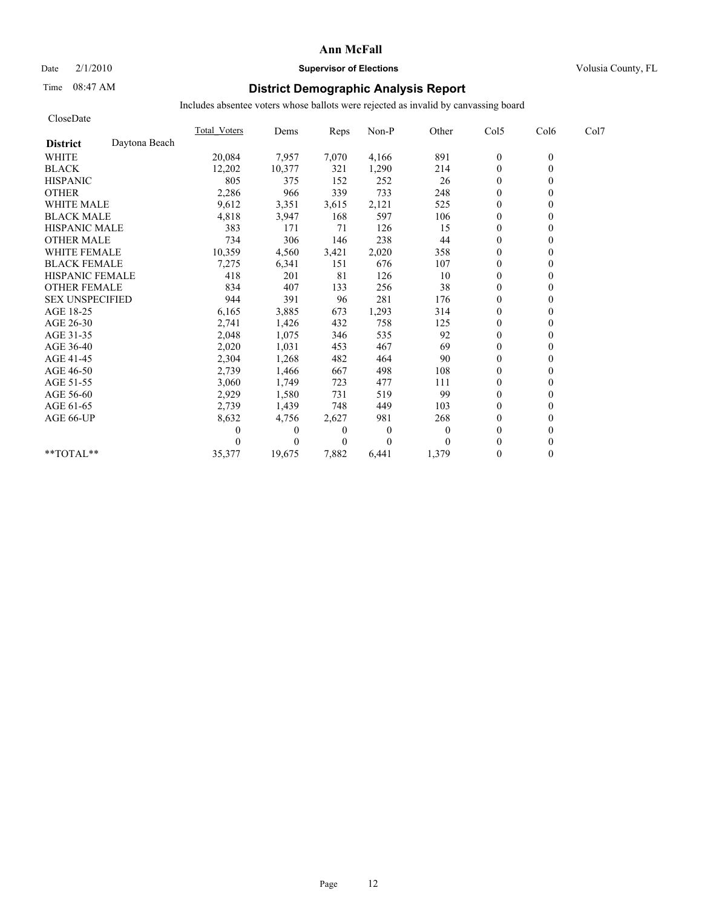# Ann McFall

Date 2/1/2010 **Supervisor of Elections** Volusia County, FL

Time 08:47 AM

## District Demographic Analysis Report

Includes absentee voters whose ballots were rejected as invalid by canvassing board

CloseDate

| | Total_Voters | Dems | Reps | Non-P | Other | Col5 | Col6 | Col7 |
|---|---|---|---|---|---|---|---|---|
| **District** Daytona Beach | | | | | | | | |
| WHITE | 20,084 | 7,957 | 7,070 | 4,166 | 891 | 0 | 0 | |
| BLACK | 12,202 | 10,377 | 321 | 1,290 | 214 | 0 | 0 | |
| HISPANIC | 805 | 375 | 152 | 252 | 26 | 0 | 0 | |
| OTHER | 2,286 | 966 | 339 | 733 | 248 | 0 | 0 | |
| WHITE MALE | 9,612 | 3,351 | 3,615 | 2,121 | 525 | 0 | 0 | |
| BLACK MALE | 4,818 | 3,947 | 168 | 597 | 106 | 0 | 0 | |
| HISPANIC MALE | 383 | 171 | 71 | 126 | 15 | 0 | 0 | |
| OTHER MALE | 734 | 306 | 146 | 238 | 44 | 0 | 0 | |
| WHITE FEMALE | 10,359 | 4,560 | 3,421 | 2,020 | 358 | 0 | 0 | |
| BLACK FEMALE | 7,275 | 6,341 | 151 | 676 | 107 | 0 | 0 | |
| HISPANIC FEMALE | 418 | 201 | 81 | 126 | 10 | 0 | 0 | |
| OTHER FEMALE | 834 | 407 | 133 | 256 | 38 | 0 | 0 | |
| SEX UNSPECIFIED | 944 | 391 | 96 | 281 | 176 | 0 | 0 | |
| AGE 18-25 | 6,165 | 3,885 | 673 | 1,293 | 314 | 0 | 0 | |
| AGE 26-30 | 2,741 | 1,426 | 432 | 758 | 125 | 0 | 0 | |
| AGE 31-35 | 2,048 | 1,075 | 346 | 535 | 92 | 0 | 0 | |
| AGE 36-40 | 2,020 | 1,031 | 453 | 467 | 69 | 0 | 0 | |
| AGE 41-45 | 2,304 | 1,268 | 482 | 464 | 90 | 0 | 0 | |
| AGE 46-50 | 2,739 | 1,466 | 667 | 498 | 108 | 0 | 0 | |
| AGE 51-55 | 3,060 | 1,749 | 723 | 477 | 111 | 0 | 0 | |
| AGE 56-60 | 2,929 | 1,580 | 731 | 519 | 99 | 0 | 0 | |
| AGE 61-65 | 2,739 | 1,439 | 748 | 449 | 103 | 0 | 0 | |
| AGE 66-UP | 8,632 | 4,756 | 2,627 | 981 | 268 | 0 | 0 | |
| | 0 | 0 | 0 | 0 | 0 | 0 | 0 | |
| | 0 | 0 | 0 | 0 | 0 | 0 | 0 | |
| **TOTAL** | 35,377 | 19,675 | 7,882 | 6,441 | 1,379 | 0 | 0 | |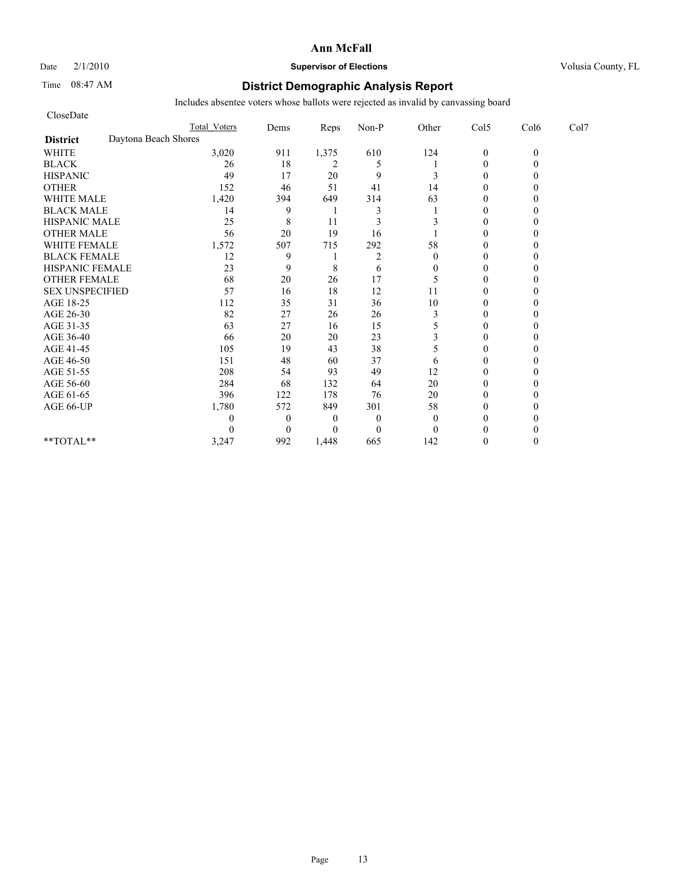**Ann McFall**

Date 2/1/2010 **Supervisor of Elections** Volusia County, FL

Time 08:47 AM

## District Demographic Analysis Report

Includes absentee voters whose ballots were rejected as invalid by canvassing board

CloseDate

| | Total Voters | Dems | Reps | Non-P | Other | Col5 | Col6 | Col7 |
|---|---|---|---|---|---|---|---|---|
| **District** Daytona Beach Shores | | | | | | | | |
| WHITE | 3,020 | 911 | 1,375 | 610 | 124 | 0 | 0 | |
| BLACK | 26 | 18 | 2 | 5 | 1 | 0 | 0 | |
| HISPANIC | 49 | 17 | 20 | 9 | 3 | 0 | 0 | |
| OTHER | 152 | 46 | 51 | 41 | 14 | 0 | 0 | |
| WHITE MALE | 1,420 | 394 | 649 | 314 | 63 | 0 | 0 | |
| BLACK MALE | 14 | 9 | 1 | 3 | 1 | 0 | 0 | |
| HISPANIC MALE | 25 | 8 | 11 | 3 | 3 | 0 | 0 | |
| OTHER MALE | 56 | 20 | 19 | 16 | 1 | 0 | 0 | |
| WHITE FEMALE | 1,572 | 507 | 715 | 292 | 58 | 0 | 0 | |
| BLACK FEMALE | 12 | 9 | 1 | 2 | 0 | 0 | 0 | |
| HISPANIC FEMALE | 23 | 9 | 8 | 6 | 0 | 0 | 0 | |
| OTHER FEMALE | 68 | 20 | 26 | 17 | 5 | 0 | 0 | |
| SEX UNSPECIFIED | 57 | 16 | 18 | 12 | 11 | 0 | 0 | |
| AGE 18-25 | 112 | 35 | 31 | 36 | 10 | 0 | 0 | |
| AGE 26-30 | 82 | 27 | 26 | 26 | 3 | 0 | 0 | |
| AGE 31-35 | 63 | 27 | 16 | 15 | 5 | 0 | 0 | |
| AGE 36-40 | 66 | 20 | 20 | 23 | 3 | 0 | 0 | |
| AGE 41-45 | 105 | 19 | 43 | 38 | 5 | 0 | 0 | |
| AGE 46-50 | 151 | 48 | 60 | 37 | 6 | 0 | 0 | |
| AGE 51-55 | 208 | 54 | 93 | 49 | 12 | 0 | 0 | |
| AGE 56-60 | 284 | 68 | 132 | 64 | 20 | 0 | 0 | |
| AGE 61-65 | 396 | 122 | 178 | 76 | 20 | 0 | 0 | |
| AGE 66-UP | 1,780 | 572 | 849 | 301 | 58 | 0 | 0 | |
| | 0 | 0 | 0 | 0 | 0 | 0 | 0 | |
| | 0 | 0 | 0 | 0 | 0 | 0 | 0 | |
| **TOTAL** | 3,247 | 992 | 1,448 | 665 | 142 | 0 | 0 | |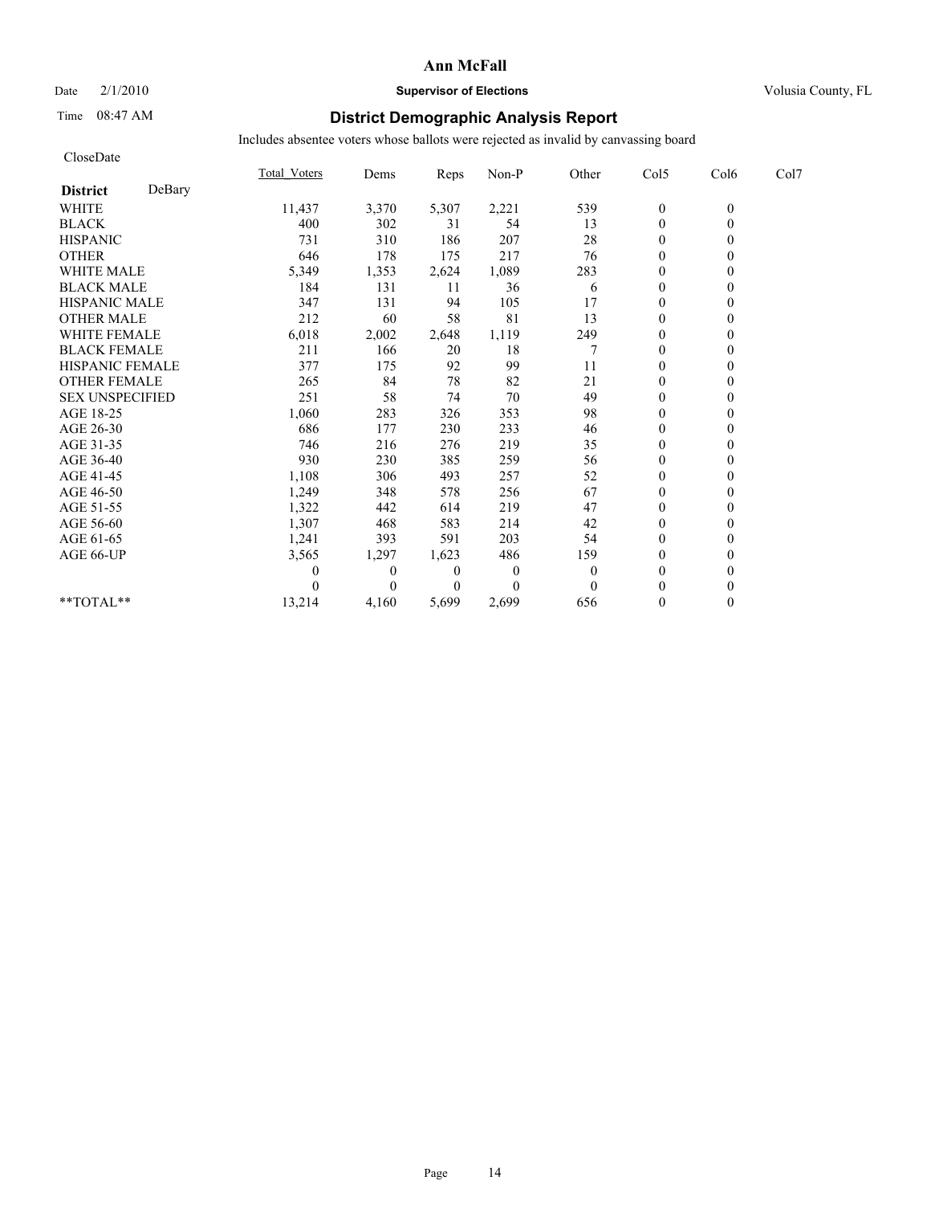**Ann McFall**

Date 2/1/2010 **Supervisor of Elections** Volusia County, FL

Time 08:47 AM

## District Demographic Analysis Report

Includes absentee voters whose ballots were rejected as invalid by canvassing board

CloseDate

| District DeBary | Total_Voters | Dems | Reps | Non-P | Other | Col5 | Col6 | Col7 |
|---|---|---|---|---|---|---|---|---|
| WHITE | 11,437 | 3,370 | 5,307 | 2,221 | 539 | 0 | 0 | |
| BLACK | 400 | 302 | 31 | 54 | 13 | 0 | 0 | |
| HISPANIC | 731 | 310 | 186 | 207 | 28 | 0 | 0 | |
| OTHER | 646 | 178 | 175 | 217 | 76 | 0 | 0 | |
| WHITE MALE | 5,349 | 1,353 | 2,624 | 1,089 | 283 | 0 | 0 | |
| BLACK MALE | 184 | 131 | 11 | 36 | 6 | 0 | 0 | |
| HISPANIC MALE | 347 | 131 | 94 | 105 | 17 | 0 | 0 | |
| OTHER MALE | 212 | 60 | 58 | 81 | 13 | 0 | 0 | |
| WHITE FEMALE | 6,018 | 2,002 | 2,648 | 1,119 | 249 | 0 | 0 | |
| BLACK FEMALE | 211 | 166 | 20 | 18 | 7 | 0 | 0 | |
| HISPANIC FEMALE | 377 | 175 | 92 | 99 | 11 | 0 | 0 | |
| OTHER FEMALE | 265 | 84 | 78 | 82 | 21 | 0 | 0 | |
| SEX UNSPECIFIED | 251 | 58 | 74 | 70 | 49 | 0 | 0 | |
| AGE 18-25 | 1,060 | 283 | 326 | 353 | 98 | 0 | 0 | |
| AGE 26-30 | 686 | 177 | 230 | 233 | 46 | 0 | 0 | |
| AGE 31-35 | 746 | 216 | 276 | 219 | 35 | 0 | 0 | |
| AGE 36-40 | 930 | 230 | 385 | 259 | 56 | 0 | 0 | |
| AGE 41-45 | 1,108 | 306 | 493 | 257 | 52 | 0 | 0 | |
| AGE 46-50 | 1,249 | 348 | 578 | 256 | 67 | 0 | 0 | |
| AGE 51-55 | 1,322 | 442 | 614 | 219 | 47 | 0 | 0 | |
| AGE 56-60 | 1,307 | 468 | 583 | 214 | 42 | 0 | 0 | |
| AGE 61-65 | 1,241 | 393 | 591 | 203 | 54 | 0 | 0 | |
| AGE 66-UP | 3,565 | 1,297 | 1,623 | 486 | 159 | 0 | 0 | |
| | 0 | 0 | 0 | 0 | 0 | 0 | 0 | |
| | 0 | 0 | 0 | 0 | 0 | 0 | 0 | |
| **TOTAL** | 13,214 | 4,160 | 5,699 | 2,699 | 656 | 0 | 0 | |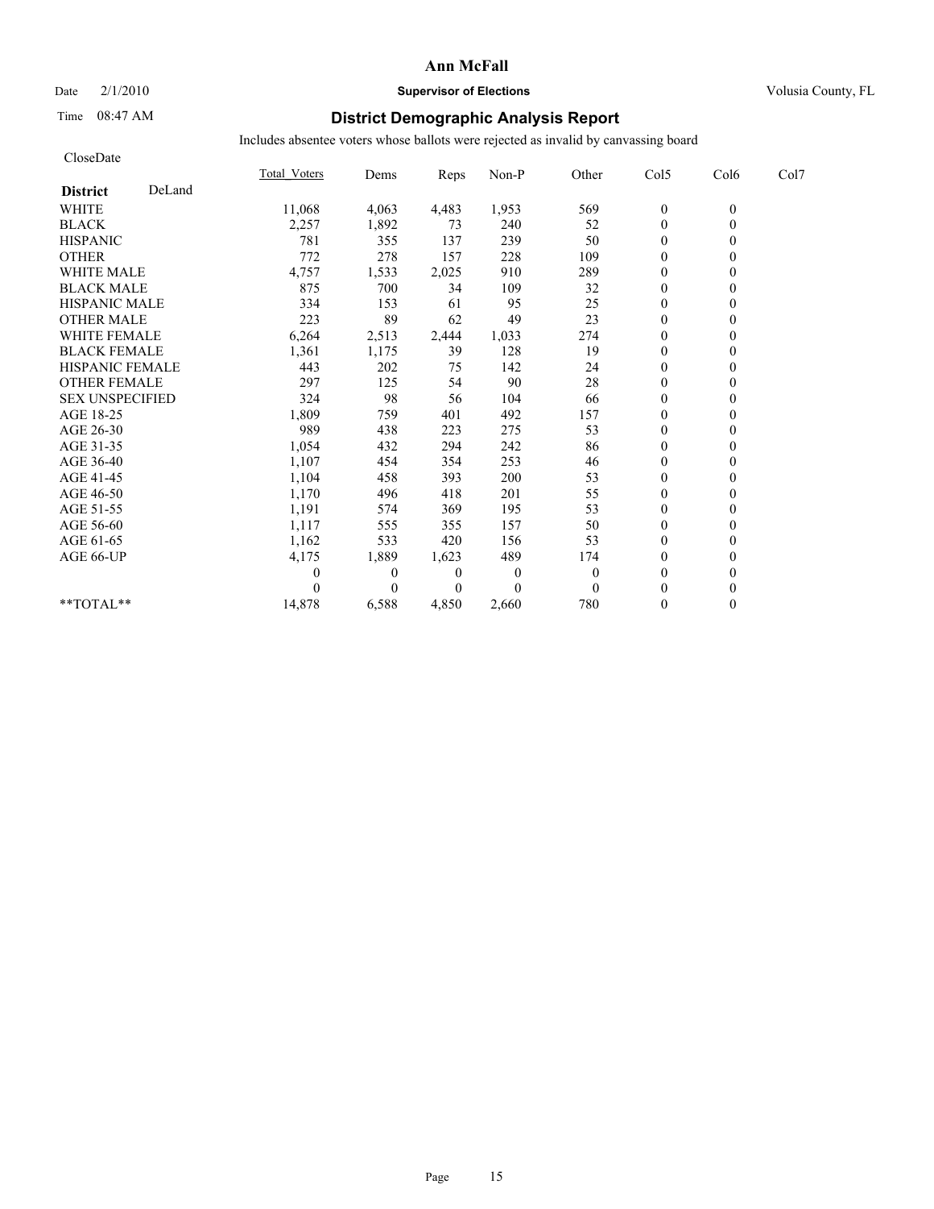# Ann McFall

Date 2/1/2010 **Supervisor of Elections** Volusia County, FL

Time 08:47 AM

## District Demographic Analysis Report

Includes absentee voters whose ballots were rejected as invalid by canvassing board

CloseDate

| **District** DeLand | Total_Voters | Dems | Reps | Non-P | Other | Col5 | Col6 | Col7 |
|---|---|---|---|---|---|---|---|---|
| WHITE | 11,068 | 4,063 | 4,483 | 1,953 | 569 | 0 | 0 | |
| BLACK | 2,257 | 1,892 | 73 | 240 | 52 | 0 | 0 | |
| HISPANIC | 781 | 355 | 137 | 239 | 50 | 0 | 0 | |
| OTHER | 772 | 278 | 157 | 228 | 109 | 0 | 0 | |
| WHITE MALE | 4,757 | 1,533 | 2,025 | 910 | 289 | 0 | 0 | |
| BLACK MALE | 875 | 700 | 34 | 109 | 32 | 0 | 0 | |
| HISPANIC MALE | 334 | 153 | 61 | 95 | 25 | 0 | 0 | |
| OTHER MALE | 223 | 89 | 62 | 49 | 23 | 0 | 0 | |
| WHITE FEMALE | 6,264 | 2,513 | 2,444 | 1,033 | 274 | 0 | 0 | |
| BLACK FEMALE | 1,361 | 1,175 | 39 | 128 | 19 | 0 | 0 | |
| HISPANIC FEMALE | 443 | 202 | 75 | 142 | 24 | 0 | 0 | |
| OTHER FEMALE | 297 | 125 | 54 | 90 | 28 | 0 | 0 | |
| SEX UNSPECIFIED | 324 | 98 | 56 | 104 | 66 | 0 | 0 | |
| AGE 18-25 | 1,809 | 759 | 401 | 492 | 157 | 0 | 0 | |
| AGE 26-30 | 989 | 438 | 223 | 275 | 53 | 0 | 0 | |
| AGE 31-35 | 1,054 | 432 | 294 | 242 | 86 | 0 | 0 | |
| AGE 36-40 | 1,107 | 454 | 354 | 253 | 46 | 0 | 0 | |
| AGE 41-45 | 1,104 | 458 | 393 | 200 | 53 | 0 | 0 | |
| AGE 46-50 | 1,170 | 496 | 418 | 201 | 55 | 0 | 0 | |
| AGE 51-55 | 1,191 | 574 | 369 | 195 | 53 | 0 | 0 | |
| AGE 56-60 | 1,117 | 555 | 355 | 157 | 50 | 0 | 0 | |
| AGE 61-65 | 1,162 | 533 | 420 | 156 | 53 | 0 | 0 | |
| AGE 66-UP | 4,175 | 1,889 | 1,623 | 489 | 174 | 0 | 0 | |
| | 0 | 0 | 0 | 0 | 0 | 0 | 0 | |
| | 0 | 0 | 0 | 0 | 0 | 0 | 0 | |
| **TOTAL** | 14,878 | 6,588 | 4,850 | 2,660 | 780 | 0 | 0 | |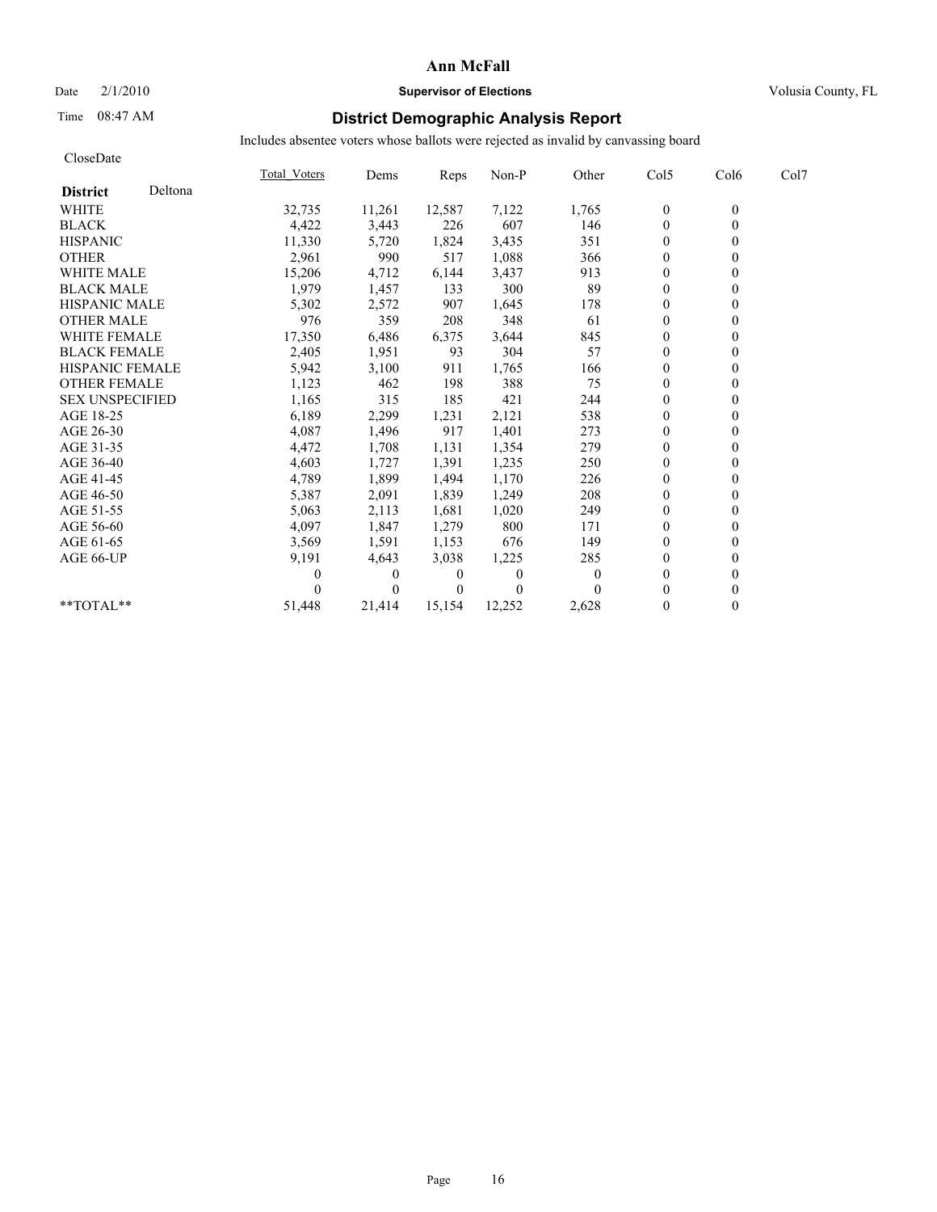# Ann McFall

Date 2/1/2010 **Supervisor of Elections** Volusia County, FL

Time 08:47 AM

## District Demographic Analysis Report

Includes absentee voters whose ballots were rejected as invalid by canvassing board

CloseDate

**District** Deltona

| | Total_Voters | Dems | Reps | Non-P | Other | Col5 | Col6 | Col7 |
|---|---|---|---|---|---|---|---|---|
| WHITE | 32,735 | 11,261 | 12,587 | 7,122 | 1,765 | 0 | 0 | |
| BLACK | 4,422 | 3,443 | 226 | 607 | 146 | 0 | 0 | |
| HISPANIC | 11,330 | 5,720 | 1,824 | 3,435 | 351 | 0 | 0 | |
| OTHER | 2,961 | 990 | 517 | 1,088 | 366 | 0 | 0 | |
| WHITE MALE | 15,206 | 4,712 | 6,144 | 3,437 | 913 | 0 | 0 | |
| BLACK MALE | 1,979 | 1,457 | 133 | 300 | 89 | 0 | 0 | |
| HISPANIC MALE | 5,302 | 2,572 | 907 | 1,645 | 178 | 0 | 0 | |
| OTHER MALE | 976 | 359 | 208 | 348 | 61 | 0 | 0 | |
| WHITE FEMALE | 17,350 | 6,486 | 6,375 | 3,644 | 845 | 0 | 0 | |
| BLACK FEMALE | 2,405 | 1,951 | 93 | 304 | 57 | 0 | 0 | |
| HISPANIC FEMALE | 5,942 | 3,100 | 911 | 1,765 | 166 | 0 | 0 | |
| OTHER FEMALE | 1,123 | 462 | 198 | 388 | 75 | 0 | 0 | |
| SEX UNSPECIFIED | 1,165 | 315 | 185 | 421 | 244 | 0 | 0 | |
| AGE 18-25 | 6,189 | 2,299 | 1,231 | 2,121 | 538 | 0 | 0 | |
| AGE 26-30 | 4,087 | 1,496 | 917 | 1,401 | 273 | 0 | 0 | |
| AGE 31-35 | 4,472 | 1,708 | 1,131 | 1,354 | 279 | 0 | 0 | |
| AGE 36-40 | 4,603 | 1,727 | 1,391 | 1,235 | 250 | 0 | 0 | |
| AGE 41-45 | 4,789 | 1,899 | 1,494 | 1,170 | 226 | 0 | 0 | |
| AGE 46-50 | 5,387 | 2,091 | 1,839 | 1,249 | 208 | 0 | 0 | |
| AGE 51-55 | 5,063 | 2,113 | 1,681 | 1,020 | 249 | 0 | 0 | |
| AGE 56-60 | 4,097 | 1,847 | 1,279 | 800 | 171 | 0 | 0 | |
| AGE 61-65 | 3,569 | 1,591 | 1,153 | 676 | 149 | 0 | 0 | |
| AGE 66-UP | 9,191 | 4,643 | 3,038 | 1,225 | 285 | 0 | 0 | |
| | 0 | 0 | 0 | 0 | 0 | 0 | 0 | |
| | 0 | 0 | 0 | 0 | 0 | 0 | 0 | |
| **TOTAL** | 51,448 | 21,414 | 15,154 | 12,252 | 2,628 | 0 | 0 | |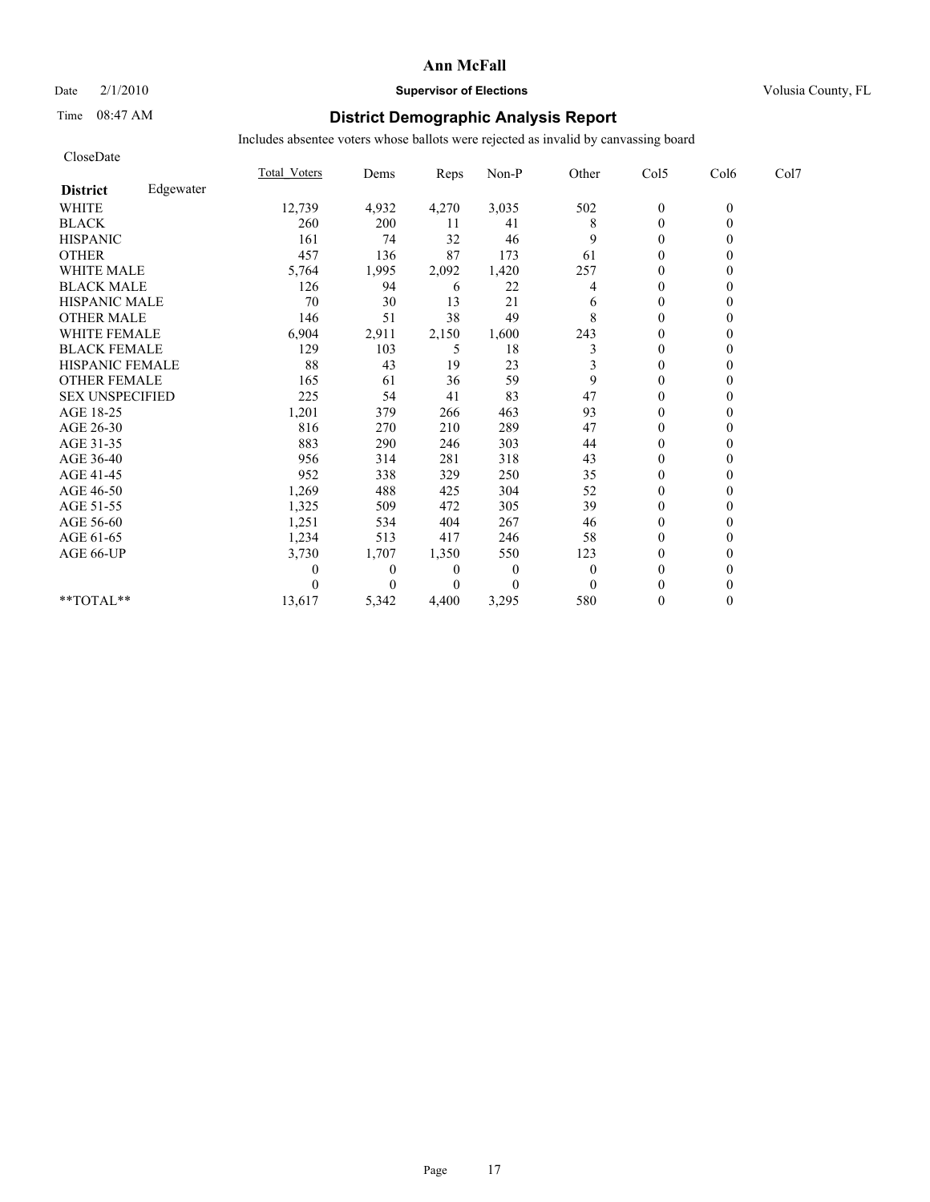# Ann McFall

Date 2/1/2010 **Supervisor of Elections** Volusia County, FL

Time 08:47 AM

## District Demographic Analysis Report

Includes absentee voters whose ballots were rejected as invalid by canvassing board

CloseDate

| **District** Edgewater | Total_Voters | Dems | Reps | Non-P | Other | Col5 | Col6 | Col7 |
|---|---|---|---|---|---|---|---|---|
| WHITE | 12,739 | 4,932 | 4,270 | 3,035 | 502 | 0 | 0 | |
| BLACK | 260 | 200 | 11 | 41 | 8 | 0 | 0 | |
| HISPANIC | 161 | 74 | 32 | 46 | 9 | 0 | 0 | |
| OTHER | 457 | 136 | 87 | 173 | 61 | 0 | 0 | |
| WHITE MALE | 5,764 | 1,995 | 2,092 | 1,420 | 257 | 0 | 0 | |
| BLACK MALE | 126 | 94 | 6 | 22 | 4 | 0 | 0 | |
| HISPANIC MALE | 70 | 30 | 13 | 21 | 6 | 0 | 0 | |
| OTHER MALE | 146 | 51 | 38 | 49 | 8 | 0 | 0 | |
| WHITE FEMALE | 6,904 | 2,911 | 2,150 | 1,600 | 243 | 0 | 0 | |
| BLACK FEMALE | 129 | 103 | 5 | 18 | 3 | 0 | 0 | |
| HISPANIC FEMALE | 88 | 43 | 19 | 23 | 3 | 0 | 0 | |
| OTHER FEMALE | 165 | 61 | 36 | 59 | 9 | 0 | 0 | |
| SEX UNSPECIFIED | 225 | 54 | 41 | 83 | 47 | 0 | 0 | |
| AGE 18-25 | 1,201 | 379 | 266 | 463 | 93 | 0 | 0 | |
| AGE 26-30 | 816 | 270 | 210 | 289 | 47 | 0 | 0 | |
| AGE 31-35 | 883 | 290 | 246 | 303 | 44 | 0 | 0 | |
| AGE 36-40 | 956 | 314 | 281 | 318 | 43 | 0 | 0 | |
| AGE 41-45 | 952 | 338 | 329 | 250 | 35 | 0 | 0 | |
| AGE 46-50 | 1,269 | 488 | 425 | 304 | 52 | 0 | 0 | |
| AGE 51-55 | 1,325 | 509 | 472 | 305 | 39 | 0 | 0 | |
| AGE 56-60 | 1,251 | 534 | 404 | 267 | 46 | 0 | 0 | |
| AGE 61-65 | 1,234 | 513 | 417 | 246 | 58 | 0 | 0 | |
| AGE 66-UP | 3,730 | 1,707 | 1,350 | 550 | 123 | 0 | 0 | |
| | 0 | 0 | 0 | 0 | 0 | 0 | 0 | |
| | 0 | 0 | 0 | 0 | 0 | 0 | 0 | |
| **TOTAL** | 13,617 | 5,342 | 4,400 | 3,295 | 580 | 0 | 0 | |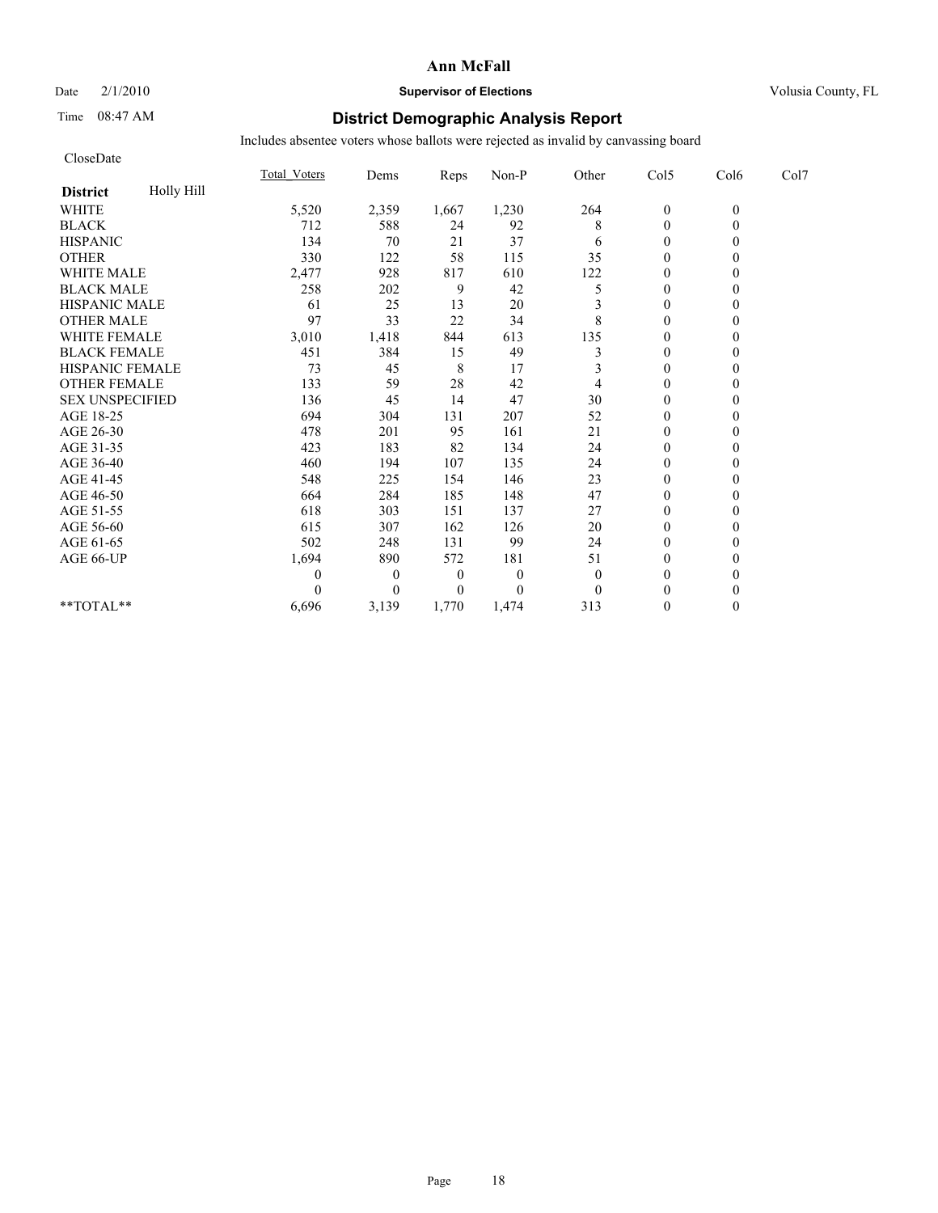# Ann McFall

Date 2/1/2010 **Supervisor of Elections** Volusia County, FL

Time 08:47 AM

## District Demographic Analysis Report

Includes absentee voters whose ballots were rejected as invalid by canvassing board

CloseDate

**District** Holly Hill

| | Total_Voters | Dems | Reps | Non-P | Other | Col5 | Col6 | Col7 |
|---|---|---|---|---|---|---|---|---|
| WHITE | 5,520 | 2,359 | 1,667 | 1,230 | 264 | 0 | 0 | |
| BLACK | 712 | 588 | 24 | 92 | 8 | 0 | 0 | |
| HISPANIC | 134 | 70 | 21 | 37 | 6 | 0 | 0 | |
| OTHER | 330 | 122 | 58 | 115 | 35 | 0 | 0 | |
| WHITE MALE | 2,477 | 928 | 817 | 610 | 122 | 0 | 0 | |
| BLACK MALE | 258 | 202 | 9 | 42 | 5 | 0 | 0 | |
| HISPANIC MALE | 61 | 25 | 13 | 20 | 3 | 0 | 0 | |
| OTHER MALE | 97 | 33 | 22 | 34 | 8 | 0 | 0 | |
| WHITE FEMALE | 3,010 | 1,418 | 844 | 613 | 135 | 0 | 0 | |
| BLACK FEMALE | 451 | 384 | 15 | 49 | 3 | 0 | 0 | |
| HISPANIC FEMALE | 73 | 45 | 8 | 17 | 3 | 0 | 0 | |
| OTHER FEMALE | 133 | 59 | 28 | 42 | 4 | 0 | 0 | |
| SEX UNSPECIFIED | 136 | 45 | 14 | 47 | 30 | 0 | 0 | |
| AGE 18-25 | 694 | 304 | 131 | 207 | 52 | 0 | 0 | |
| AGE 26-30 | 478 | 201 | 95 | 161 | 21 | 0 | 0 | |
| AGE 31-35 | 423 | 183 | 82 | 134 | 24 | 0 | 0 | |
| AGE 36-40 | 460 | 194 | 107 | 135 | 24 | 0 | 0 | |
| AGE 41-45 | 548 | 225 | 154 | 146 | 23 | 0 | 0 | |
| AGE 46-50 | 664 | 284 | 185 | 148 | 47 | 0 | 0 | |
| AGE 51-55 | 618 | 303 | 151 | 137 | 27 | 0 | 0 | |
| AGE 56-60 | 615 | 307 | 162 | 126 | 20 | 0 | 0 | |
| AGE 61-65 | 502 | 248 | 131 | 99 | 24 | 0 | 0 | |
| AGE 66-UP | 1,694 | 890 | 572 | 181 | 51 | 0 | 0 | |
| | 0 | 0 | 0 | 0 | 0 | 0 | 0 | |
| | 0 | 0 | 0 | 0 | 0 | 0 | 0 | |
| **TOTAL** | 6,696 | 3,139 | 1,770 | 1,474 | 313 | 0 | 0 | |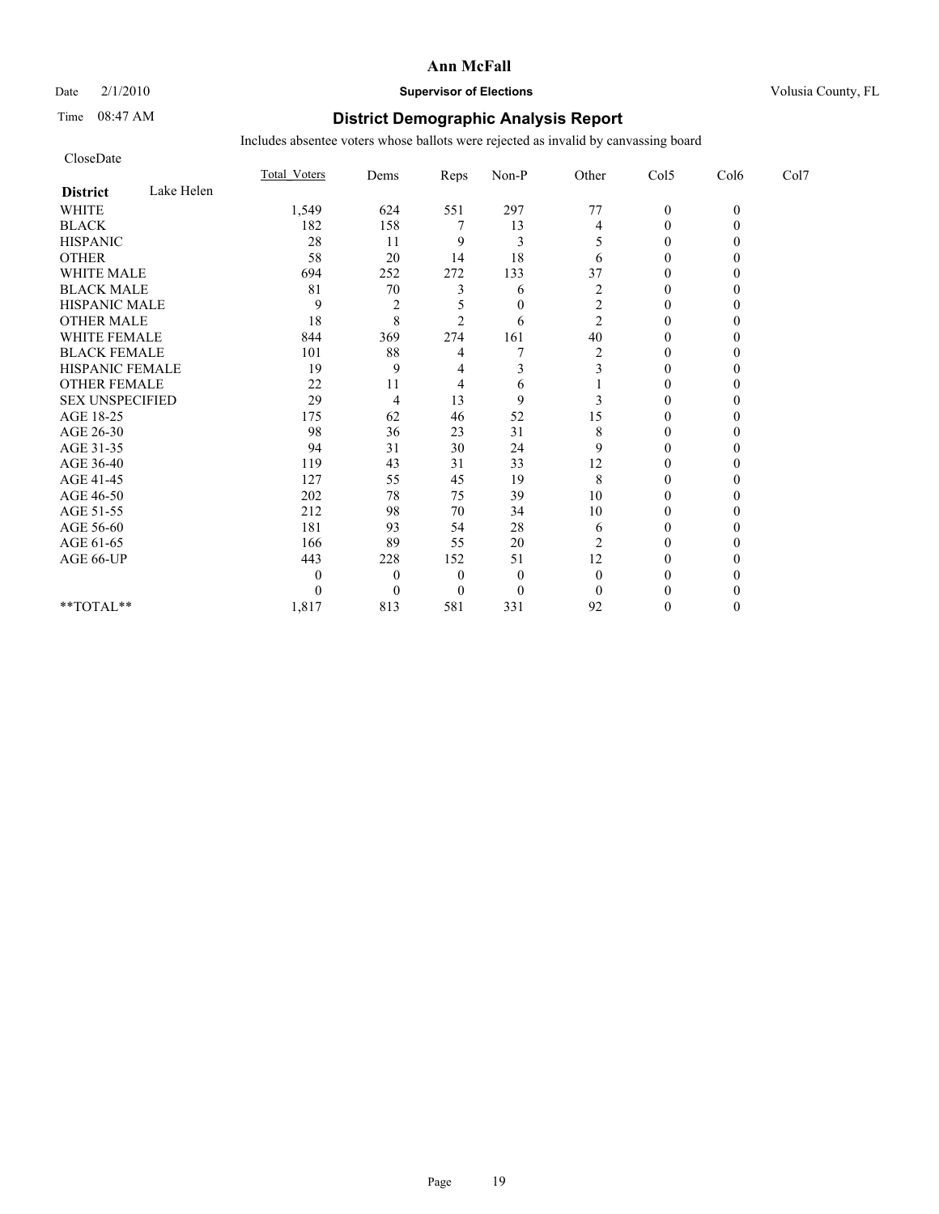# Ann McFall

Date 2/1/2010 **Supervisor of Elections** Volusia County, FL

Time 08:47 AM

## District Demographic Analysis Report

Includes absentee voters whose ballots were rejected as invalid by canvassing board

CloseDate

| District: Lake Helen | Total_Voters | Dems | Reps | Non-P | Other | Col5 | Col6 | Col7 |
|---|---|---|---|---|---|---|---|---|
| WHITE | 1,549 | 624 | 551 | 297 | 77 | 0 | 0 | |
| BLACK | 182 | 158 | 7 | 13 | 4 | 0 | 0 | |
| HISPANIC | 28 | 11 | 9 | 3 | 5 | 0 | 0 | |
| OTHER | 58 | 20 | 14 | 18 | 6 | 0 | 0 | |
| WHITE MALE | 694 | 252 | 272 | 133 | 37 | 0 | 0 | |
| BLACK MALE | 81 | 70 | 3 | 6 | 2 | 0 | 0 | |
| HISPANIC MALE | 9 | 2 | 5 | 0 | 2 | 0 | 0 | |
| OTHER MALE | 18 | 8 | 2 | 6 | 2 | 0 | 0 | |
| WHITE FEMALE | 844 | 369 | 274 | 161 | 40 | 0 | 0 | |
| BLACK FEMALE | 101 | 88 | 4 | 7 | 2 | 0 | 0 | |
| HISPANIC FEMALE | 19 | 9 | 4 | 3 | 3 | 0 | 0 | |
| OTHER FEMALE | 22 | 11 | 4 | 6 | 1 | 0 | 0 | |
| SEX UNSPECIFIED | 29 | 4 | 13 | 9 | 3 | 0 | 0 | |
| AGE 18-25 | 175 | 62 | 46 | 52 | 15 | 0 | 0 | |
| AGE 26-30 | 98 | 36 | 23 | 31 | 8 | 0 | 0 | |
| AGE 31-35 | 94 | 31 | 30 | 24 | 9 | 0 | 0 | |
| AGE 36-40 | 119 | 43 | 31 | 33 | 12 | 0 | 0 | |
| AGE 41-45 | 127 | 55 | 45 | 19 | 8 | 0 | 0 | |
| AGE 46-50 | 202 | 78 | 75 | 39 | 10 | 0 | 0 | |
| AGE 51-55 | 212 | 98 | 70 | 34 | 10 | 0 | 0 | |
| AGE 56-60 | 181 | 93 | 54 | 28 | 6 | 0 | 0 | |
| AGE 61-65 | 166 | 89 | 55 | 20 | 2 | 0 | 0 | |
| AGE 66-UP | 443 | 228 | 152 | 51 | 12 | 0 | 0 | |
| | 0 | 0 | 0 | 0 | 0 | 0 | 0 | |
| | 0 | 0 | 0 | 0 | 0 | 0 | 0 | |
| **TOTAL** | 1,817 | 813 | 581 | 331 | 92 | 0 | 0 | |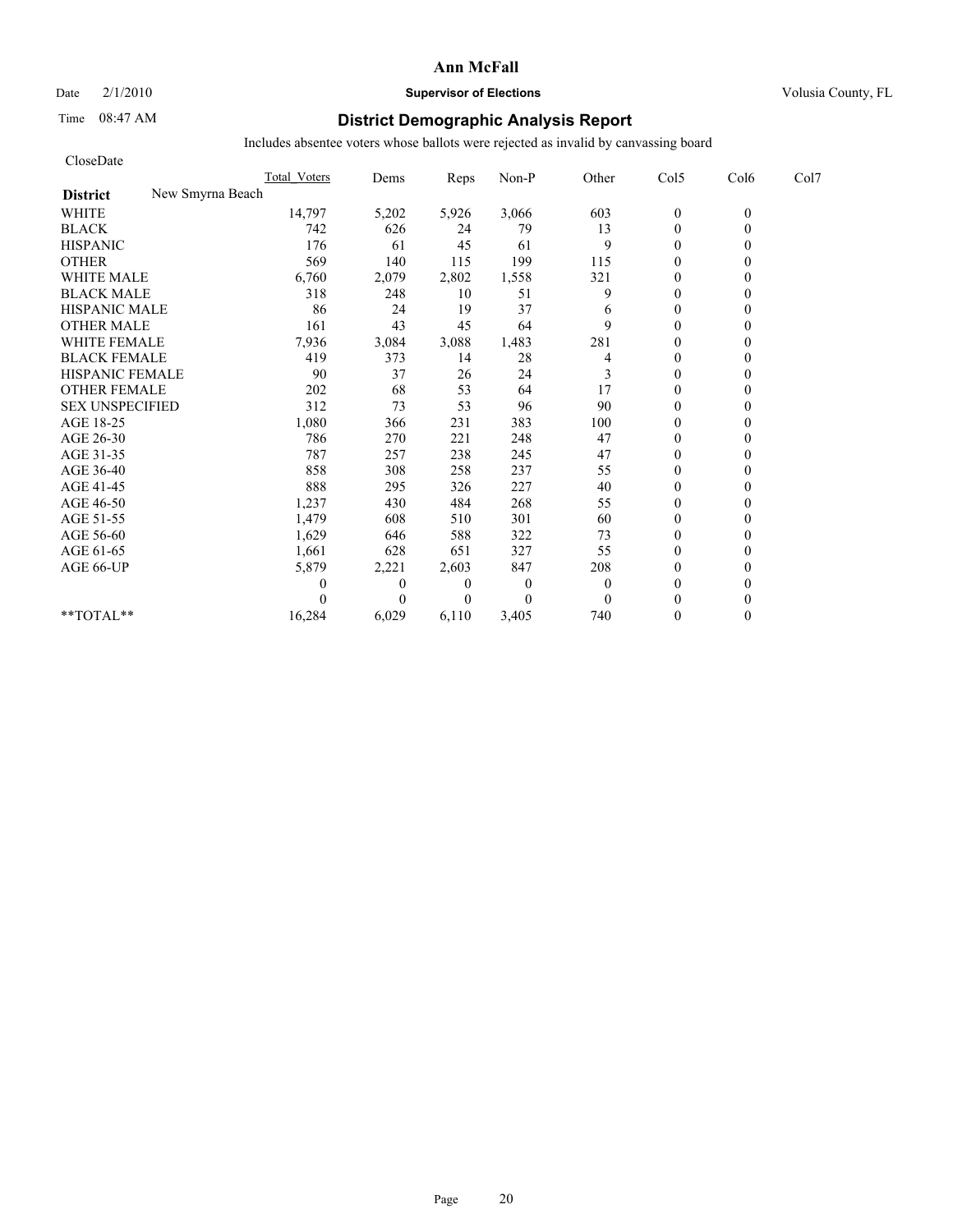**Ann McFall**

Date 2/1/2010 **Supervisor of Elections** Volusia County, FL

Time 08:47 AM

## District Demographic Analysis Report

Includes absentee voters whose ballots were rejected as invalid by canvassing board

CloseDate

| | Total_Voters | Dems | Reps | Non-P | Other | Col5 | Col6 | Col7 |
|---|---|---|---|---|---|---|---|---|
| **District** New Smyrna Beach | | | | | | | | |
| WHITE | 14,797 | 5,202 | 5,926 | 3,066 | 603 | 0 | 0 | |
| BLACK | 742 | 626 | 24 | 79 | 13 | 0 | 0 | |
| HISPANIC | 176 | 61 | 45 | 61 | 9 | 0 | 0 | |
| OTHER | 569 | 140 | 115 | 199 | 115 | 0 | 0 | |
| WHITE MALE | 6,760 | 2,079 | 2,802 | 1,558 | 321 | 0 | 0 | |
| BLACK MALE | 318 | 248 | 10 | 51 | 9 | 0 | 0 | |
| HISPANIC MALE | 86 | 24 | 19 | 37 | 6 | 0 | 0 | |
| OTHER MALE | 161 | 43 | 45 | 64 | 9 | 0 | 0 | |
| WHITE FEMALE | 7,936 | 3,084 | 3,088 | 1,483 | 281 | 0 | 0 | |
| BLACK FEMALE | 419 | 373 | 14 | 28 | 4 | 0 | 0 | |
| HISPANIC FEMALE | 90 | 37 | 26 | 24 | 3 | 0 | 0 | |
| OTHER FEMALE | 202 | 68 | 53 | 64 | 17 | 0 | 0 | |
| SEX UNSPECIFIED | 312 | 73 | 53 | 96 | 90 | 0 | 0 | |
| AGE 18-25 | 1,080 | 366 | 231 | 383 | 100 | 0 | 0 | |
| AGE 26-30 | 786 | 270 | 221 | 248 | 47 | 0 | 0 | |
| AGE 31-35 | 787 | 257 | 238 | 245 | 47 | 0 | 0 | |
| AGE 36-40 | 858 | 308 | 258 | 237 | 55 | 0 | 0 | |
| AGE 41-45 | 888 | 295 | 326 | 227 | 40 | 0 | 0 | |
| AGE 46-50 | 1,237 | 430 | 484 | 268 | 55 | 0 | 0 | |
| AGE 51-55 | 1,479 | 608 | 510 | 301 | 60 | 0 | 0 | |
| AGE 56-60 | 1,629 | 646 | 588 | 322 | 73 | 0 | 0 | |
| AGE 61-65 | 1,661 | 628 | 651 | 327 | 55 | 0 | 0 | |
| AGE 66-UP | 5,879 | 2,221 | 2,603 | 847 | 208 | 0 | 0 | |
| | 0 | 0 | 0 | 0 | 0 | 0 | 0 | |
| | 0 | 0 | 0 | 0 | 0 | 0 | 0 | |
| **TOTAL** | 16,284 | 6,029 | 6,110 | 3,405 | 740 | 0 | 0 | |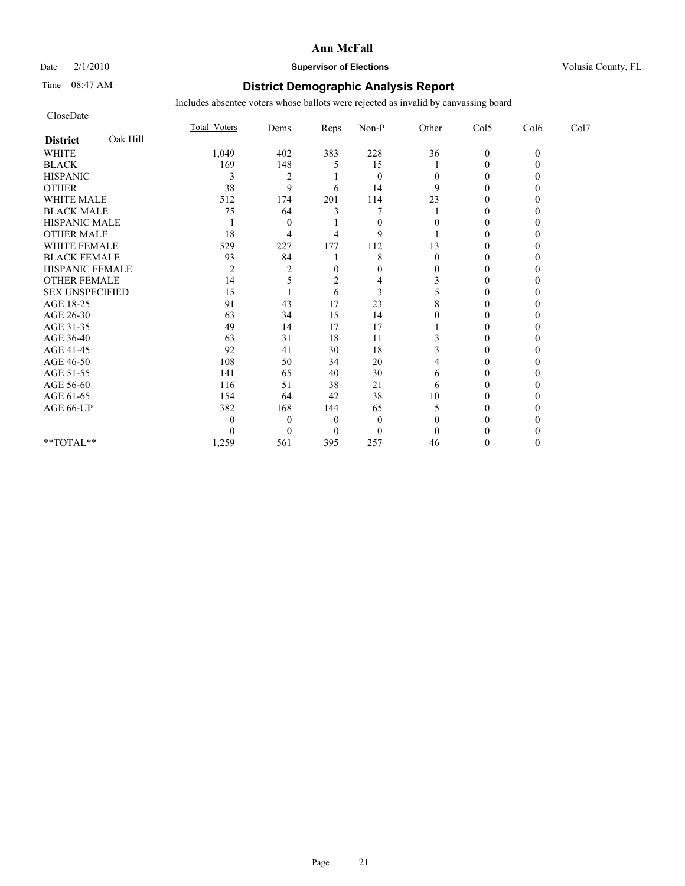# Ann McFall

Date 2/1/2010 **Supervisor of Elections** Volusia County, FL

Time 08:47 AM

## District Demographic Analysis Report

Includes absentee voters whose ballots were rejected as invalid by canvassing board

CloseDate

| **District** Oak Hill | Total_Voters | Dems | Reps | Non-P | Other | Col5 | Col6 | Col7 |
|---|---|---|---|---|---|---|---|---|
| WHITE | 1,049 | 402 | 383 | 228 | 36 | 0 | 0 | |
| BLACK | 169 | 148 | 5 | 15 | 1 | 0 | 0 | |
| HISPANIC | 3 | 2 | 1 | 0 | 0 | 0 | 0 | |
| OTHER | 38 | 9 | 6 | 14 | 9 | 0 | 0 | |
| WHITE MALE | 512 | 174 | 201 | 114 | 23 | 0 | 0 | |
| BLACK MALE | 75 | 64 | 3 | 7 | 1 | 0 | 0 | |
| HISPANIC MALE | 1 | 0 | 1 | 0 | 0 | 0 | 0 | |
| OTHER MALE | 18 | 4 | 4 | 9 | 1 | 0 | 0 | |
| WHITE FEMALE | 529 | 227 | 177 | 112 | 13 | 0 | 0 | |
| BLACK FEMALE | 93 | 84 | 1 | 8 | 0 | 0 | 0 | |
| HISPANIC FEMALE | 2 | 2 | 0 | 0 | 0 | 0 | 0 | |
| OTHER FEMALE | 14 | 5 | 2 | 4 | 3 | 0 | 0 | |
| SEX UNSPECIFIED | 15 | 1 | 6 | 3 | 5 | 0 | 0 | |
| AGE 18-25 | 91 | 43 | 17 | 23 | 8 | 0 | 0 | |
| AGE 26-30 | 63 | 34 | 15 | 14 | 0 | 0 | 0 | |
| AGE 31-35 | 49 | 14 | 17 | 17 | 1 | 0 | 0 | |
| AGE 36-40 | 63 | 31 | 18 | 11 | 3 | 0 | 0 | |
| AGE 41-45 | 92 | 41 | 30 | 18 | 3 | 0 | 0 | |
| AGE 46-50 | 108 | 50 | 34 | 20 | 4 | 0 | 0 | |
| AGE 51-55 | 141 | 65 | 40 | 30 | 6 | 0 | 0 | |
| AGE 56-60 | 116 | 51 | 38 | 21 | 6 | 0 | 0 | |
| AGE 61-65 | 154 | 64 | 42 | 38 | 10 | 0 | 0 | |
| AGE 66-UP | 382 | 168 | 144 | 65 | 5 | 0 | 0 | |
| | 0 | 0 | 0 | 0 | 0 | 0 | 0 | |
| | 0 | 0 | 0 | 0 | 0 | 0 | 0 | |
| **TOTAL** | 1,259 | 561 | 395 | 257 | 46 | 0 | 0 | |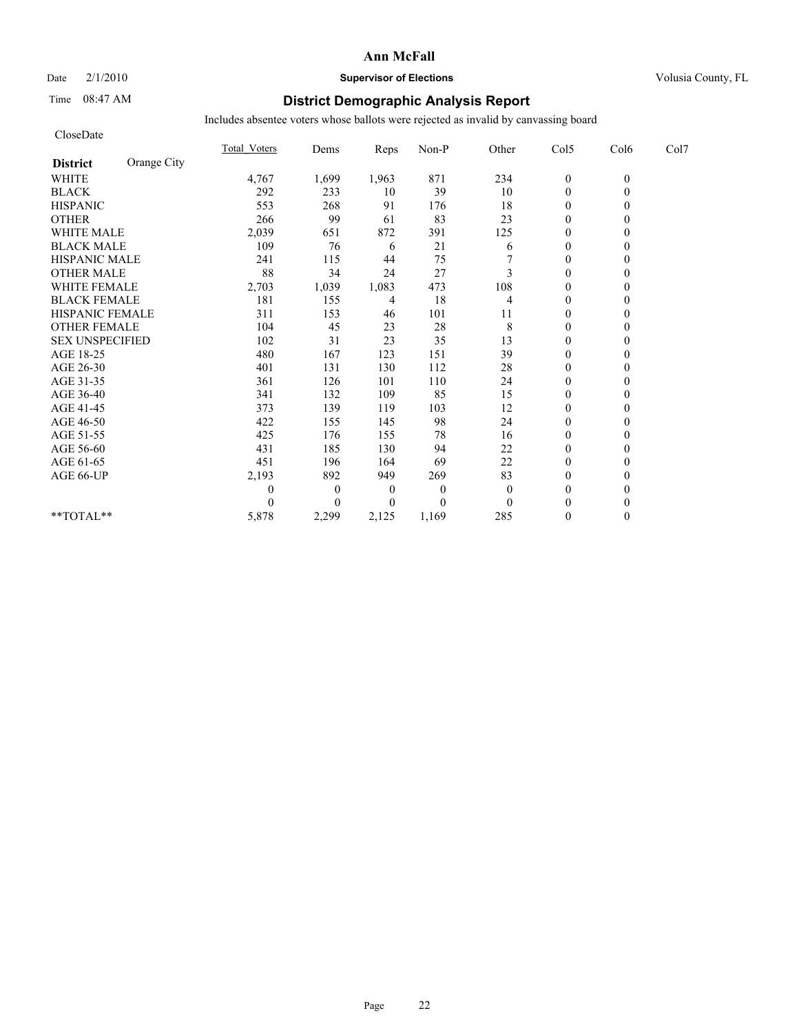# Ann McFall

Date 2/1/2010 **Supervisor of Elections** Volusia County, FL

Time 08:47 AM

## District Demographic Analysis Report

Includes absentee voters whose ballots were rejected as invalid by canvassing board

CloseDate

| **District** Orange City | Total_Voters | Dems | Reps | Non-P | Other | Col5 | Col6 | Col7 |
|---|---|---|---|---|---|---|---|---|
| WHITE | 4,767 | 1,699 | 1,963 | 871 | 234 | 0 | 0 | |
| BLACK | 292 | 233 | 10 | 39 | 10 | 0 | 0 | |
| HISPANIC | 553 | 268 | 91 | 176 | 18 | 0 | 0 | |
| OTHER | 266 | 99 | 61 | 83 | 23 | 0 | 0 | |
| WHITE MALE | 2,039 | 651 | 872 | 391 | 125 | 0 | 0 | |
| BLACK MALE | 109 | 76 | 6 | 21 | 6 | 0 | 0 | |
| HISPANIC MALE | 241 | 115 | 44 | 75 | 7 | 0 | 0 | |
| OTHER MALE | 88 | 34 | 24 | 27 | 3 | 0 | 0 | |
| WHITE FEMALE | 2,703 | 1,039 | 1,083 | 473 | 108 | 0 | 0 | |
| BLACK FEMALE | 181 | 155 | 4 | 18 | 4 | 0 | 0 | |
| HISPANIC FEMALE | 311 | 153 | 46 | 101 | 11 | 0 | 0 | |
| OTHER FEMALE | 104 | 45 | 23 | 28 | 8 | 0 | 0 | |
| SEX UNSPECIFIED | 102 | 31 | 23 | 35 | 13 | 0 | 0 | |
| AGE 18-25 | 480 | 167 | 123 | 151 | 39 | 0 | 0 | |
| AGE 26-30 | 401 | 131 | 130 | 112 | 28 | 0 | 0 | |
| AGE 31-35 | 361 | 126 | 101 | 110 | 24 | 0 | 0 | |
| AGE 36-40 | 341 | 132 | 109 | 85 | 15 | 0 | 0 | |
| AGE 41-45 | 373 | 139 | 119 | 103 | 12 | 0 | 0 | |
| AGE 46-50 | 422 | 155 | 145 | 98 | 24 | 0 | 0 | |
| AGE 51-55 | 425 | 176 | 155 | 78 | 16 | 0 | 0 | |
| AGE 56-60 | 431 | 185 | 130 | 94 | 22 | 0 | 0 | |
| AGE 61-65 | 451 | 196 | 164 | 69 | 22 | 0 | 0 | |
| AGE 66-UP | 2,193 | 892 | 949 | 269 | 83 | 0 | 0 | |
| | 0 | 0 | 0 | 0 | 0 | 0 | 0 | |
| | 0 | 0 | 0 | 0 | 0 | 0 | 0 | |
| **TOTAL** | 5,878 | 2,299 | 2,125 | 1,169 | 285 | 0 | 0 | |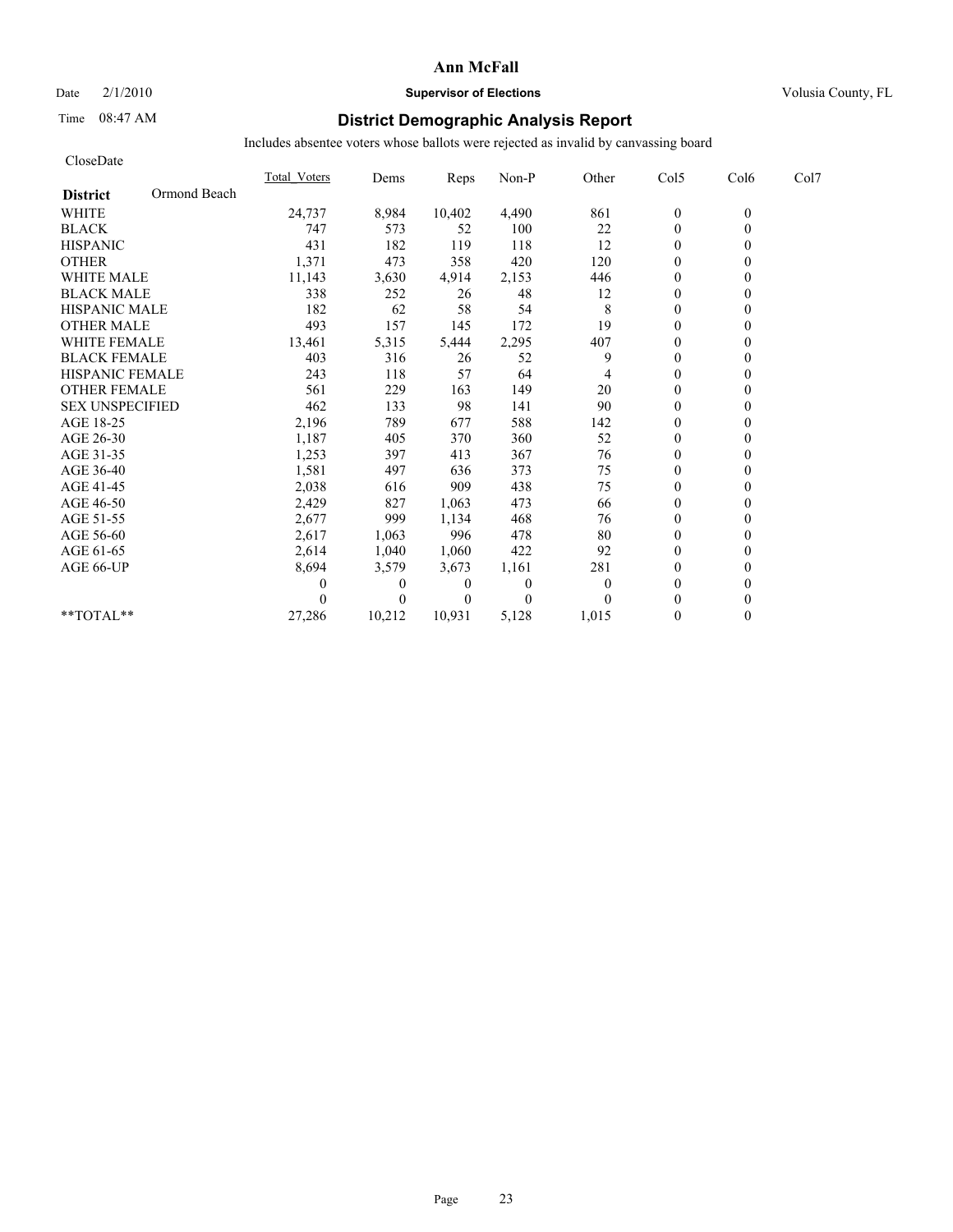# Ann McFall

Date 2/1/2010 **Supervisor of Elections** Volusia County, FL

Time 08:47 AM

## District Demographic Analysis Report

Includes absentee voters whose ballots were rejected as invalid by canvassing board

CloseDate

| **District** Ormond Beach | Total_Voters | Dems | Reps | Non-P | Other | Col5 | Col6 | Col7 |
|---|---|---|---|---|---|---|---|---|
| WHITE | 24,737 | 8,984 | 10,402 | 4,490 | 861 | 0 | 0 | |
| BLACK | 747 | 573 | 52 | 100 | 22 | 0 | 0 | |
| HISPANIC | 431 | 182 | 119 | 118 | 12 | 0 | 0 | |
| OTHER | 1,371 | 473 | 358 | 420 | 120 | 0 | 0 | |
| WHITE MALE | 11,143 | 3,630 | 4,914 | 2,153 | 446 | 0 | 0 | |
| BLACK MALE | 338 | 252 | 26 | 48 | 12 | 0 | 0 | |
| HISPANIC MALE | 182 | 62 | 58 | 54 | 8 | 0 | 0 | |
| OTHER MALE | 493 | 157 | 145 | 172 | 19 | 0 | 0 | |
| WHITE FEMALE | 13,461 | 5,315 | 5,444 | 2,295 | 407 | 0 | 0 | |
| BLACK FEMALE | 403 | 316 | 26 | 52 | 9 | 0 | 0 | |
| HISPANIC FEMALE | 243 | 118 | 57 | 64 | 4 | 0 | 0 | |
| OTHER FEMALE | 561 | 229 | 163 | 149 | 20 | 0 | 0 | |
| SEX UNSPECIFIED | 462 | 133 | 98 | 141 | 90 | 0 | 0 | |
| AGE 18-25 | 2,196 | 789 | 677 | 588 | 142 | 0 | 0 | |
| AGE 26-30 | 1,187 | 405 | 370 | 360 | 52 | 0 | 0 | |
| AGE 31-35 | 1,253 | 397 | 413 | 367 | 76 | 0 | 0 | |
| AGE 36-40 | 1,581 | 497 | 636 | 373 | 75 | 0 | 0 | |
| AGE 41-45 | 2,038 | 616 | 909 | 438 | 75 | 0 | 0 | |
| AGE 46-50 | 2,429 | 827 | 1,063 | 473 | 66 | 0 | 0 | |
| AGE 51-55 | 2,677 | 999 | 1,134 | 468 | 76 | 0 | 0 | |
| AGE 56-60 | 2,617 | 1,063 | 996 | 478 | 80 | 0 | 0 | |
| AGE 61-65 | 2,614 | 1,040 | 1,060 | 422 | 92 | 0 | 0 | |
| AGE 66-UP | 8,694 | 3,579 | 3,673 | 1,161 | 281 | 0 | 0 | |
| | 0 | 0 | 0 | 0 | 0 | 0 | 0 | |
| | 0 | 0 | 0 | 0 | 0 | 0 | 0 | |
| **TOTAL** | 27,286 | 10,212 | 10,931 | 5,128 | 1,015 | 0 | 0 | |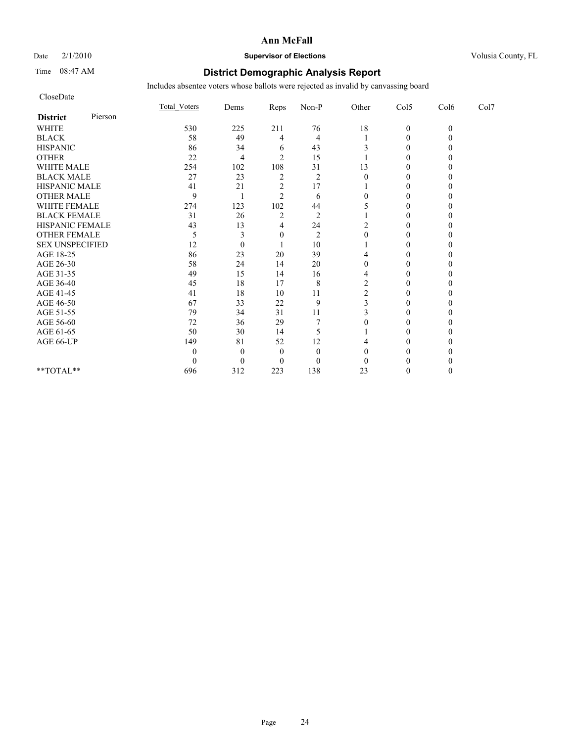# Ann McFall

Date 2/1/2010 **Supervisor of Elections** Volusia County, FL

Time 08:47 AM

## District Demographic Analysis Report

Includes absentee voters whose ballots were rejected as invalid by canvassing board

CloseDate

| **District** Pierson | Total_Voters | Dems | Reps | Non-P | Other | Col5 | Col6 | Col7 |
|---|---|---|---|---|---|---|---|---|
| WHITE | 530 | 225 | 211 | 76 | 18 | 0 | 0 | |
| BLACK | 58 | 49 | 4 | 4 | 1 | 0 | 0 | |
| HISPANIC | 86 | 34 | 6 | 43 | 3 | 0 | 0 | |
| OTHER | 22 | 4 | 2 | 15 | 1 | 0 | 0 | |
| WHITE MALE | 254 | 102 | 108 | 31 | 13 | 0 | 0 | |
| BLACK MALE | 27 | 23 | 2 | 2 | 0 | 0 | 0 | |
| HISPANIC MALE | 41 | 21 | 2 | 17 | 1 | 0 | 0 | |
| OTHER MALE | 9 | 1 | 2 | 6 | 0 | 0 | 0 | |
| WHITE FEMALE | 274 | 123 | 102 | 44 | 5 | 0 | 0 | |
| BLACK FEMALE | 31 | 26 | 2 | 2 | 1 | 0 | 0 | |
| HISPANIC FEMALE | 43 | 13 | 4 | 24 | 2 | 0 | 0 | |
| OTHER FEMALE | 5 | 3 | 0 | 2 | 0 | 0 | 0 | |
| SEX UNSPECIFIED | 12 | 0 | 1 | 10 | 1 | 0 | 0 | |
| AGE 18-25 | 86 | 23 | 20 | 39 | 4 | 0 | 0 | |
| AGE 26-30 | 58 | 24 | 14 | 20 | 0 | 0 | 0 | |
| AGE 31-35 | 49 | 15 | 14 | 16 | 4 | 0 | 0 | |
| AGE 36-40 | 45 | 18 | 17 | 8 | 2 | 0 | 0 | |
| AGE 41-45 | 41 | 18 | 10 | 11 | 2 | 0 | 0 | |
| AGE 46-50 | 67 | 33 | 22 | 9 | 3 | 0 | 0 | |
| AGE 51-55 | 79 | 34 | 31 | 11 | 3 | 0 | 0 | |
| AGE 56-60 | 72 | 36 | 29 | 7 | 0 | 0 | 0 | |
| AGE 61-65 | 50 | 30 | 14 | 5 | 1 | 0 | 0 | |
| AGE 66-UP | 149 | 81 | 52 | 12 | 4 | 0 | 0 | |
| | 0 | 0 | 0 | 0 | 0 | 0 | 0 | |
| | 0 | 0 | 0 | 0 | 0 | 0 | 0 | |
| **TOTAL** | 696 | 312 | 223 | 138 | 23 | 0 | 0 | |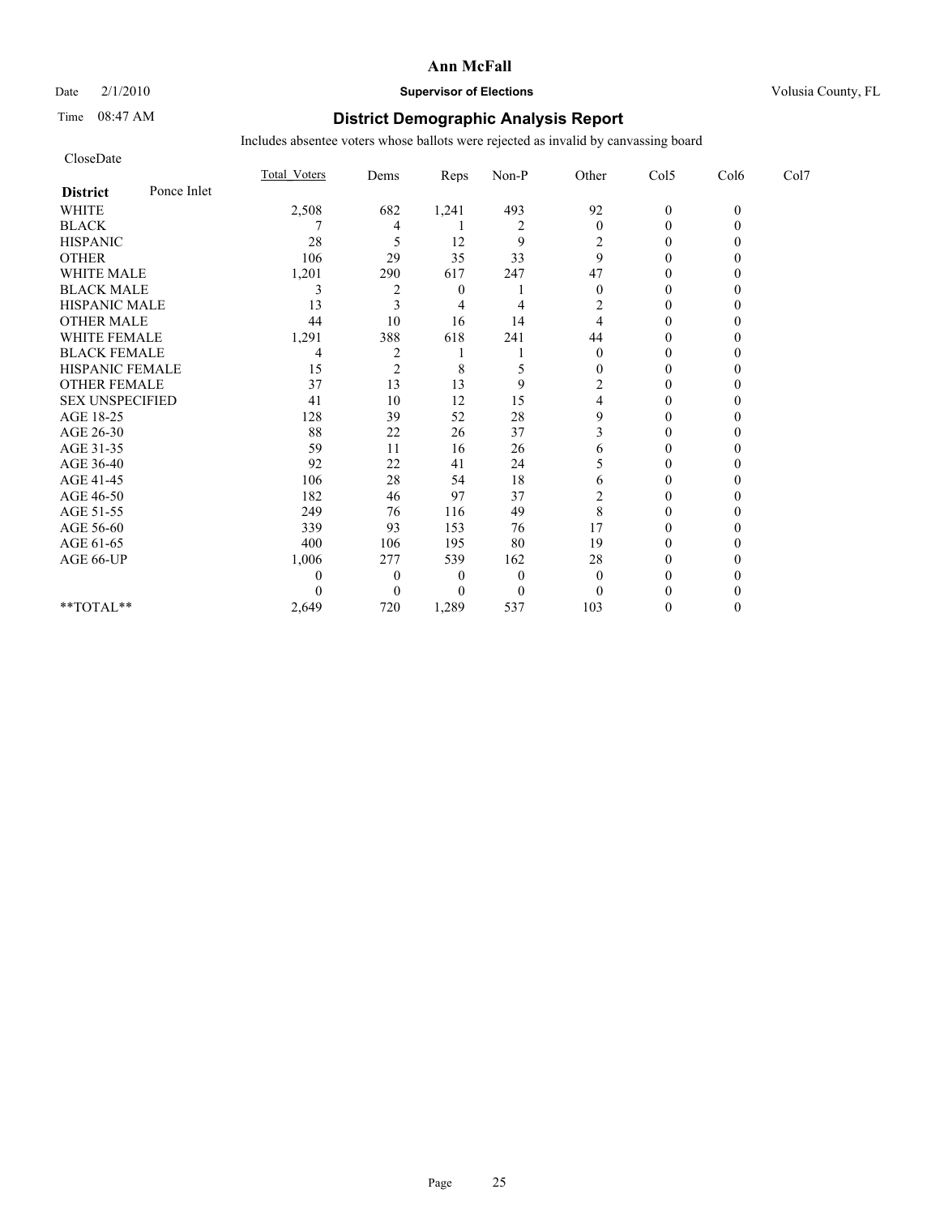# Ann McFall

Date 2/1/2010 **Supervisor of Elections** Volusia County, FL

Time 08:47 AM

## District Demographic Analysis Report

Includes absentee voters whose ballots were rejected as invalid by canvassing board

CloseDate

| **District** Ponce Inlet | Total_Voters | Dems | Reps | Non-P | Other | Col5 | Col6 | Col7 |
|---|---|---|---|---|---|---|---|---|
| WHITE | 2,508 | 682 | 1,241 | 493 | 92 | 0 | 0 | |
| BLACK | 7 | 4 | 1 | 2 | 0 | 0 | 0 | |
| HISPANIC | 28 | 5 | 12 | 9 | 2 | 0 | 0 | |
| OTHER | 106 | 29 | 35 | 33 | 9 | 0 | 0 | |
| WHITE MALE | 1,201 | 290 | 617 | 247 | 47 | 0 | 0 | |
| BLACK MALE | 3 | 2 | 0 | 1 | 0 | 0 | 0 | |
| HISPANIC MALE | 13 | 3 | 4 | 4 | 2 | 0 | 0 | |
| OTHER MALE | 44 | 10 | 16 | 14 | 4 | 0 | 0 | |
| WHITE FEMALE | 1,291 | 388 | 618 | 241 | 44 | 0 | 0 | |
| BLACK FEMALE | 4 | 2 | 1 | 1 | 0 | 0 | 0 | |
| HISPANIC FEMALE | 15 | 2 | 8 | 5 | 0 | 0 | 0 | |
| OTHER FEMALE | 37 | 13 | 13 | 9 | 2 | 0 | 0 | |
| SEX UNSPECIFIED | 41 | 10 | 12 | 15 | 4 | 0 | 0 | |
| AGE 18-25 | 128 | 39 | 52 | 28 | 9 | 0 | 0 | |
| AGE 26-30 | 88 | 22 | 26 | 37 | 3 | 0 | 0 | |
| AGE 31-35 | 59 | 11 | 16 | 26 | 6 | 0 | 0 | |
| AGE 36-40 | 92 | 22 | 41 | 24 | 5 | 0 | 0 | |
| AGE 41-45 | 106 | 28 | 54 | 18 | 6 | 0 | 0 | |
| AGE 46-50 | 182 | 46 | 97 | 37 | 2 | 0 | 0 | |
| AGE 51-55 | 249 | 76 | 116 | 49 | 8 | 0 | 0 | |
| AGE 56-60 | 339 | 93 | 153 | 76 | 17 | 0 | 0 | |
| AGE 61-65 | 400 | 106 | 195 | 80 | 19 | 0 | 0 | |
| AGE 66-UP | 1,006 | 277 | 539 | 162 | 28 | 0 | 0 | |
| | 0 | 0 | 0 | 0 | 0 | 0 | 0 | |
| | 0 | 0 | 0 | 0 | 0 | 0 | 0 | |
| **TOTAL** | 2,649 | 720 | 1,289 | 537 | 103 | 0 | 0 | |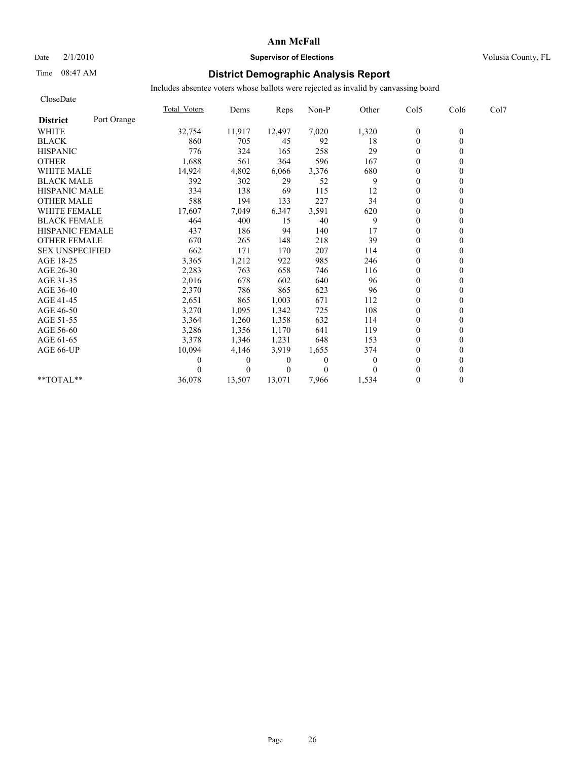Ann McFall

Date 2/1/2010 **Supervisor of Elections** Volusia County, FL

Time 08:47 AM

## District Demographic Analysis Report

Includes absentee voters whose ballots were rejected as invalid by canvassing board

CloseDate

| **District** Port Orange | Total_Voters | Dems | Reps | Non-P | Other | Col5 | Col6 | Col7 |
|---|---|---|---|---|---|---|---|---|
| WHITE | 32,754 | 11,917 | 12,497 | 7,020 | 1,320 | 0 | 0 | |
| BLACK | 860 | 705 | 45 | 92 | 18 | 0 | 0 | |
| HISPANIC | 776 | 324 | 165 | 258 | 29 | 0 | 0 | |
| OTHER | 1,688 | 561 | 364 | 596 | 167 | 0 | 0 | |
| WHITE MALE | 14,924 | 4,802 | 6,066 | 3,376 | 680 | 0 | 0 | |
| BLACK MALE | 392 | 302 | 29 | 52 | 9 | 0 | 0 | |
| HISPANIC MALE | 334 | 138 | 69 | 115 | 12 | 0 | 0 | |
| OTHER MALE | 588 | 194 | 133 | 227 | 34 | 0 | 0 | |
| WHITE FEMALE | 17,607 | 7,049 | 6,347 | 3,591 | 620 | 0 | 0 | |
| BLACK FEMALE | 464 | 400 | 15 | 40 | 9 | 0 | 0 | |
| HISPANIC FEMALE | 437 | 186 | 94 | 140 | 17 | 0 | 0 | |
| OTHER FEMALE | 670 | 265 | 148 | 218 | 39 | 0 | 0 | |
| SEX UNSPECIFIED | 662 | 171 | 170 | 207 | 114 | 0 | 0 | |
| AGE 18-25 | 3,365 | 1,212 | 922 | 985 | 246 | 0 | 0 | |
| AGE 26-30 | 2,283 | 763 | 658 | 746 | 116 | 0 | 0 | |
| AGE 31-35 | 2,016 | 678 | 602 | 640 | 96 | 0 | 0 | |
| AGE 36-40 | 2,370 | 786 | 865 | 623 | 96 | 0 | 0 | |
| AGE 41-45 | 2,651 | 865 | 1,003 | 671 | 112 | 0 | 0 | |
| AGE 46-50 | 3,270 | 1,095 | 1,342 | 725 | 108 | 0 | 0 | |
| AGE 51-55 | 3,364 | 1,260 | 1,358 | 632 | 114 | 0 | 0 | |
| AGE 56-60 | 3,286 | 1,356 | 1,170 | 641 | 119 | 0 | 0 | |
| AGE 61-65 | 3,378 | 1,346 | 1,231 | 648 | 153 | 0 | 0 | |
| AGE 66-UP | 10,094 | 4,146 | 3,919 | 1,655 | 374 | 0 | 0 | |
| | 0 | 0 | 0 | 0 | 0 | 0 | 0 | |
| | 0 | 0 | 0 | 0 | 0 | 0 | 0 | |
| **TOTAL** | 36,078 | 13,507 | 13,071 | 7,966 | 1,534 | 0 | 0 | |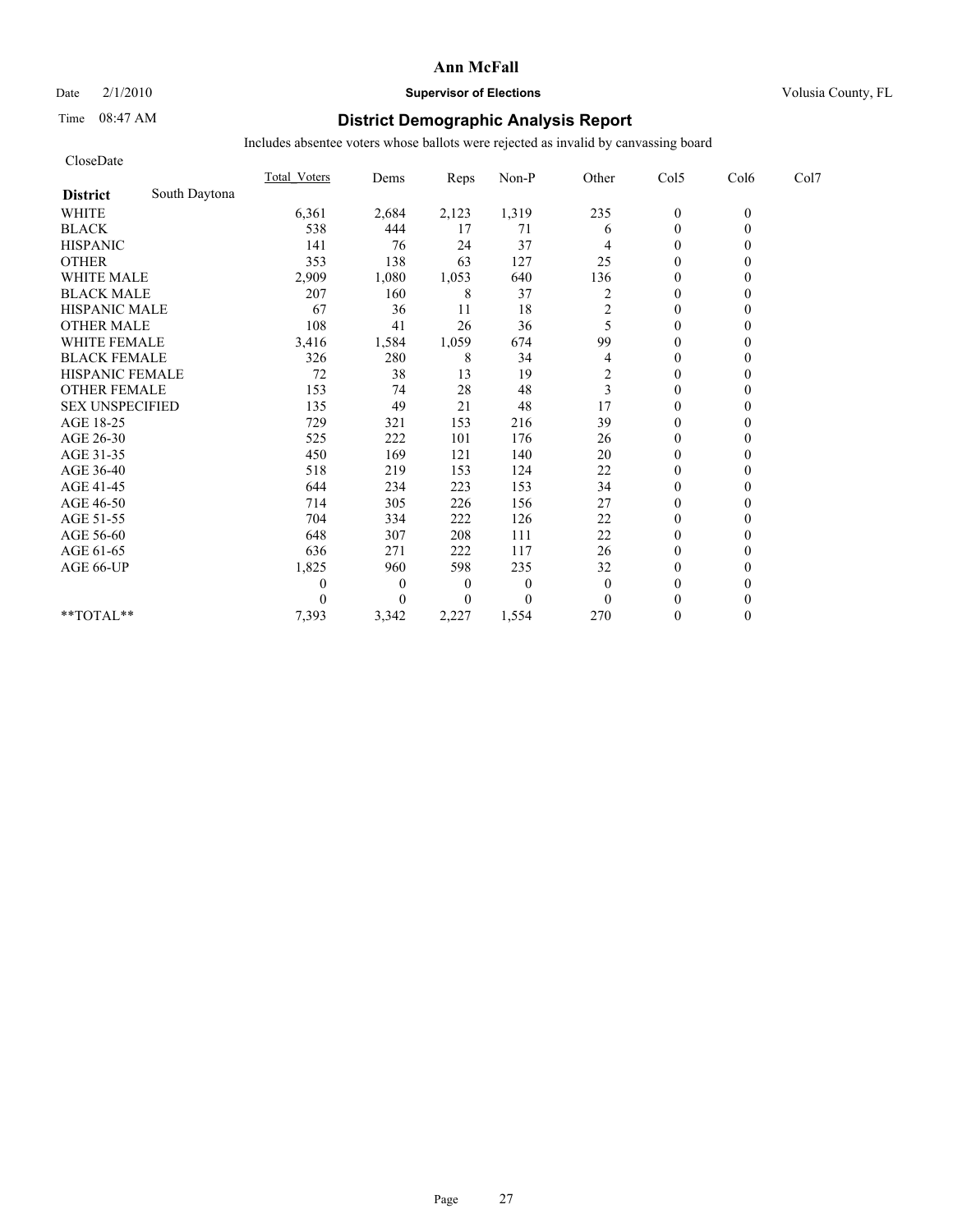# Ann McFall

Date 2/1/2010 **Supervisor of Elections** Volusia County, FL

Time 08:47 AM

## District Demographic Analysis Report

Includes absentee voters whose ballots were rejected as invalid by canvassing board

CloseDate

| | Total_Voters | Dems | Reps | Non-P | Other | Col5 | Col6 | Col7 |
|---|---|---|---|---|---|---|---|---|
| **District** South Daytona | | | | | | | | |
| WHITE | 6,361 | 2,684 | 2,123 | 1,319 | 235 | 0 | 0 | |
| BLACK | 538 | 444 | 17 | 71 | 6 | 0 | 0 | |
| HISPANIC | 141 | 76 | 24 | 37 | 4 | 0 | 0 | |
| OTHER | 353 | 138 | 63 | 127 | 25 | 0 | 0 | |
| WHITE MALE | 2,909 | 1,080 | 1,053 | 640 | 136 | 0 | 0 | |
| BLACK MALE | 207 | 160 | 8 | 37 | 2 | 0 | 0 | |
| HISPANIC MALE | 67 | 36 | 11 | 18 | 2 | 0 | 0 | |
| OTHER MALE | 108 | 41 | 26 | 36 | 5 | 0 | 0 | |
| WHITE FEMALE | 3,416 | 1,584 | 1,059 | 674 | 99 | 0 | 0 | |
| BLACK FEMALE | 326 | 280 | 8 | 34 | 4 | 0 | 0 | |
| HISPANIC FEMALE | 72 | 38 | 13 | 19 | 2 | 0 | 0 | |
| OTHER FEMALE | 153 | 74 | 28 | 48 | 3 | 0 | 0 | |
| SEX UNSPECIFIED | 135 | 49 | 21 | 48 | 17 | 0 | 0 | |
| AGE 18-25 | 729 | 321 | 153 | 216 | 39 | 0 | 0 | |
| AGE 26-30 | 525 | 222 | 101 | 176 | 26 | 0 | 0 | |
| AGE 31-35 | 450 | 169 | 121 | 140 | 20 | 0 | 0 | |
| AGE 36-40 | 518 | 219 | 153 | 124 | 22 | 0 | 0 | |
| AGE 41-45 | 644 | 234 | 223 | 153 | 34 | 0 | 0 | |
| AGE 46-50 | 714 | 305 | 226 | 156 | 27 | 0 | 0 | |
| AGE 51-55 | 704 | 334 | 222 | 126 | 22 | 0 | 0 | |
| AGE 56-60 | 648 | 307 | 208 | 111 | 22 | 0 | 0 | |
| AGE 61-65 | 636 | 271 | 222 | 117 | 26 | 0 | 0 | |
| AGE 66-UP | 1,825 | 960 | 598 | 235 | 32 | 0 | 0 | |
| | 0 | 0 | 0 | 0 | 0 | 0 | 0 | |
| | 0 | 0 | 0 | 0 | 0 | 0 | 0 | |
| **TOTAL** | 7,393 | 3,342 | 2,227 | 1,554 | 270 | 0 | 0 | |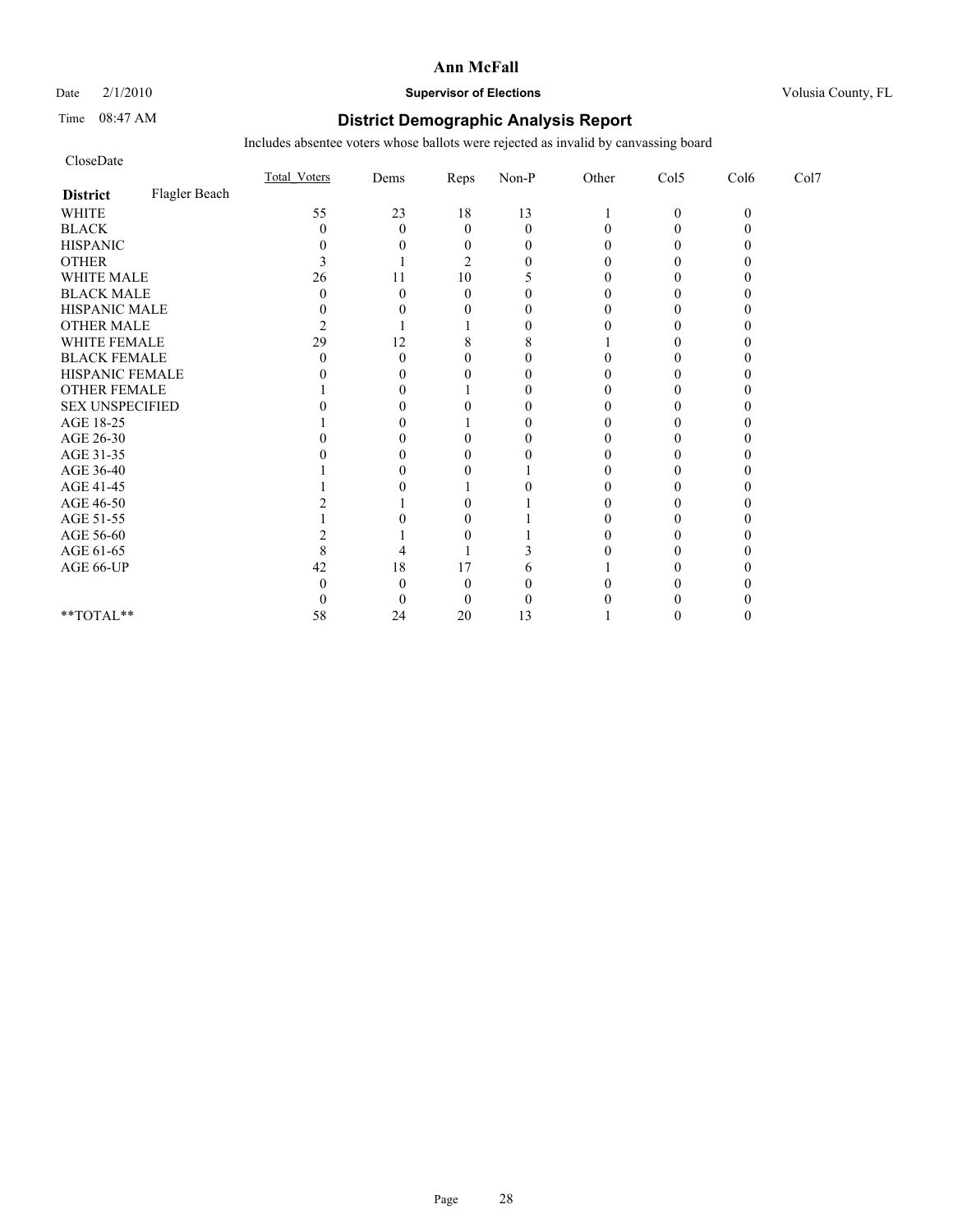**Ann McFall**

Date 2/1/2010 **Supervisor of Elections** Volusia County, FL

Time 08:47 AM

## District Demographic Analysis Report

Includes absentee voters whose ballots were rejected as invalid by canvassing board

CloseDate

| District | Flagler Beach | Total_Voters | Dems | Reps | Non-P | Other | Col5 | Col6 | Col7 |
|---|---|---|---|---|---|---|---|---|---|
| WHITE | | 55 | 23 | 18 | 13 | 1 | 0 | 0 | |
| BLACK | | 0 | 0 | 0 | 0 | 0 | 0 | 0 | |
| HISPANIC | | 0 | 0 | 0 | 0 | 0 | 0 | 0 | |
| OTHER | | 3 | 1 | 2 | 0 | 0 | 0 | 0 | |
| WHITE MALE | | 26 | 11 | 10 | 5 | 0 | 0 | 0 | |
| BLACK MALE | | 0 | 0 | 0 | 0 | 0 | 0 | 0 | |
| HISPANIC MALE | | 0 | 0 | 0 | 0 | 0 | 0 | 0 | |
| OTHER MALE | | 2 | 1 | 1 | 0 | 0 | 0 | 0 | |
| WHITE FEMALE | | 29 | 12 | 8 | 8 | 1 | 0 | 0 | |
| BLACK FEMALE | | 0 | 0 | 0 | 0 | 0 | 0 | 0 | |
| HISPANIC FEMALE | | 0 | 0 | 0 | 0 | 0 | 0 | 0 | |
| OTHER FEMALE | | 1 | 0 | 1 | 0 | 0 | 0 | 0 | |
| SEX UNSPECIFIED | | 0 | 0 | 0 | 0 | 0 | 0 | 0 | |
| AGE 18-25 | | 1 | 0 | 1 | 0 | 0 | 0 | 0 | |
| AGE 26-30 | | 0 | 0 | 0 | 0 | 0 | 0 | 0 | |
| AGE 31-35 | | 0 | 0 | 0 | 0 | 0 | 0 | 0 | |
| AGE 36-40 | | 1 | 0 | 0 | 1 | 0 | 0 | 0 | |
| AGE 41-45 | | 1 | 0 | 1 | 0 | 0 | 0 | 0 | |
| AGE 46-50 | | 2 | 1 | 0 | 1 | 0 | 0 | 0 | |
| AGE 51-55 | | 1 | 0 | 0 | 1 | 0 | 0 | 0 | |
| AGE 56-60 | | 2 | 1 | 0 | 1 | 0 | 0 | 0 | |
| AGE 61-65 | | 8 | 4 | 1 | 3 | 0 | 0 | 0 | |
| AGE 66-UP | | 42 | 18 | 17 | 6 | 1 | 0 | 0 | |
| | | 0 | 0 | 0 | 0 | 0 | 0 | 0 | |
| | | 0 | 0 | 0 | 0 | 0 | 0 | 0 | |
| **TOTAL** | | 58 | 24 | 20 | 13 | 1 | 0 | 0 | |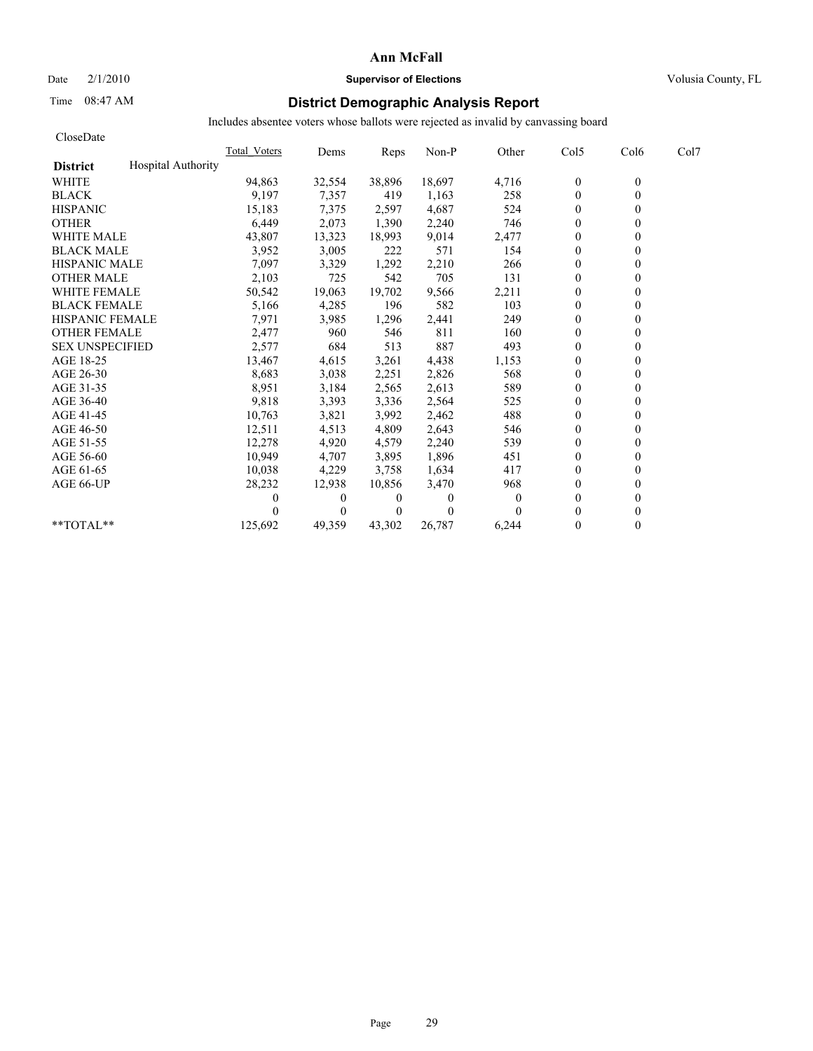**Ann McFall**

Date 2/1/2010 **Supervisor of Elections** Volusia County, FL

Time 08:47 AM

## District Demographic Analysis Report

Includes absentee voters whose ballots were rejected as invalid by canvassing board

CloseDate

| **District** Hospital Authority | Total_Voters | Dems | Reps | Non-P | Other | Col5 | Col6 | Col7 |
|---|---|---|---|---|---|---|---|---|
| WHITE | 94,863 | 32,554 | 38,896 | 18,697 | 4,716 | 0 | 0 | |
| BLACK | 9,197 | 7,357 | 419 | 1,163 | 258 | 0 | 0 | |
| HISPANIC | 15,183 | 7,375 | 2,597 | 4,687 | 524 | 0 | 0 | |
| OTHER | 6,449 | 2,073 | 1,390 | 2,240 | 746 | 0 | 0 | |
| WHITE MALE | 43,807 | 13,323 | 18,993 | 9,014 | 2,477 | 0 | 0 | |
| BLACK MALE | 3,952 | 3,005 | 222 | 571 | 154 | 0 | 0 | |
| HISPANIC MALE | 7,097 | 3,329 | 1,292 | 2,210 | 266 | 0 | 0 | |
| OTHER MALE | 2,103 | 725 | 542 | 705 | 131 | 0 | 0 | |
| WHITE FEMALE | 50,542 | 19,063 | 19,702 | 9,566 | 2,211 | 0 | 0 | |
| BLACK FEMALE | 5,166 | 4,285 | 196 | 582 | 103 | 0 | 0 | |
| HISPANIC FEMALE | 7,971 | 3,985 | 1,296 | 2,441 | 249 | 0 | 0 | |
| OTHER FEMALE | 2,477 | 960 | 546 | 811 | 160 | 0 | 0 | |
| SEX UNSPECIFIED | 2,577 | 684 | 513 | 887 | 493 | 0 | 0 | |
| AGE 18-25 | 13,467 | 4,615 | 3,261 | 4,438 | 1,153 | 0 | 0 | |
| AGE 26-30 | 8,683 | 3,038 | 2,251 | 2,826 | 568 | 0 | 0 | |
| AGE 31-35 | 8,951 | 3,184 | 2,565 | 2,613 | 589 | 0 | 0 | |
| AGE 36-40 | 9,818 | 3,393 | 3,336 | 2,564 | 525 | 0 | 0 | |
| AGE 41-45 | 10,763 | 3,821 | 3,992 | 2,462 | 488 | 0 | 0 | |
| AGE 46-50 | 12,511 | 4,513 | 4,809 | 2,643 | 546 | 0 | 0 | |
| AGE 51-55 | 12,278 | 4,920 | 4,579 | 2,240 | 539 | 0 | 0 | |
| AGE 56-60 | 10,949 | 4,707 | 3,895 | 1,896 | 451 | 0 | 0 | |
| AGE 61-65 | 10,038 | 4,229 | 3,758 | 1,634 | 417 | 0 | 0 | |
| AGE 66-UP | 28,232 | 12,938 | 10,856 | 3,470 | 968 | 0 | 0 | |
| | 0 | 0 | 0 | 0 | 0 | 0 | 0 | |
| | 0 | 0 | 0 | 0 | 0 | 0 | 0 | |
| **TOTAL** | 125,692 | 49,359 | 43,302 | 26,787 | 6,244 | 0 | 0 | |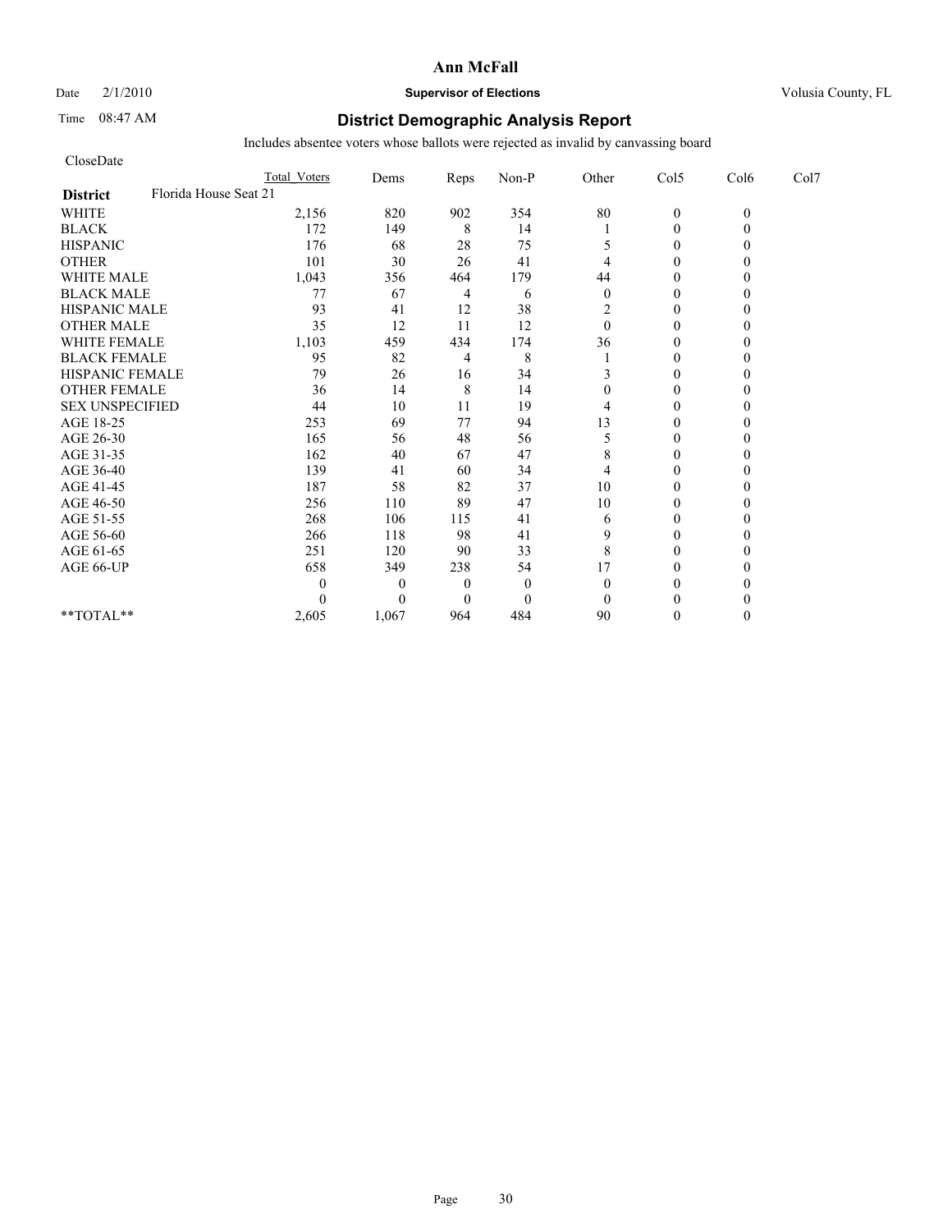# Ann McFall

Date 2/1/2010 **Supervisor of Elections** Volusia County, FL

Time 08:47 AM

## District Demographic Analysis Report

Includes absentee voters whose ballots were rejected as invalid by canvassing board

CloseDate

| **District** Florida House Seat 21 | Total Voters | Dems | Reps | Non-P | Other | Col5 | Col6 | Col7 |
|---|---|---|---|---|---|---|---|---|
| WHITE | 2,156 | 820 | 902 | 354 | 80 | 0 | 0 | |
| BLACK | 172 | 149 | 8 | 14 | 1 | 0 | 0 | |
| HISPANIC | 176 | 68 | 28 | 75 | 5 | 0 | 0 | |
| OTHER | 101 | 30 | 26 | 41 | 4 | 0 | 0 | |
| WHITE MALE | 1,043 | 356 | 464 | 179 | 44 | 0 | 0 | |
| BLACK MALE | 77 | 67 | 4 | 6 | 0 | 0 | 0 | |
| HISPANIC MALE | 93 | 41 | 12 | 38 | 2 | 0 | 0 | |
| OTHER MALE | 35 | 12 | 11 | 12 | 0 | 0 | 0 | |
| WHITE FEMALE | 1,103 | 459 | 434 | 174 | 36 | 0 | 0 | |
| BLACK FEMALE | 95 | 82 | 4 | 8 | 1 | 0 | 0 | |
| HISPANIC FEMALE | 79 | 26 | 16 | 34 | 3 | 0 | 0 | |
| OTHER FEMALE | 36 | 14 | 8 | 14 | 0 | 0 | 0 | |
| SEX UNSPECIFIED | 44 | 10 | 11 | 19 | 4 | 0 | 0 | |
| AGE 18-25 | 253 | 69 | 77 | 94 | 13 | 0 | 0 | |
| AGE 26-30 | 165 | 56 | 48 | 56 | 5 | 0 | 0 | |
| AGE 31-35 | 162 | 40 | 67 | 47 | 8 | 0 | 0 | |
| AGE 36-40 | 139 | 41 | 60 | 34 | 4 | 0 | 0 | |
| AGE 41-45 | 187 | 58 | 82 | 37 | 10 | 0 | 0 | |
| AGE 46-50 | 256 | 110 | 89 | 47 | 10 | 0 | 0 | |
| AGE 51-55 | 268 | 106 | 115 | 41 | 6 | 0 | 0 | |
| AGE 56-60 | 266 | 118 | 98 | 41 | 9 | 0 | 0 | |
| AGE 61-65 | 251 | 120 | 90 | 33 | 8 | 0 | 0 | |
| AGE 66-UP | 658 | 349 | 238 | 54 | 17 | 0 | 0 | |
| | 0 | 0 | 0 | 0 | 0 | 0 | 0 | |
| | 0 | 0 | 0 | 0 | 0 | 0 | 0 | |
| **TOTAL** | 2,605 | 1,067 | 964 | 484 | 90 | 0 | 0 | |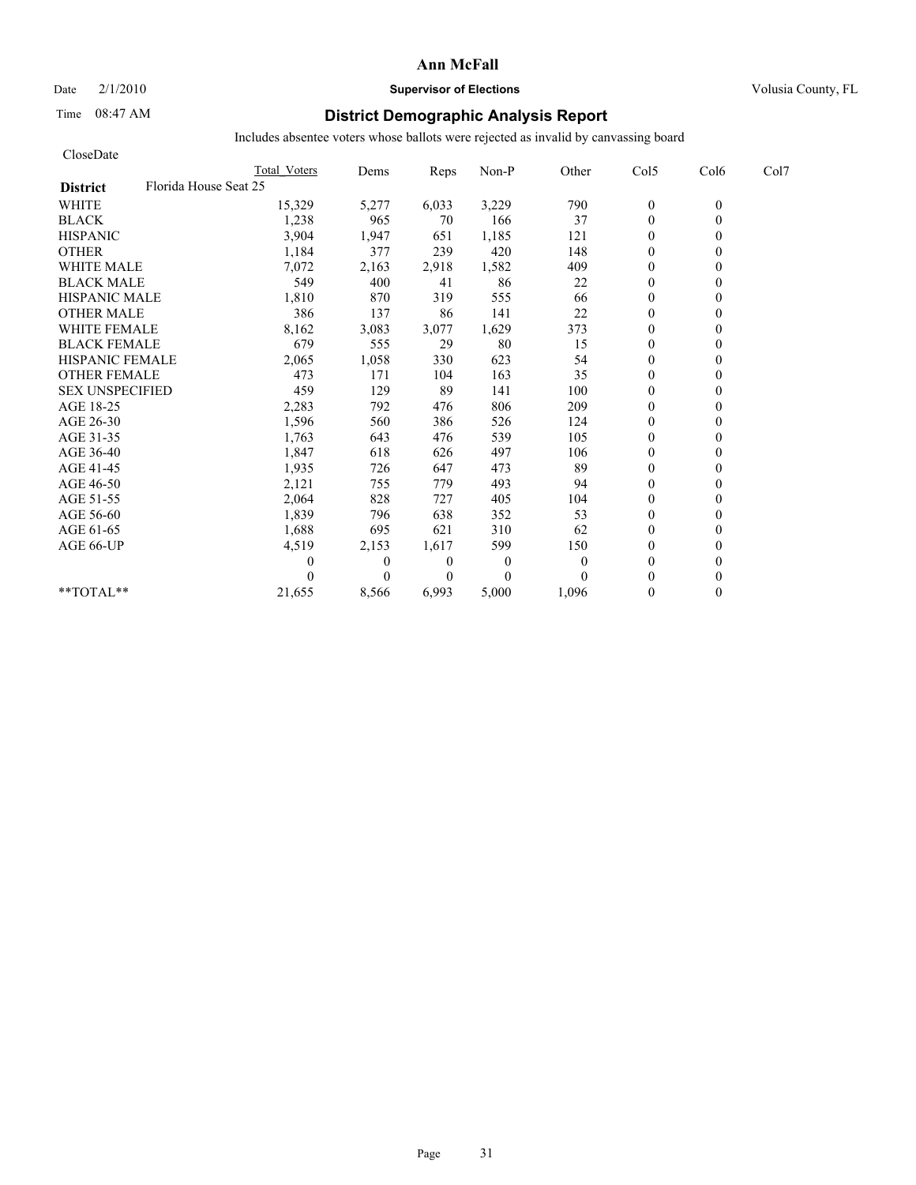# Ann McFall

Date 2/1/2010 **Supervisor of Elections** Volusia County, FL

Time 08:47 AM

## District Demographic Analysis Report

Includes absentee voters whose ballots were rejected as invalid by canvassing board

CloseDate

| District | Florida House Seat 25 | Total Voters | Dems | Reps | Non-P | Other | Col5 | Col6 | Col7 |
|---|---|---|---|---|---|---|---|---|---|
| WHITE | | 15,329 | 5,277 | 6,033 | 3,229 | 790 | 0 | 0 | |
| BLACK | | 1,238 | 965 | 70 | 166 | 37 | 0 | 0 | |
| HISPANIC | | 3,904 | 1,947 | 651 | 1,185 | 121 | 0 | 0 | |
| OTHER | | 1,184 | 377 | 239 | 420 | 148 | 0 | 0 | |
| WHITE MALE | | 7,072 | 2,163 | 2,918 | 1,582 | 409 | 0 | 0 | |
| BLACK MALE | | 549 | 400 | 41 | 86 | 22 | 0 | 0 | |
| HISPANIC MALE | | 1,810 | 870 | 319 | 555 | 66 | 0 | 0 | |
| OTHER MALE | | 386 | 137 | 86 | 141 | 22 | 0 | 0 | |
| WHITE FEMALE | | 8,162 | 3,083 | 3,077 | 1,629 | 373 | 0 | 0 | |
| BLACK FEMALE | | 679 | 555 | 29 | 80 | 15 | 0 | 0 | |
| HISPANIC FEMALE | | 2,065 | 1,058 | 330 | 623 | 54 | 0 | 0 | |
| OTHER FEMALE | | 473 | 171 | 104 | 163 | 35 | 0 | 0 | |
| SEX UNSPECIFIED | | 459 | 129 | 89 | 141 | 100 | 0 | 0 | |
| AGE 18-25 | | 2,283 | 792 | 476 | 806 | 209 | 0 | 0 | |
| AGE 26-30 | | 1,596 | 560 | 386 | 526 | 124 | 0 | 0 | |
| AGE 31-35 | | 1,763 | 643 | 476 | 539 | 105 | 0 | 0 | |
| AGE 36-40 | | 1,847 | 618 | 626 | 497 | 106 | 0 | 0 | |
| AGE 41-45 | | 1,935 | 726 | 647 | 473 | 89 | 0 | 0 | |
| AGE 46-50 | | 2,121 | 755 | 779 | 493 | 94 | 0 | 0 | |
| AGE 51-55 | | 2,064 | 828 | 727 | 405 | 104 | 0 | 0 | |
| AGE 56-60 | | 1,839 | 796 | 638 | 352 | 53 | 0 | 0 | |
| AGE 61-65 | | 1,688 | 695 | 621 | 310 | 62 | 0 | 0 | |
| AGE 66-UP | | 4,519 | 2,153 | 1,617 | 599 | 150 | 0 | 0 | |
| | | 0 | 0 | 0 | 0 | 0 | 0 | 0 | |
| | | 0 | 0 | 0 | 0 | 0 | 0 | 0 | |
| **TOTAL** | | 21,655 | 8,566 | 6,993 | 5,000 | 1,096 | 0 | 0 | |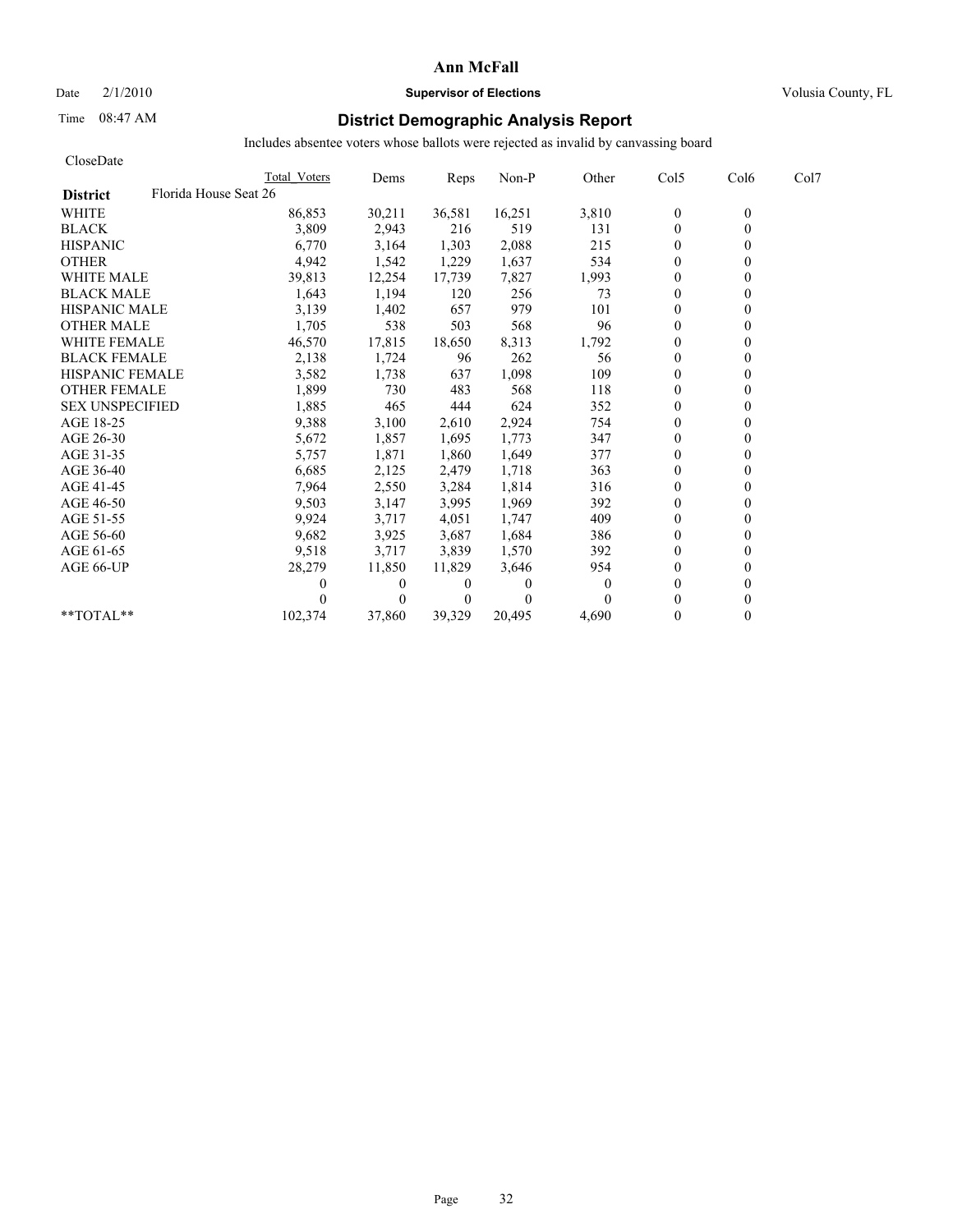# Ann McFall

Date 2/1/2010 **Supervisor of Elections** Volusia County, FL

Time 08:47 AM

## District Demographic Analysis Report

Includes absentee voters whose ballots were rejected as invalid by canvassing board

CloseDate

| **District** Florida House Seat 26 | Total Voters | Dems | Reps | Non-P | Other | Col5 | Col6 | Col7 |
|---|---|---|---|---|---|---|---|---|
| WHITE | 86,853 | 30,211 | 36,581 | 16,251 | 3,810 | 0 | 0 | |
| BLACK | 3,809 | 2,943 | 216 | 519 | 131 | 0 | 0 | |
| HISPANIC | 6,770 | 3,164 | 1,303 | 2,088 | 215 | 0 | 0 | |
| OTHER | 4,942 | 1,542 | 1,229 | 1,637 | 534 | 0 | 0 | |
| WHITE MALE | 39,813 | 12,254 | 17,739 | 7,827 | 1,993 | 0 | 0 | |
| BLACK MALE | 1,643 | 1,194 | 120 | 256 | 73 | 0 | 0 | |
| HISPANIC MALE | 3,139 | 1,402 | 657 | 979 | 101 | 0 | 0 | |
| OTHER MALE | 1,705 | 538 | 503 | 568 | 96 | 0 | 0 | |
| WHITE FEMALE | 46,570 | 17,815 | 18,650 | 8,313 | 1,792 | 0 | 0 | |
| BLACK FEMALE | 2,138 | 1,724 | 96 | 262 | 56 | 0 | 0 | |
| HISPANIC FEMALE | 3,582 | 1,738 | 637 | 1,098 | 109 | 0 | 0 | |
| OTHER FEMALE | 1,899 | 730 | 483 | 568 | 118 | 0 | 0 | |
| SEX UNSPECIFIED | 1,885 | 465 | 444 | 624 | 352 | 0 | 0 | |
| AGE 18-25 | 9,388 | 3,100 | 2,610 | 2,924 | 754 | 0 | 0 | |
| AGE 26-30 | 5,672 | 1,857 | 1,695 | 1,773 | 347 | 0 | 0 | |
| AGE 31-35 | 5,757 | 1,871 | 1,860 | 1,649 | 377 | 0 | 0 | |
| AGE 36-40 | 6,685 | 2,125 | 2,479 | 1,718 | 363 | 0 | 0 | |
| AGE 41-45 | 7,964 | 2,550 | 3,284 | 1,814 | 316 | 0 | 0 | |
| AGE 46-50 | 9,503 | 3,147 | 3,995 | 1,969 | 392 | 0 | 0 | |
| AGE 51-55 | 9,924 | 3,717 | 4,051 | 1,747 | 409 | 0 | 0 | |
| AGE 56-60 | 9,682 | 3,925 | 3,687 | 1,684 | 386 | 0 | 0 | |
| AGE 61-65 | 9,518 | 3,717 | 3,839 | 1,570 | 392 | 0 | 0 | |
| AGE 66-UP | 28,279 | 11,850 | 11,829 | 3,646 | 954 | 0 | 0 | |
| | 0 | 0 | 0 | 0 | 0 | 0 | 0 | |
| | 0 | 0 | 0 | 0 | 0 | 0 | 0 | |
| **TOTAL** | 102,374 | 37,860 | 39,329 | 20,495 | 4,690 | 0 | 0 | |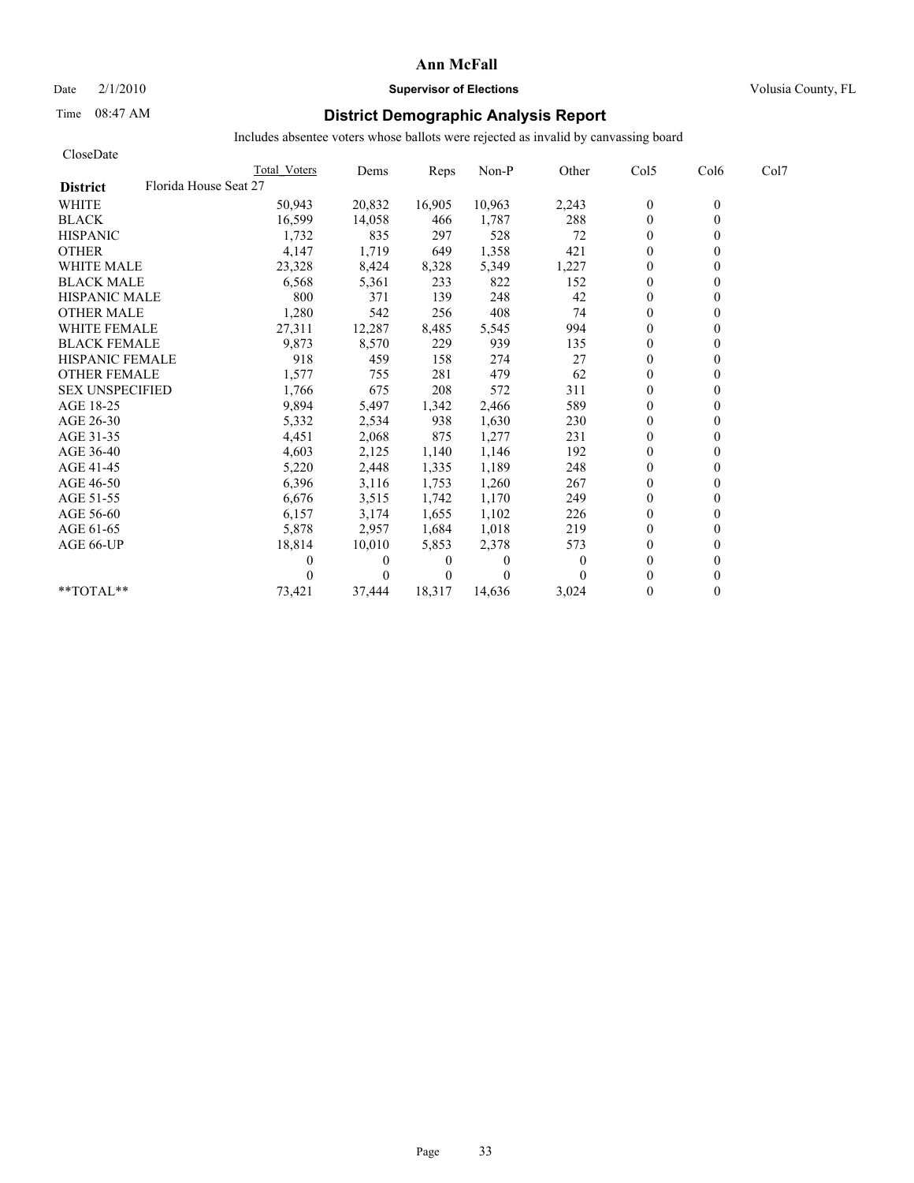# Ann McFall

Date 2/1/2010 **Supervisor of Elections** Volusia County, FL

Time 08:47 AM

## District Demographic Analysis Report

Includes absentee voters whose ballots were rejected as invalid by canvassing board

CloseDate

| | Total Voters | Dems | Reps | Non-P | Other | Col5 | Col6 | Col7 |
|---|---|---|---|---|---|---|---|---|
| **District** Florida House Seat 27 | | | | | | | | |
| WHITE | 50,943 | 20,832 | 16,905 | 10,963 | 2,243 | 0 | 0 | |
| BLACK | 16,599 | 14,058 | 466 | 1,787 | 288 | 0 | 0 | |
| HISPANIC | 1,732 | 835 | 297 | 528 | 72 | 0 | 0 | |
| OTHER | 4,147 | 1,719 | 649 | 1,358 | 421 | 0 | 0 | |
| WHITE MALE | 23,328 | 8,424 | 8,328 | 5,349 | 1,227 | 0 | 0 | |
| BLACK MALE | 6,568 | 5,361 | 233 | 822 | 152 | 0 | 0 | |
| HISPANIC MALE | 800 | 371 | 139 | 248 | 42 | 0 | 0 | |
| OTHER MALE | 1,280 | 542 | 256 | 408 | 74 | 0 | 0 | |
| WHITE FEMALE | 27,311 | 12,287 | 8,485 | 5,545 | 994 | 0 | 0 | |
| BLACK FEMALE | 9,873 | 8,570 | 229 | 939 | 135 | 0 | 0 | |
| HISPANIC FEMALE | 918 | 459 | 158 | 274 | 27 | 0 | 0 | |
| OTHER FEMALE | 1,577 | 755 | 281 | 479 | 62 | 0 | 0 | |
| SEX UNSPECIFIED | 1,766 | 675 | 208 | 572 | 311 | 0 | 0 | |
| AGE 18-25 | 9,894 | 5,497 | 1,342 | 2,466 | 589 | 0 | 0 | |
| AGE 26-30 | 5,332 | 2,534 | 938 | 1,630 | 230 | 0 | 0 | |
| AGE 31-35 | 4,451 | 2,068 | 875 | 1,277 | 231 | 0 | 0 | |
| AGE 36-40 | 4,603 | 2,125 | 1,140 | 1,146 | 192 | 0 | 0 | |
| AGE 41-45 | 5,220 | 2,448 | 1,335 | 1,189 | 248 | 0 | 0 | |
| AGE 46-50 | 6,396 | 3,116 | 1,753 | 1,260 | 267 | 0 | 0 | |
| AGE 51-55 | 6,676 | 3,515 | 1,742 | 1,170 | 249 | 0 | 0 | |
| AGE 56-60 | 6,157 | 3,174 | 1,655 | 1,102 | 226 | 0 | 0 | |
| AGE 61-65 | 5,878 | 2,957 | 1,684 | 1,018 | 219 | 0 | 0 | |
| AGE 66-UP | 18,814 | 10,010 | 5,853 | 2,378 | 573 | 0 | 0 | |
| | 0 | 0 | 0 | 0 | 0 | 0 | 0 | |
| | 0 | 0 | 0 | 0 | 0 | 0 | 0 | |
| **TOTAL** | 73,421 | 37,444 | 18,317 | 14,636 | 3,024 | 0 | 0 | |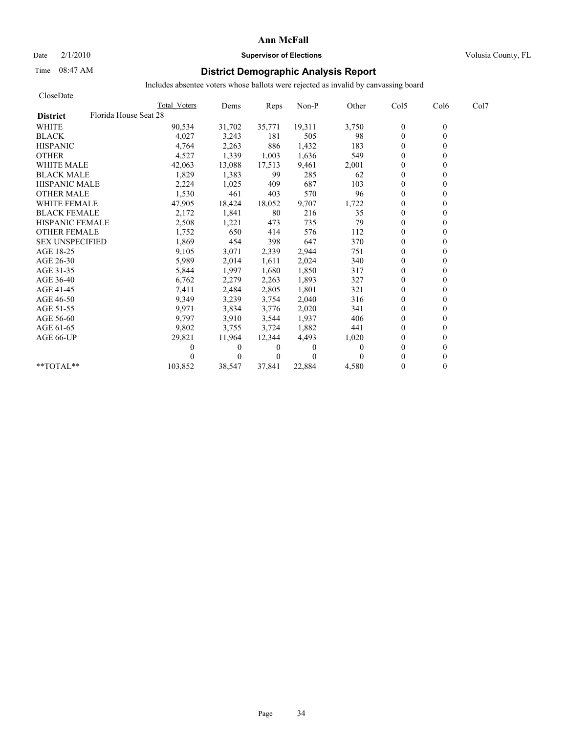# Ann McFall

Date 2/1/2010 **Supervisor of Elections** Volusia County, FL

Time 08:47 AM

## District Demographic Analysis Report

Includes absentee voters whose ballots were rejected as invalid by canvassing board

CloseDate

| **District** Florida House Seat 28 | Total Voters | Dems | Reps | Non-P | Other | Col5 | Col6 | Col7 |
|---|---|---|---|---|---|---|---|---|
| WHITE | 90,534 | 31,702 | 35,771 | 19,311 | 3,750 | 0 | 0 | |
| BLACK | 4,027 | 3,243 | 181 | 505 | 98 | 0 | 0 | |
| HISPANIC | 4,764 | 2,263 | 886 | 1,432 | 183 | 0 | 0 | |
| OTHER | 4,527 | 1,339 | 1,003 | 1,636 | 549 | 0 | 0 | |
| WHITE MALE | 42,063 | 13,088 | 17,513 | 9,461 | 2,001 | 0 | 0 | |
| BLACK MALE | 1,829 | 1,383 | 99 | 285 | 62 | 0 | 0 | |
| HISPANIC MALE | 2,224 | 1,025 | 409 | 687 | 103 | 0 | 0 | |
| OTHER MALE | 1,530 | 461 | 403 | 570 | 96 | 0 | 0 | |
| WHITE FEMALE | 47,905 | 18,424 | 18,052 | 9,707 | 1,722 | 0 | 0 | |
| BLACK FEMALE | 2,172 | 1,841 | 80 | 216 | 35 | 0 | 0 | |
| HISPANIC FEMALE | 2,508 | 1,221 | 473 | 735 | 79 | 0 | 0 | |
| OTHER FEMALE | 1,752 | 650 | 414 | 576 | 112 | 0 | 0 | |
| SEX UNSPECIFIED | 1,869 | 454 | 398 | 647 | 370 | 0 | 0 | |
| AGE 18-25 | 9,105 | 3,071 | 2,339 | 2,944 | 751 | 0 | 0 | |
| AGE 26-30 | 5,989 | 2,014 | 1,611 | 2,024 | 340 | 0 | 0 | |
| AGE 31-35 | 5,844 | 1,997 | 1,680 | 1,850 | 317 | 0 | 0 | |
| AGE 36-40 | 6,762 | 2,279 | 2,263 | 1,893 | 327 | 0 | 0 | |
| AGE 41-45 | 7,411 | 2,484 | 2,805 | 1,801 | 321 | 0 | 0 | |
| AGE 46-50 | 9,349 | 3,239 | 3,754 | 2,040 | 316 | 0 | 0 | |
| AGE 51-55 | 9,971 | 3,834 | 3,776 | 2,020 | 341 | 0 | 0 | |
| AGE 56-60 | 9,797 | 3,910 | 3,544 | 1,937 | 406 | 0 | 0 | |
| AGE 61-65 | 9,802 | 3,755 | 3,724 | 1,882 | 441 | 0 | 0 | |
| AGE 66-UP | 29,821 | 11,964 | 12,344 | 4,493 | 1,020 | 0 | 0 | |
| | 0 | 0 | 0 | 0 | 0 | 0 | 0 | |
| | 0 | 0 | 0 | 0 | 0 | 0 | 0 | |
| **TOTAL** | 103,852 | 38,547 | 37,841 | 22,884 | 4,580 | 0 | 0 | |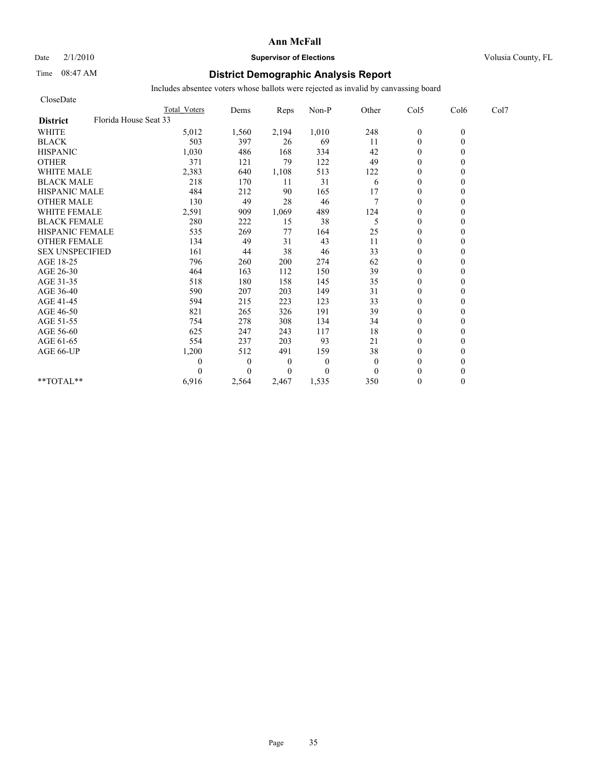# Ann McFall

Date 2/1/2010 **Supervisor of Elections** Volusia County, FL

Time 08:47 AM

## District Demographic Analysis Report

Includes absentee voters whose ballots were rejected as invalid by canvassing board

CloseDate

| | Total Voters | Dems | Reps | Non-P | Other | Col5 | Col6 | Col7 |
|---|---|---|---|---|---|---|---|---|
| **District** Florida House Seat 33 | | | | | | | | |
| WHITE | 5,012 | 1,560 | 2,194 | 1,010 | 248 | 0 | 0 | |
| BLACK | 503 | 397 | 26 | 69 | 11 | 0 | 0 | |
| HISPANIC | 1,030 | 486 | 168 | 334 | 42 | 0 | 0 | |
| OTHER | 371 | 121 | 79 | 122 | 49 | 0 | 0 | |
| WHITE MALE | 2,383 | 640 | 1,108 | 513 | 122 | 0 | 0 | |
| BLACK MALE | 218 | 170 | 11 | 31 | 6 | 0 | 0 | |
| HISPANIC MALE | 484 | 212 | 90 | 165 | 17 | 0 | 0 | |
| OTHER MALE | 130 | 49 | 28 | 46 | 7 | 0 | 0 | |
| WHITE FEMALE | 2,591 | 909 | 1,069 | 489 | 124 | 0 | 0 | |
| BLACK FEMALE | 280 | 222 | 15 | 38 | 5 | 0 | 0 | |
| HISPANIC FEMALE | 535 | 269 | 77 | 164 | 25 | 0 | 0 | |
| OTHER FEMALE | 134 | 49 | 31 | 43 | 11 | 0 | 0 | |
| SEX UNSPECIFIED | 161 | 44 | 38 | 46 | 33 | 0 | 0 | |
| AGE 18-25 | 796 | 260 | 200 | 274 | 62 | 0 | 0 | |
| AGE 26-30 | 464 | 163 | 112 | 150 | 39 | 0 | 0 | |
| AGE 31-35 | 518 | 180 | 158 | 145 | 35 | 0 | 0 | |
| AGE 36-40 | 590 | 207 | 203 | 149 | 31 | 0 | 0 | |
| AGE 41-45 | 594 | 215 | 223 | 123 | 33 | 0 | 0 | |
| AGE 46-50 | 821 | 265 | 326 | 191 | 39 | 0 | 0 | |
| AGE 51-55 | 754 | 278 | 308 | 134 | 34 | 0 | 0 | |
| AGE 56-60 | 625 | 247 | 243 | 117 | 18 | 0 | 0 | |
| AGE 61-65 | 554 | 237 | 203 | 93 | 21 | 0 | 0 | |
| AGE 66-UP | 1,200 | 512 | 491 | 159 | 38 | 0 | 0 | |
| | 0 | 0 | 0 | 0 | 0 | 0 | 0 | |
| | 0 | 0 | 0 | 0 | 0 | 0 | 0 | |
| **TOTAL** | 6,916 | 2,564 | 2,467 | 1,535 | 350 | 0 | 0 | |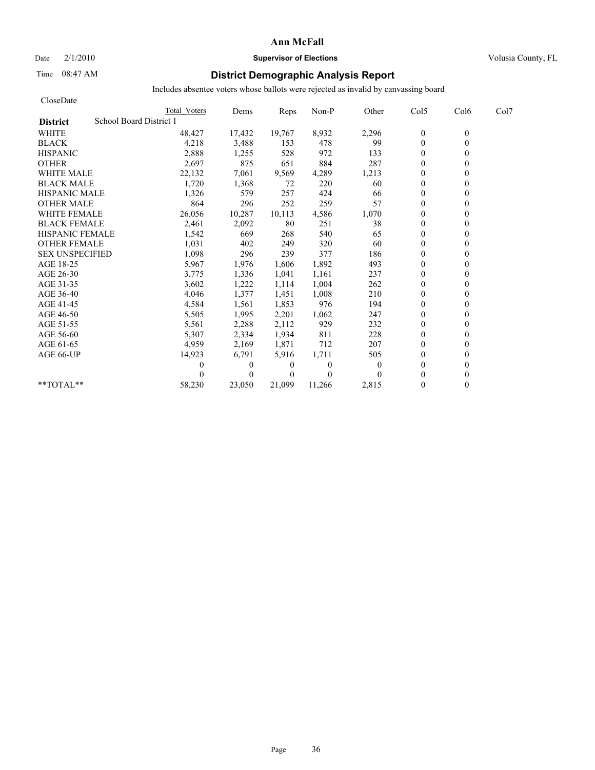# District Demographic Analysis Report

Includes absentee voters whose ballots were rejected as invalid by canvassing board

CloseDate

| District: School Board District 1 | Total Voters | Dems | Reps | Non-P | Other | Col5 | Col6 | Col7 |
|---|---|---|---|---|---|---|---|---|
| WHITE | 48,427 | 17,432 | 19,767 | 8,932 | 2,296 | 0 | 0 | |
| BLACK | 4,218 | 3,488 | 153 | 478 | 99 | 0 | 0 | |
| HISPANIC | 2,888 | 1,255 | 528 | 972 | 133 | 0 | 0 | |
| OTHER | 2,697 | 875 | 651 | 884 | 287 | 0 | 0 | |
| WHITE MALE | 22,132 | 7,061 | 9,569 | 4,289 | 1,213 | 0 | 0 | |
| BLACK MALE | 1,720 | 1,368 | 72 | 220 | 60 | 0 | 0 | |
| HISPANIC MALE | 1,326 | 579 | 257 | 424 | 66 | 0 | 0 | |
| OTHER MALE | 864 | 296 | 252 | 259 | 57 | 0 | 0 | |
| WHITE FEMALE | 26,056 | 10,287 | 10,113 | 4,586 | 1,070 | 0 | 0 | |
| BLACK FEMALE | 2,461 | 2,092 | 80 | 251 | 38 | 0 | 0 | |
| HISPANIC FEMALE | 1,542 | 669 | 268 | 540 | 65 | 0 | 0 | |
| OTHER FEMALE | 1,031 | 402 | 249 | 320 | 60 | 0 | 0 | |
| SEX UNSPECIFIED | 1,098 | 296 | 239 | 377 | 186 | 0 | 0 | |
| AGE 18-25 | 5,967 | 1,976 | 1,606 | 1,892 | 493 | 0 | 0 | |
| AGE 26-30 | 3,775 | 1,336 | 1,041 | 1,161 | 237 | 0 | 0 | |
| AGE 31-35 | 3,602 | 1,222 | 1,114 | 1,004 | 262 | 0 | 0 | |
| AGE 36-40 | 4,046 | 1,377 | 1,451 | 1,008 | 210 | 0 | 0 | |
| AGE 41-45 | 4,584 | 1,561 | 1,853 | 976 | 194 | 0 | 0 | |
| AGE 46-50 | 5,505 | 1,995 | 2,201 | 1,062 | 247 | 0 | 0 | |
| AGE 51-55 | 5,561 | 2,288 | 2,112 | 929 | 232 | 0 | 0 | |
| AGE 56-60 | 5,307 | 2,334 | 1,934 | 811 | 228 | 0 | 0 | |
| AGE 61-65 | 4,959 | 2,169 | 1,871 | 712 | 207 | 0 | 0 | |
| AGE 66-UP | 14,923 | 6,791 | 5,916 | 1,711 | 505 | 0 | 0 | |
| | 0 | 0 | 0 | 0 | 0 | 0 | 0 | |
| | 0 | 0 | 0 | 0 | 0 | 0 | 0 | |
| **TOTAL** | 58,230 | 23,050 | 21,099 | 11,266 | 2,815 | 0 | 0 | |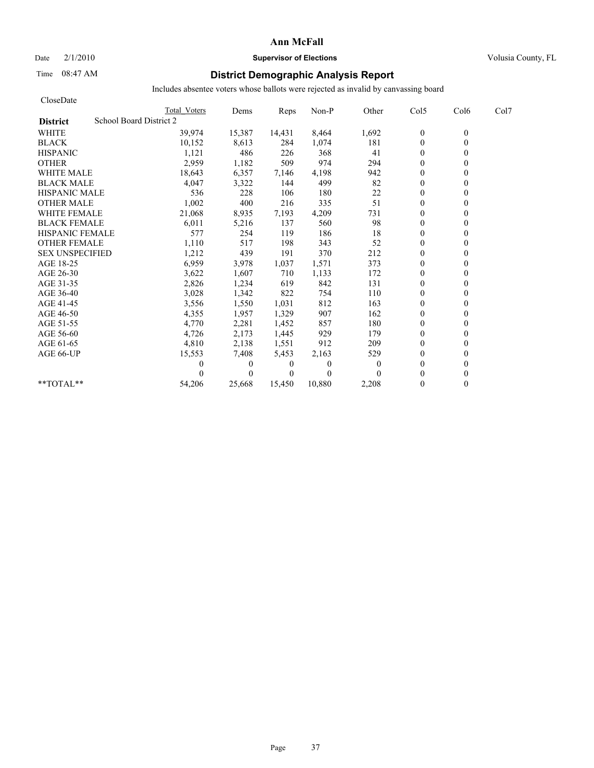Ann McFall

Date 2/1/2010 **Supervisor of Elections** Volusia County, FL

Time 08:47 AM

## District Demographic Analysis Report

Includes absentee voters whose ballots were rejected as invalid by canvassing board

CloseDate

| District: School Board District 2 | Total Voters | Dems | Reps | Non-P | Other | Col5 | Col6 | Col7 |
|---|---|---|---|---|---|---|---|---|
| WHITE | 39,974 | 15,387 | 14,431 | 8,464 | 1,692 | 0 | 0 | |
| BLACK | 10,152 | 8,613 | 284 | 1,074 | 181 | 0 | 0 | |
| HISPANIC | 1,121 | 486 | 226 | 368 | 41 | 0 | 0 | |
| OTHER | 2,959 | 1,182 | 509 | 974 | 294 | 0 | 0 | |
| WHITE MALE | 18,643 | 6,357 | 7,146 | 4,198 | 942 | 0 | 0 | |
| BLACK MALE | 4,047 | 3,322 | 144 | 499 | 82 | 0 | 0 | |
| HISPANIC MALE | 536 | 228 | 106 | 180 | 22 | 0 | 0 | |
| OTHER MALE | 1,002 | 400 | 216 | 335 | 51 | 0 | 0 | |
| WHITE FEMALE | 21,068 | 8,935 | 7,193 | 4,209 | 731 | 0 | 0 | |
| BLACK FEMALE | 6,011 | 5,216 | 137 | 560 | 98 | 0 | 0 | |
| HISPANIC FEMALE | 577 | 254 | 119 | 186 | 18 | 0 | 0 | |
| OTHER FEMALE | 1,110 | 517 | 198 | 343 | 52 | 0 | 0 | |
| SEX UNSPECIFIED | 1,212 | 439 | 191 | 370 | 212 | 0 | 0 | |
| AGE 18-25 | 6,959 | 3,978 | 1,037 | 1,571 | 373 | 0 | 0 | |
| AGE 26-30 | 3,622 | 1,607 | 710 | 1,133 | 172 | 0 | 0 | |
| AGE 31-35 | 2,826 | 1,234 | 619 | 842 | 131 | 0 | 0 | |
| AGE 36-40 | 3,028 | 1,342 | 822 | 754 | 110 | 0 | 0 | |
| AGE 41-45 | 3,556 | 1,550 | 1,031 | 812 | 163 | 0 | 0 | |
| AGE 46-50 | 4,355 | 1,957 | 1,329 | 907 | 162 | 0 | 0 | |
| AGE 51-55 | 4,770 | 2,281 | 1,452 | 857 | 180 | 0 | 0 | |
| AGE 56-60 | 4,726 | 2,173 | 1,445 | 929 | 179 | 0 | 0 | |
| AGE 61-65 | 4,810 | 2,138 | 1,551 | 912 | 209 | 0 | 0 | |
| AGE 66-UP | 15,553 | 7,408 | 5,453 | 2,163 | 529 | 0 | 0 | |
| | 0 | 0 | 0 | 0 | 0 | 0 | 0 | |
| | 0 | 0 | 0 | 0 | 0 | 0 | 0 | |
| **TOTAL** | 54,206 | 25,668 | 15,450 | 10,880 | 2,208 | 0 | 0 | |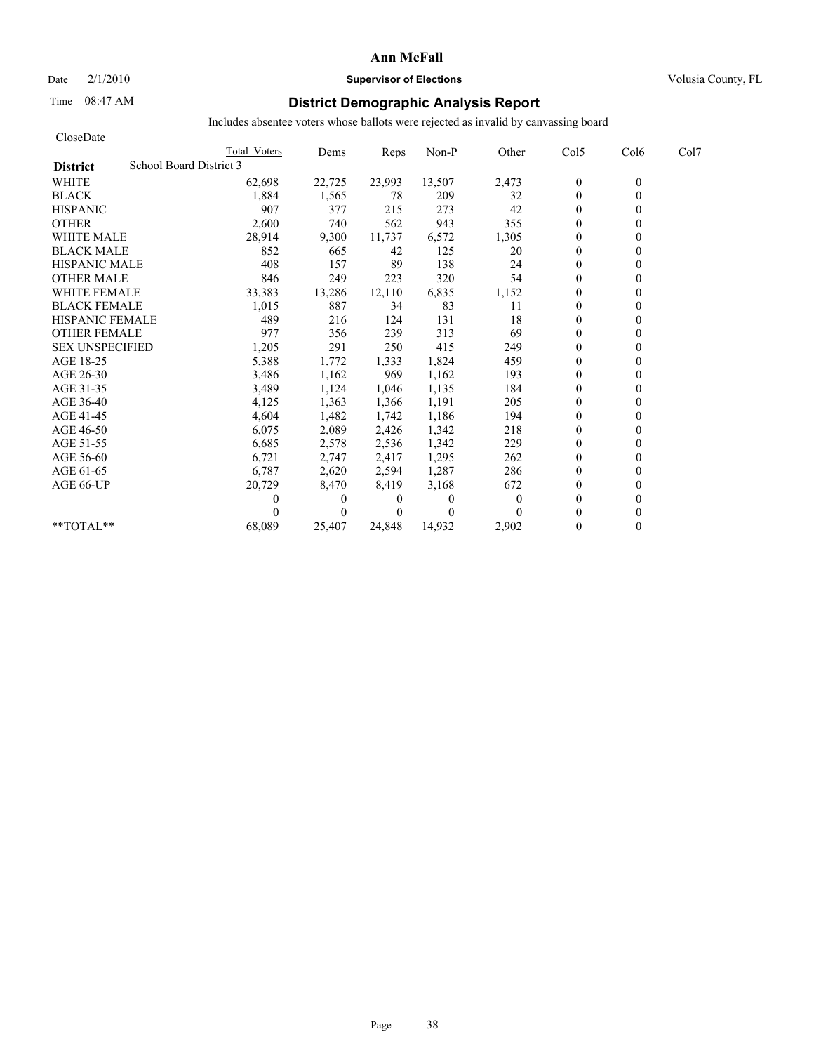# Ann McFall

Date 2/1/2010 **Supervisor of Elections** Volusia County, FL

Time 08:47 AM

## District Demographic Analysis Report

Includes absentee voters whose ballots were rejected as invalid by canvassing board

CloseDate

| | Total Voters | Dems | Reps | Non-P | Other | Col5 | Col6 | Col7 |
|---|---|---|---|---|---|---|---|---|
| **District** School Board District 3 | | | | | | | | |
| WHITE | 62,698 | 22,725 | 23,993 | 13,507 | 2,473 | 0 | 0 | |
| BLACK | 1,884 | 1,565 | 78 | 209 | 32 | 0 | 0 | |
| HISPANIC | 907 | 377 | 215 | 273 | 42 | 0 | 0 | |
| OTHER | 2,600 | 740 | 562 | 943 | 355 | 0 | 0 | |
| WHITE MALE | 28,914 | 9,300 | 11,737 | 6,572 | 1,305 | 0 | 0 | |
| BLACK MALE | 852 | 665 | 42 | 125 | 20 | 0 | 0 | |
| HISPANIC MALE | 408 | 157 | 89 | 138 | 24 | 0 | 0 | |
| OTHER MALE | 846 | 249 | 223 | 320 | 54 | 0 | 0 | |
| WHITE FEMALE | 33,383 | 13,286 | 12,110 | 6,835 | 1,152 | 0 | 0 | |
| BLACK FEMALE | 1,015 | 887 | 34 | 83 | 11 | 0 | 0 | |
| HISPANIC FEMALE | 489 | 216 | 124 | 131 | 18 | 0 | 0 | |
| OTHER FEMALE | 977 | 356 | 239 | 313 | 69 | 0 | 0 | |
| SEX UNSPECIFIED | 1,205 | 291 | 250 | 415 | 249 | 0 | 0 | |
| AGE 18-25 | 5,388 | 1,772 | 1,333 | 1,824 | 459 | 0 | 0 | |
| AGE 26-30 | 3,486 | 1,162 | 969 | 1,162 | 193 | 0 | 0 | |
| AGE 31-35 | 3,489 | 1,124 | 1,046 | 1,135 | 184 | 0 | 0 | |
| AGE 36-40 | 4,125 | 1,363 | 1,366 | 1,191 | 205 | 0 | 0 | |
| AGE 41-45 | 4,604 | 1,482 | 1,742 | 1,186 | 194 | 0 | 0 | |
| AGE 46-50 | 6,075 | 2,089 | 2,426 | 1,342 | 218 | 0 | 0 | |
| AGE 51-55 | 6,685 | 2,578 | 2,536 | 1,342 | 229 | 0 | 0 | |
| AGE 56-60 | 6,721 | 2,747 | 2,417 | 1,295 | 262 | 0 | 0 | |
| AGE 61-65 | 6,787 | 2,620 | 2,594 | 1,287 | 286 | 0 | 0 | |
| AGE 66-UP | 20,729 | 8,470 | 8,419 | 3,168 | 672 | 0 | 0 | |
| | 0 | 0 | 0 | 0 | 0 | 0 | 0 | |
| | 0 | 0 | 0 | 0 | 0 | 0 | 0 | |
| **TOTAL** | 68,089 | 25,407 | 24,848 | 14,932 | 2,902 | 0 | 0 | |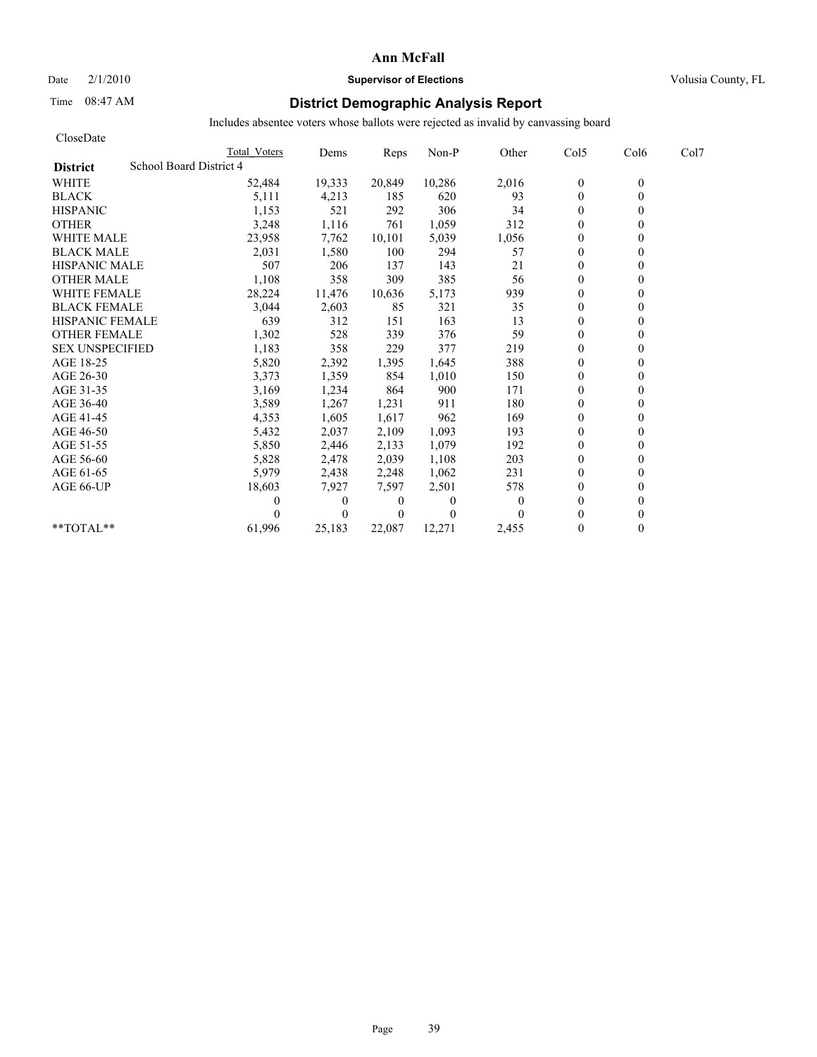# Ann McFall

Date 2/1/2010 **Supervisor of Elections** Volusia County, FL

Time 08:47 AM

## District Demographic Analysis Report

Includes absentee voters whose ballots were rejected as invalid by canvassing board

CloseDate

| District | School Board District 4 Total Voters | Dems | Reps | Non-P | Other | Col5 | Col6 | Col7 |
|---|---|---|---|---|---|---|---|---|
| WHITE | 52,484 | 19,333 | 20,849 | 10,286 | 2,016 | 0 | 0 | |
| BLACK | 5,111 | 4,213 | 185 | 620 | 93 | 0 | 0 | |
| HISPANIC | 1,153 | 521 | 292 | 306 | 34 | 0 | 0 | |
| OTHER | 3,248 | 1,116 | 761 | 1,059 | 312 | 0 | 0 | |
| WHITE MALE | 23,958 | 7,762 | 10,101 | 5,039 | 1,056 | 0 | 0 | |
| BLACK MALE | 2,031 | 1,580 | 100 | 294 | 57 | 0 | 0 | |
| HISPANIC MALE | 507 | 206 | 137 | 143 | 21 | 0 | 0 | |
| OTHER MALE | 1,108 | 358 | 309 | 385 | 56 | 0 | 0 | |
| WHITE FEMALE | 28,224 | 11,476 | 10,636 | 5,173 | 939 | 0 | 0 | |
| BLACK FEMALE | 3,044 | 2,603 | 85 | 321 | 35 | 0 | 0 | |
| HISPANIC FEMALE | 639 | 312 | 151 | 163 | 13 | 0 | 0 | |
| OTHER FEMALE | 1,302 | 528 | 339 | 376 | 59 | 0 | 0 | |
| SEX UNSPECIFIED | 1,183 | 358 | 229 | 377 | 219 | 0 | 0 | |
| AGE 18-25 | 5,820 | 2,392 | 1,395 | 1,645 | 388 | 0 | 0 | |
| AGE 26-30 | 3,373 | 1,359 | 854 | 1,010 | 150 | 0 | 0 | |
| AGE 31-35 | 3,169 | 1,234 | 864 | 900 | 171 | 0 | 0 | |
| AGE 36-40 | 3,589 | 1,267 | 1,231 | 911 | 180 | 0 | 0 | |
| AGE 41-45 | 4,353 | 1,605 | 1,617 | 962 | 169 | 0 | 0 | |
| AGE 46-50 | 5,432 | 2,037 | 2,109 | 1,093 | 193 | 0 | 0 | |
| AGE 51-55 | 5,850 | 2,446 | 2,133 | 1,079 | 192 | 0 | 0 | |
| AGE 56-60 | 5,828 | 2,478 | 2,039 | 1,108 | 203 | 0 | 0 | |
| AGE 61-65 | 5,979 | 2,438 | 2,248 | 1,062 | 231 | 0 | 0 | |
| AGE 66-UP | 18,603 | 7,927 | 7,597 | 2,501 | 578 | 0 | 0 | |
| | 0 | 0 | 0 | 0 | 0 | 0 | 0 | |
| | 0 | 0 | 0 | 0 | 0 | 0 | 0 | |
| **TOTAL** | 61,996 | 25,183 | 22,087 | 12,271 | 2,455 | 0 | 0 | |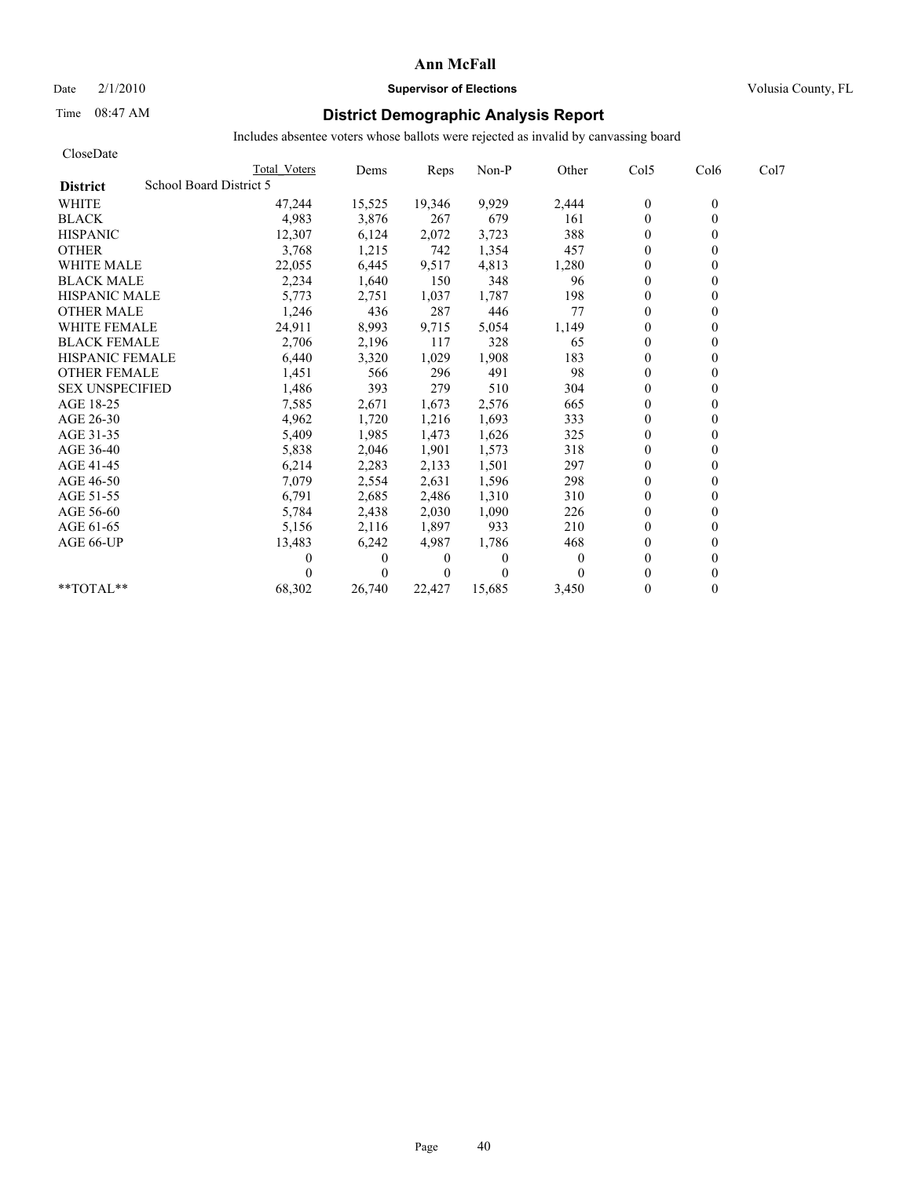Date 2/1/2010

Time 08:47 AM

**Ann McFall**

**Supervisor of Elections**

Volusia County, FL

## District Demographic Analysis Report

Includes absentee voters whose ballots were rejected as invalid by canvassing board

CloseDate

| District | School Board District 5 | Total Voters | Dems | Reps | Non-P | Other | Col5 | Col6 | Col7 |
|---|---|---|---|---|---|---|---|---|---|
| WHITE | | 47,244 | 15,525 | 19,346 | 9,929 | 2,444 | 0 | 0 | |
| BLACK | | 4,983 | 3,876 | 267 | 679 | 161 | 0 | 0 | |
| HISPANIC | | 12,307 | 6,124 | 2,072 | 3,723 | 388 | 0 | 0 | |
| OTHER | | 3,768 | 1,215 | 742 | 1,354 | 457 | 0 | 0 | |
| WHITE MALE | | 22,055 | 6,445 | 9,517 | 4,813 | 1,280 | 0 | 0 | |
| BLACK MALE | | 2,234 | 1,640 | 150 | 348 | 96 | 0 | 0 | |
| HISPANIC MALE | | 5,773 | 2,751 | 1,037 | 1,787 | 198 | 0 | 0 | |
| OTHER MALE | | 1,246 | 436 | 287 | 446 | 77 | 0 | 0 | |
| WHITE FEMALE | | 24,911 | 8,993 | 9,715 | 5,054 | 1,149 | 0 | 0 | |
| BLACK FEMALE | | 2,706 | 2,196 | 117 | 328 | 65 | 0 | 0 | |
| HISPANIC FEMALE | | 6,440 | 3,320 | 1,029 | 1,908 | 183 | 0 | 0 | |
| OTHER FEMALE | | 1,451 | 566 | 296 | 491 | 98 | 0 | 0 | |
| SEX UNSPECIFIED | | 1,486 | 393 | 279 | 510 | 304 | 0 | 0 | |
| AGE 18-25 | | 7,585 | 2,671 | 1,673 | 2,576 | 665 | 0 | 0 | |
| AGE 26-30 | | 4,962 | 1,720 | 1,216 | 1,693 | 333 | 0 | 0 | |
| AGE 31-35 | | 5,409 | 1,985 | 1,473 | 1,626 | 325 | 0 | 0 | |
| AGE 36-40 | | 5,838 | 2,046 | 1,901 | 1,573 | 318 | 0 | 0 | |
| AGE 41-45 | | 6,214 | 2,283 | 2,133 | 1,501 | 297 | 0 | 0 | |
| AGE 46-50 | | 7,079 | 2,554 | 2,631 | 1,596 | 298 | 0 | 0 | |
| AGE 51-55 | | 6,791 | 2,685 | 2,486 | 1,310 | 310 | 0 | 0 | |
| AGE 56-60 | | 5,784 | 2,438 | 2,030 | 1,090 | 226 | 0 | 0 | |
| AGE 61-65 | | 5,156 | 2,116 | 1,897 | 933 | 210 | 0 | 0 | |
| AGE 66-UP | | 13,483 | 6,242 | 4,987 | 1,786 | 468 | 0 | 0 | |
| | | 0 | 0 | 0 | 0 | 0 | 0 | 0 | |
| | | 0 | 0 | 0 | 0 | 0 | 0 | 0 | |
| **TOTAL** | | 68,302 | 26,740 | 22,427 | 15,685 | 3,450 | 0 | 0 | |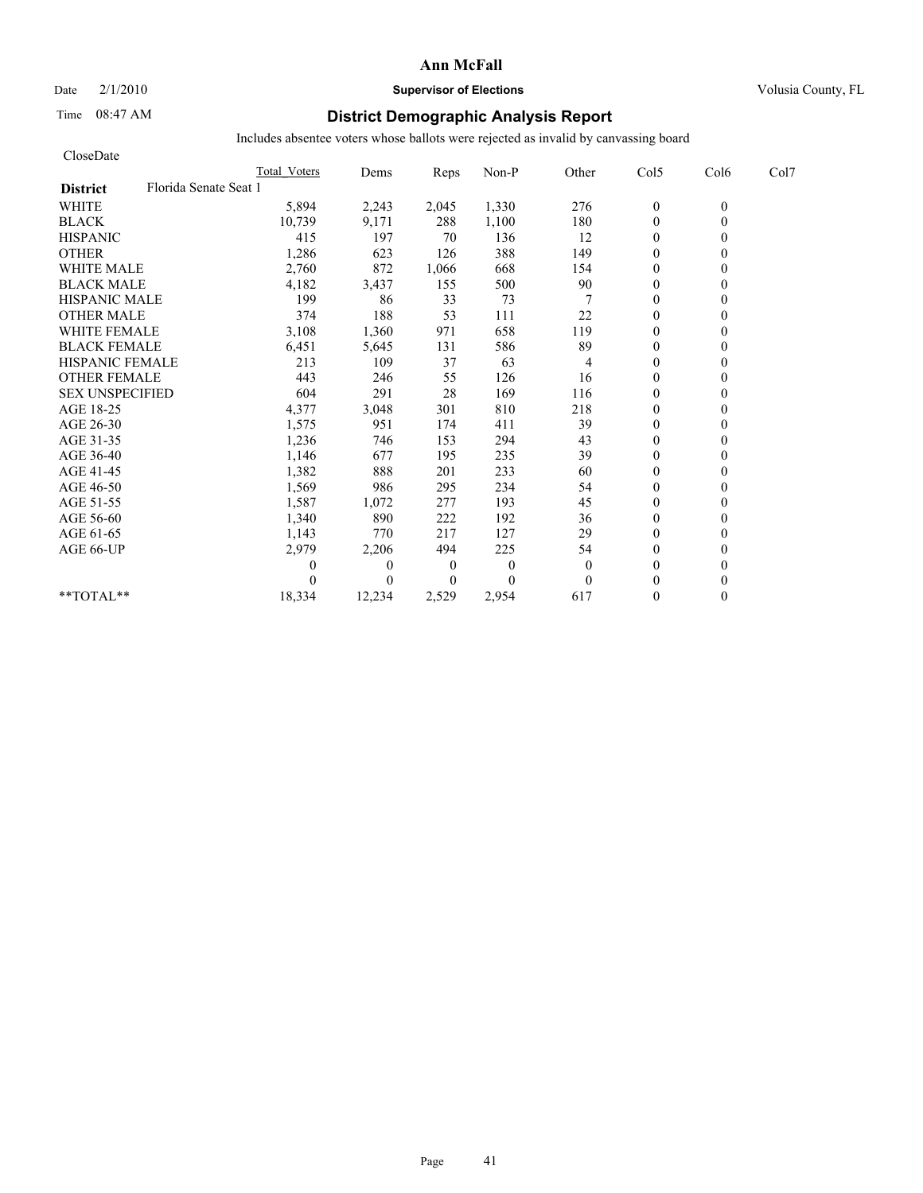**Ann McFall**

Date 2/1/2010 **Supervisor of Elections** Volusia County, FL

Time 08:47 AM

## District Demographic Analysis Report

Includes absentee voters whose ballots were rejected as invalid by canvassing board

CloseDate

| | Total_Voters | Dems | Reps | Non-P | Other | Col5 | Col6 | Col7 |
|---|---|---|---|---|---|---|---|---|
| **District** Florida Senate Seat 1 | | | | | | | | |
| WHITE | 5,894 | 2,243 | 2,045 | 1,330 | 276 | 0 | 0 | |
| BLACK | 10,739 | 9,171 | 288 | 1,100 | 180 | 0 | 0 | |
| HISPANIC | 415 | 197 | 70 | 136 | 12 | 0 | 0 | |
| OTHER | 1,286 | 623 | 126 | 388 | 149 | 0 | 0 | |
| WHITE MALE | 2,760 | 872 | 1,066 | 668 | 154 | 0 | 0 | |
| BLACK MALE | 4,182 | 3,437 | 155 | 500 | 90 | 0 | 0 | |
| HISPANIC MALE | 199 | 86 | 33 | 73 | 7 | 0 | 0 | |
| OTHER MALE | 374 | 188 | 53 | 111 | 22 | 0 | 0 | |
| WHITE FEMALE | 3,108 | 1,360 | 971 | 658 | 119 | 0 | 0 | |
| BLACK FEMALE | 6,451 | 5,645 | 131 | 586 | 89 | 0 | 0 | |
| HISPANIC FEMALE | 213 | 109 | 37 | 63 | 4 | 0 | 0 | |
| OTHER FEMALE | 443 | 246 | 55 | 126 | 16 | 0 | 0 | |
| SEX UNSPECIFIED | 604 | 291 | 28 | 169 | 116 | 0 | 0 | |
| AGE 18-25 | 4,377 | 3,048 | 301 | 810 | 218 | 0 | 0 | |
| AGE 26-30 | 1,575 | 951 | 174 | 411 | 39 | 0 | 0 | |
| AGE 31-35 | 1,236 | 746 | 153 | 294 | 43 | 0 | 0 | |
| AGE 36-40 | 1,146 | 677 | 195 | 235 | 39 | 0 | 0 | |
| AGE 41-45 | 1,382 | 888 | 201 | 233 | 60 | 0 | 0 | |
| AGE 46-50 | 1,569 | 986 | 295 | 234 | 54 | 0 | 0 | |
| AGE 51-55 | 1,587 | 1,072 | 277 | 193 | 45 | 0 | 0 | |
| AGE 56-60 | 1,340 | 890 | 222 | 192 | 36 | 0 | 0 | |
| AGE 61-65 | 1,143 | 770 | 217 | 127 | 29 | 0 | 0 | |
| AGE 66-UP | 2,979 | 2,206 | 494 | 225 | 54 | 0 | 0 | |
| | 0 | 0 | 0 | 0 | 0 | 0 | 0 | |
| | 0 | 0 | 0 | 0 | 0 | 0 | 0 | |
| **TOTAL** | 18,334 | 12,234 | 2,529 | 2,954 | 617 | 0 | 0 | |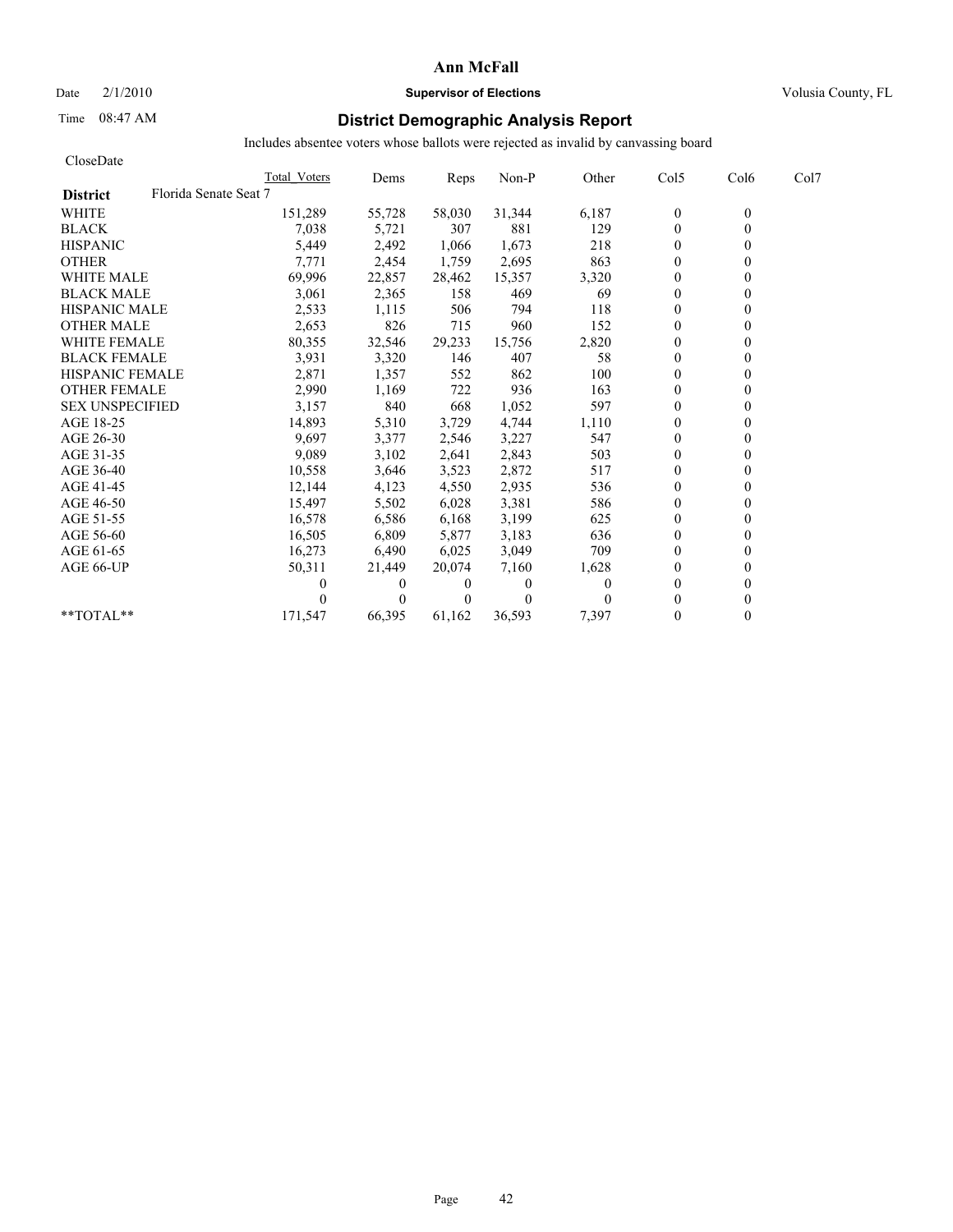# Ann McFall

Date 2/1/2010 **Supervisor of Elections** Volusia County, FL

Time 08:47 AM

## District Demographic Analysis Report

Includes absentee voters whose ballots were rejected as invalid by canvassing board

CloseDate

| | Total_Voters | Dems | Reps | Non-P | Other | Col5 | Col6 | Col7 |
|---|---|---|---|---|---|---|---|---|
| **District** Florida Senate Seat 7 | | | | | | | | |
| WHITE | 151,289 | 55,728 | 58,030 | 31,344 | 6,187 | 0 | 0 | |
| BLACK | 7,038 | 5,721 | 307 | 881 | 129 | 0 | 0 | |
| HISPANIC | 5,449 | 2,492 | 1,066 | 1,673 | 218 | 0 | 0 | |
| OTHER | 7,771 | 2,454 | 1,759 | 2,695 | 863 | 0 | 0 | |
| WHITE MALE | 69,996 | 22,857 | 28,462 | 15,357 | 3,320 | 0 | 0 | |
| BLACK MALE | 3,061 | 2,365 | 158 | 469 | 69 | 0 | 0 | |
| HISPANIC MALE | 2,533 | 1,115 | 506 | 794 | 118 | 0 | 0 | |
| OTHER MALE | 2,653 | 826 | 715 | 960 | 152 | 0 | 0 | |
| WHITE FEMALE | 80,355 | 32,546 | 29,233 | 15,756 | 2,820 | 0 | 0 | |
| BLACK FEMALE | 3,931 | 3,320 | 146 | 407 | 58 | 0 | 0 | |
| HISPANIC FEMALE | 2,871 | 1,357 | 552 | 862 | 100 | 0 | 0 | |
| OTHER FEMALE | 2,990 | 1,169 | 722 | 936 | 163 | 0 | 0 | |
| SEX UNSPECIFIED | 3,157 | 840 | 668 | 1,052 | 597 | 0 | 0 | |
| AGE 18-25 | 14,893 | 5,310 | 3,729 | 4,744 | 1,110 | 0 | 0 | |
| AGE 26-30 | 9,697 | 3,377 | 2,546 | 3,227 | 547 | 0 | 0 | |
| AGE 31-35 | 9,089 | 3,102 | 2,641 | 2,843 | 503 | 0 | 0 | |
| AGE 36-40 | 10,558 | 3,646 | 3,523 | 2,872 | 517 | 0 | 0 | |
| AGE 41-45 | 12,144 | 4,123 | 4,550 | 2,935 | 536 | 0 | 0 | |
| AGE 46-50 | 15,497 | 5,502 | 6,028 | 3,381 | 586 | 0 | 0 | |
| AGE 51-55 | 16,578 | 6,586 | 6,168 | 3,199 | 625 | 0 | 0 | |
| AGE 56-60 | 16,505 | 6,809 | 5,877 | 3,183 | 636 | 0 | 0 | |
| AGE 61-65 | 16,273 | 6,490 | 6,025 | 3,049 | 709 | 0 | 0 | |
| AGE 66-UP | 50,311 | 21,449 | 20,074 | 7,160 | 1,628 | 0 | 0 | |
| | 0 | 0 | 0 | 0 | 0 | 0 | 0 | |
| | 0 | 0 | 0 | 0 | 0 | 0 | 0 | |
| **TOTAL** | 171,547 | 66,395 | 61,162 | 36,593 | 7,397 | 0 | 0 | |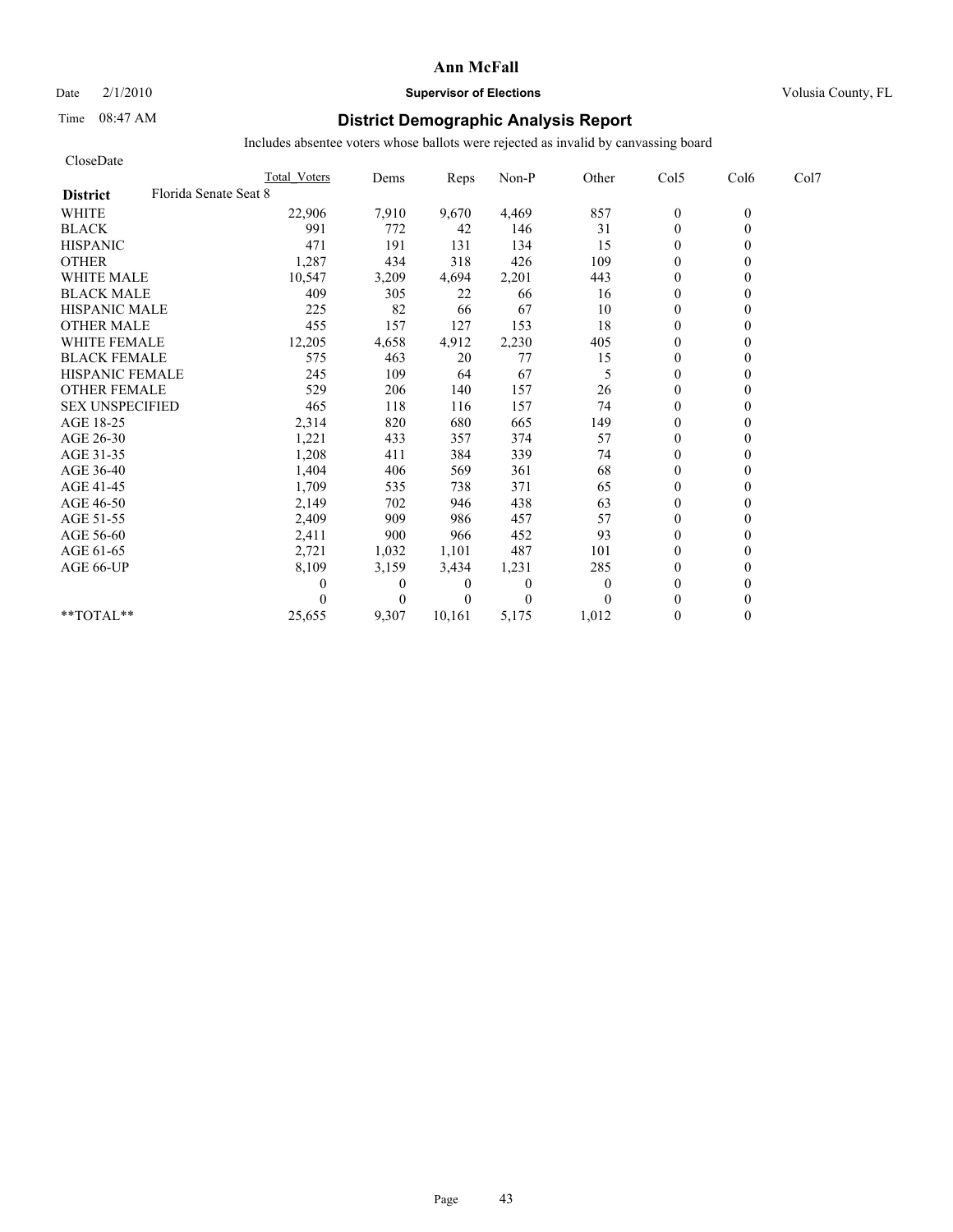**Ann McFall**

Date 2/1/2010 **Supervisor of Elections** Volusia County, FL

Time 08:47 AM

## District Demographic Analysis Report

Includes absentee voters whose ballots were rejected as invalid by canvassing board

CloseDate

| | Total Voters | Dems | Reps | Non-P | Other | Col5 | Col6 | Col7 |
|---|---|---|---|---|---|---|---|---|
| **District** Florida Senate Seat 8 | | | | | | | | |
| WHITE | 22,906 | 7,910 | 9,670 | 4,469 | 857 | 0 | 0 | |
| BLACK | 991 | 772 | 42 | 146 | 31 | 0 | 0 | |
| HISPANIC | 471 | 191 | 131 | 134 | 15 | 0 | 0 | |
| OTHER | 1,287 | 434 | 318 | 426 | 109 | 0 | 0 | |
| WHITE MALE | 10,547 | 3,209 | 4,694 | 2,201 | 443 | 0 | 0 | |
| BLACK MALE | 409 | 305 | 22 | 66 | 16 | 0 | 0 | |
| HISPANIC MALE | 225 | 82 | 66 | 67 | 10 | 0 | 0 | |
| OTHER MALE | 455 | 157 | 127 | 153 | 18 | 0 | 0 | |
| WHITE FEMALE | 12,205 | 4,658 | 4,912 | 2,230 | 405 | 0 | 0 | |
| BLACK FEMALE | 575 | 463 | 20 | 77 | 15 | 0 | 0 | |
| HISPANIC FEMALE | 245 | 109 | 64 | 67 | 5 | 0 | 0 | |
| OTHER FEMALE | 529 | 206 | 140 | 157 | 26 | 0 | 0 | |
| SEX UNSPECIFIED | 465 | 118 | 116 | 157 | 74 | 0 | 0 | |
| AGE 18-25 | 2,314 | 820 | 680 | 665 | 149 | 0 | 0 | |
| AGE 26-30 | 1,221 | 433 | 357 | 374 | 57 | 0 | 0 | |
| AGE 31-35 | 1,208 | 411 | 384 | 339 | 74 | 0 | 0 | |
| AGE 36-40 | 1,404 | 406 | 569 | 361 | 68 | 0 | 0 | |
| AGE 41-45 | 1,709 | 535 | 738 | 371 | 65 | 0 | 0 | |
| AGE 46-50 | 2,149 | 702 | 946 | 438 | 63 | 0 | 0 | |
| AGE 51-55 | 2,409 | 909 | 986 | 457 | 57 | 0 | 0 | |
| AGE 56-60 | 2,411 | 900 | 966 | 452 | 93 | 0 | 0 | |
| AGE 61-65 | 2,721 | 1,032 | 1,101 | 487 | 101 | 0 | 0 | |
| AGE 66-UP | 8,109 | 3,159 | 3,434 | 1,231 | 285 | 0 | 0 | |
| | 0 | 0 | 0 | 0 | 0 | 0 | 0 | |
| | 0 | 0 | 0 | 0 | 0 | 0 | 0 | |
| **TOTAL** | 25,655 | 9,307 | 10,161 | 5,175 | 1,012 | 0 | 0 | |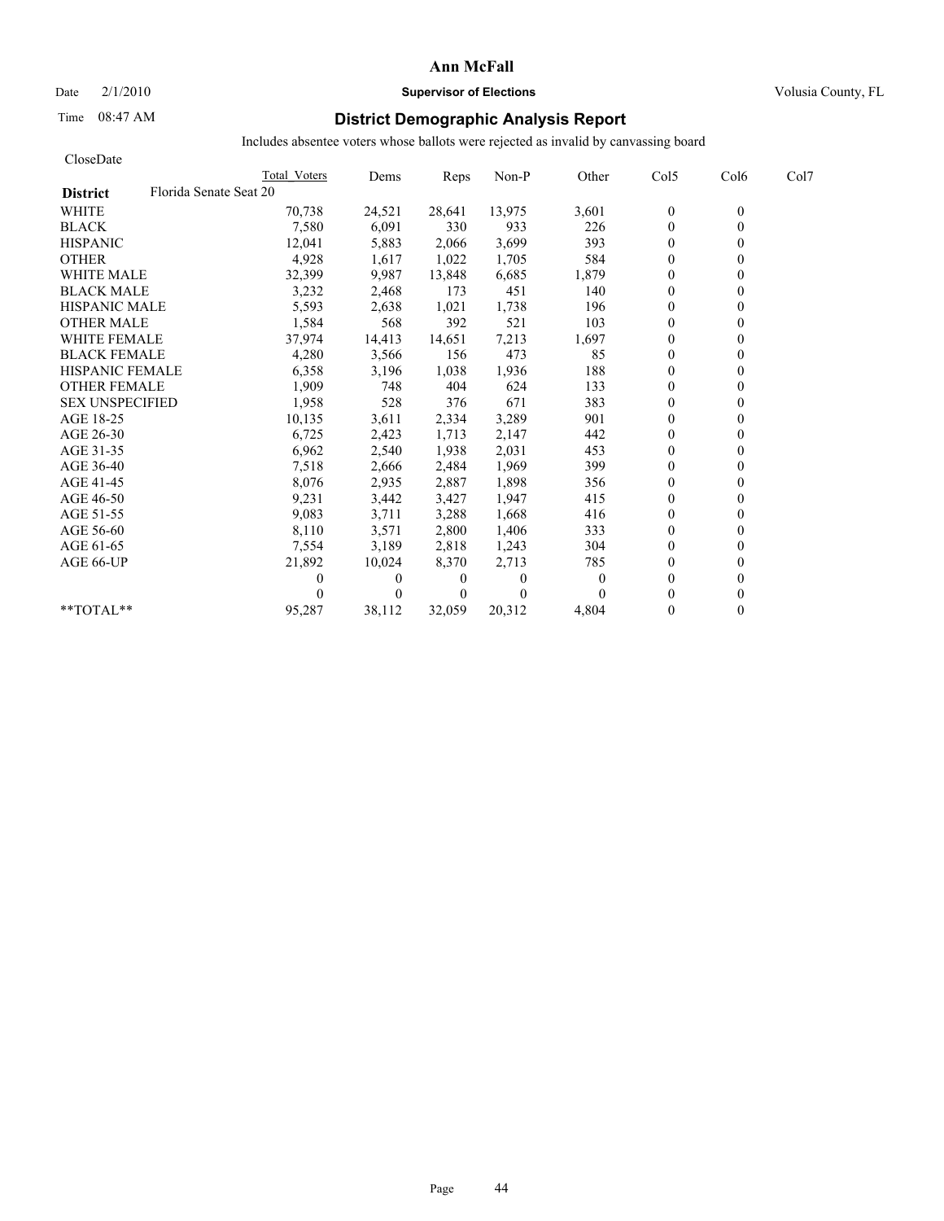# Ann McFall

Date 2/1/2010 **Supervisor of Elections** Volusia County, FL

Time 08:47 AM

## District Demographic Analysis Report

Includes absentee voters whose ballots were rejected as invalid by canvassing board

CloseDate

| **District** Florida Senate Seat 20 | Total Voters | Dems | Reps | Non-P | Other | Col5 | Col6 | Col7 |
|---|---|---|---|---|---|---|---|---|
| WHITE | 70,738 | 24,521 | 28,641 | 13,975 | 3,601 | 0 | 0 | |
| BLACK | 7,580 | 6,091 | 330 | 933 | 226 | 0 | 0 | |
| HISPANIC | 12,041 | 5,883 | 2,066 | 3,699 | 393 | 0 | 0 | |
| OTHER | 4,928 | 1,617 | 1,022 | 1,705 | 584 | 0 | 0 | |
| WHITE MALE | 32,399 | 9,987 | 13,848 | 6,685 | 1,879 | 0 | 0 | |
| BLACK MALE | 3,232 | 2,468 | 173 | 451 | 140 | 0 | 0 | |
| HISPANIC MALE | 5,593 | 2,638 | 1,021 | 1,738 | 196 | 0 | 0 | |
| OTHER MALE | 1,584 | 568 | 392 | 521 | 103 | 0 | 0 | |
| WHITE FEMALE | 37,974 | 14,413 | 14,651 | 7,213 | 1,697 | 0 | 0 | |
| BLACK FEMALE | 4,280 | 3,566 | 156 | 473 | 85 | 0 | 0 | |
| HISPANIC FEMALE | 6,358 | 3,196 | 1,038 | 1,936 | 188 | 0 | 0 | |
| OTHER FEMALE | 1,909 | 748 | 404 | 624 | 133 | 0 | 0 | |
| SEX UNSPECIFIED | 1,958 | 528 | 376 | 671 | 383 | 0 | 0 | |
| AGE 18-25 | 10,135 | 3,611 | 2,334 | 3,289 | 901 | 0 | 0 | |
| AGE 26-30 | 6,725 | 2,423 | 1,713 | 2,147 | 442 | 0 | 0 | |
| AGE 31-35 | 6,962 | 2,540 | 1,938 | 2,031 | 453 | 0 | 0 | |
| AGE 36-40 | 7,518 | 2,666 | 2,484 | 1,969 | 399 | 0 | 0 | |
| AGE 41-45 | 8,076 | 2,935 | 2,887 | 1,898 | 356 | 0 | 0 | |
| AGE 46-50 | 9,231 | 3,442 | 3,427 | 1,947 | 415 | 0 | 0 | |
| AGE 51-55 | 9,083 | 3,711 | 3,288 | 1,668 | 416 | 0 | 0 | |
| AGE 56-60 | 8,110 | 3,571 | 2,800 | 1,406 | 333 | 0 | 0 | |
| AGE 61-65 | 7,554 | 3,189 | 2,818 | 1,243 | 304 | 0 | 0 | |
| AGE 66-UP | 21,892 | 10,024 | 8,370 | 2,713 | 785 | 0 | 0 | |
| | 0 | 0 | 0 | 0 | 0 | 0 | 0 | |
| | 0 | 0 | 0 | 0 | 0 | 0 | 0 | |
| **TOTAL** | 95,287 | 38,112 | 32,059 | 20,312 | 4,804 | 0 | 0 | |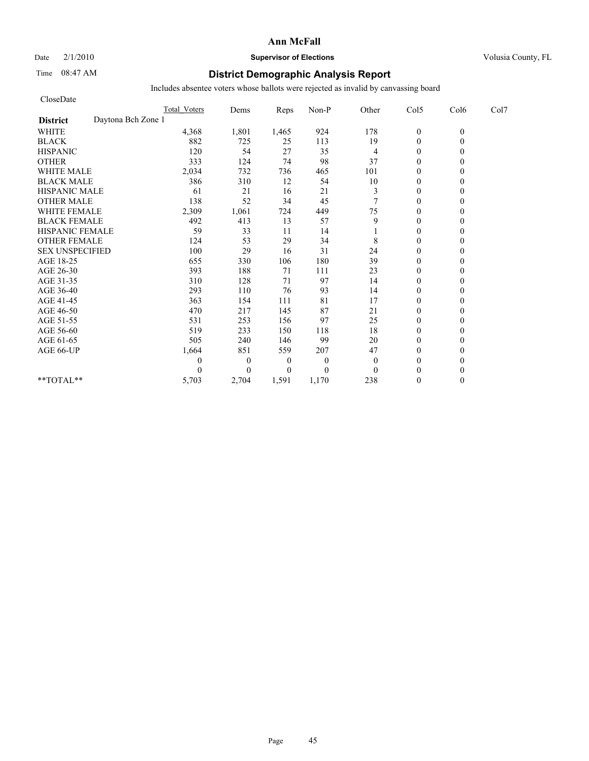# Ann McFall

Date 2/1/2010 **Supervisor of Elections** Volusia County, FL

Time 08:47 AM

## District Demographic Analysis Report

Includes absentee voters whose ballots were rejected as invalid by canvassing board

CloseDate

**District** Daytona Bch Zone 1

| | Total_Voters | Dems | Reps | Non-P | Other | Col5 | Col6 | Col7 |
|---|---|---|---|---|---|---|---|---|
| WHITE | 4,368 | 1,801 | 1,465 | 924 | 178 | 0 | 0 | |
| BLACK | 882 | 725 | 25 | 113 | 19 | 0 | 0 | |
| HISPANIC | 120 | 54 | 27 | 35 | 4 | 0 | 0 | |
| OTHER | 333 | 124 | 74 | 98 | 37 | 0 | 0 | |
| WHITE MALE | 2,034 | 732 | 736 | 465 | 101 | 0 | 0 | |
| BLACK MALE | 386 | 310 | 12 | 54 | 10 | 0 | 0 | |
| HISPANIC MALE | 61 | 21 | 16 | 21 | 3 | 0 | 0 | |
| OTHER MALE | 138 | 52 | 34 | 45 | 7 | 0 | 0 | |
| WHITE FEMALE | 2,309 | 1,061 | 724 | 449 | 75 | 0 | 0 | |
| BLACK FEMALE | 492 | 413 | 13 | 57 | 9 | 0 | 0 | |
| HISPANIC FEMALE | 59 | 33 | 11 | 14 | 1 | 0 | 0 | |
| OTHER FEMALE | 124 | 53 | 29 | 34 | 8 | 0 | 0 | |
| SEX UNSPECIFIED | 100 | 29 | 16 | 31 | 24 | 0 | 0 | |
| AGE 18-25 | 655 | 330 | 106 | 180 | 39 | 0 | 0 | |
| AGE 26-30 | 393 | 188 | 71 | 111 | 23 | 0 | 0 | |
| AGE 31-35 | 310 | 128 | 71 | 97 | 14 | 0 | 0 | |
| AGE 36-40 | 293 | 110 | 76 | 93 | 14 | 0 | 0 | |
| AGE 41-45 | 363 | 154 | 111 | 81 | 17 | 0 | 0 | |
| AGE 46-50 | 470 | 217 | 145 | 87 | 21 | 0 | 0 | |
| AGE 51-55 | 531 | 253 | 156 | 97 | 25 | 0 | 0 | |
| AGE 56-60 | 519 | 233 | 150 | 118 | 18 | 0 | 0 | |
| AGE 61-65 | 505 | 240 | 146 | 99 | 20 | 0 | 0 | |
| AGE 66-UP | 1,664 | 851 | 559 | 207 | 47 | 0 | 0 | |
| | 0 | 0 | 0 | 0 | 0 | 0 | 0 | |
| | 0 | 0 | 0 | 0 | 0 | 0 | 0 | |
| **TOTAL** | 5,703 | 2,704 | 1,591 | 1,170 | 238 | 0 | 0 | |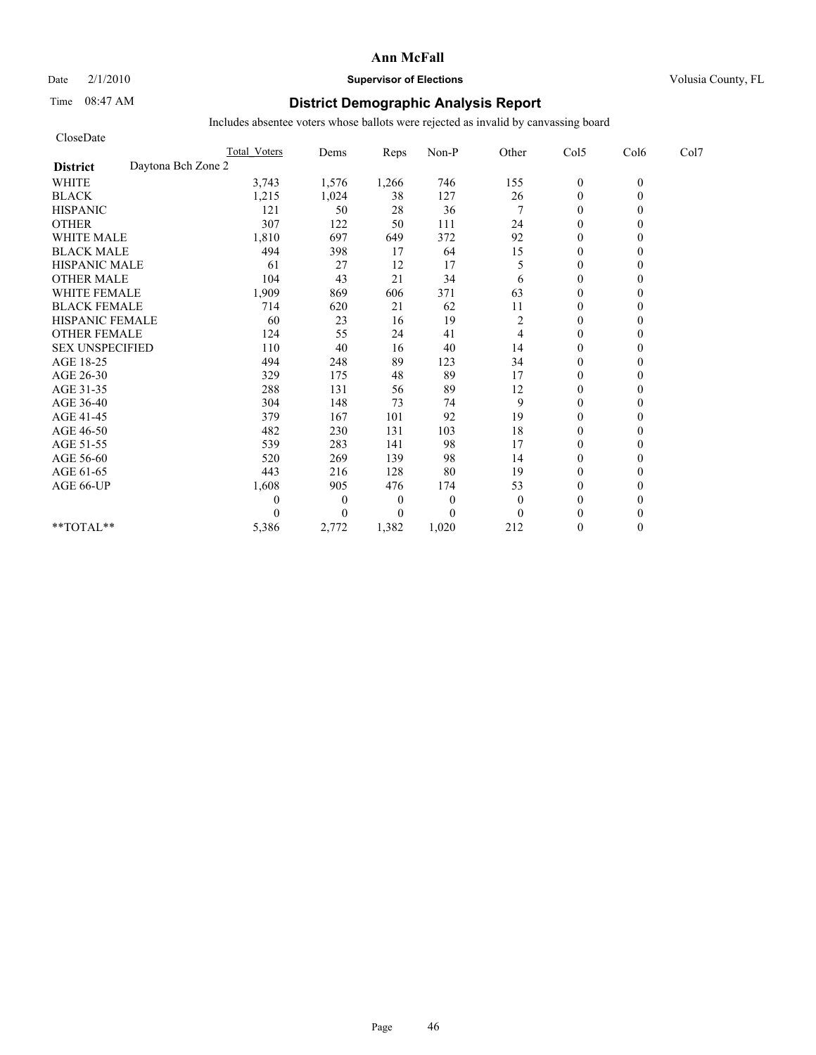# Ann McFall

Date 2/1/2010 **Supervisor of Elections** Volusia County, FL

Time 08:47 AM

## District Demographic Analysis Report

Includes absentee voters whose ballots were rejected as invalid by canvassing board

CloseDate

| | Total Voters | Dems | Reps | Non-P | Other | Col5 | Col6 | Col7 |
|---|---|---|---|---|---|---|---|---|
| **District** Daytona Bch Zone 2 | | | | | | | | |
| WHITE | 3,743 | 1,576 | 1,266 | 746 | 155 | 0 | 0 | |
| BLACK | 1,215 | 1,024 | 38 | 127 | 26 | 0 | 0 | |
| HISPANIC | 121 | 50 | 28 | 36 | 7 | 0 | 0 | |
| OTHER | 307 | 122 | 50 | 111 | 24 | 0 | 0 | |
| WHITE MALE | 1,810 | 697 | 649 | 372 | 92 | 0 | 0 | |
| BLACK MALE | 494 | 398 | 17 | 64 | 15 | 0 | 0 | |
| HISPANIC MALE | 61 | 27 | 12 | 17 | 5 | 0 | 0 | |
| OTHER MALE | 104 | 43 | 21 | 34 | 6 | 0 | 0 | |
| WHITE FEMALE | 1,909 | 869 | 606 | 371 | 63 | 0 | 0 | |
| BLACK FEMALE | 714 | 620 | 21 | 62 | 11 | 0 | 0 | |
| HISPANIC FEMALE | 60 | 23 | 16 | 19 | 2 | 0 | 0 | |
| OTHER FEMALE | 124 | 55 | 24 | 41 | 4 | 0 | 0 | |
| SEX UNSPECIFIED | 110 | 40 | 16 | 40 | 14 | 0 | 0 | |
| AGE 18-25 | 494 | 248 | 89 | 123 | 34 | 0 | 0 | |
| AGE 26-30 | 329 | 175 | 48 | 89 | 17 | 0 | 0 | |
| AGE 31-35 | 288 | 131 | 56 | 89 | 12 | 0 | 0 | |
| AGE 36-40 | 304 | 148 | 73 | 74 | 9 | 0 | 0 | |
| AGE 41-45 | 379 | 167 | 101 | 92 | 19 | 0 | 0 | |
| AGE 46-50 | 482 | 230 | 131 | 103 | 18 | 0 | 0 | |
| AGE 51-55 | 539 | 283 | 141 | 98 | 17 | 0 | 0 | |
| AGE 56-60 | 520 | 269 | 139 | 98 | 14 | 0 | 0 | |
| AGE 61-65 | 443 | 216 | 128 | 80 | 19 | 0 | 0 | |
| AGE 66-UP | 1,608 | 905 | 476 | 174 | 53 | 0 | 0 | |
| | 0 | 0 | 0 | 0 | 0 | 0 | 0 | |
| | 0 | 0 | 0 | 0 | 0 | 0 | 0 | |
| **TOTAL** | 5,386 | 2,772 | 1,382 | 1,020 | 212 | 0 | 0 | |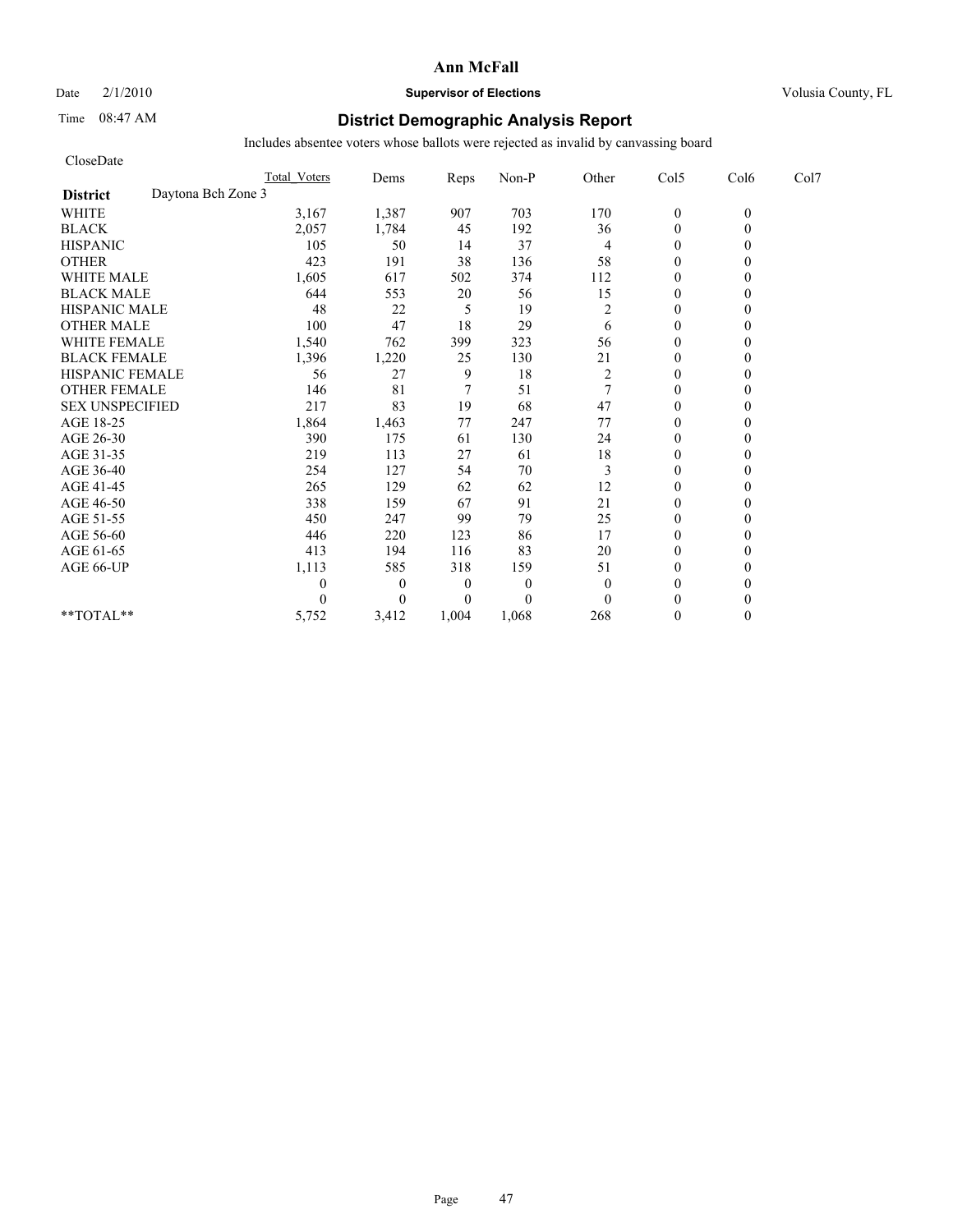# Ann McFall

Date 2/1/2010 **Supervisor of Elections** Volusia County, FL

Time 08:47 AM

## District Demographic Analysis Report

Includes absentee voters whose ballots were rejected as invalid by canvassing board

CloseDate

| | Total_Voters | Dems | Reps | Non-P | Other | Col5 | Col6 | Col7 |
|---|---|---|---|---|---|---|---|---|
| **District** Daytona Bch Zone 3 | | | | | | | | |
| WHITE | 3,167 | 1,387 | 907 | 703 | 170 | 0 | 0 | |
| BLACK | 2,057 | 1,784 | 45 | 192 | 36 | 0 | 0 | |
| HISPANIC | 105 | 50 | 14 | 37 | 4 | 0 | 0 | |
| OTHER | 423 | 191 | 38 | 136 | 58 | 0 | 0 | |
| WHITE MALE | 1,605 | 617 | 502 | 374 | 112 | 0 | 0 | |
| BLACK MALE | 644 | 553 | 20 | 56 | 15 | 0 | 0 | |
| HISPANIC MALE | 48 | 22 | 5 | 19 | 2 | 0 | 0 | |
| OTHER MALE | 100 | 47 | 18 | 29 | 6 | 0 | 0 | |
| WHITE FEMALE | 1,540 | 762 | 399 | 323 | 56 | 0 | 0 | |
| BLACK FEMALE | 1,396 | 1,220 | 25 | 130 | 21 | 0 | 0 | |
| HISPANIC FEMALE | 56 | 27 | 9 | 18 | 2 | 0 | 0 | |
| OTHER FEMALE | 146 | 81 | 7 | 51 | 7 | 0 | 0 | |
| SEX UNSPECIFIED | 217 | 83 | 19 | 68 | 47 | 0 | 0 | |
| AGE 18-25 | 1,864 | 1,463 | 77 | 247 | 77 | 0 | 0 | |
| AGE 26-30 | 390 | 175 | 61 | 130 | 24 | 0 | 0 | |
| AGE 31-35 | 219 | 113 | 27 | 61 | 18 | 0 | 0 | |
| AGE 36-40 | 254 | 127 | 54 | 70 | 3 | 0 | 0 | |
| AGE 41-45 | 265 | 129 | 62 | 62 | 12 | 0 | 0 | |
| AGE 46-50 | 338 | 159 | 67 | 91 | 21 | 0 | 0 | |
| AGE 51-55 | 450 | 247 | 99 | 79 | 25 | 0 | 0 | |
| AGE 56-60 | 446 | 220 | 123 | 86 | 17 | 0 | 0 | |
| AGE 61-65 | 413 | 194 | 116 | 83 | 20 | 0 | 0 | |
| AGE 66-UP | 1,113 | 585 | 318 | 159 | 51 | 0 | 0 | |
| | 0 | 0 | 0 | 0 | 0 | 0 | 0 | |
| | 0 | 0 | 0 | 0 | 0 | 0 | 0 | |
| **TOTAL** | 5,752 | 3,412 | 1,004 | 1,068 | 268 | 0 | 0 | |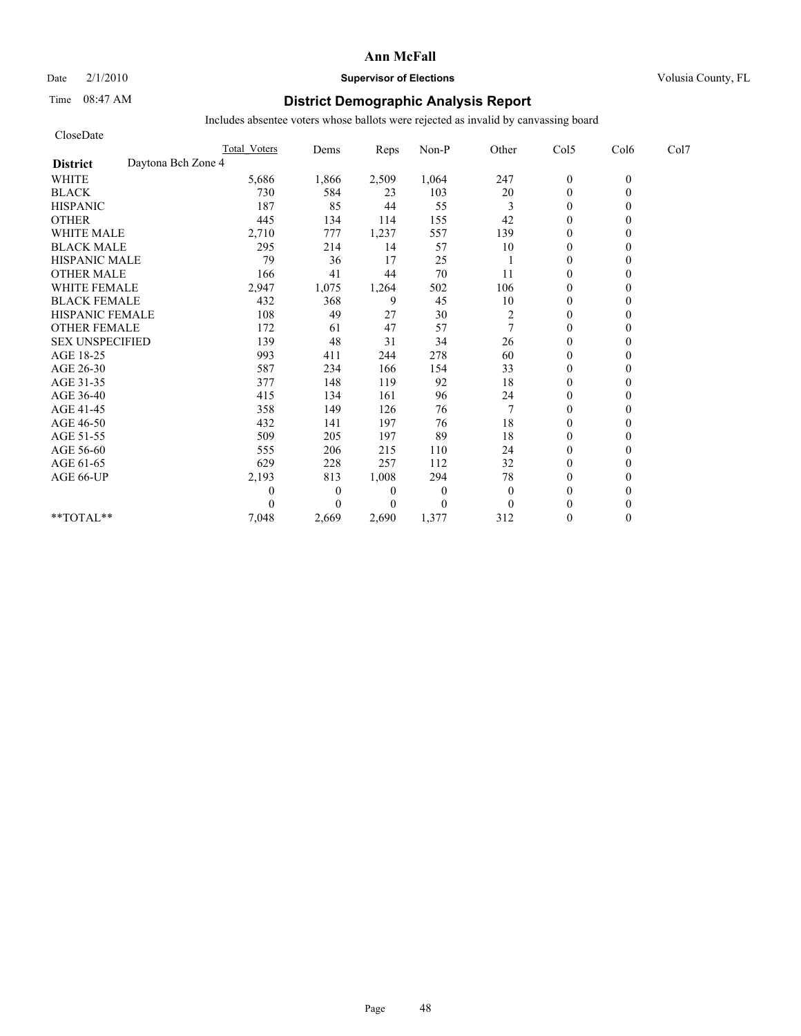# Ann McFall

Date 2/1/2010 **Supervisor of Elections** Volusia County, FL

Time 08:47 AM **District Demographic Analysis Report**

Includes absentee voters whose ballots were rejected as invalid by canvassing board

CloseDate

| | Total Voters | Dems | Reps | Non-P | Other | Col5 | Col6 | Col7 |
|---|---|---|---|---|---|---|---|---|
| **District** Daytona Bch Zone 4 | | | | | | | | |
| WHITE | 5,686 | 1,866 | 2,509 | 1,064 | 247 | 0 | 0 | |
| BLACK | 730 | 584 | 23 | 103 | 20 | 0 | 0 | |
| HISPANIC | 187 | 85 | 44 | 55 | 3 | 0 | 0 | |
| OTHER | 445 | 134 | 114 | 155 | 42 | 0 | 0 | |
| WHITE MALE | 2,710 | 777 | 1,237 | 557 | 139 | 0 | 0 | |
| BLACK MALE | 295 | 214 | 14 | 57 | 10 | 0 | 0 | |
| HISPANIC MALE | 79 | 36 | 17 | 25 | 1 | 0 | 0 | |
| OTHER MALE | 166 | 41 | 44 | 70 | 11 | 0 | 0 | |
| WHITE FEMALE | 2,947 | 1,075 | 1,264 | 502 | 106 | 0 | 0 | |
| BLACK FEMALE | 432 | 368 | 9 | 45 | 10 | 0 | 0 | |
| HISPANIC FEMALE | 108 | 49 | 27 | 30 | 2 | 0 | 0 | |
| OTHER FEMALE | 172 | 61 | 47 | 57 | 7 | 0 | 0 | |
| SEX UNSPECIFIED | 139 | 48 | 31 | 34 | 26 | 0 | 0 | |
| AGE 18-25 | 993 | 411 | 244 | 278 | 60 | 0 | 0 | |
| AGE 26-30 | 587 | 234 | 166 | 154 | 33 | 0 | 0 | |
| AGE 31-35 | 377 | 148 | 119 | 92 | 18 | 0 | 0 | |
| AGE 36-40 | 415 | 134 | 161 | 96 | 24 | 0 | 0 | |
| AGE 41-45 | 358 | 149 | 126 | 76 | 7 | 0 | 0 | |
| AGE 46-50 | 432 | 141 | 197 | 76 | 18 | 0 | 0 | |
| AGE 51-55 | 509 | 205 | 197 | 89 | 18 | 0 | 0 | |
| AGE 56-60 | 555 | 206 | 215 | 110 | 24 | 0 | 0 | |
| AGE 61-65 | 629 | 228 | 257 | 112 | 32 | 0 | 0 | |
| AGE 66-UP | 2,193 | 813 | 1,008 | 294 | 78 | 0 | 0 | |
| | 0 | 0 | 0 | 0 | 0 | 0 | 0 | |
| | 0 | 0 | 0 | 0 | 0 | 0 | 0 | |
| **TOTAL** | 7,048 | 2,669 | 2,690 | 1,377 | 312 | 0 | 0 | |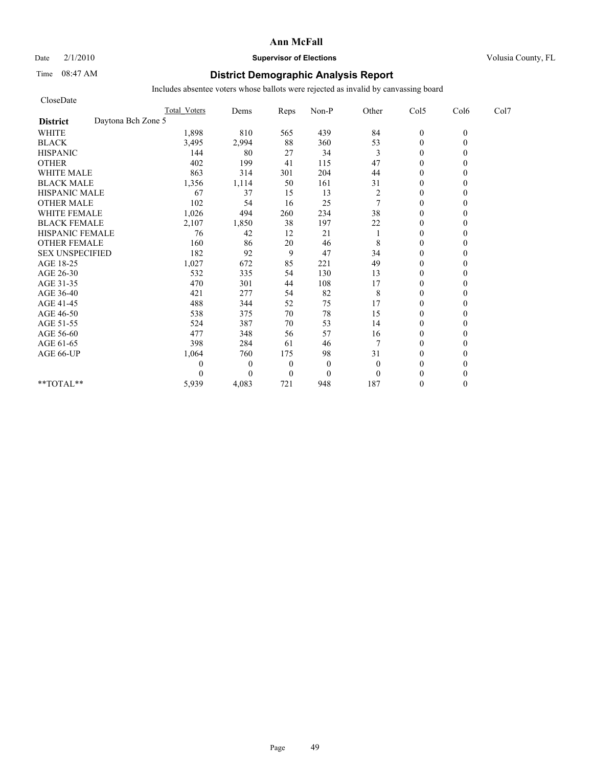**Ann McFall**

Date 2/1/2010 **Supervisor of Elections** Volusia County, FL

Time 08:47 AM

## District Demographic Analysis Report

Includes absentee voters whose ballots were rejected as invalid by canvassing board

CloseDate

| | Total Voters | Dems | Reps | Non-P | Other | Col5 | Col6 | Col7 |
|---|---|---|---|---|---|---|---|---|
| **District** Daytona Bch Zone 5 | | | | | | | | |
| WHITE | 1,898 | 810 | 565 | 439 | 84 | 0 | 0 | |
| BLACK | 3,495 | 2,994 | 88 | 360 | 53 | 0 | 0 | |
| HISPANIC | 144 | 80 | 27 | 34 | 3 | 0 | 0 | |
| OTHER | 402 | 199 | 41 | 115 | 47 | 0 | 0 | |
| WHITE MALE | 863 | 314 | 301 | 204 | 44 | 0 | 0 | |
| BLACK MALE | 1,356 | 1,114 | 50 | 161 | 31 | 0 | 0 | |
| HISPANIC MALE | 67 | 37 | 15 | 13 | 2 | 0 | 0 | |
| OTHER MALE | 102 | 54 | 16 | 25 | 7 | 0 | 0 | |
| WHITE FEMALE | 1,026 | 494 | 260 | 234 | 38 | 0 | 0 | |
| BLACK FEMALE | 2,107 | 1,850 | 38 | 197 | 22 | 0 | 0 | |
| HISPANIC FEMALE | 76 | 42 | 12 | 21 | 1 | 0 | 0 | |
| OTHER FEMALE | 160 | 86 | 20 | 46 | 8 | 0 | 0 | |
| SEX UNSPECIFIED | 182 | 92 | 9 | 47 | 34 | 0 | 0 | |
| AGE 18-25 | 1,027 | 672 | 85 | 221 | 49 | 0 | 0 | |
| AGE 26-30 | 532 | 335 | 54 | 130 | 13 | 0 | 0 | |
| AGE 31-35 | 470 | 301 | 44 | 108 | 17 | 0 | 0 | |
| AGE 36-40 | 421 | 277 | 54 | 82 | 8 | 0 | 0 | |
| AGE 41-45 | 488 | 344 | 52 | 75 | 17 | 0 | 0 | |
| AGE 46-50 | 538 | 375 | 70 | 78 | 15 | 0 | 0 | |
| AGE 51-55 | 524 | 387 | 70 | 53 | 14 | 0 | 0 | |
| AGE 56-60 | 477 | 348 | 56 | 57 | 16 | 0 | 0 | |
| AGE 61-65 | 398 | 284 | 61 | 46 | 7 | 0 | 0 | |
| AGE 66-UP | 1,064 | 760 | 175 | 98 | 31 | 0 | 0 | |
| | 0 | 0 | 0 | 0 | 0 | 0 | 0 | |
| | 0 | 0 | 0 | 0 | 0 | 0 | 0 | |
| **TOTAL** | 5,939 | 4,083 | 721 | 948 | 187 | 0 | 0 | |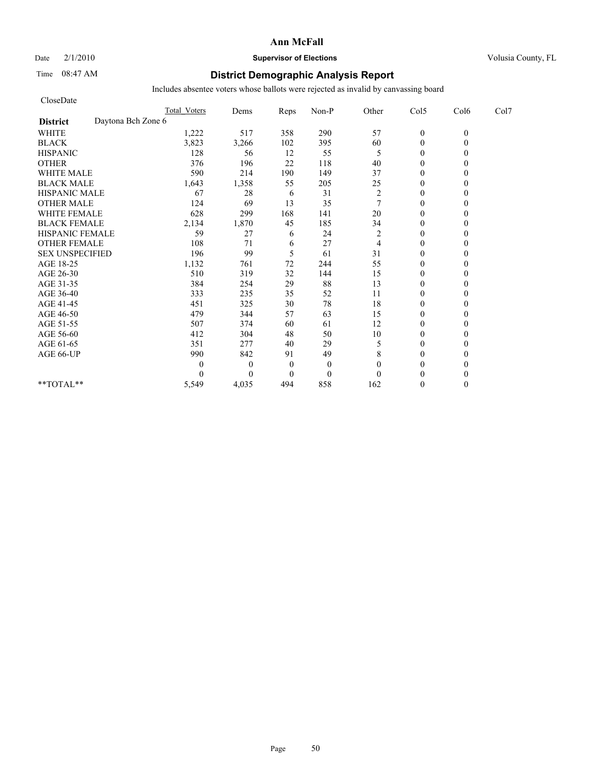# Ann McFall

Date 2/1/2010 **Supervisor of Elections** Volusia County, FL

Time 08:47 AM

## District Demographic Analysis Report

Includes absentee voters whose ballots were rejected as invalid by canvassing board

CloseDate

| | Total Voters | Dems | Reps | Non-P | Other | Col5 | Col6 | Col7 |
|---|---|---|---|---|---|---|---|---|
| **District** Daytona Bch Zone 6 | | | | | | | | |
| WHITE | 1,222 | 517 | 358 | 290 | 57 | 0 | 0 | |
| BLACK | 3,823 | 3,266 | 102 | 395 | 60 | 0 | 0 | |
| HISPANIC | 128 | 56 | 12 | 55 | 5 | 0 | 0 | |
| OTHER | 376 | 196 | 22 | 118 | 40 | 0 | 0 | |
| WHITE MALE | 590 | 214 | 190 | 149 | 37 | 0 | 0 | |
| BLACK MALE | 1,643 | 1,358 | 55 | 205 | 25 | 0 | 0 | |
| HISPANIC MALE | 67 | 28 | 6 | 31 | 2 | 0 | 0 | |
| OTHER MALE | 124 | 69 | 13 | 35 | 7 | 0 | 0 | |
| WHITE FEMALE | 628 | 299 | 168 | 141 | 20 | 0 | 0 | |
| BLACK FEMALE | 2,134 | 1,870 | 45 | 185 | 34 | 0 | 0 | |
| HISPANIC FEMALE | 59 | 27 | 6 | 24 | 2 | 0 | 0 | |
| OTHER FEMALE | 108 | 71 | 6 | 27 | 4 | 0 | 0 | |
| SEX UNSPECIFIED | 196 | 99 | 5 | 61 | 31 | 0 | 0 | |
| AGE 18-25 | 1,132 | 761 | 72 | 244 | 55 | 0 | 0 | |
| AGE 26-30 | 510 | 319 | 32 | 144 | 15 | 0 | 0 | |
| AGE 31-35 | 384 | 254 | 29 | 88 | 13 | 0 | 0 | |
| AGE 36-40 | 333 | 235 | 35 | 52 | 11 | 0 | 0 | |
| AGE 41-45 | 451 | 325 | 30 | 78 | 18 | 0 | 0 | |
| AGE 46-50 | 479 | 344 | 57 | 63 | 15 | 0 | 0 | |
| AGE 51-55 | 507 | 374 | 60 | 61 | 12 | 0 | 0 | |
| AGE 56-60 | 412 | 304 | 48 | 50 | 10 | 0 | 0 | |
| AGE 61-65 | 351 | 277 | 40 | 29 | 5 | 0 | 0 | |
| AGE 66-UP | 990 | 842 | 91 | 49 | 8 | 0 | 0 | |
| | 0 | 0 | 0 | 0 | 0 | 0 | 0 | |
| | 0 | 0 | 0 | 0 | 0 | 0 | 0 | |
| **TOTAL** | 5,549 | 4,035 | 494 | 858 | 162 | 0 | 0 | |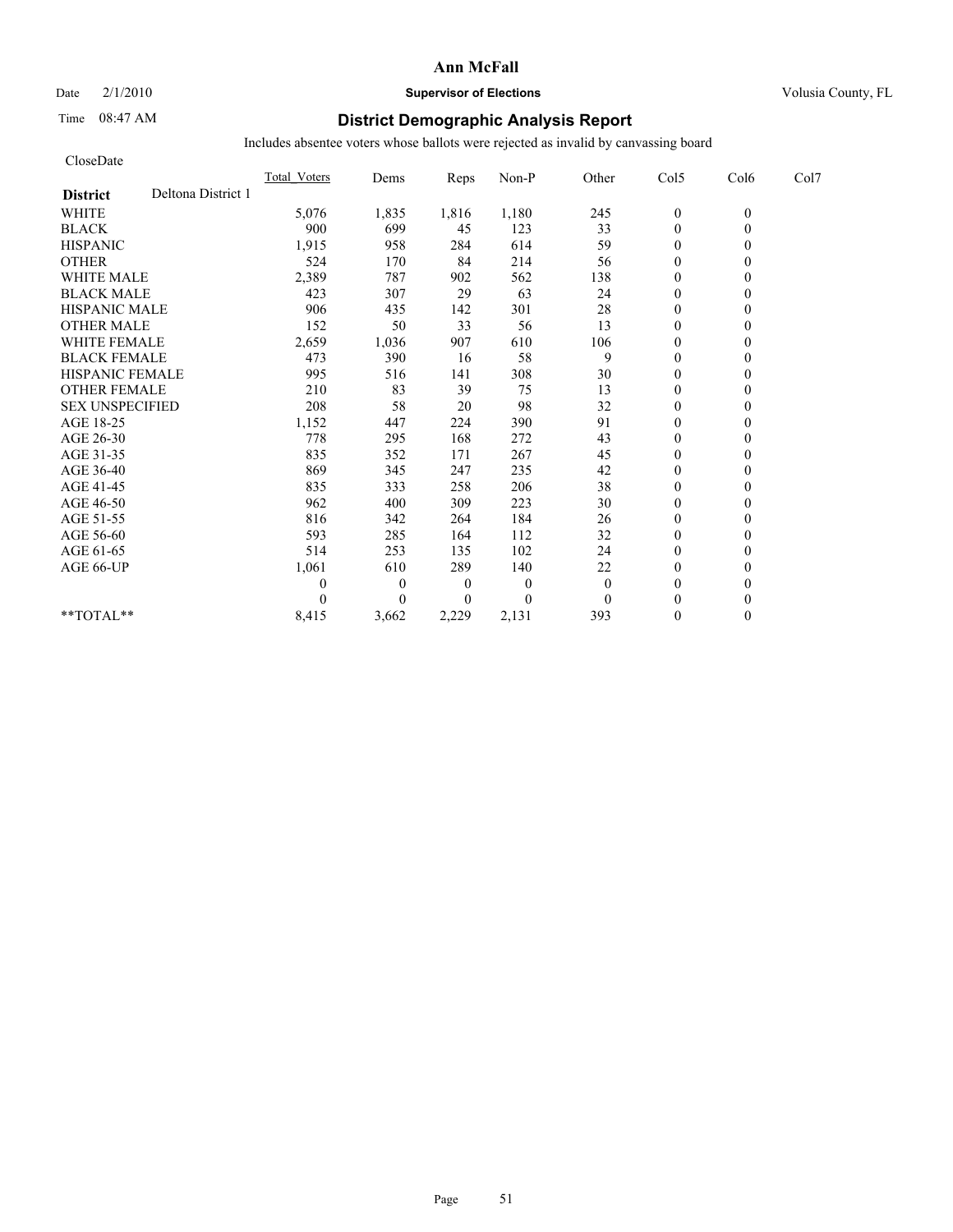# Ann McFall

Date 2/1/2010 **Supervisor of Elections** Volusia County, FL

Time 08:47 AM **District Demographic Analysis Report**

Includes absentee voters whose ballots were rejected as invalid by canvassing board

CloseDate

**District** Deltona District 1

| | Total_Voters | Dems | Reps | Non-P | Other | Col5 | Col6 | Col7 |
|---|---|---|---|---|---|---|---|---|
| WHITE | 5,076 | 1,835 | 1,816 | 1,180 | 245 | 0 | 0 | |
| BLACK | 900 | 699 | 45 | 123 | 33 | 0 | 0 | |
| HISPANIC | 1,915 | 958 | 284 | 614 | 59 | 0 | 0 | |
| OTHER | 524 | 170 | 84 | 214 | 56 | 0 | 0 | |
| WHITE MALE | 2,389 | 787 | 902 | 562 | 138 | 0 | 0 | |
| BLACK MALE | 423 | 307 | 29 | 63 | 24 | 0 | 0 | |
| HISPANIC MALE | 906 | 435 | 142 | 301 | 28 | 0 | 0 | |
| OTHER MALE | 152 | 50 | 33 | 56 | 13 | 0 | 0 | |
| WHITE FEMALE | 2,659 | 1,036 | 907 | 610 | 106 | 0 | 0 | |
| BLACK FEMALE | 473 | 390 | 16 | 58 | 9 | 0 | 0 | |
| HISPANIC FEMALE | 995 | 516 | 141 | 308 | 30 | 0 | 0 | |
| OTHER FEMALE | 210 | 83 | 39 | 75 | 13 | 0 | 0 | |
| SEX UNSPECIFIED | 208 | 58 | 20 | 98 | 32 | 0 | 0 | |
| AGE 18-25 | 1,152 | 447 | 224 | 390 | 91 | 0 | 0 | |
| AGE 26-30 | 778 | 295 | 168 | 272 | 43 | 0 | 0 | |
| AGE 31-35 | 835 | 352 | 171 | 267 | 45 | 0 | 0 | |
| AGE 36-40 | 869 | 345 | 247 | 235 | 42 | 0 | 0 | |
| AGE 41-45 | 835 | 333 | 258 | 206 | 38 | 0 | 0 | |
| AGE 46-50 | 962 | 400 | 309 | 223 | 30 | 0 | 0 | |
| AGE 51-55 | 816 | 342 | 264 | 184 | 26 | 0 | 0 | |
| AGE 56-60 | 593 | 285 | 164 | 112 | 32 | 0 | 0 | |
| AGE 61-65 | 514 | 253 | 135 | 102 | 24 | 0 | 0 | |
| AGE 66-UP | 1,061 | 610 | 289 | 140 | 22 | 0 | 0 | |
| | 0 | 0 | 0 | 0 | 0 | 0 | 0 | |
| | 0 | 0 | 0 | 0 | 0 | 0 | 0 | |
| **TOTAL** | 8,415 | 3,662 | 2,229 | 2,131 | 393 | 0 | 0 | |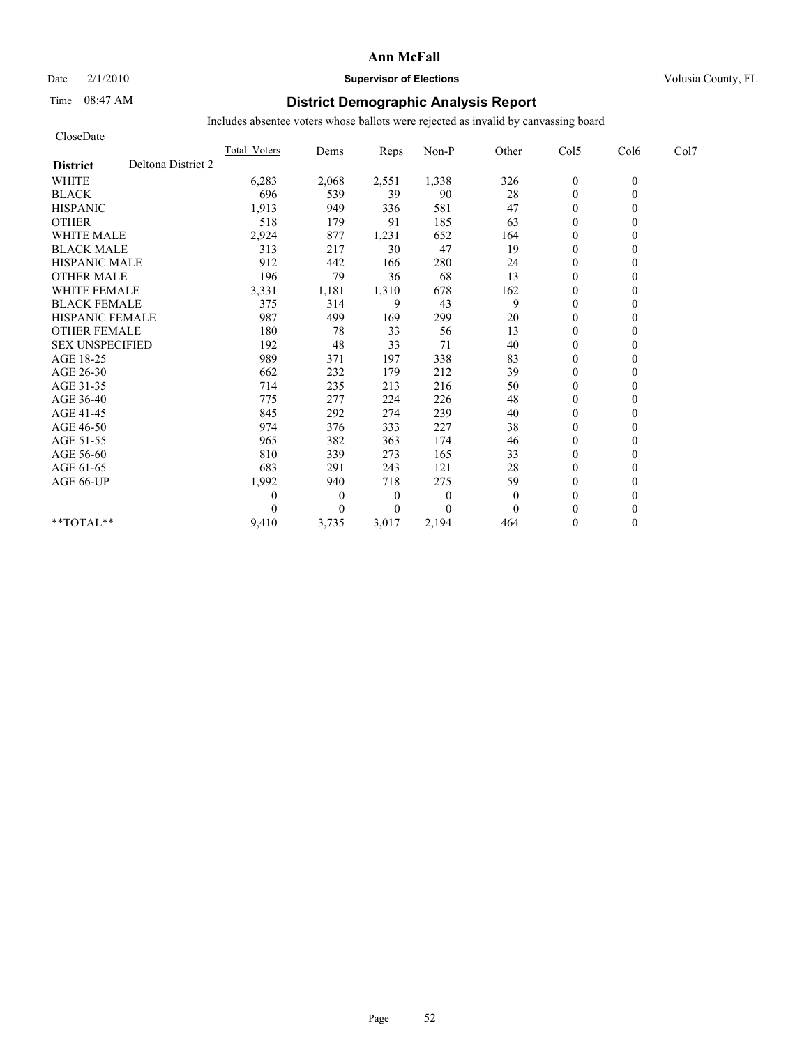**Ann McFall**

Date 2/1/2010 **Supervisor of Elections** Volusia County, FL

Time 08:47 AM

# District Demographic Analysis Report

Includes absentee voters whose ballots were rejected as invalid by canvassing board

CloseDate

| | Total_Voters | Dems | Reps | Non-P | Other | Col5 | Col6 | Col7 |
|---|---|---|---|---|---|---|---|---|
| **District** Deltona District 2 | | | | | | | | |
| WHITE | 6,283 | 2,068 | 2,551 | 1,338 | 326 | 0 | 0 | |
| BLACK | 696 | 539 | 39 | 90 | 28 | 0 | 0 | |
| HISPANIC | 1,913 | 949 | 336 | 581 | 47 | 0 | 0 | |
| OTHER | 518 | 179 | 91 | 185 | 63 | 0 | 0 | |
| WHITE MALE | 2,924 | 877 | 1,231 | 652 | 164 | 0 | 0 | |
| BLACK MALE | 313 | 217 | 30 | 47 | 19 | 0 | 0 | |
| HISPANIC MALE | 912 | 442 | 166 | 280 | 24 | 0 | 0 | |
| OTHER MALE | 196 | 79 | 36 | 68 | 13 | 0 | 0 | |
| WHITE FEMALE | 3,331 | 1,181 | 1,310 | 678 | 162 | 0 | 0 | |
| BLACK FEMALE | 375 | 314 | 9 | 43 | 9 | 0 | 0 | |
| HISPANIC FEMALE | 987 | 499 | 169 | 299 | 20 | 0 | 0 | |
| OTHER FEMALE | 180 | 78 | 33 | 56 | 13 | 0 | 0 | |
| SEX UNSPECIFIED | 192 | 48 | 33 | 71 | 40 | 0 | 0 | |
| AGE 18-25 | 989 | 371 | 197 | 338 | 83 | 0 | 0 | |
| AGE 26-30 | 662 | 232 | 179 | 212 | 39 | 0 | 0 | |
| AGE 31-35 | 714 | 235 | 213 | 216 | 50 | 0 | 0 | |
| AGE 36-40 | 775 | 277 | 224 | 226 | 48 | 0 | 0 | |
| AGE 41-45 | 845 | 292 | 274 | 239 | 40 | 0 | 0 | |
| AGE 46-50 | 974 | 376 | 333 | 227 | 38 | 0 | 0 | |
| AGE 51-55 | 965 | 382 | 363 | 174 | 46 | 0 | 0 | |
| AGE 56-60 | 810 | 339 | 273 | 165 | 33 | 0 | 0 | |
| AGE 61-65 | 683 | 291 | 243 | 121 | 28 | 0 | 0 | |
| AGE 66-UP | 1,992 | 940 | 718 | 275 | 59 | 0 | 0 | |
| | 0 | 0 | 0 | 0 | 0 | 0 | 0 | |
| | 0 | 0 | 0 | 0 | 0 | 0 | 0 | |
| **TOTAL** | 9,410 | 3,735 | 3,017 | 2,194 | 464 | 0 | 0 | |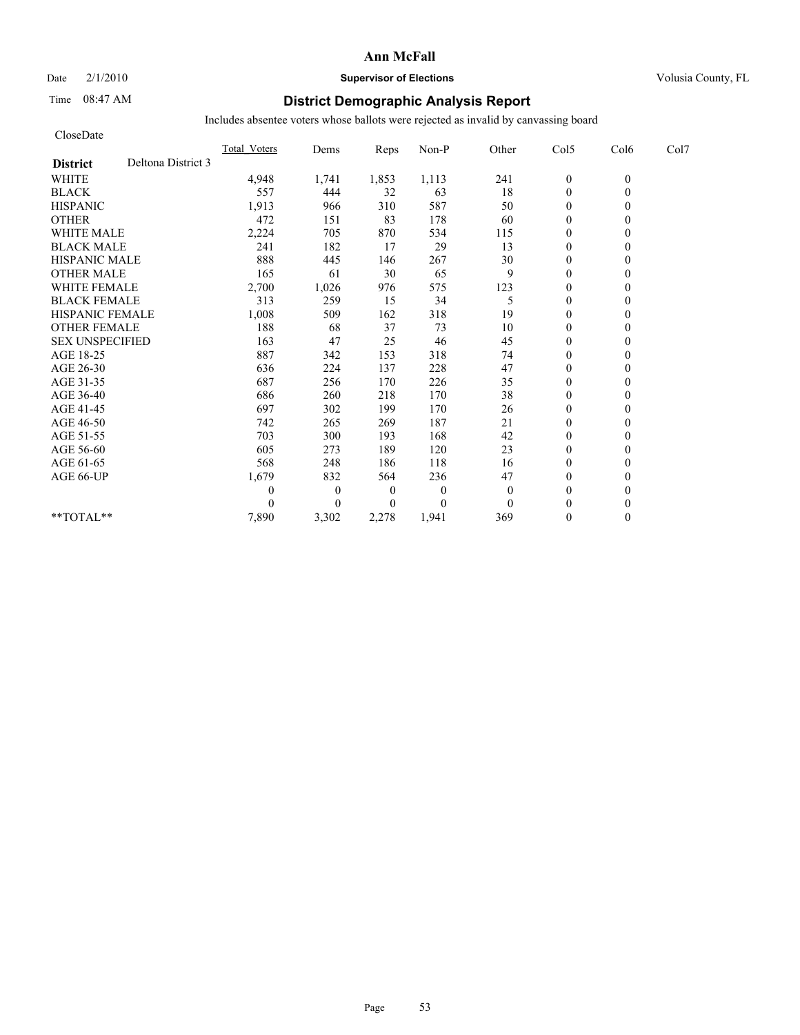**Ann McFall**

Date 2/1/2010 **Supervisor of Elections** Volusia County, FL

Time 08:47 AM

## District Demographic Analysis Report

Includes absentee voters whose ballots were rejected as invalid by canvassing board

CloseDate

| | Total_Voters | Dems | Reps | Non-P | Other | Col5 | Col6 | Col7 |
|---|---|---|---|---|---|---|---|---|
| **District** Deltona District 3 | | | | | | | | |
| WHITE | 4,948 | 1,741 | 1,853 | 1,113 | 241 | 0 | 0 | |
| BLACK | 557 | 444 | 32 | 63 | 18 | 0 | 0 | |
| HISPANIC | 1,913 | 966 | 310 | 587 | 50 | 0 | 0 | |
| OTHER | 472 | 151 | 83 | 178 | 60 | 0 | 0 | |
| WHITE MALE | 2,224 | 705 | 870 | 534 | 115 | 0 | 0 | |
| BLACK MALE | 241 | 182 | 17 | 29 | 13 | 0 | 0 | |
| HISPANIC MALE | 888 | 445 | 146 | 267 | 30 | 0 | 0 | |
| OTHER MALE | 165 | 61 | 30 | 65 | 9 | 0 | 0 | |
| WHITE FEMALE | 2,700 | 1,026 | 976 | 575 | 123 | 0 | 0 | |
| BLACK FEMALE | 313 | 259 | 15 | 34 | 5 | 0 | 0 | |
| HISPANIC FEMALE | 1,008 | 509 | 162 | 318 | 19 | 0 | 0 | |
| OTHER FEMALE | 188 | 68 | 37 | 73 | 10 | 0 | 0 | |
| SEX UNSPECIFIED | 163 | 47 | 25 | 46 | 45 | 0 | 0 | |
| AGE 18-25 | 887 | 342 | 153 | 318 | 74 | 0 | 0 | |
| AGE 26-30 | 636 | 224 | 137 | 228 | 47 | 0 | 0 | |
| AGE 31-35 | 687 | 256 | 170 | 226 | 35 | 0 | 0 | |
| AGE 36-40 | 686 | 260 | 218 | 170 | 38 | 0 | 0 | |
| AGE 41-45 | 697 | 302 | 199 | 170 | 26 | 0 | 0 | |
| AGE 46-50 | 742 | 265 | 269 | 187 | 21 | 0 | 0 | |
| AGE 51-55 | 703 | 300 | 193 | 168 | 42 | 0 | 0 | |
| AGE 56-60 | 605 | 273 | 189 | 120 | 23 | 0 | 0 | |
| AGE 61-65 | 568 | 248 | 186 | 118 | 16 | 0 | 0 | |
| AGE 66-UP | 1,679 | 832 | 564 | 236 | 47 | 0 | 0 | |
| | 0 | 0 | 0 | 0 | 0 | 0 | 0 | |
| | 0 | 0 | 0 | 0 | 0 | 0 | 0 | |
| **TOTAL** | 7,890 | 3,302 | 2,278 | 1,941 | 369 | 0 | 0 | |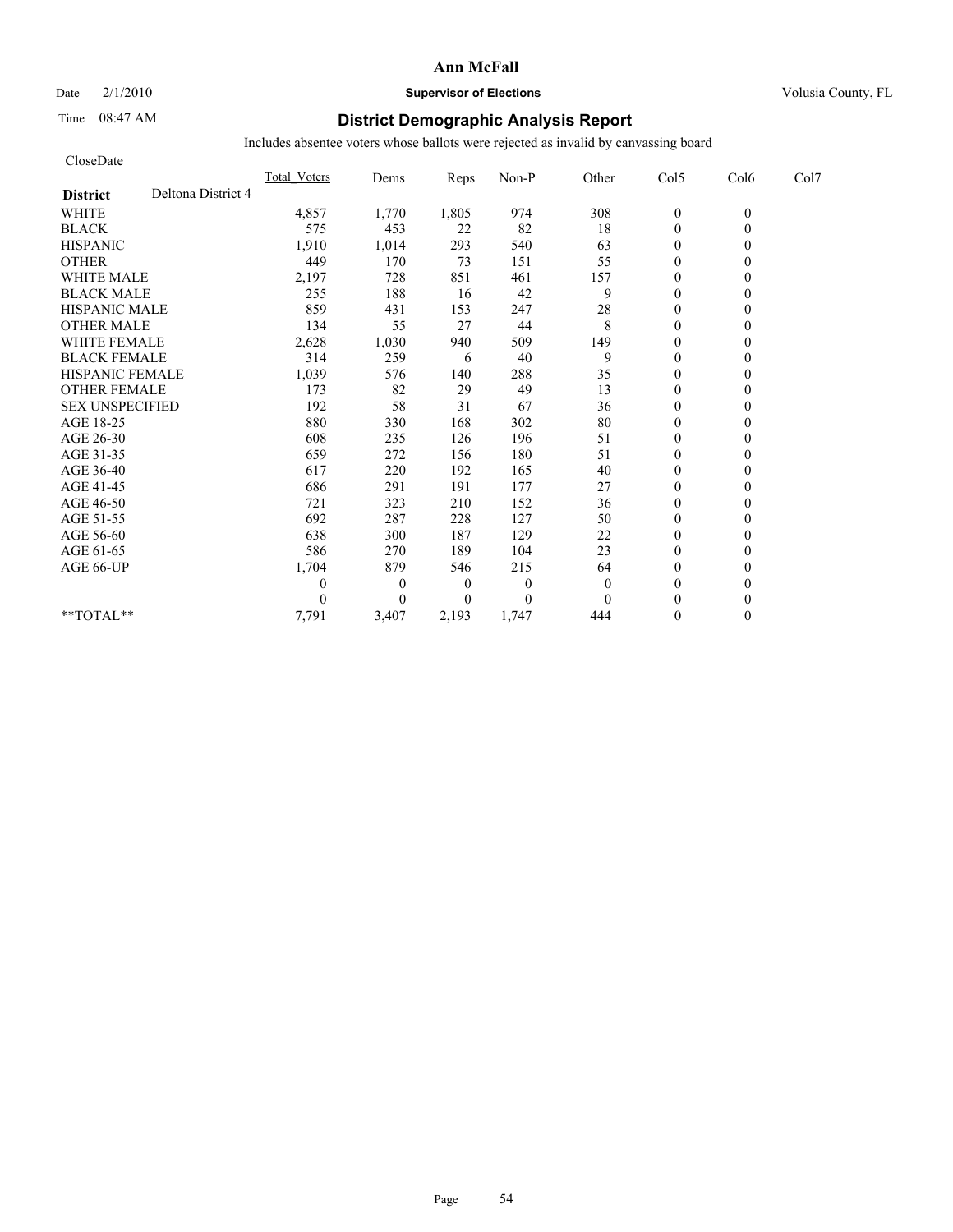# Ann McFall

Date 2/1/2010 **Supervisor of Elections** Volusia County, FL

Time 08:47 AM **District Demographic Analysis Report**

Includes absentee voters whose ballots were rejected as invalid by canvassing board

CloseDate

| | Total_Voters | Dems | Reps | Non-P | Other | Col5 | Col6 | Col7 |
|---|---|---|---|---|---|---|---|---|
| **District** Deltona District 4 | | | | | | | | |
| WHITE | 4,857 | 1,770 | 1,805 | 974 | 308 | 0 | 0 | |
| BLACK | 575 | 453 | 22 | 82 | 18 | 0 | 0 | |
| HISPANIC | 1,910 | 1,014 | 293 | 540 | 63 | 0 | 0 | |
| OTHER | 449 | 170 | 73 | 151 | 55 | 0 | 0 | |
| WHITE MALE | 2,197 | 728 | 851 | 461 | 157 | 0 | 0 | |
| BLACK MALE | 255 | 188 | 16 | 42 | 9 | 0 | 0 | |
| HISPANIC MALE | 859 | 431 | 153 | 247 | 28 | 0 | 0 | |
| OTHER MALE | 134 | 55 | 27 | 44 | 8 | 0 | 0 | |
| WHITE FEMALE | 2,628 | 1,030 | 940 | 509 | 149 | 0 | 0 | |
| BLACK FEMALE | 314 | 259 | 6 | 40 | 9 | 0 | 0 | |
| HISPANIC FEMALE | 1,039 | 576 | 140 | 288 | 35 | 0 | 0 | |
| OTHER FEMALE | 173 | 82 | 29 | 49 | 13 | 0 | 0 | |
| SEX UNSPECIFIED | 192 | 58 | 31 | 67 | 36 | 0 | 0 | |
| AGE 18-25 | 880 | 330 | 168 | 302 | 80 | 0 | 0 | |
| AGE 26-30 | 608 | 235 | 126 | 196 | 51 | 0 | 0 | |
| AGE 31-35 | 659 | 272 | 156 | 180 | 51 | 0 | 0 | |
| AGE 36-40 | 617 | 220 | 192 | 165 | 40 | 0 | 0 | |
| AGE 41-45 | 686 | 291 | 191 | 177 | 27 | 0 | 0 | |
| AGE 46-50 | 721 | 323 | 210 | 152 | 36 | 0 | 0 | |
| AGE 51-55 | 692 | 287 | 228 | 127 | 50 | 0 | 0 | |
| AGE 56-60 | 638 | 300 | 187 | 129 | 22 | 0 | 0 | |
| AGE 61-65 | 586 | 270 | 189 | 104 | 23 | 0 | 0 | |
| AGE 66-UP | 1,704 | 879 | 546 | 215 | 64 | 0 | 0 | |
| | 0 | 0 | 0 | 0 | 0 | 0 | 0 | |
| | 0 | 0 | 0 | 0 | 0 | 0 | 0 | |
| **TOTAL** | 7,791 | 3,407 | 2,193 | 1,747 | 444 | 0 | 0 | |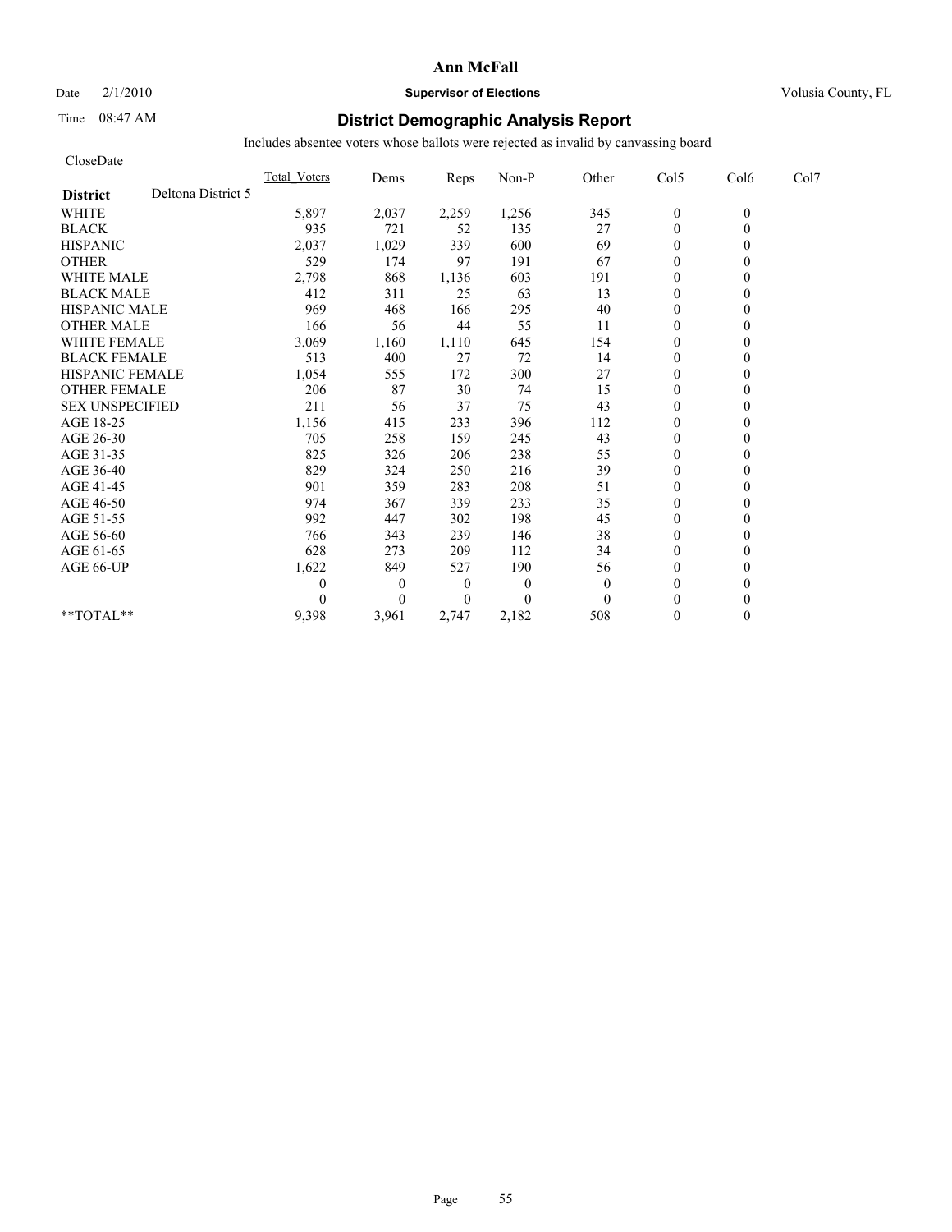**Ann McFall**

Date 2/1/2010 **Supervisor of Elections** Volusia County, FL

Time 08:47 AM

## District Demographic Analysis Report

Includes absentee voters whose ballots were rejected as invalid by canvassing board

CloseDate

| | Total_Voters | Dems | Reps | Non-P | Other | Col5 | Col6 | Col7 |
|---|---|---|---|---|---|---|---|---|
| **District** Deltona District 5 | | | | | | | | |
| WHITE | 5,897 | 2,037 | 2,259 | 1,256 | 345 | 0 | 0 | |
| BLACK | 935 | 721 | 52 | 135 | 27 | 0 | 0 | |
| HISPANIC | 2,037 | 1,029 | 339 | 600 | 69 | 0 | 0 | |
| OTHER | 529 | 174 | 97 | 191 | 67 | 0 | 0 | |
| WHITE MALE | 2,798 | 868 | 1,136 | 603 | 191 | 0 | 0 | |
| BLACK MALE | 412 | 311 | 25 | 63 | 13 | 0 | 0 | |
| HISPANIC MALE | 969 | 468 | 166 | 295 | 40 | 0 | 0 | |
| OTHER MALE | 166 | 56 | 44 | 55 | 11 | 0 | 0 | |
| WHITE FEMALE | 3,069 | 1,160 | 1,110 | 645 | 154 | 0 | 0 | |
| BLACK FEMALE | 513 | 400 | 27 | 72 | 14 | 0 | 0 | |
| HISPANIC FEMALE | 1,054 | 555 | 172 | 300 | 27 | 0 | 0 | |
| OTHER FEMALE | 206 | 87 | 30 | 74 | 15 | 0 | 0 | |
| SEX UNSPECIFIED | 211 | 56 | 37 | 75 | 43 | 0 | 0 | |
| AGE 18-25 | 1,156 | 415 | 233 | 396 | 112 | 0 | 0 | |
| AGE 26-30 | 705 | 258 | 159 | 245 | 43 | 0 | 0 | |
| AGE 31-35 | 825 | 326 | 206 | 238 | 55 | 0 | 0 | |
| AGE 36-40 | 829 | 324 | 250 | 216 | 39 | 0 | 0 | |
| AGE 41-45 | 901 | 359 | 283 | 208 | 51 | 0 | 0 | |
| AGE 46-50 | 974 | 367 | 339 | 233 | 35 | 0 | 0 | |
| AGE 51-55 | 992 | 447 | 302 | 198 | 45 | 0 | 0 | |
| AGE 56-60 | 766 | 343 | 239 | 146 | 38 | 0 | 0 | |
| AGE 61-65 | 628 | 273 | 209 | 112 | 34 | 0 | 0 | |
| AGE 66-UP | 1,622 | 849 | 527 | 190 | 56 | 0 | 0 | |
| | 0 | 0 | 0 | 0 | 0 | 0 | 0 | |
| | 0 | 0 | 0 | 0 | 0 | 0 | 0 | |
| **TOTAL** | 9,398 | 3,961 | 2,747 | 2,182 | 508 | 0 | 0 | |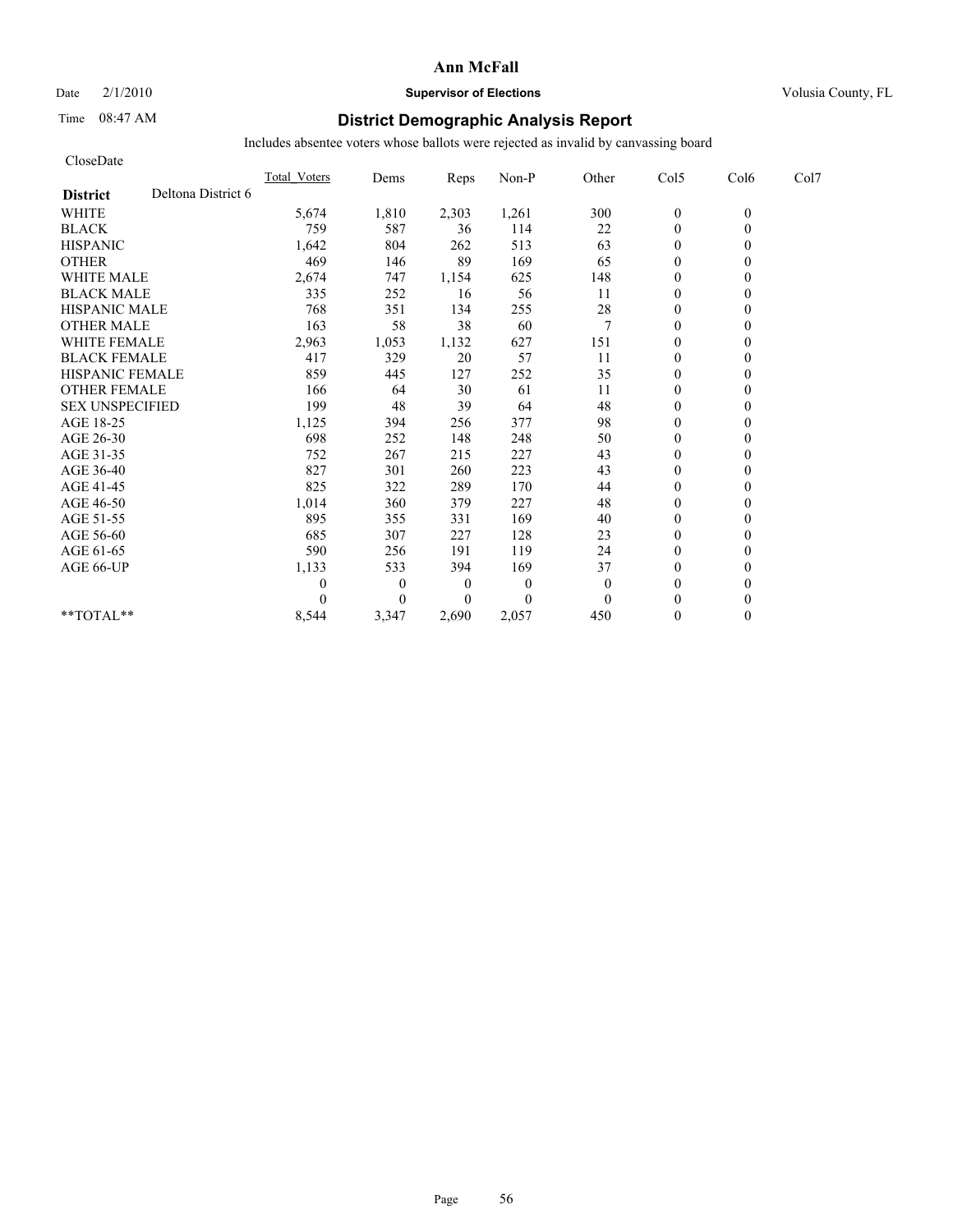# Ann McFall

Date 2/1/2010 **Supervisor of Elections** Volusia County, FL

Time 08:47 AM

## District Demographic Analysis Report

Includes absentee voters whose ballots were rejected as invalid by canvassing board

CloseDate

| **District** Deltona District 6 | Total_Voters | Dems | Reps | Non-P | Other | Col5 | Col6 | Col7 |
|---|---|---|---|---|---|---|---|---|
| WHITE | 5,674 | 1,810 | 2,303 | 1,261 | 300 | 0 | 0 | |
| BLACK | 759 | 587 | 36 | 114 | 22 | 0 | 0 | |
| HISPANIC | 1,642 | 804 | 262 | 513 | 63 | 0 | 0 | |
| OTHER | 469 | 146 | 89 | 169 | 65 | 0 | 0 | |
| WHITE MALE | 2,674 | 747 | 1,154 | 625 | 148 | 0 | 0 | |
| BLACK MALE | 335 | 252 | 16 | 56 | 11 | 0 | 0 | |
| HISPANIC MALE | 768 | 351 | 134 | 255 | 28 | 0 | 0 | |
| OTHER MALE | 163 | 58 | 38 | 60 | 7 | 0 | 0 | |
| WHITE FEMALE | 2,963 | 1,053 | 1,132 | 627 | 151 | 0 | 0 | |
| BLACK FEMALE | 417 | 329 | 20 | 57 | 11 | 0 | 0 | |
| HISPANIC FEMALE | 859 | 445 | 127 | 252 | 35 | 0 | 0 | |
| OTHER FEMALE | 166 | 64 | 30 | 61 | 11 | 0 | 0 | |
| SEX UNSPECIFIED | 199 | 48 | 39 | 64 | 48 | 0 | 0 | |
| AGE 18-25 | 1,125 | 394 | 256 | 377 | 98 | 0 | 0 | |
| AGE 26-30 | 698 | 252 | 148 | 248 | 50 | 0 | 0 | |
| AGE 31-35 | 752 | 267 | 215 | 227 | 43 | 0 | 0 | |
| AGE 36-40 | 827 | 301 | 260 | 223 | 43 | 0 | 0 | |
| AGE 41-45 | 825 | 322 | 289 | 170 | 44 | 0 | 0 | |
| AGE 46-50 | 1,014 | 360 | 379 | 227 | 48 | 0 | 0 | |
| AGE 51-55 | 895 | 355 | 331 | 169 | 40 | 0 | 0 | |
| AGE 56-60 | 685 | 307 | 227 | 128 | 23 | 0 | 0 | |
| AGE 61-65 | 590 | 256 | 191 | 119 | 24 | 0 | 0 | |
| AGE 66-UP | 1,133 | 533 | 394 | 169 | 37 | 0 | 0 | |
| | 0 | 0 | 0 | 0 | 0 | 0 | 0 | |
| | 0 | 0 | 0 | 0 | 0 | 0 | 0 | |
| **TOTAL** | 8,544 | 3,347 | 2,690 | 2,057 | 450 | 0 | 0 | |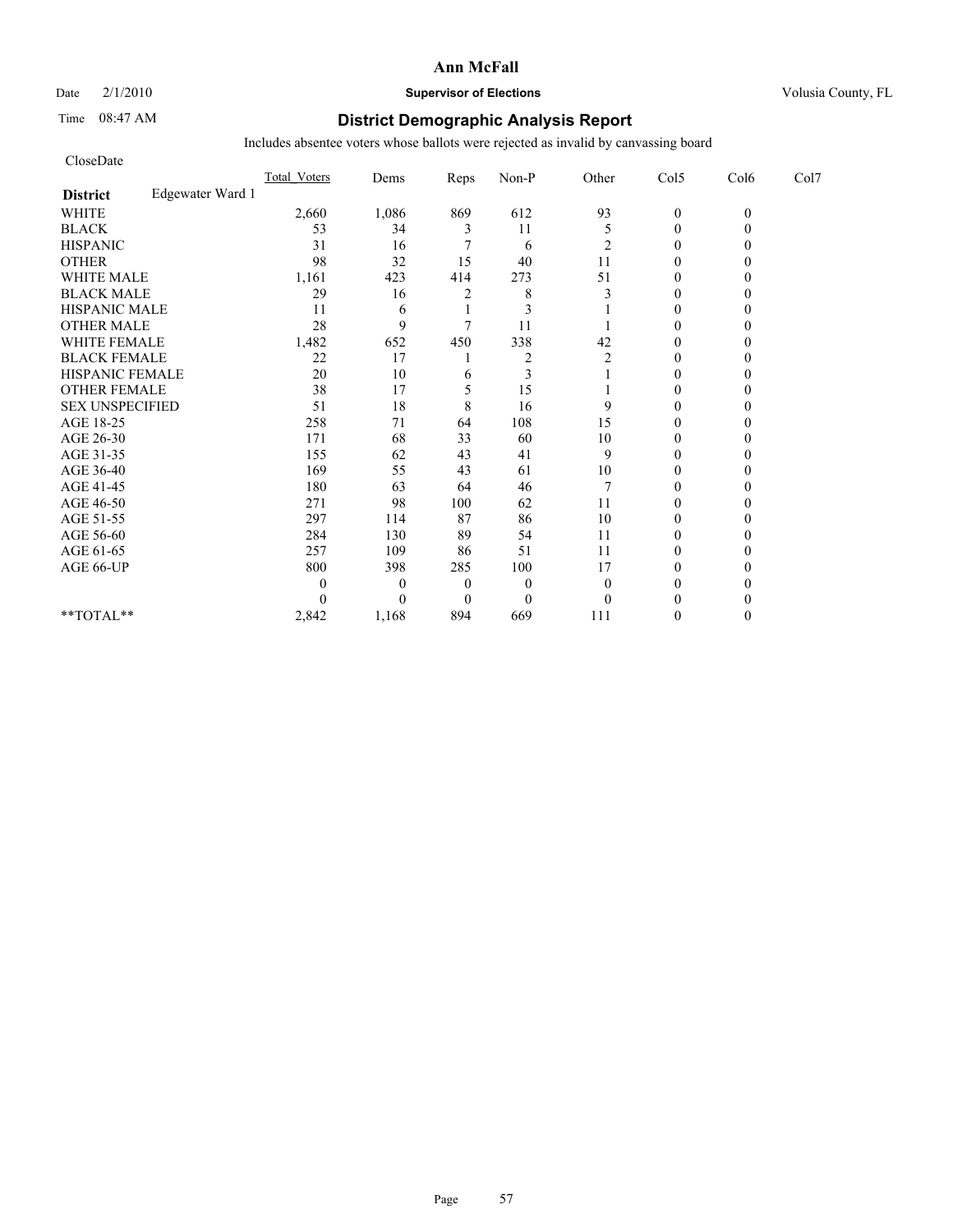# Ann McFall

Date 2/1/2010 **Supervisor of Elections** Volusia County, FL

Time 08:47 AM **District Demographic Analysis Report**

Includes absentee voters whose ballots were rejected as invalid by canvassing board

CloseDate

| District: Edgewater Ward 1 | Total_Voters | Dems | Reps | Non-P | Other | Col5 | Col6 | Col7 |
|---|---|---|---|---|---|---|---|---|
| WHITE | 2,660 | 1,086 | 869 | 612 | 93 | 0 | 0 | |
| BLACK | 53 | 34 | 3 | 11 | 5 | 0 | 0 | |
| HISPANIC | 31 | 16 | 7 | 6 | 2 | 0 | 0 | |
| OTHER | 98 | 32 | 15 | 40 | 11 | 0 | 0 | |
| WHITE MALE | 1,161 | 423 | 414 | 273 | 51 | 0 | 0 | |
| BLACK MALE | 29 | 16 | 2 | 8 | 3 | 0 | 0 | |
| HISPANIC MALE | 11 | 6 | 1 | 3 | 1 | 0 | 0 | |
| OTHER MALE | 28 | 9 | 7 | 11 | 1 | 0 | 0 | |
| WHITE FEMALE | 1,482 | 652 | 450 | 338 | 42 | 0 | 0 | |
| BLACK FEMALE | 22 | 17 | 1 | 2 | 2 | 0 | 0 | |
| HISPANIC FEMALE | 20 | 10 | 6 | 3 | 1 | 0 | 0 | |
| OTHER FEMALE | 38 | 17 | 5 | 15 | 1 | 0 | 0 | |
| SEX UNSPECIFIED | 51 | 18 | 8 | 16 | 9 | 0 | 0 | |
| AGE 18-25 | 258 | 71 | 64 | 108 | 15 | 0 | 0 | |
| AGE 26-30 | 171 | 68 | 33 | 60 | 10 | 0 | 0 | |
| AGE 31-35 | 155 | 62 | 43 | 41 | 9 | 0 | 0 | |
| AGE 36-40 | 169 | 55 | 43 | 61 | 10 | 0 | 0 | |
| AGE 41-45 | 180 | 63 | 64 | 46 | 7 | 0 | 0 | |
| AGE 46-50 | 271 | 98 | 100 | 62 | 11 | 0 | 0 | |
| AGE 51-55 | 297 | 114 | 87 | 86 | 10 | 0 | 0 | |
| AGE 56-60 | 284 | 130 | 89 | 54 | 11 | 0 | 0 | |
| AGE 61-65 | 257 | 109 | 86 | 51 | 11 | 0 | 0 | |
| AGE 66-UP | 800 | 398 | 285 | 100 | 17 | 0 | 0 | |
| | 0 | 0 | 0 | 0 | 0 | 0 | 0 | |
| | 0 | 0 | 0 | 0 | 0 | 0 | 0 | |
| **TOTAL** | 2,842 | 1,168 | 894 | 669 | 111 | 0 | 0 | |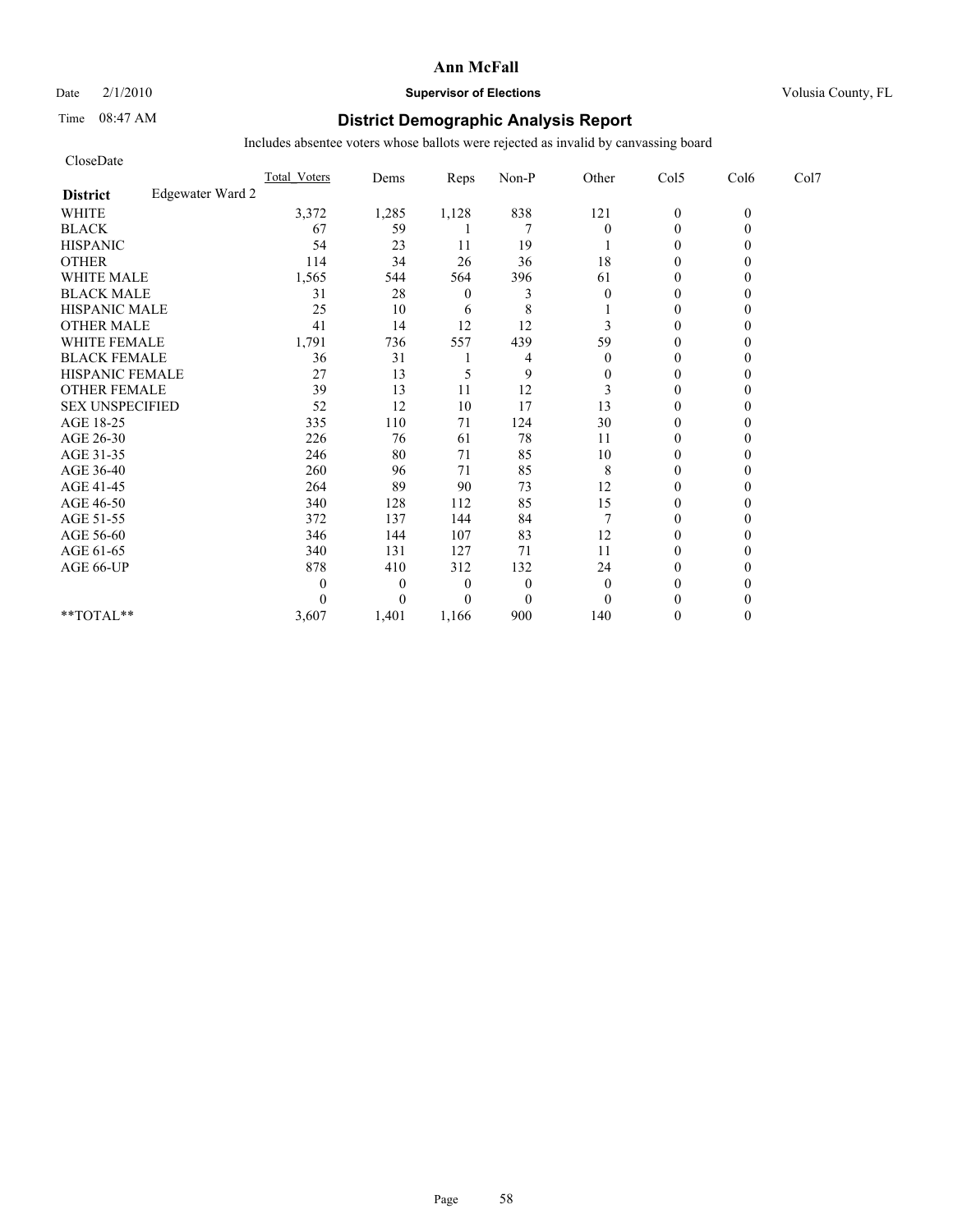**Ann McFall**

Date 2/1/2010 **Supervisor of Elections** Volusia County, FL

Time 08:47 AM

## District Demographic Analysis Report

Includes absentee voters whose ballots were rejected as invalid by canvassing board

CloseDate

| | Total_Voters | Dems | Reps | Non-P | Other | Col5 | Col6 | Col7 |
|---|---|---|---|---|---|---|---|---|
| **District** Edgewater Ward 2 | | | | | | | | |
| WHITE | 3,372 | 1,285 | 1,128 | 838 | 121 | 0 | 0 | |
| BLACK | 67 | 59 | 1 | 7 | 0 | 0 | 0 | |
| HISPANIC | 54 | 23 | 11 | 19 | 1 | 0 | 0 | |
| OTHER | 114 | 34 | 26 | 36 | 18 | 0 | 0 | |
| WHITE MALE | 1,565 | 544 | 564 | 396 | 61 | 0 | 0 | |
| BLACK MALE | 31 | 28 | 0 | 3 | 0 | 0 | 0 | |
| HISPANIC MALE | 25 | 10 | 6 | 8 | 1 | 0 | 0 | |
| OTHER MALE | 41 | 14 | 12 | 12 | 3 | 0 | 0 | |
| WHITE FEMALE | 1,791 | 736 | 557 | 439 | 59 | 0 | 0 | |
| BLACK FEMALE | 36 | 31 | 1 | 4 | 0 | 0 | 0 | |
| HISPANIC FEMALE | 27 | 13 | 5 | 9 | 0 | 0 | 0 | |
| OTHER FEMALE | 39 | 13 | 11 | 12 | 3 | 0 | 0 | |
| SEX UNSPECIFIED | 52 | 12 | 10 | 17 | 13 | 0 | 0 | |
| AGE 18-25 | 335 | 110 | 71 | 124 | 30 | 0 | 0 | |
| AGE 26-30 | 226 | 76 | 61 | 78 | 11 | 0 | 0 | |
| AGE 31-35 | 246 | 80 | 71 | 85 | 10 | 0 | 0 | |
| AGE 36-40 | 260 | 96 | 71 | 85 | 8 | 0 | 0 | |
| AGE 41-45 | 264 | 89 | 90 | 73 | 12 | 0 | 0 | |
| AGE 46-50 | 340 | 128 | 112 | 85 | 15 | 0 | 0 | |
| AGE 51-55 | 372 | 137 | 144 | 84 | 7 | 0 | 0 | |
| AGE 56-60 | 346 | 144 | 107 | 83 | 12 | 0 | 0 | |
| AGE 61-65 | 340 | 131 | 127 | 71 | 11 | 0 | 0 | |
| AGE 66-UP | 878 | 410 | 312 | 132 | 24 | 0 | 0 | |
| | 0 | 0 | 0 | 0 | 0 | 0 | 0 | |
| | 0 | 0 | 0 | 0 | 0 | 0 | 0 | |
| **TOTAL** | 3,607 | 1,401 | 1,166 | 900 | 140 | 0 | 0 | |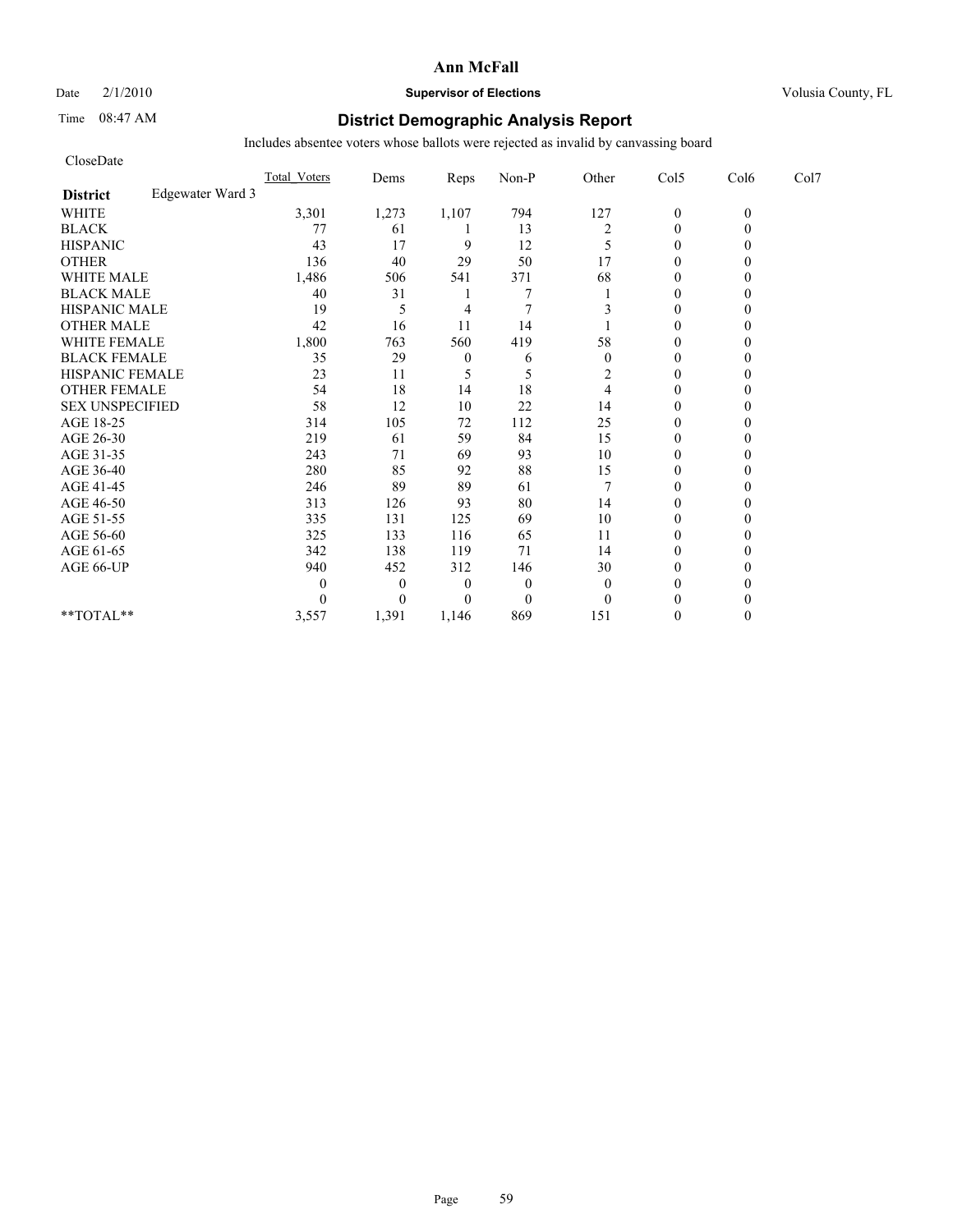**Ann McFall**

Date 2/1/2010 **Supervisor of Elections** Volusia County, FL

Time 08:47 AM

## District Demographic Analysis Report

Includes absentee voters whose ballots were rejected as invalid by canvassing board

CloseDate

| | Total_Voters | Dems | Reps | Non-P | Other | Col5 | Col6 | Col7 |
|---|---|---|---|---|---|---|---|---|
| **District** Edgewater Ward 3 | | | | | | | | |
| WHITE | 3,301 | 1,273 | 1,107 | 794 | 127 | 0 | 0 | |
| BLACK | 77 | 61 | 1 | 13 | 2 | 0 | 0 | |
| HISPANIC | 43 | 17 | 9 | 12 | 5 | 0 | 0 | |
| OTHER | 136 | 40 | 29 | 50 | 17 | 0 | 0 | |
| WHITE MALE | 1,486 | 506 | 541 | 371 | 68 | 0 | 0 | |
| BLACK MALE | 40 | 31 | 1 | 7 | 1 | 0 | 0 | |
| HISPANIC MALE | 19 | 5 | 4 | 7 | 3 | 0 | 0 | |
| OTHER MALE | 42 | 16 | 11 | 14 | 1 | 0 | 0 | |
| WHITE FEMALE | 1,800 | 763 | 560 | 419 | 58 | 0 | 0 | |
| BLACK FEMALE | 35 | 29 | 0 | 6 | 0 | 0 | 0 | |
| HISPANIC FEMALE | 23 | 11 | 5 | 5 | 2 | 0 | 0 | |
| OTHER FEMALE | 54 | 18 | 14 | 18 | 4 | 0 | 0 | |
| SEX UNSPECIFIED | 58 | 12 | 10 | 22 | 14 | 0 | 0 | |
| AGE 18-25 | 314 | 105 | 72 | 112 | 25 | 0 | 0 | |
| AGE 26-30 | 219 | 61 | 59 | 84 | 15 | 0 | 0 | |
| AGE 31-35 | 243 | 71 | 69 | 93 | 10 | 0 | 0 | |
| AGE 36-40 | 280 | 85 | 92 | 88 | 15 | 0 | 0 | |
| AGE 41-45 | 246 | 89 | 89 | 61 | 7 | 0 | 0 | |
| AGE 46-50 | 313 | 126 | 93 | 80 | 14 | 0 | 0 | |
| AGE 51-55 | 335 | 131 | 125 | 69 | 10 | 0 | 0 | |
| AGE 56-60 | 325 | 133 | 116 | 65 | 11 | 0 | 0 | |
| AGE 61-65 | 342 | 138 | 119 | 71 | 14 | 0 | 0 | |
| AGE 66-UP | 940 | 452 | 312 | 146 | 30 | 0 | 0 | |
| | 0 | 0 | 0 | 0 | 0 | 0 | 0 | |
| | 0 | 0 | 0 | 0 | 0 | 0 | 0 | |
| **TOTAL** | 3,557 | 1,391 | 1,146 | 869 | 151 | 0 | 0 | |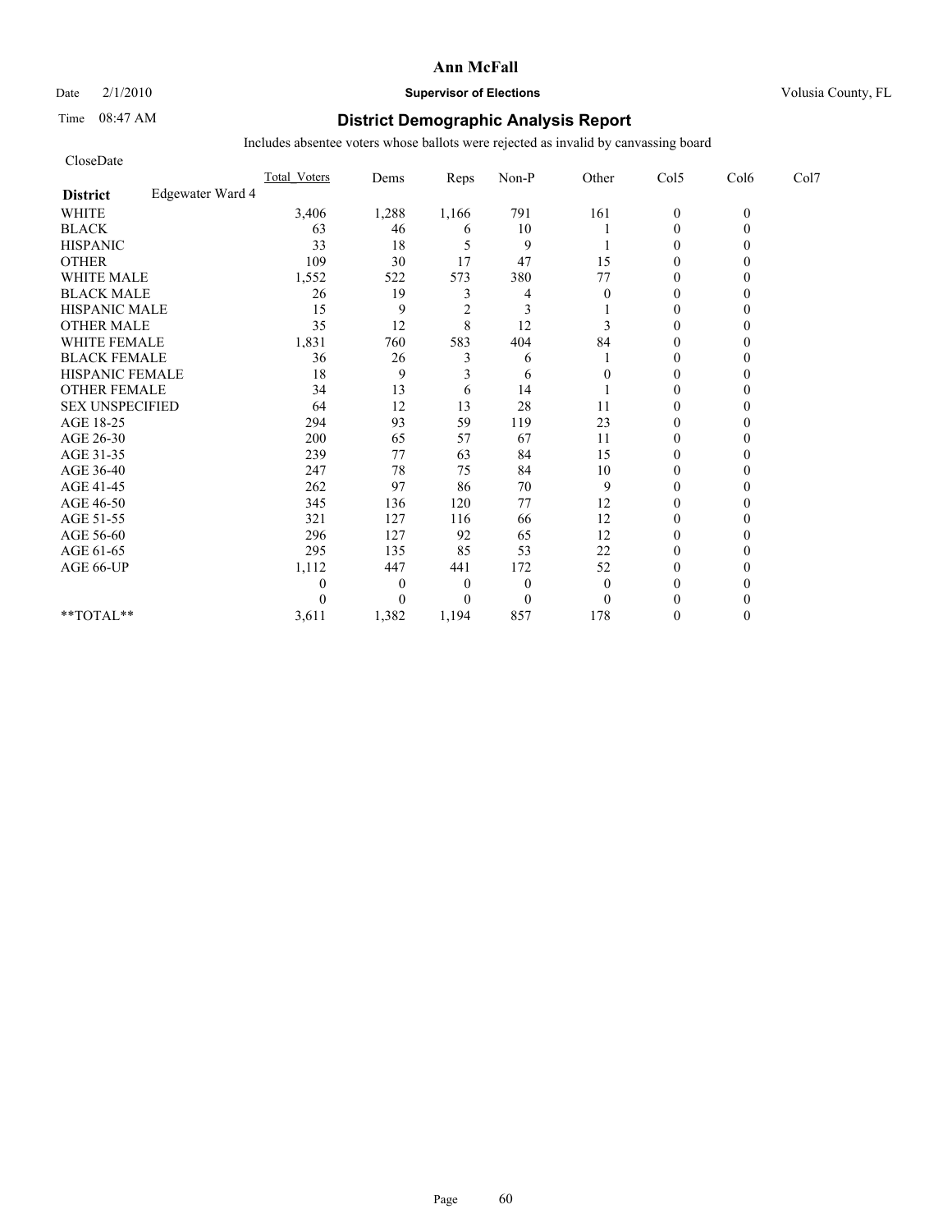**Ann McFall**

Date 2/1/2010 **Supervisor of Elections** Volusia County, FL

Time 08:47 AM

## District Demographic Analysis Report

Includes absentee voters whose ballots were rejected as invalid by canvassing board

CloseDate

| District | Edgewater Ward 4 | Total_Voters | Dems | Reps | Non-P | Other | Col5 | Col6 | Col7 |
|---|---|---|---|---|---|---|---|---|---|
| WHITE | | 3,406 | 1,288 | 1,166 | 791 | 161 | 0 | 0 | |
| BLACK | | 63 | 46 | 6 | 10 | 1 | 0 | 0 | |
| HISPANIC | | 33 | 18 | 5 | 9 | 1 | 0 | 0 | |
| OTHER | | 109 | 30 | 17 | 47 | 15 | 0 | 0 | |
| WHITE MALE | | 1,552 | 522 | 573 | 380 | 77 | 0 | 0 | |
| BLACK MALE | | 26 | 19 | 3 | 4 | 0 | 0 | 0 | |
| HISPANIC MALE | | 15 | 9 | 2 | 3 | 1 | 0 | 0 | |
| OTHER MALE | | 35 | 12 | 8 | 12 | 3 | 0 | 0 | |
| WHITE FEMALE | | 1,831 | 760 | 583 | 404 | 84 | 0 | 0 | |
| BLACK FEMALE | | 36 | 26 | 3 | 6 | 1 | 0 | 0 | |
| HISPANIC FEMALE | | 18 | 9 | 3 | 6 | 0 | 0 | 0 | |
| OTHER FEMALE | | 34 | 13 | 6 | 14 | 1 | 0 | 0 | |
| SEX UNSPECIFIED | | 64 | 12 | 13 | 28 | 11 | 0 | 0 | |
| AGE 18-25 | | 294 | 93 | 59 | 119 | 23 | 0 | 0 | |
| AGE 26-30 | | 200 | 65 | 57 | 67 | 11 | 0 | 0 | |
| AGE 31-35 | | 239 | 77 | 63 | 84 | 15 | 0 | 0 | |
| AGE 36-40 | | 247 | 78 | 75 | 84 | 10 | 0 | 0 | |
| AGE 41-45 | | 262 | 97 | 86 | 70 | 9 | 0 | 0 | |
| AGE 46-50 | | 345 | 136 | 120 | 77 | 12 | 0 | 0 | |
| AGE 51-55 | | 321 | 127 | 116 | 66 | 12 | 0 | 0 | |
| AGE 56-60 | | 296 | 127 | 92 | 65 | 12 | 0 | 0 | |
| AGE 61-65 | | 295 | 135 | 85 | 53 | 22 | 0 | 0 | |
| AGE 66-UP | | 1,112 | 447 | 441 | 172 | 52 | 0 | 0 | |
| | | 0 | 0 | 0 | 0 | 0 | 0 | 0 | |
| | | 0 | 0 | 0 | 0 | 0 | 0 | 0 | |
| **TOTAL** | | 3,611 | 1,382 | 1,194 | 857 | 178 | 0 | 0 | |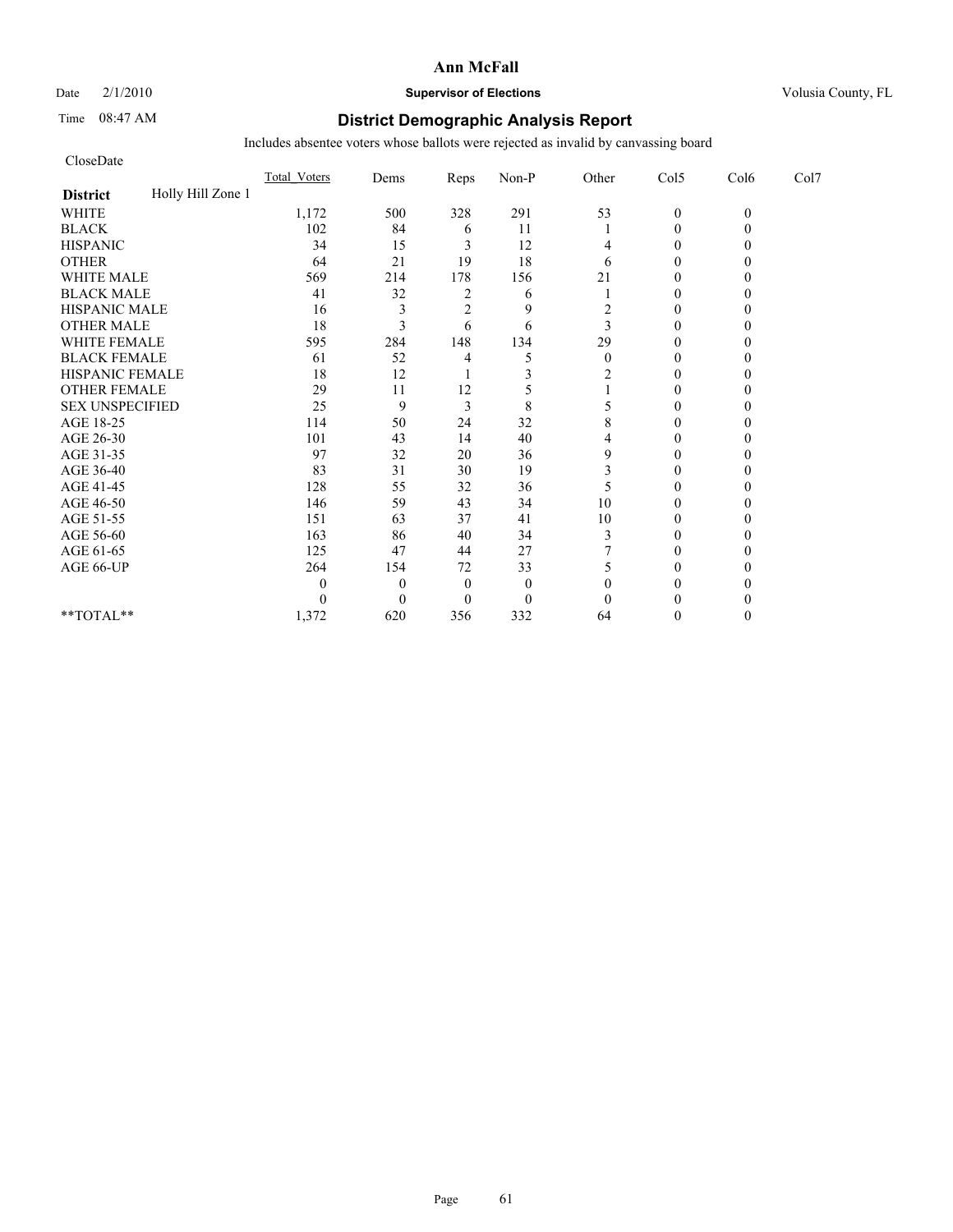# Ann McFall

Date 2/1/2010 **Supervisor of Elections** Volusia County, FL

Time 08:47 AM **District Demographic Analysis Report**

Includes absentee voters whose ballots were rejected as invalid by canvassing board

CloseDate

| District: Holly Hill Zone 1 | Total_Voters | Dems | Reps | Non-P | Other | Col5 | Col6 | Col7 |
|---|---|---|---|---|---|---|---|---|
| WHITE | 1,172 | 500 | 328 | 291 | 53 | 0 | 0 | |
| BLACK | 102 | 84 | 6 | 11 | 1 | 0 | 0 | |
| HISPANIC | 34 | 15 | 3 | 12 | 4 | 0 | 0 | |
| OTHER | 64 | 21 | 19 | 18 | 6 | 0 | 0 | |
| WHITE MALE | 569 | 214 | 178 | 156 | 21 | 0 | 0 | |
| BLACK MALE | 41 | 32 | 2 | 6 | 1 | 0 | 0 | |
| HISPANIC MALE | 16 | 3 | 2 | 9 | 2 | 0 | 0 | |
| OTHER MALE | 18 | 3 | 6 | 6 | 3 | 0 | 0 | |
| WHITE FEMALE | 595 | 284 | 148 | 134 | 29 | 0 | 0 | |
| BLACK FEMALE | 61 | 52 | 4 | 5 | 0 | 0 | 0 | |
| HISPANIC FEMALE | 18 | 12 | 1 | 3 | 2 | 0 | 0 | |
| OTHER FEMALE | 29 | 11 | 12 | 5 | 1 | 0 | 0 | |
| SEX UNSPECIFIED | 25 | 9 | 3 | 8 | 5 | 0 | 0 | |
| AGE 18-25 | 114 | 50 | 24 | 32 | 8 | 0 | 0 | |
| AGE 26-30 | 101 | 43 | 14 | 40 | 4 | 0 | 0 | |
| AGE 31-35 | 97 | 32 | 20 | 36 | 9 | 0 | 0 | |
| AGE 36-40 | 83 | 31 | 30 | 19 | 3 | 0 | 0 | |
| AGE 41-45 | 128 | 55 | 32 | 36 | 5 | 0 | 0 | |
| AGE 46-50 | 146 | 59 | 43 | 34 | 10 | 0 | 0 | |
| AGE 51-55 | 151 | 63 | 37 | 41 | 10 | 0 | 0 | |
| AGE 56-60 | 163 | 86 | 40 | 34 | 3 | 0 | 0 | |
| AGE 61-65 | 125 | 47 | 44 | 27 | 7 | 0 | 0 | |
| AGE 66-UP | 264 | 154 | 72 | 33 | 5 | 0 | 0 | |
| | 0 | 0 | 0 | 0 | 0 | 0 | 0 | |
| | 0 | 0 | 0 | 0 | 0 | 0 | 0 | |
| **TOTAL** | 1,372 | 620 | 356 | 332 | 64 | 0 | 0 | |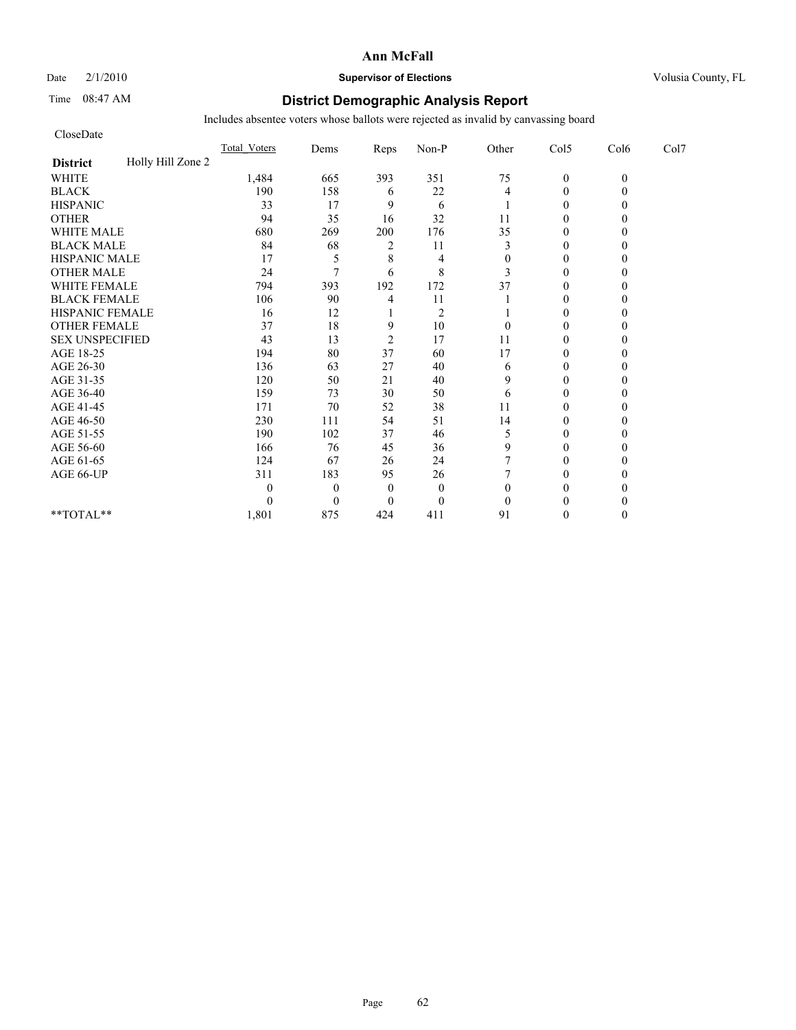**Ann McFall**

Date 2/1/2010 **Supervisor of Elections** Volusia County, FL

Time 08:47 AM

## District Demographic Analysis Report

Includes absentee voters whose ballots were rejected as invalid by canvassing board

CloseDate

| | Total_Voters | Dems | Reps | Non-P | Other | Col5 | Col6 | Col7 |
|---|---|---|---|---|---|---|---|---|
| **District** Holly Hill Zone 2 | | | | | | | | |
| WHITE | 1,484 | 665 | 393 | 351 | 75 | 0 | 0 | |
| BLACK | 190 | 158 | 6 | 22 | 4 | 0 | 0 | |
| HISPANIC | 33 | 17 | 9 | 6 | 1 | 0 | 0 | |
| OTHER | 94 | 35 | 16 | 32 | 11 | 0 | 0 | |
| WHITE MALE | 680 | 269 | 200 | 176 | 35 | 0 | 0 | |
| BLACK MALE | 84 | 68 | 2 | 11 | 3 | 0 | 0 | |
| HISPANIC MALE | 17 | 5 | 8 | 4 | 0 | 0 | 0 | |
| OTHER MALE | 24 | 7 | 6 | 8 | 3 | 0 | 0 | |
| WHITE FEMALE | 794 | 393 | 192 | 172 | 37 | 0 | 0 | |
| BLACK FEMALE | 106 | 90 | 4 | 11 | 1 | 0 | 0 | |
| HISPANIC FEMALE | 16 | 12 | 1 | 2 | 1 | 0 | 0 | |
| OTHER FEMALE | 37 | 18 | 9 | 10 | 0 | 0 | 0 | |
| SEX UNSPECIFIED | 43 | 13 | 2 | 17 | 11 | 0 | 0 | |
| AGE 18-25 | 194 | 80 | 37 | 60 | 17 | 0 | 0 | |
| AGE 26-30 | 136 | 63 | 27 | 40 | 6 | 0 | 0 | |
| AGE 31-35 | 120 | 50 | 21 | 40 | 9 | 0 | 0 | |
| AGE 36-40 | 159 | 73 | 30 | 50 | 6 | 0 | 0 | |
| AGE 41-45 | 171 | 70 | 52 | 38 | 11 | 0 | 0 | |
| AGE 46-50 | 230 | 111 | 54 | 51 | 14 | 0 | 0 | |
| AGE 51-55 | 190 | 102 | 37 | 46 | 5 | 0 | 0 | |
| AGE 56-60 | 166 | 76 | 45 | 36 | 9 | 0 | 0 | |
| AGE 61-65 | 124 | 67 | 26 | 24 | 7 | 0 | 0 | |
| AGE 66-UP | 311 | 183 | 95 | 26 | 7 | 0 | 0 | |
| | 0 | 0 | 0 | 0 | 0 | 0 | 0 | |
| | 0 | 0 | 0 | 0 | 0 | 0 | 0 | |
| **TOTAL** | 1,801 | 875 | 424 | 411 | 91 | 0 | 0 | |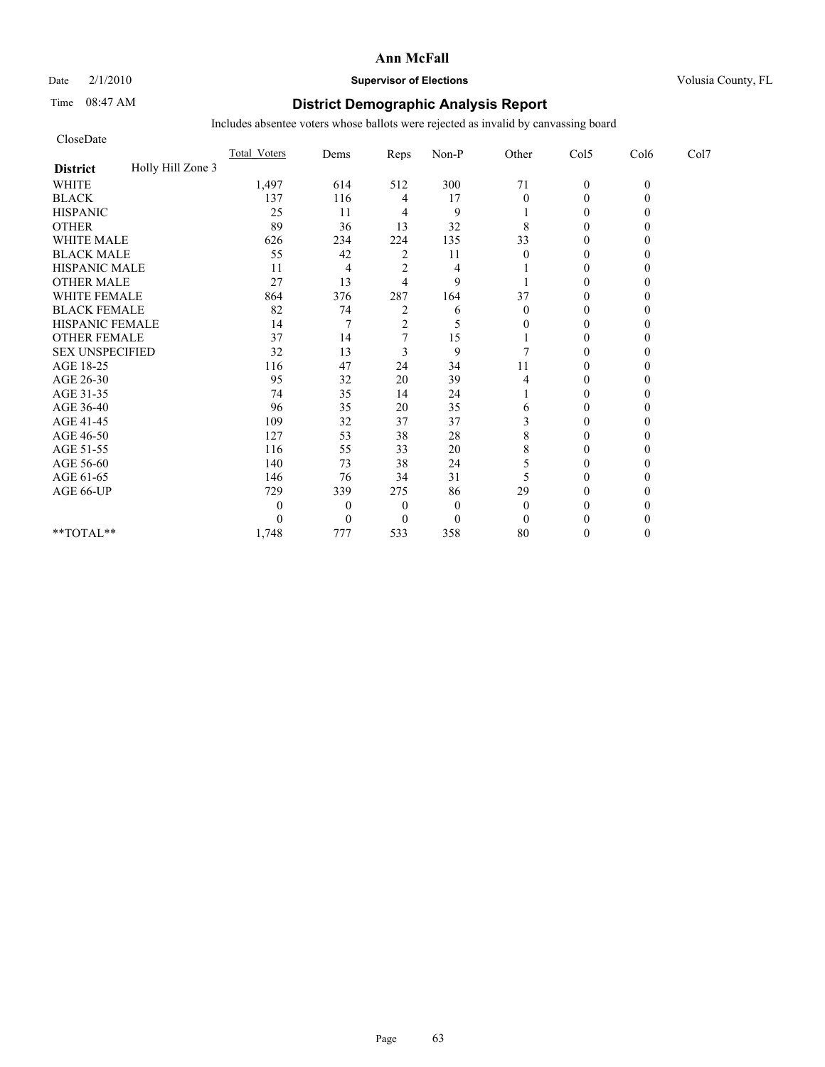**Ann McFall**

Date 2/1/2010 **Supervisor of Elections** Volusia County, FL

Time 08:47 AM

## District Demographic Analysis Report

Includes absentee voters whose ballots were rejected as invalid by canvassing board

CloseDate

| | Total_Voters | Dems | Reps | Non-P | Other | Col5 | Col6 | Col7 |
|---|---|---|---|---|---|---|---|---|
| **District** Holly Hill Zone 3 | | | | | | | | |
| WHITE | 1,497 | 614 | 512 | 300 | 71 | 0 | 0 | |
| BLACK | 137 | 116 | 4 | 17 | 0 | 0 | 0 | |
| HISPANIC | 25 | 11 | 4 | 9 | 1 | 0 | 0 | |
| OTHER | 89 | 36 | 13 | 32 | 8 | 0 | 0 | |
| WHITE MALE | 626 | 234 | 224 | 135 | 33 | 0 | 0 | |
| BLACK MALE | 55 | 42 | 2 | 11 | 0 | 0 | 0 | |
| HISPANIC MALE | 11 | 4 | 2 | 4 | 1 | 0 | 0 | |
| OTHER MALE | 27 | 13 | 4 | 9 | 1 | 0 | 0 | |
| WHITE FEMALE | 864 | 376 | 287 | 164 | 37 | 0 | 0 | |
| BLACK FEMALE | 82 | 74 | 2 | 6 | 0 | 0 | 0 | |
| HISPANIC FEMALE | 14 | 7 | 2 | 5 | 0 | 0 | 0 | |
| OTHER FEMALE | 37 | 14 | 7 | 15 | 1 | 0 | 0 | |
| SEX UNSPECIFIED | 32 | 13 | 3 | 9 | 7 | 0 | 0 | |
| AGE 18-25 | 116 | 47 | 24 | 34 | 11 | 0 | 0 | |
| AGE 26-30 | 95 | 32 | 20 | 39 | 4 | 0 | 0 | |
| AGE 31-35 | 74 | 35 | 14 | 24 | 1 | 0 | 0 | |
| AGE 36-40 | 96 | 35 | 20 | 35 | 6 | 0 | 0 | |
| AGE 41-45 | 109 | 32 | 37 | 37 | 3 | 0 | 0 | |
| AGE 46-50 | 127 | 53 | 38 | 28 | 8 | 0 | 0 | |
| AGE 51-55 | 116 | 55 | 33 | 20 | 8 | 0 | 0 | |
| AGE 56-60 | 140 | 73 | 38 | 24 | 5 | 0 | 0 | |
| AGE 61-65 | 146 | 76 | 34 | 31 | 5 | 0 | 0 | |
| AGE 66-UP | 729 | 339 | 275 | 86 | 29 | 0 | 0 | |
| | 0 | 0 | 0 | 0 | 0 | 0 | 0 | |
| | 0 | 0 | 0 | 0 | 0 | 0 | 0 | |
| **TOTAL** | 1,748 | 777 | 533 | 358 | 80 | 0 | 0 | |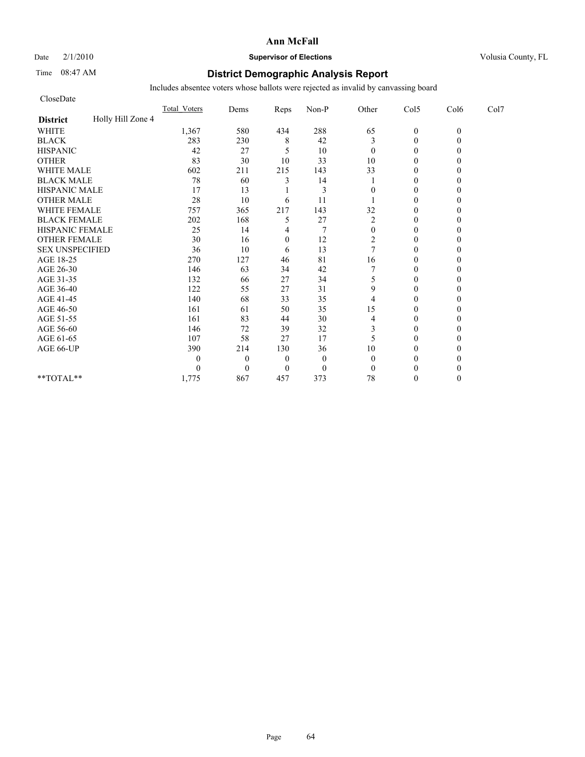# Ann McFall

Date 2/1/2010 **Supervisor of Elections** Volusia County, FL

Time 08:47 AM

## District Demographic Analysis Report

Includes absentee voters whose ballots were rejected as invalid by canvassing board

CloseDate

| District: Holly Hill Zone 4 | Total_Voters | Dems | Reps | Non-P | Other | Col5 | Col6 | Col7 |
|---|---|---|---|---|---|---|---|---|
| WHITE | 1,367 | 580 | 434 | 288 | 65 | 0 | 0 | |
| BLACK | 283 | 230 | 8 | 42 | 3 | 0 | 0 | |
| HISPANIC | 42 | 27 | 5 | 10 | 0 | 0 | 0 | |
| OTHER | 83 | 30 | 10 | 33 | 10 | 0 | 0 | |
| WHITE MALE | 602 | 211 | 215 | 143 | 33 | 0 | 0 | |
| BLACK MALE | 78 | 60 | 3 | 14 | 1 | 0 | 0 | |
| HISPANIC MALE | 17 | 13 | 1 | 3 | 0 | 0 | 0 | |
| OTHER MALE | 28 | 10 | 6 | 11 | 1 | 0 | 0 | |
| WHITE FEMALE | 757 | 365 | 217 | 143 | 32 | 0 | 0 | |
| BLACK FEMALE | 202 | 168 | 5 | 27 | 2 | 0 | 0 | |
| HISPANIC FEMALE | 25 | 14 | 4 | 7 | 0 | 0 | 0 | |
| OTHER FEMALE | 30 | 16 | 0 | 12 | 2 | 0 | 0 | |
| SEX UNSPECIFIED | 36 | 10 | 6 | 13 | 7 | 0 | 0 | |
| AGE 18-25 | 270 | 127 | 46 | 81 | 16 | 0 | 0 | |
| AGE 26-30 | 146 | 63 | 34 | 42 | 7 | 0 | 0 | |
| AGE 31-35 | 132 | 66 | 27 | 34 | 5 | 0 | 0 | |
| AGE 36-40 | 122 | 55 | 27 | 31 | 9 | 0 | 0 | |
| AGE 41-45 | 140 | 68 | 33 | 35 | 4 | 0 | 0 | |
| AGE 46-50 | 161 | 61 | 50 | 35 | 15 | 0 | 0 | |
| AGE 51-55 | 161 | 83 | 44 | 30 | 4 | 0 | 0 | |
| AGE 56-60 | 146 | 72 | 39 | 32 | 3 | 0 | 0 | |
| AGE 61-65 | 107 | 58 | 27 | 17 | 5 | 0 | 0 | |
| AGE 66-UP | 390 | 214 | 130 | 36 | 10 | 0 | 0 | |
| | 0 | 0 | 0 | 0 | 0 | 0 | 0 | |
| | 0 | 0 | 0 | 0 | 0 | 0 | 0 | |
| **TOTAL** | 1,775 | 867 | 457 | 373 | 78 | 0 | 0 | |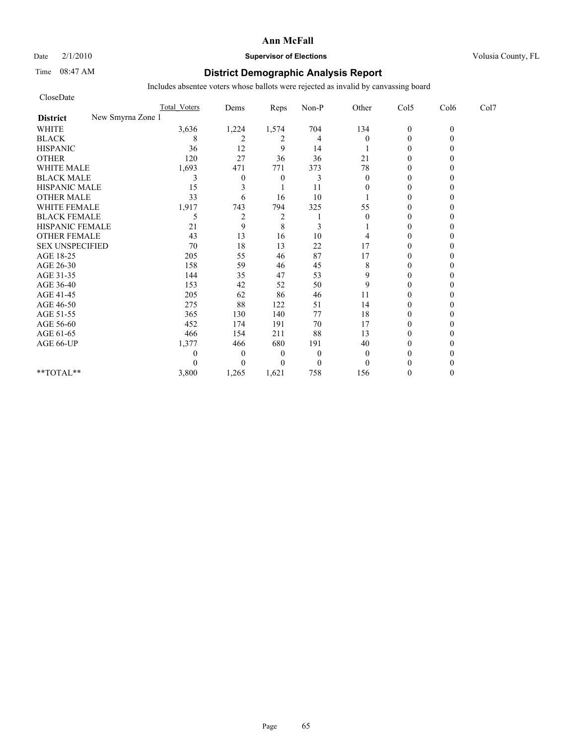**Ann McFall**

Date 2/1/2010 **Supervisor of Elections** Volusia County, FL

Time 08:47 AM

## District Demographic Analysis Report

Includes absentee voters whose ballots were rejected as invalid by canvassing board

CloseDate

| District: New Smyrna Zone 1 | Total Voters | Dems | Reps | Non-P | Other | Col5 | Col6 | Col7 |
|---|---|---|---|---|---|---|---|---|
| WHITE | 3,636 | 1,224 | 1,574 | 704 | 134 | 0 | 0 | |
| BLACK | 8 | 2 | 2 | 4 | 0 | 0 | 0 | |
| HISPANIC | 36 | 12 | 9 | 14 | 1 | 0 | 0 | |
| OTHER | 120 | 27 | 36 | 36 | 21 | 0 | 0 | |
| WHITE MALE | 1,693 | 471 | 771 | 373 | 78 | 0 | 0 | |
| BLACK MALE | 3 | 0 | 0 | 3 | 0 | 0 | 0 | |
| HISPANIC MALE | 15 | 3 | 1 | 11 | 0 | 0 | 0 | |
| OTHER MALE | 33 | 6 | 16 | 10 | 1 | 0 | 0 | |
| WHITE FEMALE | 1,917 | 743 | 794 | 325 | 55 | 0 | 0 | |
| BLACK FEMALE | 5 | 2 | 2 | 1 | 0 | 0 | 0 | |
| HISPANIC FEMALE | 21 | 9 | 8 | 3 | 1 | 0 | 0 | |
| OTHER FEMALE | 43 | 13 | 16 | 10 | 4 | 0 | 0 | |
| SEX UNSPECIFIED | 70 | 18 | 13 | 22 | 17 | 0 | 0 | |
| AGE 18-25 | 205 | 55 | 46 | 87 | 17 | 0 | 0 | |
| AGE 26-30 | 158 | 59 | 46 | 45 | 8 | 0 | 0 | |
| AGE 31-35 | 144 | 35 | 47 | 53 | 9 | 0 | 0 | |
| AGE 36-40 | 153 | 42 | 52 | 50 | 9 | 0 | 0 | |
| AGE 41-45 | 205 | 62 | 86 | 46 | 11 | 0 | 0 | |
| AGE 46-50 | 275 | 88 | 122 | 51 | 14 | 0 | 0 | |
| AGE 51-55 | 365 | 130 | 140 | 77 | 18 | 0 | 0 | |
| AGE 56-60 | 452 | 174 | 191 | 70 | 17 | 0 | 0 | |
| AGE 61-65 | 466 | 154 | 211 | 88 | 13 | 0 | 0 | |
| AGE 66-UP | 1,377 | 466 | 680 | 191 | 40 | 0 | 0 | |
| | 0 | 0 | 0 | 0 | 0 | 0 | 0 | |
| | 0 | 0 | 0 | 0 | 0 | 0 | 0 | |
| **TOTAL** | 3,800 | 1,265 | 1,621 | 758 | 156 | 0 | 0 | |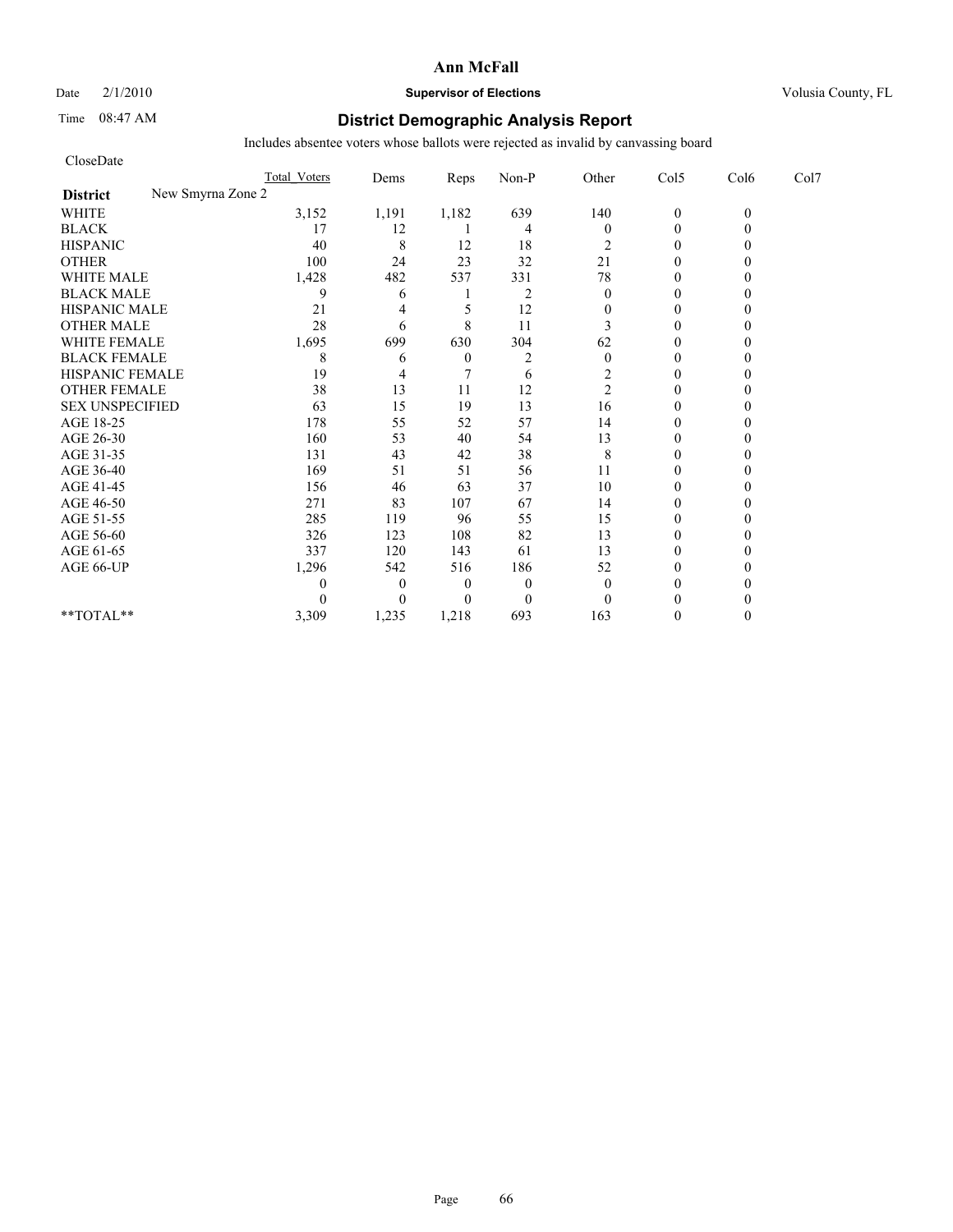# Ann McFall

Date 2/1/2010 **Supervisor of Elections** Volusia County, FL

Time 08:47 AM

## District Demographic Analysis Report

Includes absentee voters whose ballots were rejected as invalid by canvassing board

CloseDate

| District | Total_Voters | Dems | Reps | Non-P | Other | Col5 | Col6 | Col7 |
|---|---|---|---|---|---|---|---|---|
| New Smyrna Zone 2 | | | | | | | | |
| WHITE | 3,152 | 1,191 | 1,182 | 639 | 140 | 0 | 0 | |
| BLACK | 17 | 12 | 1 | 4 | 0 | 0 | 0 | |
| HISPANIC | 40 | 8 | 12 | 18 | 2 | 0 | 0 | |
| OTHER | 100 | 24 | 23 | 32 | 21 | 0 | 0 | |
| WHITE MALE | 1,428 | 482 | 537 | 331 | 78 | 0 | 0 | |
| BLACK MALE | 9 | 6 | 1 | 2 | 0 | 0 | 0 | |
| HISPANIC MALE | 21 | 4 | 5 | 12 | 0 | 0 | 0 | |
| OTHER MALE | 28 | 6 | 8 | 11 | 3 | 0 | 0 | |
| WHITE FEMALE | 1,695 | 699 | 630 | 304 | 62 | 0 | 0 | |
| BLACK FEMALE | 8 | 6 | 0 | 2 | 0 | 0 | 0 | |
| HISPANIC FEMALE | 19 | 4 | 7 | 6 | 2 | 0 | 0 | |
| OTHER FEMALE | 38 | 13 | 11 | 12 | 2 | 0 | 0 | |
| SEX UNSPECIFIED | 63 | 15 | 19 | 13 | 16 | 0 | 0 | |
| AGE 18-25 | 178 | 55 | 52 | 57 | 14 | 0 | 0 | |
| AGE 26-30 | 160 | 53 | 40 | 54 | 13 | 0 | 0 | |
| AGE 31-35 | 131 | 43 | 42 | 38 | 8 | 0 | 0 | |
| AGE 36-40 | 169 | 51 | 51 | 56 | 11 | 0 | 0 | |
| AGE 41-45 | 156 | 46 | 63 | 37 | 10 | 0 | 0 | |
| AGE 46-50 | 271 | 83 | 107 | 67 | 14 | 0 | 0 | |
| AGE 51-55 | 285 | 119 | 96 | 55 | 15 | 0 | 0 | |
| AGE 56-60 | 326 | 123 | 108 | 82 | 13 | 0 | 0 | |
| AGE 61-65 | 337 | 120 | 143 | 61 | 13 | 0 | 0 | |
| AGE 66-UP | 1,296 | 542 | 516 | 186 | 52 | 0 | 0 | |
| | 0 | 0 | 0 | 0 | 0 | 0 | 0 | |
| | 0 | 0 | 0 | 0 | 0 | 0 | 0 | |
| **TOTAL** | 3,309 | 1,235 | 1,218 | 693 | 163 | 0 | 0 | |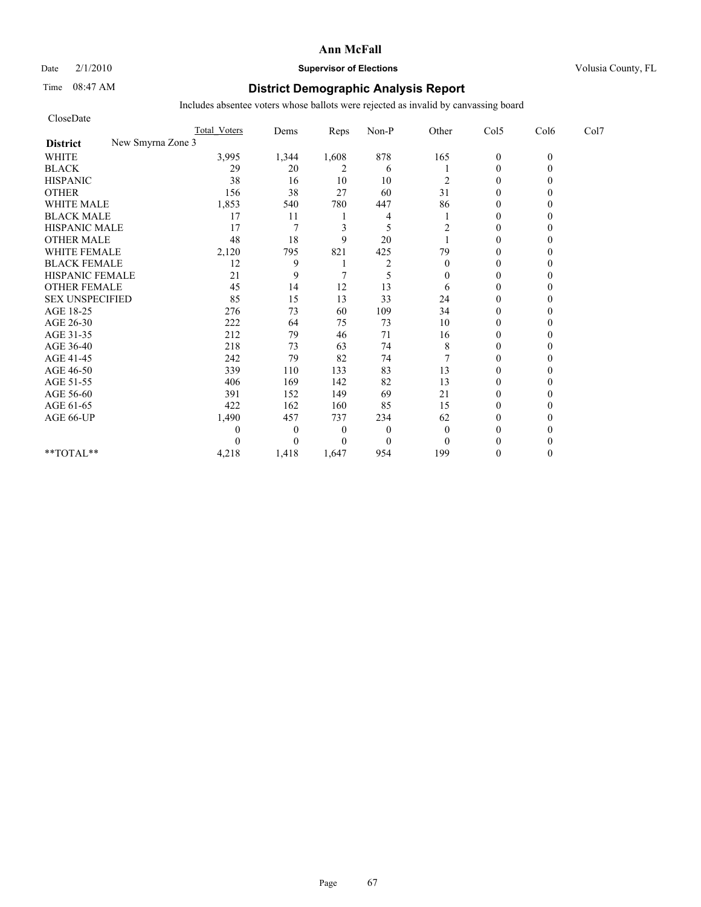**Ann McFall**

Date 2/1/2010 **Supervisor of Elections** Volusia County, FL

Time 08:47 AM

# District Demographic Analysis Report

Includes absentee voters whose ballots were rejected as invalid by canvassing board

CloseDate

| | Total Voters | Dems | Reps | Non-P | Other | Col5 | Col6 | Col7 |
|---|---|---|---|---|---|---|---|---|
| **District** New Smyrna Zone 3 | | | | | | | | |
| WHITE | 3,995 | 1,344 | 1,608 | 878 | 165 | 0 | 0 | |
| BLACK | 29 | 20 | 2 | 6 | 1 | 0 | 0 | |
| HISPANIC | 38 | 16 | 10 | 10 | 2 | 0 | 0 | |
| OTHER | 156 | 38 | 27 | 60 | 31 | 0 | 0 | |
| WHITE MALE | 1,853 | 540 | 780 | 447 | 86 | 0 | 0 | |
| BLACK MALE | 17 | 11 | 1 | 4 | 1 | 0 | 0 | |
| HISPANIC MALE | 17 | 7 | 3 | 5 | 2 | 0 | 0 | |
| OTHER MALE | 48 | 18 | 9 | 20 | 1 | 0 | 0 | |
| WHITE FEMALE | 2,120 | 795 | 821 | 425 | 79 | 0 | 0 | |
| BLACK FEMALE | 12 | 9 | 1 | 2 | 0 | 0 | 0 | |
| HISPANIC FEMALE | 21 | 9 | 7 | 5 | 0 | 0 | 0 | |
| OTHER FEMALE | 45 | 14 | 12 | 13 | 6 | 0 | 0 | |
| SEX UNSPECIFIED | 85 | 15 | 13 | 33 | 24 | 0 | 0 | |
| AGE 18-25 | 276 | 73 | 60 | 109 | 34 | 0 | 0 | |
| AGE 26-30 | 222 | 64 | 75 | 73 | 10 | 0 | 0 | |
| AGE 31-35 | 212 | 79 | 46 | 71 | 16 | 0 | 0 | |
| AGE 36-40 | 218 | 73 | 63 | 74 | 8 | 0 | 0 | |
| AGE 41-45 | 242 | 79 | 82 | 74 | 7 | 0 | 0 | |
| AGE 46-50 | 339 | 110 | 133 | 83 | 13 | 0 | 0 | |
| AGE 51-55 | 406 | 169 | 142 | 82 | 13 | 0 | 0 | |
| AGE 56-60 | 391 | 152 | 149 | 69 | 21 | 0 | 0 | |
| AGE 61-65 | 422 | 162 | 160 | 85 | 15 | 0 | 0 | |
| AGE 66-UP | 1,490 | 457 | 737 | 234 | 62 | 0 | 0 | |
| | 0 | 0 | 0 | 0 | 0 | 0 | 0 | |
| | 0 | 0 | 0 | 0 | 0 | 0 | 0 | |
| **TOTAL** | 4,218 | 1,418 | 1,647 | 954 | 199 | 0 | 0 | |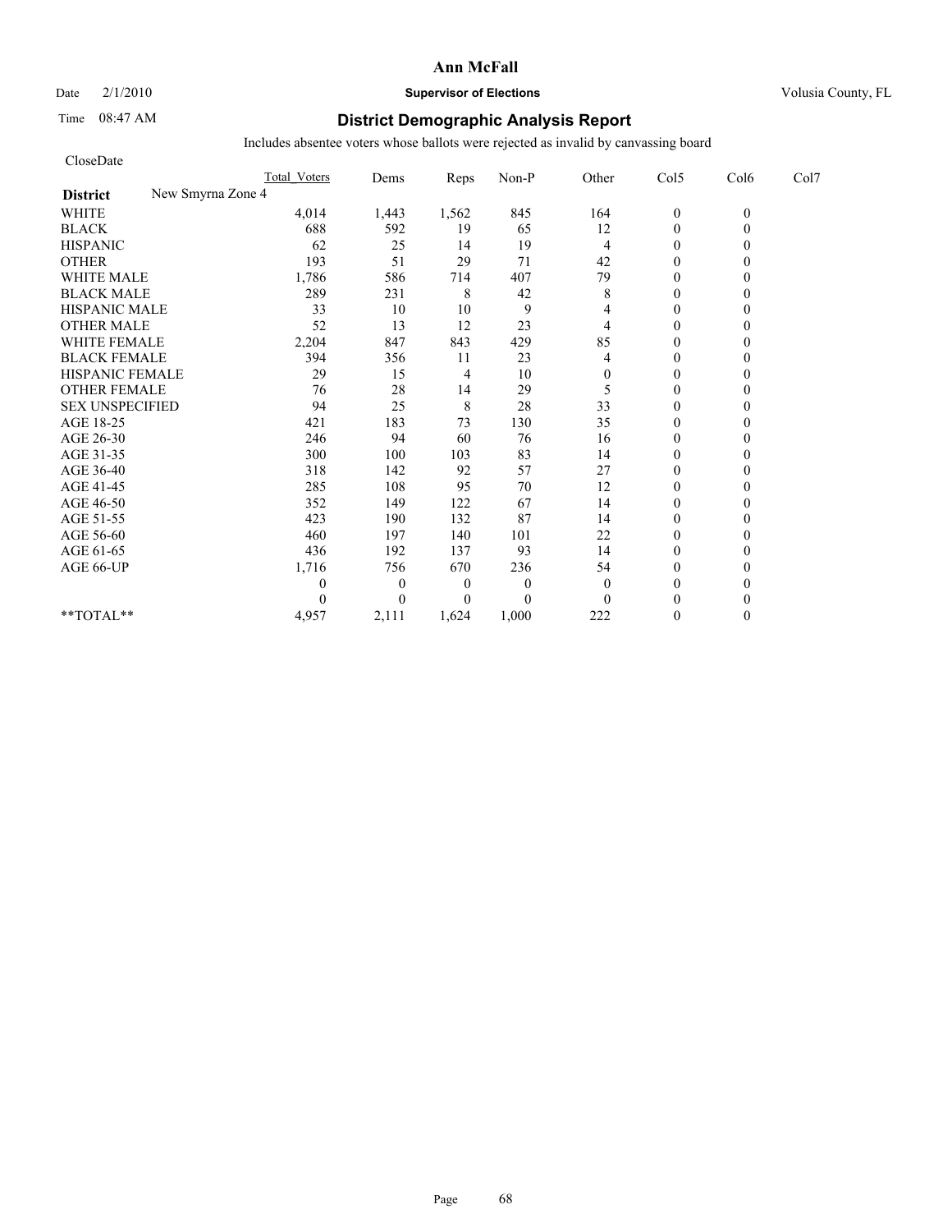**Ann McFall**

Date 2/1/2010 **Supervisor of Elections** Volusia County, FL

Time 08:47 AM

## District Demographic Analysis Report

Includes absentee voters whose ballots were rejected as invalid by canvassing board

CloseDate

| | Total Voters | Dems | Reps | Non-P | Other | Col5 | Col6 | Col7 |
|---|---|---|---|---|---|---|---|---|
| **District** New Smyrna Zone 4 | | | | | | | | |
| WHITE | 4,014 | 1,443 | 1,562 | 845 | 164 | 0 | 0 | |
| BLACK | 688 | 592 | 19 | 65 | 12 | 0 | 0 | |
| HISPANIC | 62 | 25 | 14 | 19 | 4 | 0 | 0 | |
| OTHER | 193 | 51 | 29 | 71 | 42 | 0 | 0 | |
| WHITE MALE | 1,786 | 586 | 714 | 407 | 79 | 0 | 0 | |
| BLACK MALE | 289 | 231 | 8 | 42 | 8 | 0 | 0 | |
| HISPANIC MALE | 33 | 10 | 10 | 9 | 4 | 0 | 0 | |
| OTHER MALE | 52 | 13 | 12 | 23 | 4 | 0 | 0 | |
| WHITE FEMALE | 2,204 | 847 | 843 | 429 | 85 | 0 | 0 | |
| BLACK FEMALE | 394 | 356 | 11 | 23 | 4 | 0 | 0 | |
| HISPANIC FEMALE | 29 | 15 | 4 | 10 | 0 | 0 | 0 | |
| OTHER FEMALE | 76 | 28 | 14 | 29 | 5 | 0 | 0 | |
| SEX UNSPECIFIED | 94 | 25 | 8 | 28 | 33 | 0 | 0 | |
| AGE 18-25 | 421 | 183 | 73 | 130 | 35 | 0 | 0 | |
| AGE 26-30 | 246 | 94 | 60 | 76 | 16 | 0 | 0 | |
| AGE 31-35 | 300 | 100 | 103 | 83 | 14 | 0 | 0 | |
| AGE 36-40 | 318 | 142 | 92 | 57 | 27 | 0 | 0 | |
| AGE 41-45 | 285 | 108 | 95 | 70 | 12 | 0 | 0 | |
| AGE 46-50 | 352 | 149 | 122 | 67 | 14 | 0 | 0 | |
| AGE 51-55 | 423 | 190 | 132 | 87 | 14 | 0 | 0 | |
| AGE 56-60 | 460 | 197 | 140 | 101 | 22 | 0 | 0 | |
| AGE 61-65 | 436 | 192 | 137 | 93 | 14 | 0 | 0 | |
| AGE 66-UP | 1,716 | 756 | 670 | 236 | 54 | 0 | 0 | |
| | 0 | 0 | 0 | 0 | 0 | 0 | 0 | |
| | 0 | 0 | 0 | 0 | 0 | 0 | 0 | |
| **TOTAL** | 4,957 | 2,111 | 1,624 | 1,000 | 222 | 0 | 0 | |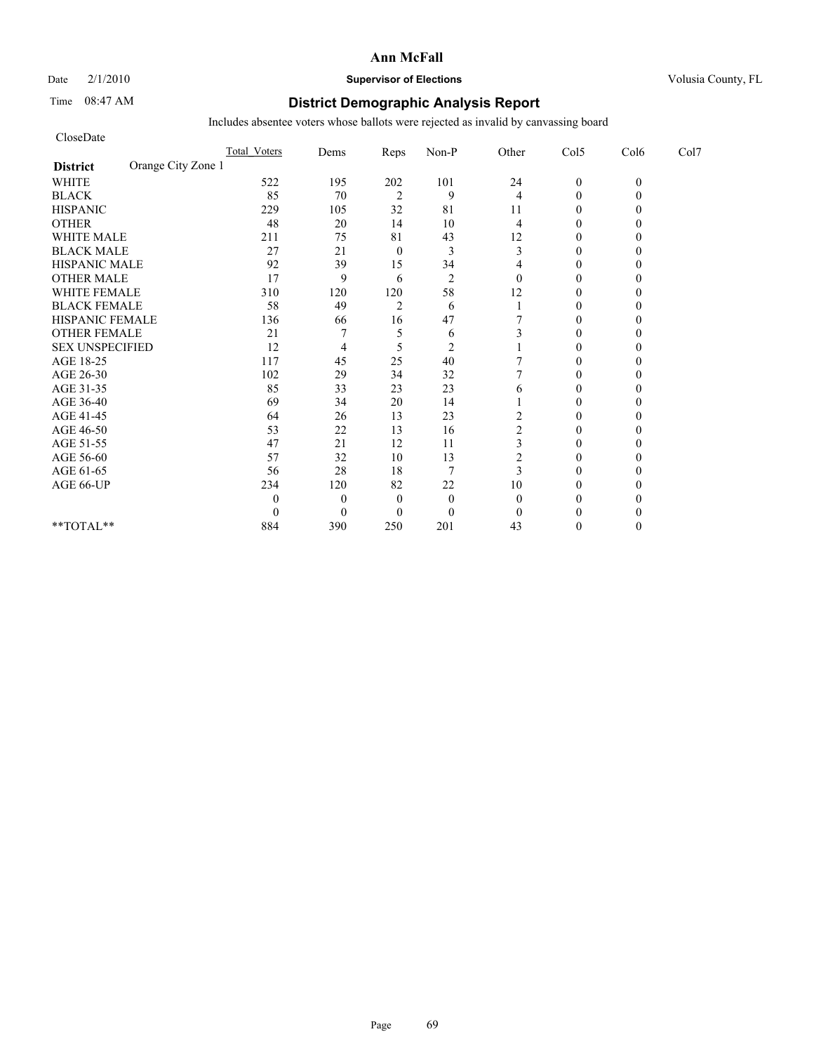**Ann McFall**

Date 2/1/2010 **Supervisor of Elections** Volusia County, FL

Time 08:47 AM **District Demographic Analysis Report**

Includes absentee voters whose ballots were rejected as invalid by canvassing board

CloseDate

| **District** Orange City Zone 1 | Total Voters | Dems | Reps | Non-P | Other | Col5 | Col6 | Col7 |
|---|---|---|---|---|---|---|---|---|
| WHITE | 522 | 195 | 202 | 101 | 24 | 0 | 0 | |
| BLACK | 85 | 70 | 2 | 9 | 4 | 0 | 0 | |
| HISPANIC | 229 | 105 | 32 | 81 | 11 | 0 | 0 | |
| OTHER | 48 | 20 | 14 | 10 | 4 | 0 | 0 | |
| WHITE MALE | 211 | 75 | 81 | 43 | 12 | 0 | 0 | |
| BLACK MALE | 27 | 21 | 0 | 3 | 3 | 0 | 0 | |
| HISPANIC MALE | 92 | 39 | 15 | 34 | 4 | 0 | 0 | |
| OTHER MALE | 17 | 9 | 6 | 2 | 0 | 0 | 0 | |
| WHITE FEMALE | 310 | 120 | 120 | 58 | 12 | 0 | 0 | |
| BLACK FEMALE | 58 | 49 | 2 | 6 | 1 | 0 | 0 | |
| HISPANIC FEMALE | 136 | 66 | 16 | 47 | 7 | 0 | 0 | |
| OTHER FEMALE | 21 | 7 | 5 | 6 | 3 | 0 | 0 | |
| SEX UNSPECIFIED | 12 | 4 | 5 | 2 | 1 | 0 | 0 | |
| AGE 18-25 | 117 | 45 | 25 | 40 | 7 | 0 | 0 | |
| AGE 26-30 | 102 | 29 | 34 | 32 | 7 | 0 | 0 | |
| AGE 31-35 | 85 | 33 | 23 | 23 | 6 | 0 | 0 | |
| AGE 36-40 | 69 | 34 | 20 | 14 | 1 | 0 | 0 | |
| AGE 41-45 | 64 | 26 | 13 | 23 | 2 | 0 | 0 | |
| AGE 46-50 | 53 | 22 | 13 | 16 | 2 | 0 | 0 | |
| AGE 51-55 | 47 | 21 | 12 | 11 | 3 | 0 | 0 | |
| AGE 56-60 | 57 | 32 | 10 | 13 | 2 | 0 | 0 | |
| AGE 61-65 | 56 | 28 | 18 | 7 | 3 | 0 | 0 | |
| AGE 66-UP | 234 | 120 | 82 | 22 | 10 | 0 | 0 | |
| | 0 | 0 | 0 | 0 | 0 | 0 | 0 | |
| | 0 | 0 | 0 | 0 | 0 | 0 | 0 | |
| **TOTAL** | 884 | 390 | 250 | 201 | 43 | 0 | 0 | |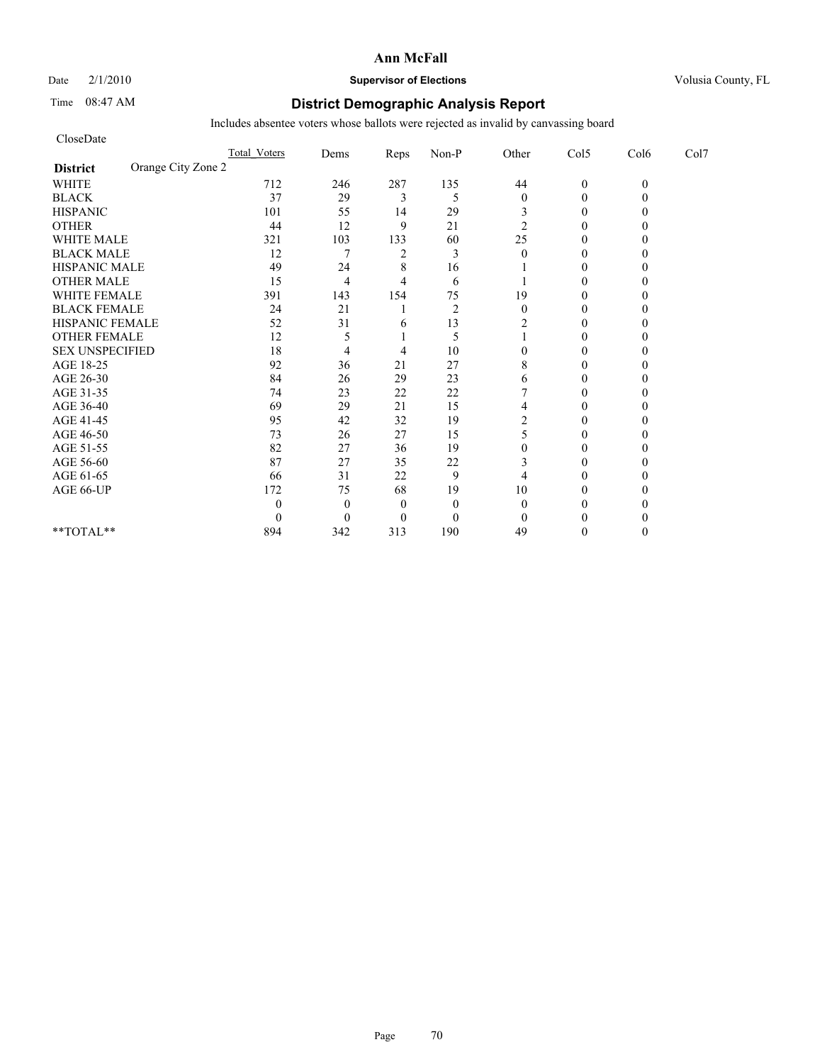**Ann McFall**

Date 2/1/2010 **Supervisor of Elections** Volusia County, FL

Time 08:47 AM

# District Demographic Analysis Report

Includes absentee voters whose ballots were rejected as invalid by canvassing board

CloseDate

| | Total_Voters | Dems | Reps | Non-P | Other | Col5 | Col6 | Col7 |
|---|---|---|---|---|---|---|---|---|
| **District** Orange City Zone 2 | | | | | | | | |
| WHITE | 712 | 246 | 287 | 135 | 44 | 0 | 0 | |
| BLACK | 37 | 29 | 3 | 5 | 0 | 0 | 0 | |
| HISPANIC | 101 | 55 | 14 | 29 | 3 | 0 | 0 | |
| OTHER | 44 | 12 | 9 | 21 | 2 | 0 | 0 | |
| WHITE MALE | 321 | 103 | 133 | 60 | 25 | 0 | 0 | |
| BLACK MALE | 12 | 7 | 2 | 3 | 0 | 0 | 0 | |
| HISPANIC MALE | 49 | 24 | 8 | 16 | 1 | 0 | 0 | |
| OTHER MALE | 15 | 4 | 4 | 6 | 1 | 0 | 0 | |
| WHITE FEMALE | 391 | 143 | 154 | 75 | 19 | 0 | 0 | |
| BLACK FEMALE | 24 | 21 | 1 | 2 | 0 | 0 | 0 | |
| HISPANIC FEMALE | 52 | 31 | 6 | 13 | 2 | 0 | 0 | |
| OTHER FEMALE | 12 | 5 | 1 | 5 | 1 | 0 | 0 | |
| SEX UNSPECIFIED | 18 | 4 | 4 | 10 | 0 | 0 | 0 | |
| AGE 18-25 | 92 | 36 | 21 | 27 | 8 | 0 | 0 | |
| AGE 26-30 | 84 | 26 | 29 | 23 | 6 | 0 | 0 | |
| AGE 31-35 | 74 | 23 | 22 | 22 | 7 | 0 | 0 | |
| AGE 36-40 | 69 | 29 | 21 | 15 | 4 | 0 | 0 | |
| AGE 41-45 | 95 | 42 | 32 | 19 | 2 | 0 | 0 | |
| AGE 46-50 | 73 | 26 | 27 | 15 | 5 | 0 | 0 | |
| AGE 51-55 | 82 | 27 | 36 | 19 | 0 | 0 | 0 | |
| AGE 56-60 | 87 | 27 | 35 | 22 | 3 | 0 | 0 | |
| AGE 61-65 | 66 | 31 | 22 | 9 | 4 | 0 | 0 | |
| AGE 66-UP | 172 | 75 | 68 | 19 | 10 | 0 | 0 | |
| | 0 | 0 | 0 | 0 | 0 | 0 | 0 | |
| | 0 | 0 | 0 | 0 | 0 | 0 | 0 | |
| **TOTAL** | 894 | 342 | 313 | 190 | 49 | 0 | 0 | |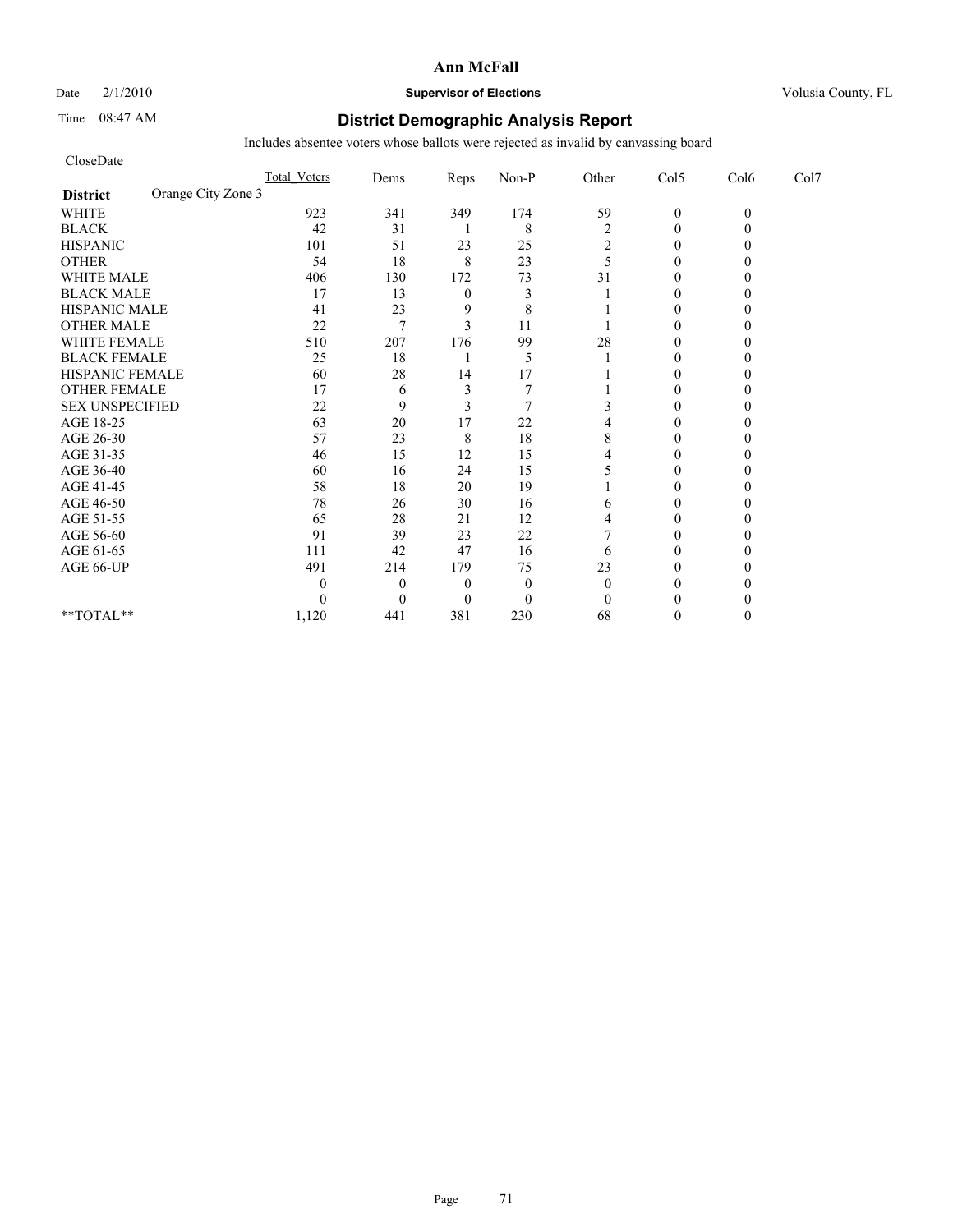# Ann McFall

Date 2/1/2010 **Supervisor of Elections** Volusia County, FL

Time 08:47 AM

## District Demographic Analysis Report

Includes absentee voters whose ballots were rejected as invalid by canvassing board

CloseDate

| District: Orange City Zone 3 | Total_Voters | Dems | Reps | Non-P | Other | Col5 | Col6 | Col7 |
|---|---|---|---|---|---|---|---|---|
| WHITE | 923 | 341 | 349 | 174 | 59 | 0 | 0 | |
| BLACK | 42 | 31 | 1 | 8 | 2 | 0 | 0 | |
| HISPANIC | 101 | 51 | 23 | 25 | 2 | 0 | 0 | |
| OTHER | 54 | 18 | 8 | 23 | 5 | 0 | 0 | |
| WHITE MALE | 406 | 130 | 172 | 73 | 31 | 0 | 0 | |
| BLACK MALE | 17 | 13 | 0 | 3 | 1 | 0 | 0 | |
| HISPANIC MALE | 41 | 23 | 9 | 8 | 1 | 0 | 0 | |
| OTHER MALE | 22 | 7 | 3 | 11 | 1 | 0 | 0 | |
| WHITE FEMALE | 510 | 207 | 176 | 99 | 28 | 0 | 0 | |
| BLACK FEMALE | 25 | 18 | 1 | 5 | 1 | 0 | 0 | |
| HISPANIC FEMALE | 60 | 28 | 14 | 17 | 1 | 0 | 0 | |
| OTHER FEMALE | 17 | 6 | 3 | 7 | 1 | 0 | 0 | |
| SEX UNSPECIFIED | 22 | 9 | 3 | 7 | 3 | 0 | 0 | |
| AGE 18-25 | 63 | 20 | 17 | 22 | 4 | 0 | 0 | |
| AGE 26-30 | 57 | 23 | 8 | 18 | 8 | 0 | 0 | |
| AGE 31-35 | 46 | 15 | 12 | 15 | 4 | 0 | 0 | |
| AGE 36-40 | 60 | 16 | 24 | 15 | 5 | 0 | 0 | |
| AGE 41-45 | 58 | 18 | 20 | 19 | 1 | 0 | 0 | |
| AGE 46-50 | 78 | 26 | 30 | 16 | 6 | 0 | 0 | |
| AGE 51-55 | 65 | 28 | 21 | 12 | 4 | 0 | 0 | |
| AGE 56-60 | 91 | 39 | 23 | 22 | 7 | 0 | 0 | |
| AGE 61-65 | 111 | 42 | 47 | 16 | 6 | 0 | 0 | |
| AGE 66-UP | 491 | 214 | 179 | 75 | 23 | 0 | 0 | |
| | 0 | 0 | 0 | 0 | 0 | 0 | 0 | |
| | 0 | 0 | 0 | 0 | 0 | 0 | 0 | |
| **TOTAL** | 1,120 | 441 | 381 | 230 | 68 | 0 | 0 | |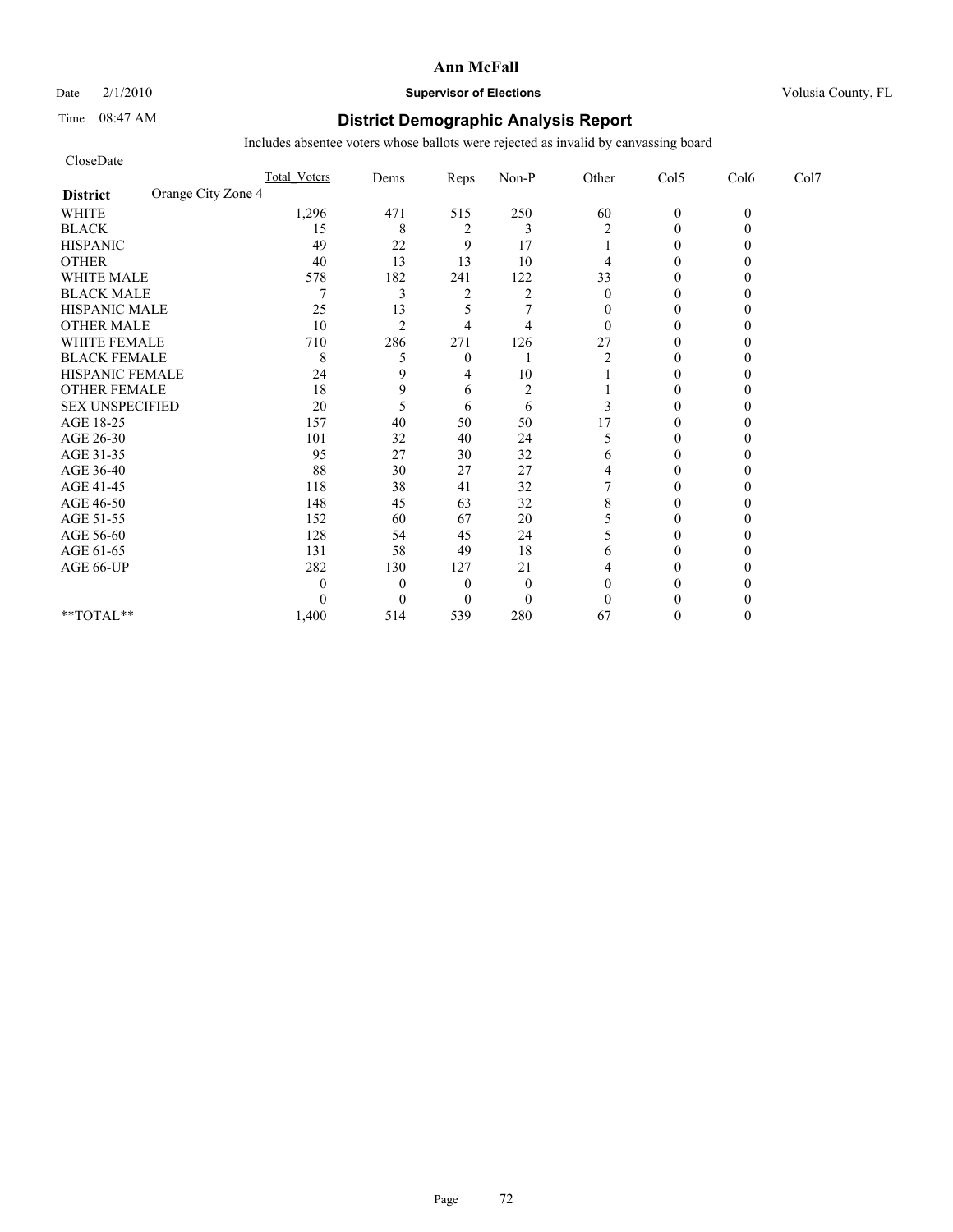**Ann McFall**

Date 2/1/2010 **Supervisor of Elections** Volusia County, FL

Time 08:47 AM

# District Demographic Analysis Report

Includes absentee voters whose ballots were rejected as invalid by canvassing board

CloseDate

| | Total_Voters | Dems | Reps | Non-P | Other | Col5 | Col6 | Col7 |
|---|---|---|---|---|---|---|---|---|
| **District** Orange City Zone 4 | | | | | | | | |
| WHITE | 1,296 | 471 | 515 | 250 | 60 | 0 | 0 | |
| BLACK | 15 | 8 | 2 | 3 | 2 | 0 | 0 | |
| HISPANIC | 49 | 22 | 9 | 17 | 1 | 0 | 0 | |
| OTHER | 40 | 13 | 13 | 10 | 4 | 0 | 0 | |
| WHITE MALE | 578 | 182 | 241 | 122 | 33 | 0 | 0 | |
| BLACK MALE | 7 | 3 | 2 | 2 | 0 | 0 | 0 | |
| HISPANIC MALE | 25 | 13 | 5 | 7 | 0 | 0 | 0 | |
| OTHER MALE | 10 | 2 | 4 | 4 | 0 | 0 | 0 | |
| WHITE FEMALE | 710 | 286 | 271 | 126 | 27 | 0 | 0 | |
| BLACK FEMALE | 8 | 5 | 0 | 1 | 2 | 0 | 0 | |
| HISPANIC FEMALE | 24 | 9 | 4 | 10 | 1 | 0 | 0 | |
| OTHER FEMALE | 18 | 9 | 6 | 2 | 1 | 0 | 0 | |
| SEX UNSPECIFIED | 20 | 5 | 6 | 6 | 3 | 0 | 0 | |
| AGE 18-25 | 157 | 40 | 50 | 50 | 17 | 0 | 0 | |
| AGE 26-30 | 101 | 32 | 40 | 24 | 5 | 0 | 0 | |
| AGE 31-35 | 95 | 27 | 30 | 32 | 6 | 0 | 0 | |
| AGE 36-40 | 88 | 30 | 27 | 27 | 4 | 0 | 0 | |
| AGE 41-45 | 118 | 38 | 41 | 32 | 7 | 0 | 0 | |
| AGE 46-50 | 148 | 45 | 63 | 32 | 8 | 0 | 0 | |
| AGE 51-55 | 152 | 60 | 67 | 20 | 5 | 0 | 0 | |
| AGE 56-60 | 128 | 54 | 45 | 24 | 5 | 0 | 0 | |
| AGE 61-65 | 131 | 58 | 49 | 18 | 6 | 0 | 0 | |
| AGE 66-UP | 282 | 130 | 127 | 21 | 4 | 0 | 0 | |
| | 0 | 0 | 0 | 0 | 0 | 0 | 0 | |
| | 0 | 0 | 0 | 0 | 0 | 0 | 0 | |
| **TOTAL** | 1,400 | 514 | 539 | 280 | 67 | 0 | 0 | |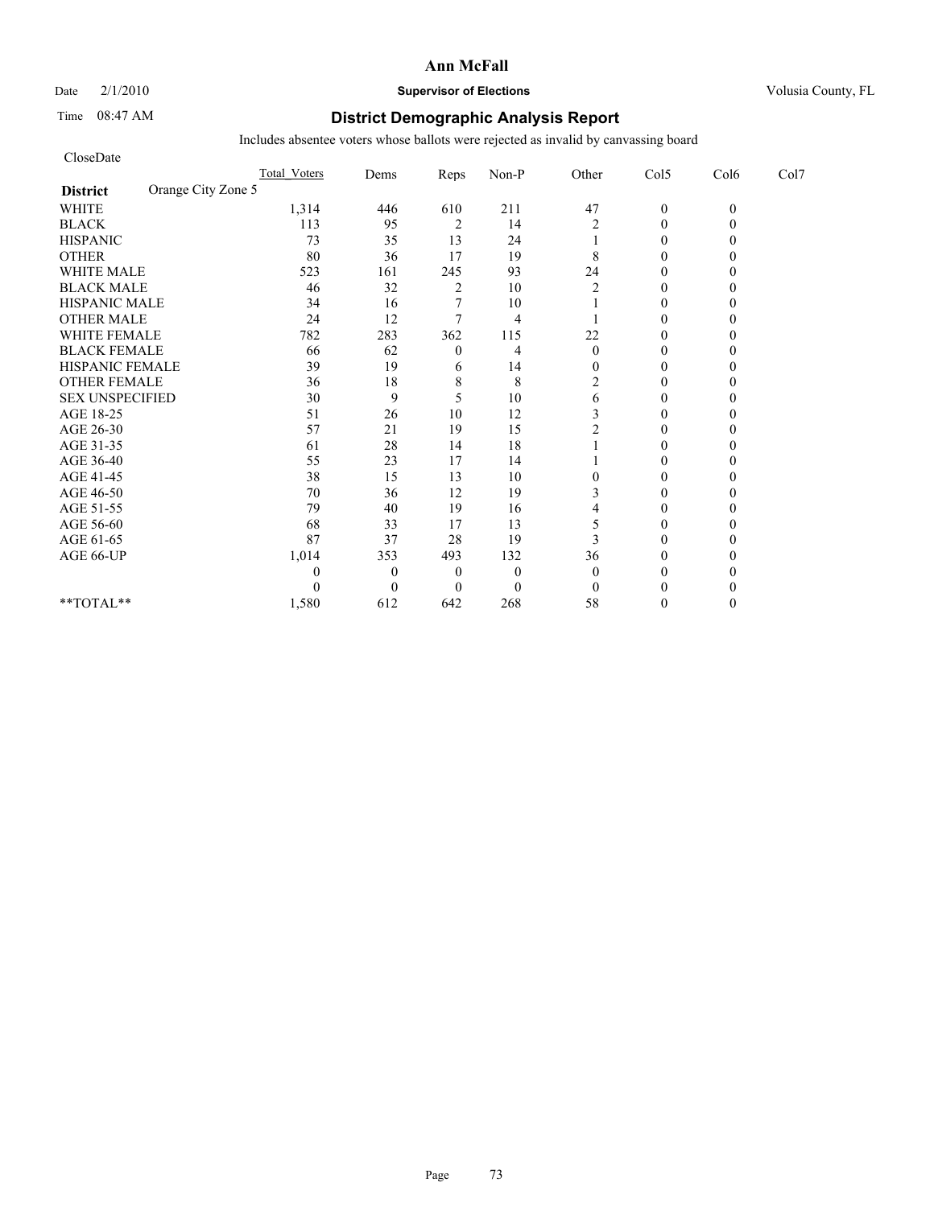# Ann McFall

Date 2/1/2010 **Supervisor of Elections** Volusia County, FL

Time 08:47 AM **District Demographic Analysis Report**

Includes absentee voters whose ballots were rejected as invalid by canvassing board

CloseDate

| District: Orange City Zone 5 | Total_Voters | Dems | Reps | Non-P | Other | Col5 | Col6 | Col7 |
|---|---|---|---|---|---|---|---|---|
| WHITE | 1,314 | 446 | 610 | 211 | 47 | 0 | 0 | |
| BLACK | 113 | 95 | 2 | 14 | 2 | 0 | 0 | |
| HISPANIC | 73 | 35 | 13 | 24 | 1 | 0 | 0 | |
| OTHER | 80 | 36 | 17 | 19 | 8 | 0 | 0 | |
| WHITE MALE | 523 | 161 | 245 | 93 | 24 | 0 | 0 | |
| BLACK MALE | 46 | 32 | 2 | 10 | 2 | 0 | 0 | |
| HISPANIC MALE | 34 | 16 | 7 | 10 | 1 | 0 | 0 | |
| OTHER MALE | 24 | 12 | 7 | 4 | 1 | 0 | 0 | |
| WHITE FEMALE | 782 | 283 | 362 | 115 | 22 | 0 | 0 | |
| BLACK FEMALE | 66 | 62 | 0 | 4 | 0 | 0 | 0 | |
| HISPANIC FEMALE | 39 | 19 | 6 | 14 | 0 | 0 | 0 | |
| OTHER FEMALE | 36 | 18 | 8 | 8 | 2 | 0 | 0 | |
| SEX UNSPECIFIED | 30 | 9 | 5 | 10 | 6 | 0 | 0 | |
| AGE 18-25 | 51 | 26 | 10 | 12 | 3 | 0 | 0 | |
| AGE 26-30 | 57 | 21 | 19 | 15 | 2 | 0 | 0 | |
| AGE 31-35 | 61 | 28 | 14 | 18 | 1 | 0 | 0 | |
| AGE 36-40 | 55 | 23 | 17 | 14 | 1 | 0 | 0 | |
| AGE 41-45 | 38 | 15 | 13 | 10 | 0 | 0 | 0 | |
| AGE 46-50 | 70 | 36 | 12 | 19 | 3 | 0 | 0 | |
| AGE 51-55 | 79 | 40 | 19 | 16 | 4 | 0 | 0 | |
| AGE 56-60 | 68 | 33 | 17 | 13 | 5 | 0 | 0 | |
| AGE 61-65 | 87 | 37 | 28 | 19 | 3 | 0 | 0 | |
| AGE 66-UP | 1,014 | 353 | 493 | 132 | 36 | 0 | 0 | |
| | 0 | 0 | 0 | 0 | 0 | 0 | 0 | |
| | 0 | 0 | 0 | 0 | 0 | 0 | 0 | |
| **TOTAL** | 1,580 | 612 | 642 | 268 | 58 | 0 | 0 | |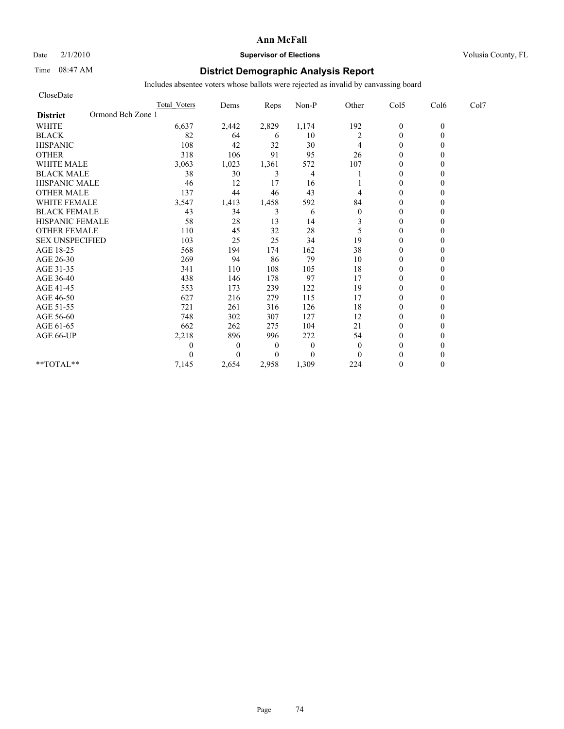# Ann McFall

Date 2/1/2010 **Supervisor of Elections** Volusia County, FL

Time 08:47 AM

## District Demographic Analysis Report

Includes absentee voters whose ballots were rejected as invalid by canvassing board

CloseDate

| District: Ormond Bch Zone 1 | Total Voters | Dems | Reps | Non-P | Other | Col5 | Col6 | Col7 |
|---|---|---|---|---|---|---|---|---|
| WHITE | 6,637 | 2,442 | 2,829 | 1,174 | 192 | 0 | 0 | |
| BLACK | 82 | 64 | 6 | 10 | 2 | 0 | 0 | |
| HISPANIC | 108 | 42 | 32 | 30 | 4 | 0 | 0 | |
| OTHER | 318 | 106 | 91 | 95 | 26 | 0 | 0 | |
| WHITE MALE | 3,063 | 1,023 | 1,361 | 572 | 107 | 0 | 0 | |
| BLACK MALE | 38 | 30 | 3 | 4 | 1 | 0 | 0 | |
| HISPANIC MALE | 46 | 12 | 17 | 16 | 1 | 0 | 0 | |
| OTHER MALE | 137 | 44 | 46 | 43 | 4 | 0 | 0 | |
| WHITE FEMALE | 3,547 | 1,413 | 1,458 | 592 | 84 | 0 | 0 | |
| BLACK FEMALE | 43 | 34 | 3 | 6 | 0 | 0 | 0 | |
| HISPANIC FEMALE | 58 | 28 | 13 | 14 | 3 | 0 | 0 | |
| OTHER FEMALE | 110 | 45 | 32 | 28 | 5 | 0 | 0 | |
| SEX UNSPECIFIED | 103 | 25 | 25 | 34 | 19 | 0 | 0 | |
| AGE 18-25 | 568 | 194 | 174 | 162 | 38 | 0 | 0 | |
| AGE 26-30 | 269 | 94 | 86 | 79 | 10 | 0 | 0 | |
| AGE 31-35 | 341 | 110 | 108 | 105 | 18 | 0 | 0 | |
| AGE 36-40 | 438 | 146 | 178 | 97 | 17 | 0 | 0 | |
| AGE 41-45 | 553 | 173 | 239 | 122 | 19 | 0 | 0 | |
| AGE 46-50 | 627 | 216 | 279 | 115 | 17 | 0 | 0 | |
| AGE 51-55 | 721 | 261 | 316 | 126 | 18 | 0 | 0 | |
| AGE 56-60 | 748 | 302 | 307 | 127 | 12 | 0 | 0 | |
| AGE 61-65 | 662 | 262 | 275 | 104 | 21 | 0 | 0 | |
| AGE 66-UP | 2,218 | 896 | 996 | 272 | 54 | 0 | 0 | |
| | 0 | 0 | 0 | 0 | 0 | 0 | 0 | |
| | 0 | 0 | 0 | 0 | 0 | 0 | 0 | |
| **TOTAL** | 7,145 | 2,654 | 2,958 | 1,309 | 224 | 0 | 0 | |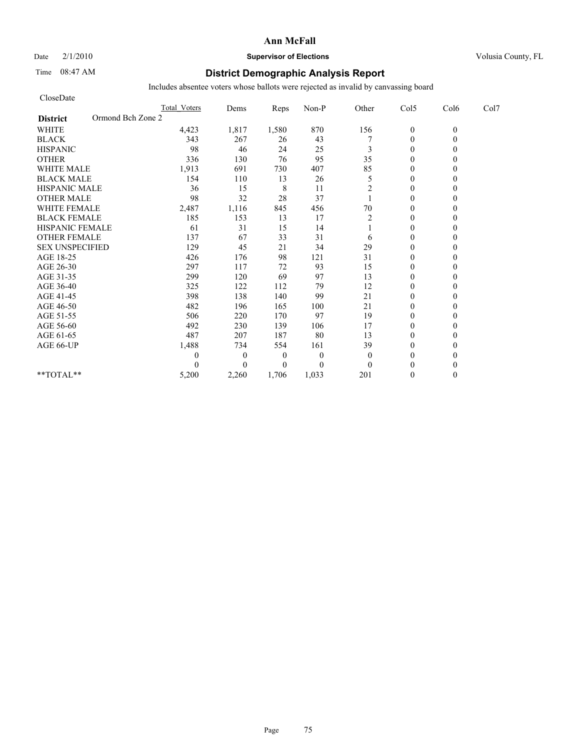# Ann McFall

Date 2/1/2010 **Supervisor of Elections** Volusia County, FL

Time 08:47 AM

## District Demographic Analysis Report

Includes absentee voters whose ballots were rejected as invalid by canvassing board

CloseDate

**District** Ormond Bch Zone 2

| | Total Voters | Dems | Reps | Non-P | Other | Col5 | Col6 | Col7 |
|---|---|---|---|---|---|---|---|---|
| WHITE | 4,423 | 1,817 | 1,580 | 870 | 156 | 0 | 0 | |
| BLACK | 343 | 267 | 26 | 43 | 7 | 0 | 0 | |
| HISPANIC | 98 | 46 | 24 | 25 | 3 | 0 | 0 | |
| OTHER | 336 | 130 | 76 | 95 | 35 | 0 | 0 | |
| WHITE MALE | 1,913 | 691 | 730 | 407 | 85 | 0 | 0 | |
| BLACK MALE | 154 | 110 | 13 | 26 | 5 | 0 | 0 | |
| HISPANIC MALE | 36 | 15 | 8 | 11 | 2 | 0 | 0 | |
| OTHER MALE | 98 | 32 | 28 | 37 | 1 | 0 | 0 | |
| WHITE FEMALE | 2,487 | 1,116 | 845 | 456 | 70 | 0 | 0 | |
| BLACK FEMALE | 185 | 153 | 13 | 17 | 2 | 0 | 0 | |
| HISPANIC FEMALE | 61 | 31 | 15 | 14 | 1 | 0 | 0 | |
| OTHER FEMALE | 137 | 67 | 33 | 31 | 6 | 0 | 0 | |
| SEX UNSPECIFIED | 129 | 45 | 21 | 34 | 29 | 0 | 0 | |
| AGE 18-25 | 426 | 176 | 98 | 121 | 31 | 0 | 0 | |
| AGE 26-30 | 297 | 117 | 72 | 93 | 15 | 0 | 0 | |
| AGE 31-35 | 299 | 120 | 69 | 97 | 13 | 0 | 0 | |
| AGE 36-40 | 325 | 122 | 112 | 79 | 12 | 0 | 0 | |
| AGE 41-45 | 398 | 138 | 140 | 99 | 21 | 0 | 0 | |
| AGE 46-50 | 482 | 196 | 165 | 100 | 21 | 0 | 0 | |
| AGE 51-55 | 506 | 220 | 170 | 97 | 19 | 0 | 0 | |
| AGE 56-60 | 492 | 230 | 139 | 106 | 17 | 0 | 0 | |
| AGE 61-65 | 487 | 207 | 187 | 80 | 13 | 0 | 0 | |
| AGE 66-UP | 1,488 | 734 | 554 | 161 | 39 | 0 | 0 | |
| | 0 | 0 | 0 | 0 | 0 | 0 | 0 | |
| | 0 | 0 | 0 | 0 | 0 | 0 | 0 | |
| **TOTAL** | 5,200 | 2,260 | 1,706 | 1,033 | 201 | 0 | 0 | |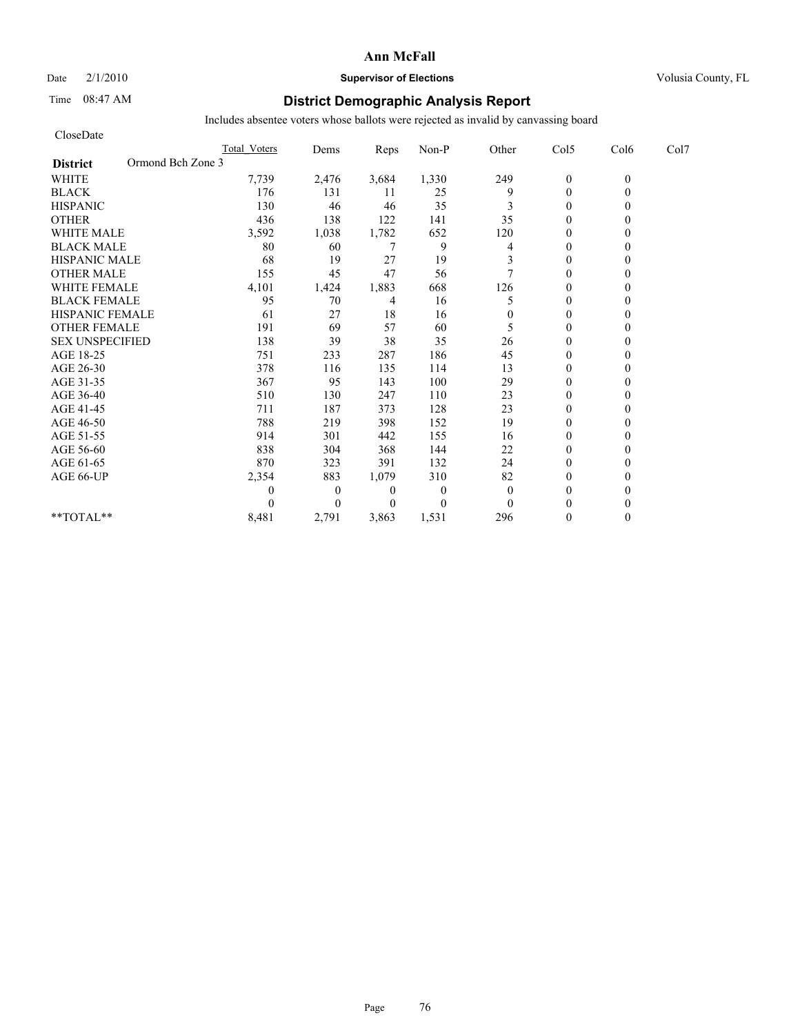**Ann McFall**

Date 2/1/2010 **Supervisor of Elections** Volusia County, FL

Time 08:47 AM

## District Demographic Analysis Report

Includes absentee voters whose ballots were rejected as invalid by canvassing board

CloseDate

| **District** Ormond Bch Zone 3 | Total Voters | Dems | Reps | Non-P | Other | Col5 | Col6 | Col7 |
|---|---|---|---|---|---|---|---|---|
| WHITE | 7,739 | 2,476 | 3,684 | 1,330 | 249 | 0 | 0 | |
| BLACK | 176 | 131 | 11 | 25 | 9 | 0 | 0 | |
| HISPANIC | 130 | 46 | 46 | 35 | 3 | 0 | 0 | |
| OTHER | 436 | 138 | 122 | 141 | 35 | 0 | 0 | |
| WHITE MALE | 3,592 | 1,038 | 1,782 | 652 | 120 | 0 | 0 | |
| BLACK MALE | 80 | 60 | 7 | 9 | 4 | 0 | 0 | |
| HISPANIC MALE | 68 | 19 | 27 | 19 | 3 | 0 | 0 | |
| OTHER MALE | 155 | 45 | 47 | 56 | 7 | 0 | 0 | |
| WHITE FEMALE | 4,101 | 1,424 | 1,883 | 668 | 126 | 0 | 0 | |
| BLACK FEMALE | 95 | 70 | 4 | 16 | 5 | 0 | 0 | |
| HISPANIC FEMALE | 61 | 27 | 18 | 16 | 0 | 0 | 0 | |
| OTHER FEMALE | 191 | 69 | 57 | 60 | 5 | 0 | 0 | |
| SEX UNSPECIFIED | 138 | 39 | 38 | 35 | 26 | 0 | 0 | |
| AGE 18-25 | 751 | 233 | 287 | 186 | 45 | 0 | 0 | |
| AGE 26-30 | 378 | 116 | 135 | 114 | 13 | 0 | 0 | |
| AGE 31-35 | 367 | 95 | 143 | 100 | 29 | 0 | 0 | |
| AGE 36-40 | 510 | 130 | 247 | 110 | 23 | 0 | 0 | |
| AGE 41-45 | 711 | 187 | 373 | 128 | 23 | 0 | 0 | |
| AGE 46-50 | 788 | 219 | 398 | 152 | 19 | 0 | 0 | |
| AGE 51-55 | 914 | 301 | 442 | 155 | 16 | 0 | 0 | |
| AGE 56-60 | 838 | 304 | 368 | 144 | 22 | 0 | 0 | |
| AGE 61-65 | 870 | 323 | 391 | 132 | 24 | 0 | 0 | |
| AGE 66-UP | 2,354 | 883 | 1,079 | 310 | 82 | 0 | 0 | |
| | 0 | 0 | 0 | 0 | 0 | 0 | 0 | |
| | 0 | 0 | 0 | 0 | 0 | 0 | 0 | |
| **TOTAL** | 8,481 | 2,791 | 3,863 | 1,531 | 296 | 0 | 0 | |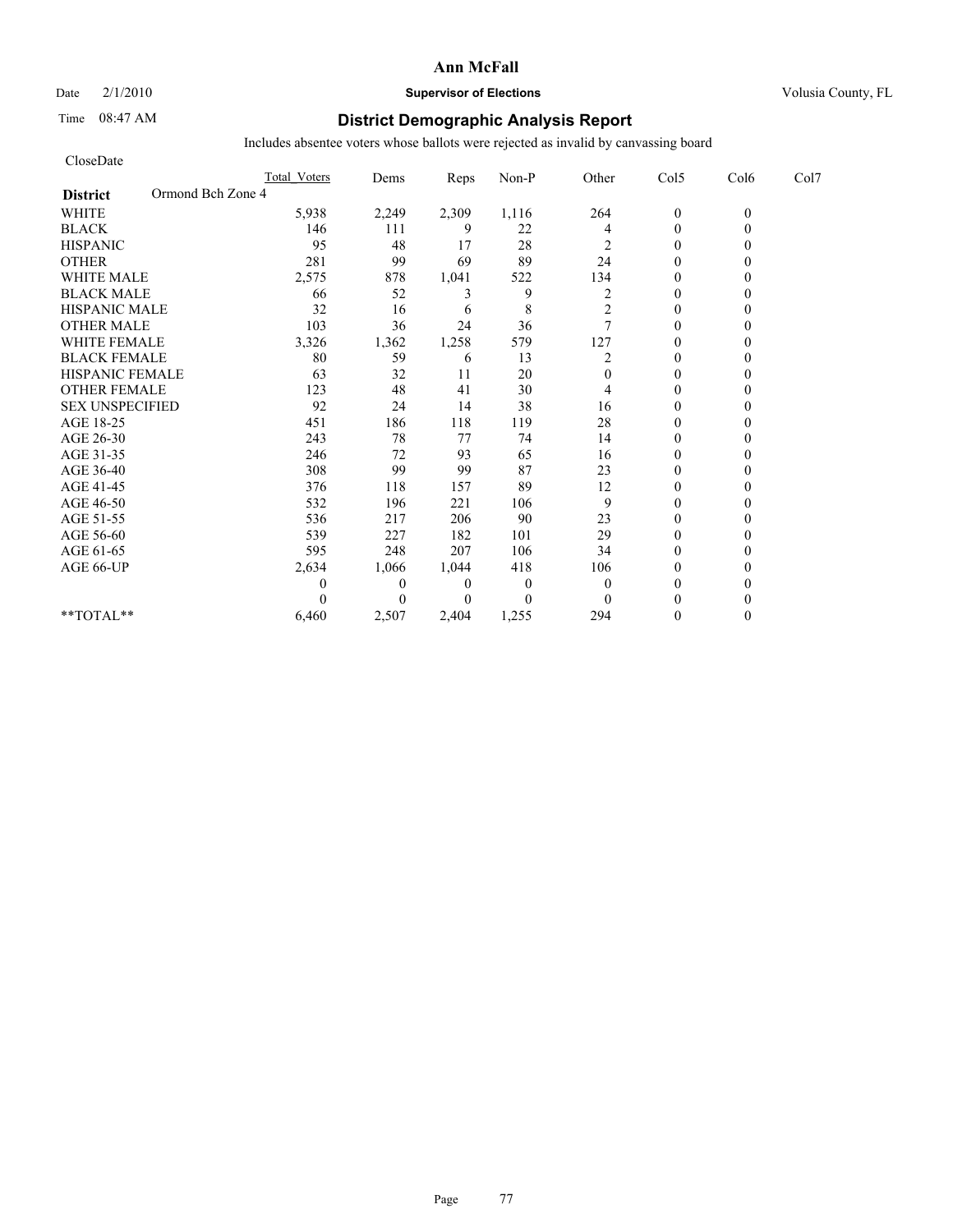# Ann McFall

Date 2/1/2010 **Supervisor of Elections** Volusia County, FL

Time 08:47 AM

## District Demographic Analysis Report

Includes absentee voters whose ballots were rejected as invalid by canvassing board

CloseDate

| | Total Voters | Dems | Reps | Non-P | Other | Col5 | Col6 | Col7 |
|---|---|---|---|---|---|---|---|---|
| **District** Ormond Bch Zone 4 | | | | | | | | |
| WHITE | 5,938 | 2,249 | 2,309 | 1,116 | 264 | 0 | 0 | |
| BLACK | 146 | 111 | 9 | 22 | 4 | 0 | 0 | |
| HISPANIC | 95 | 48 | 17 | 28 | 2 | 0 | 0 | |
| OTHER | 281 | 99 | 69 | 89 | 24 | 0 | 0 | |
| WHITE MALE | 2,575 | 878 | 1,041 | 522 | 134 | 0 | 0 | |
| BLACK MALE | 66 | 52 | 3 | 9 | 2 | 0 | 0 | |
| HISPANIC MALE | 32 | 16 | 6 | 8 | 2 | 0 | 0 | |
| OTHER MALE | 103 | 36 | 24 | 36 | 7 | 0 | 0 | |
| WHITE FEMALE | 3,326 | 1,362 | 1,258 | 579 | 127 | 0 | 0 | |
| BLACK FEMALE | 80 | 59 | 6 | 13 | 2 | 0 | 0 | |
| HISPANIC FEMALE | 63 | 32 | 11 | 20 | 0 | 0 | 0 | |
| OTHER FEMALE | 123 | 48 | 41 | 30 | 4 | 0 | 0 | |
| SEX UNSPECIFIED | 92 | 24 | 14 | 38 | 16 | 0 | 0 | |
| AGE 18-25 | 451 | 186 | 118 | 119 | 28 | 0 | 0 | |
| AGE 26-30 | 243 | 78 | 77 | 74 | 14 | 0 | 0 | |
| AGE 31-35 | 246 | 72 | 93 | 65 | 16 | 0 | 0 | |
| AGE 36-40 | 308 | 99 | 99 | 87 | 23 | 0 | 0 | |
| AGE 41-45 | 376 | 118 | 157 | 89 | 12 | 0 | 0 | |
| AGE 46-50 | 532 | 196 | 221 | 106 | 9 | 0 | 0 | |
| AGE 51-55 | 536 | 217 | 206 | 90 | 23 | 0 | 0 | |
| AGE 56-60 | 539 | 227 | 182 | 101 | 29 | 0 | 0 | |
| AGE 61-65 | 595 | 248 | 207 | 106 | 34 | 0 | 0 | |
| AGE 66-UP | 2,634 | 1,066 | 1,044 | 418 | 106 | 0 | 0 | |
| | 0 | 0 | 0 | 0 | 0 | 0 | 0 | |
| | 0 | 0 | 0 | 0 | 0 | 0 | 0 | |
| **TOTAL** | 6,460 | 2,507 | 2,404 | 1,255 | 294 | 0 | 0 | |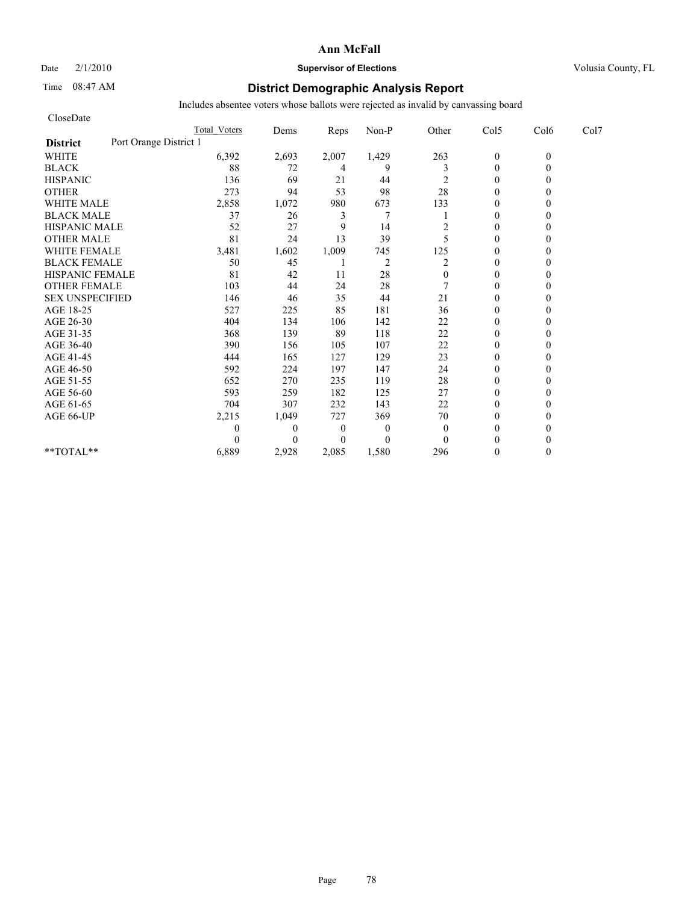**Ann McFall**

Date 2/1/2010 **Supervisor of Elections** Volusia County, FL

Time 08:47 AM

## District Demographic Analysis Report

Includes absentee voters whose ballots were rejected as invalid by canvassing board

CloseDate

| | Total Voters | Dems | Reps | Non-P | Other | Col5 | Col6 | Col7 |
|---|---|---|---|---|---|---|---|---|
| **District** Port Orange District 1 | | | | | | | | |
| WHITE | 6,392 | 2,693 | 2,007 | 1,429 | 263 | 0 | 0 | |
| BLACK | 88 | 72 | 4 | 9 | 3 | 0 | 0 | |
| HISPANIC | 136 | 69 | 21 | 44 | 2 | 0 | 0 | |
| OTHER | 273 | 94 | 53 | 98 | 28 | 0 | 0 | |
| WHITE MALE | 2,858 | 1,072 | 980 | 673 | 133 | 0 | 0 | |
| BLACK MALE | 37 | 26 | 3 | 7 | 1 | 0 | 0 | |
| HISPANIC MALE | 52 | 27 | 9 | 14 | 2 | 0 | 0 | |
| OTHER MALE | 81 | 24 | 13 | 39 | 5 | 0 | 0 | |
| WHITE FEMALE | 3,481 | 1,602 | 1,009 | 745 | 125 | 0 | 0 | |
| BLACK FEMALE | 50 | 45 | 1 | 2 | 2 | 0 | 0 | |
| HISPANIC FEMALE | 81 | 42 | 11 | 28 | 0 | 0 | 0 | |
| OTHER FEMALE | 103 | 44 | 24 | 28 | 7 | 0 | 0 | |
| SEX UNSPECIFIED | 146 | 46 | 35 | 44 | 21 | 0 | 0 | |
| AGE 18-25 | 527 | 225 | 85 | 181 | 36 | 0 | 0 | |
| AGE 26-30 | 404 | 134 | 106 | 142 | 22 | 0 | 0 | |
| AGE 31-35 | 368 | 139 | 89 | 118 | 22 | 0 | 0 | |
| AGE 36-40 | 390 | 156 | 105 | 107 | 22 | 0 | 0 | |
| AGE 41-45 | 444 | 165 | 127 | 129 | 23 | 0 | 0 | |
| AGE 46-50 | 592 | 224 | 197 | 147 | 24 | 0 | 0 | |
| AGE 51-55 | 652 | 270 | 235 | 119 | 28 | 0 | 0 | |
| AGE 56-60 | 593 | 259 | 182 | 125 | 27 | 0 | 0 | |
| AGE 61-65 | 704 | 307 | 232 | 143 | 22 | 0 | 0 | |
| AGE 66-UP | 2,215 | 1,049 | 727 | 369 | 70 | 0 | 0 | |
| | 0 | 0 | 0 | 0 | 0 | 0 | 0 | |
| | 0 | 0 | 0 | 0 | 0 | 0 | 0 | |
| **TOTAL** | 6,889 | 2,928 | 2,085 | 1,580 | 296 | 0 | 0 | |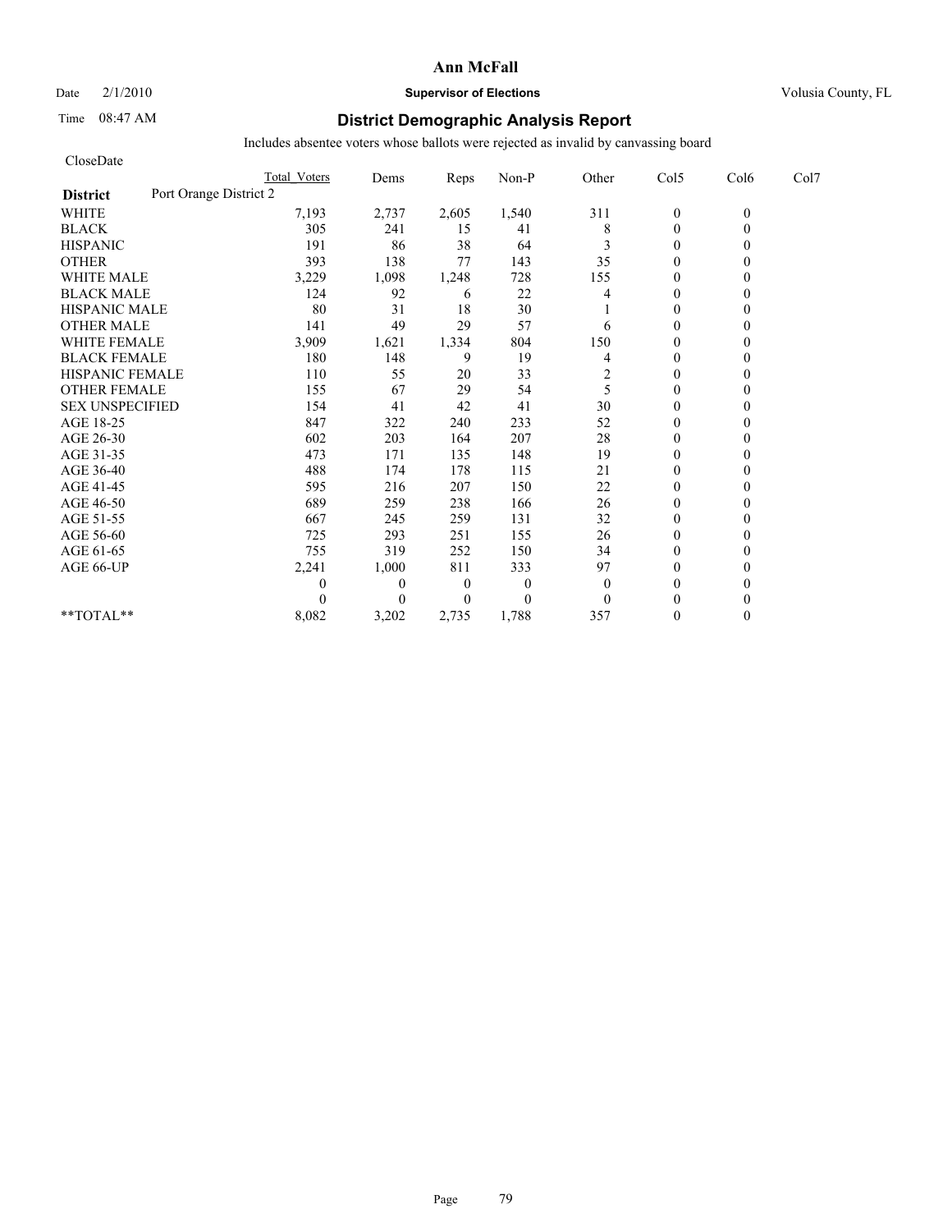**Ann McFall**

Date 2/1/2010 **Supervisor of Elections** Volusia County, FL

Time 08:47 AM

## District Demographic Analysis Report

Includes absentee voters whose ballots were rejected as invalid by canvassing board

CloseDate

| District: Port Orange District 2 | Total Voters | Dems | Reps | Non-P | Other | Col5 | Col6 | Col7 |
|---|---|---|---|---|---|---|---|---|
| WHITE | 7,193 | 2,737 | 2,605 | 1,540 | 311 | 0 | 0 | |
| BLACK | 305 | 241 | 15 | 41 | 8 | 0 | 0 | |
| HISPANIC | 191 | 86 | 38 | 64 | 3 | 0 | 0 | |
| OTHER | 393 | 138 | 77 | 143 | 35 | 0 | 0 | |
| WHITE MALE | 3,229 | 1,098 | 1,248 | 728 | 155 | 0 | 0 | |
| BLACK MALE | 124 | 92 | 6 | 22 | 4 | 0 | 0 | |
| HISPANIC MALE | 80 | 31 | 18 | 30 | 1 | 0 | 0 | |
| OTHER MALE | 141 | 49 | 29 | 57 | 6 | 0 | 0 | |
| WHITE FEMALE | 3,909 | 1,621 | 1,334 | 804 | 150 | 0 | 0 | |
| BLACK FEMALE | 180 | 148 | 9 | 19 | 4 | 0 | 0 | |
| HISPANIC FEMALE | 110 | 55 | 20 | 33 | 2 | 0 | 0 | |
| OTHER FEMALE | 155 | 67 | 29 | 54 | 5 | 0 | 0 | |
| SEX UNSPECIFIED | 154 | 41 | 42 | 41 | 30 | 0 | 0 | |
| AGE 18-25 | 847 | 322 | 240 | 233 | 52 | 0 | 0 | |
| AGE 26-30 | 602 | 203 | 164 | 207 | 28 | 0 | 0 | |
| AGE 31-35 | 473 | 171 | 135 | 148 | 19 | 0 | 0 | |
| AGE 36-40 | 488 | 174 | 178 | 115 | 21 | 0 | 0 | |
| AGE 41-45 | 595 | 216 | 207 | 150 | 22 | 0 | 0 | |
| AGE 46-50 | 689 | 259 | 238 | 166 | 26 | 0 | 0 | |
| AGE 51-55 | 667 | 245 | 259 | 131 | 32 | 0 | 0 | |
| AGE 56-60 | 725 | 293 | 251 | 155 | 26 | 0 | 0 | |
| AGE 61-65 | 755 | 319 | 252 | 150 | 34 | 0 | 0 | |
| AGE 66-UP | 2,241 | 1,000 | 811 | 333 | 97 | 0 | 0 | |
| | 0 | 0 | 0 | 0 | 0 | 0 | 0 | |
| | 0 | 0 | 0 | 0 | 0 | 0 | 0 | |
| **TOTAL** | 8,082 | 3,202 | 2,735 | 1,788 | 357 | 0 | 0 | |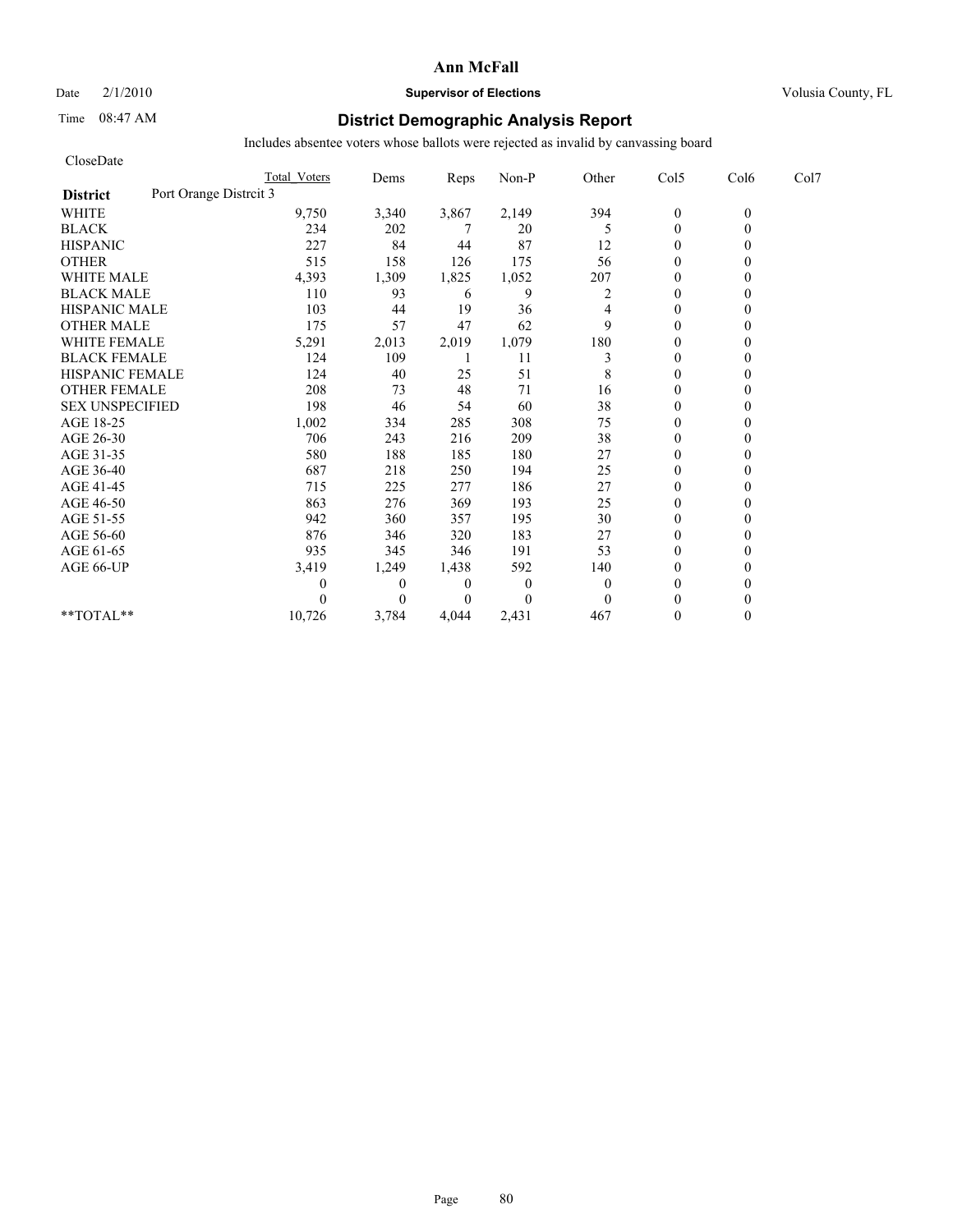# Ann McFall

Date 2/1/2010 **Supervisor of Elections** Volusia County, FL

Time 08:47 AM

## District Demographic Analysis Report

Includes absentee voters whose ballots were rejected as invalid by canvassing board

CloseDate

| District: Port Orange Distrcit 3 | Total Voters | Dems | Reps | Non-P | Other | Col5 | Col6 | Col7 |
|---|---|---|---|---|---|---|---|---|
| WHITE | 9,750 | 3,340 | 3,867 | 2,149 | 394 | 0 | 0 | |
| BLACK | 234 | 202 | 7 | 20 | 5 | 0 | 0 | |
| HISPANIC | 227 | 84 | 44 | 87 | 12 | 0 | 0 | |
| OTHER | 515 | 158 | 126 | 175 | 56 | 0 | 0 | |
| WHITE MALE | 4,393 | 1,309 | 1,825 | 1,052 | 207 | 0 | 0 | |
| BLACK MALE | 110 | 93 | 6 | 9 | 2 | 0 | 0 | |
| HISPANIC MALE | 103 | 44 | 19 | 36 | 4 | 0 | 0 | |
| OTHER MALE | 175 | 57 | 47 | 62 | 9 | 0 | 0 | |
| WHITE FEMALE | 5,291 | 2,013 | 2,019 | 1,079 | 180 | 0 | 0 | |
| BLACK FEMALE | 124 | 109 | 1 | 11 | 3 | 0 | 0 | |
| HISPANIC FEMALE | 124 | 40 | 25 | 51 | 8 | 0 | 0 | |
| OTHER FEMALE | 208 | 73 | 48 | 71 | 16 | 0 | 0 | |
| SEX UNSPECIFIED | 198 | 46 | 54 | 60 | 38 | 0 | 0 | |
| AGE 18-25 | 1,002 | 334 | 285 | 308 | 75 | 0 | 0 | |
| AGE 26-30 | 706 | 243 | 216 | 209 | 38 | 0 | 0 | |
| AGE 31-35 | 580 | 188 | 185 | 180 | 27 | 0 | 0 | |
| AGE 36-40 | 687 | 218 | 250 | 194 | 25 | 0 | 0 | |
| AGE 41-45 | 715 | 225 | 277 | 186 | 27 | 0 | 0 | |
| AGE 46-50 | 863 | 276 | 369 | 193 | 25 | 0 | 0 | |
| AGE 51-55 | 942 | 360 | 357 | 195 | 30 | 0 | 0 | |
| AGE 56-60 | 876 | 346 | 320 | 183 | 27 | 0 | 0 | |
| AGE 61-65 | 935 | 345 | 346 | 191 | 53 | 0 | 0 | |
| AGE 66-UP | 3,419 | 1,249 | 1,438 | 592 | 140 | 0 | 0 | |
| | 0 | 0 | 0 | 0 | 0 | 0 | 0 | |
| | 0 | 0 | 0 | 0 | 0 | 0 | 0 | |
| **TOTAL** | 10,726 | 3,784 | 4,044 | 2,431 | 467 | 0 | 0 | |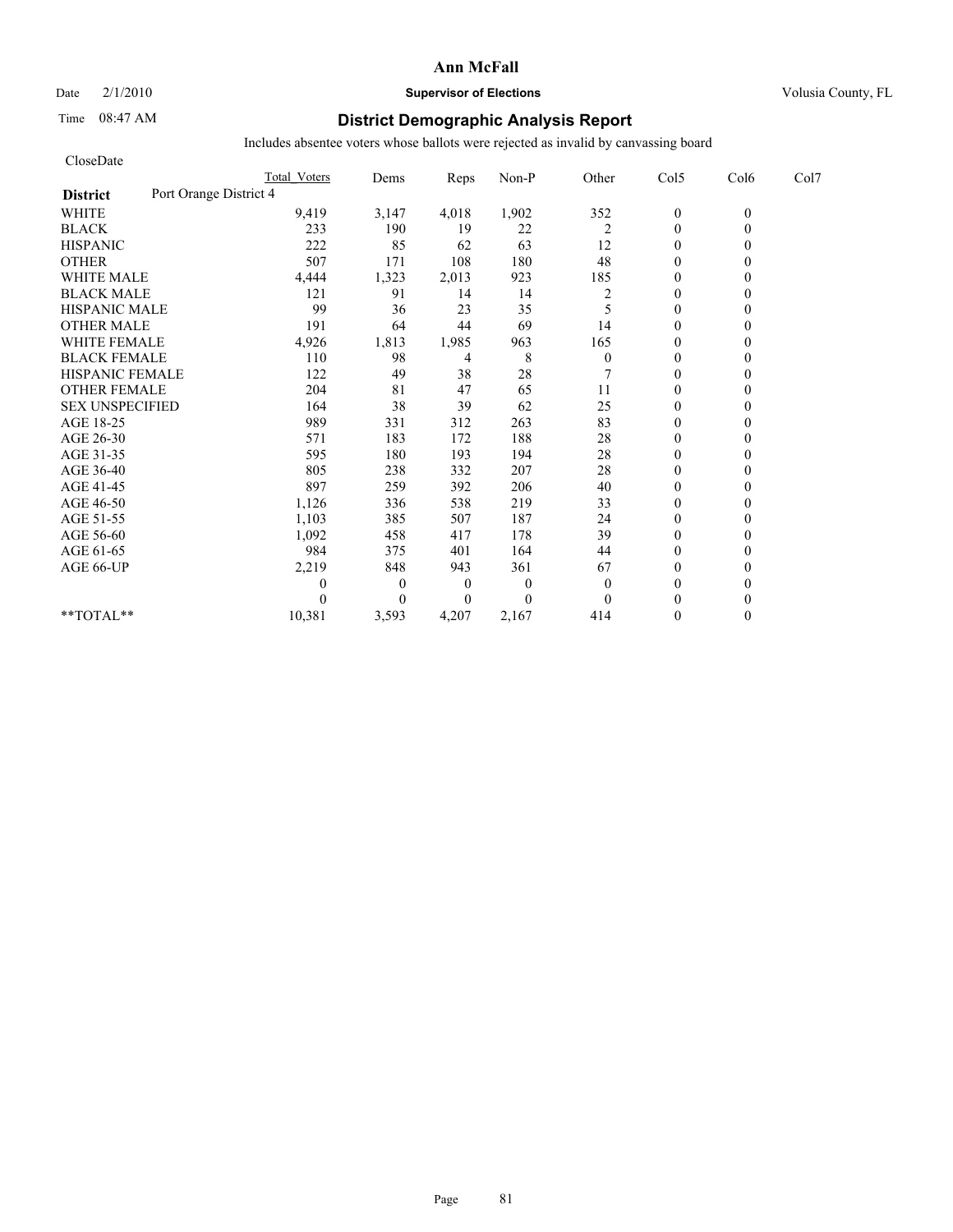# Ann McFall

Date 2/1/2010 **Supervisor of Elections** Volusia County, FL

Time 08:47 AM

## District Demographic Analysis Report

Includes absentee voters whose ballots were rejected as invalid by canvassing board

CloseDate

| | Total Voters | Dems | Reps | Non-P | Other | Col5 | Col6 | Col7 |
|---|---|---|---|---|---|---|---|---|
| **District** Port Orange District 4 | | | | | | | | |
| WHITE | 9,419 | 3,147 | 4,018 | 1,902 | 352 | 0 | 0 | |
| BLACK | 233 | 190 | 19 | 22 | 2 | 0 | 0 | |
| HISPANIC | 222 | 85 | 62 | 63 | 12 | 0 | 0 | |
| OTHER | 507 | 171 | 108 | 180 | 48 | 0 | 0 | |
| WHITE MALE | 4,444 | 1,323 | 2,013 | 923 | 185 | 0 | 0 | |
| BLACK MALE | 121 | 91 | 14 | 14 | 2 | 0 | 0 | |
| HISPANIC MALE | 99 | 36 | 23 | 35 | 5 | 0 | 0 | |
| OTHER MALE | 191 | 64 | 44 | 69 | 14 | 0 | 0 | |
| WHITE FEMALE | 4,926 | 1,813 | 1,985 | 963 | 165 | 0 | 0 | |
| BLACK FEMALE | 110 | 98 | 4 | 8 | 0 | 0 | 0 | |
| HISPANIC FEMALE | 122 | 49 | 38 | 28 | 7 | 0 | 0 | |
| OTHER FEMALE | 204 | 81 | 47 | 65 | 11 | 0 | 0 | |
| SEX UNSPECIFIED | 164 | 38 | 39 | 62 | 25 | 0 | 0 | |
| AGE 18-25 | 989 | 331 | 312 | 263 | 83 | 0 | 0 | |
| AGE 26-30 | 571 | 183 | 172 | 188 | 28 | 0 | 0 | |
| AGE 31-35 | 595 | 180 | 193 | 194 | 28 | 0 | 0 | |
| AGE 36-40 | 805 | 238 | 332 | 207 | 28 | 0 | 0 | |
| AGE 41-45 | 897 | 259 | 392 | 206 | 40 | 0 | 0 | |
| AGE 46-50 | 1,126 | 336 | 538 | 219 | 33 | 0 | 0 | |
| AGE 51-55 | 1,103 | 385 | 507 | 187 | 24 | 0 | 0 | |
| AGE 56-60 | 1,092 | 458 | 417 | 178 | 39 | 0 | 0 | |
| AGE 61-65 | 984 | 375 | 401 | 164 | 44 | 0 | 0 | |
| AGE 66-UP | 2,219 | 848 | 943 | 361 | 67 | 0 | 0 | |
| | 0 | 0 | 0 | 0 | 0 | 0 | 0 | |
| | 0 | 0 | 0 | 0 | 0 | 0 | 0 | |
| **TOTAL** | 10,381 | 3,593 | 4,207 | 2,167 | 414 | 0 | 0 | |